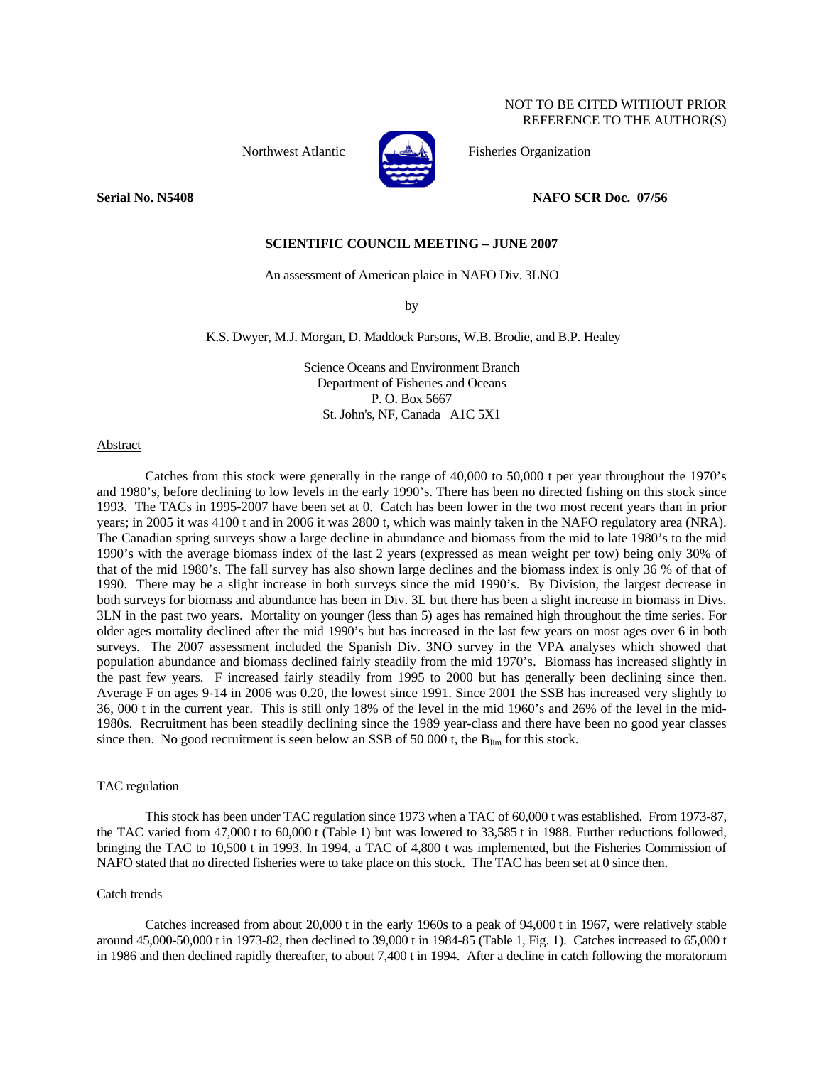NOT TO BE CITED WITHOUT PRIOR REFERENCE TO THE AUTHOR(S)

Northwest Atlantic Fisheries Organization

**Serial No. N5408** **NAFO SCR Doc. 07/56**

**SCIENTIFIC COUNCIL MEETING – JUNE 2007**

An assessment of American plaice in NAFO Div. 3LNO

by

K.S. Dwyer, M.J. Morgan, D. Maddock Parsons, W.B. Brodie, and B.P. Healey

Science Oceans and Environment Branch
Department of Fisheries and Oceans
P. O. Box 5667
St. John's, NF, Canada A1C 5X1

## Abstract

Catches from this stock were generally in the range of 40,000 to 50,000 t per year throughout the 1970's and 1980's, before declining to low levels in the early 1990's. There has been no directed fishing on this stock since 1993. The TACs in 1995-2007 have been set at 0. Catch has been lower in the two most recent years than in prior years; in 2005 it was 4100 t and in 2006 it was 2800 t, which was mainly taken in the NAFO regulatory area (NRA). The Canadian spring surveys show a large decline in abundance and biomass from the mid to late 1980's to the mid 1990's with the average biomass index of the last 2 years (expressed as mean weight per tow) being only 30% of that of the mid 1980's. The fall survey has also shown large declines and the biomass index is only 36 % of that of 1990. There may be a slight increase in both surveys since the mid 1990's. By Division, the largest decrease in both surveys for biomass and abundance has been in Div. 3L but there has been a slight increase in biomass in Divs. 3LN in the past two years. Mortality on younger (less than 5) ages has remained high throughout the time series. For older ages mortality declined after the mid 1990's but has increased in the last few years on most ages over 6 in both surveys. The 2007 assessment included the Spanish Div. 3NO survey in the VPA analyses which showed that population abundance and biomass declined fairly steadily from the mid 1970's. Biomass has increased slightly in the past few years. F increased fairly steadily from 1995 to 2000 but has generally been declining since then. Average F on ages 9-14 in 2006 was 0.20, the lowest since 1991. Since 2001 the SSB has increased very slightly to 36, 000 t in the current year. This is still only 18% of the level in the mid 1960's and 26% of the level in the mid-1980s. Recruitment has been steadily declining since the 1989 year-class and there have been no good year classes since then. No good recruitment is seen below an SSB of 50 000 t, the $B_{lim}$ for this stock.

## TAC regulation

This stock has been under TAC regulation since 1973 when a TAC of 60,000 t was established. From 1973-87, the TAC varied from 47,000 t to 60,000 t (Table 1) but was lowered to 33,585 t in 1988. Further reductions followed, bringing the TAC to 10,500 t in 1993. In 1994, a TAC of 4,800 t was implemented, but the Fisheries Commission of NAFO stated that no directed fisheries were to take place on this stock. The TAC has been set at 0 since then.

## Catch trends

Catches increased from about 20,000 t in the early 1960s to a peak of 94,000 t in 1967, were relatively stable around 45,000-50,000 t in 1973-82, then declined to 39,000 t in 1984-85 (Table 1, Fig. 1). Catches increased to 65,000 t in 1986 and then declined rapidly thereafter, to about 7,400 t in 1994. After a decline in catch following the moratorium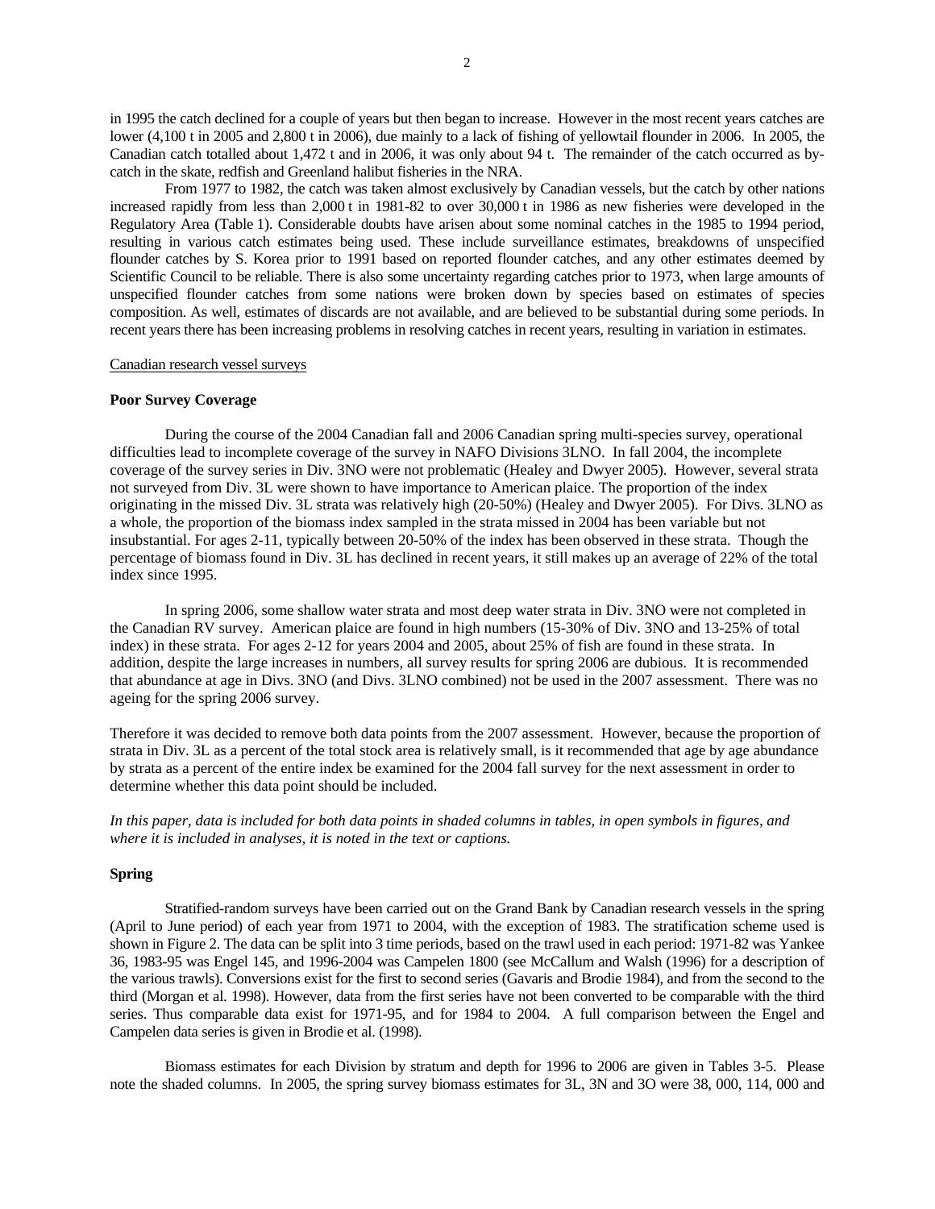in 1995 the catch declined for a couple of years but then began to increase. However in the most recent years catches are lower (4,100 t in 2005 and 2,800 t in 2006), due mainly to a lack of fishing of yellowtail flounder in 2006. In 2005, the Canadian catch totalled about 1,472 t and in 2006, it was only about 94 t. The remainder of the catch occurred as by-catch in the skate, redfish and Greenland halibut fisheries in the NRA.

From 1977 to 1982, the catch was taken almost exclusively by Canadian vessels, but the catch by other nations increased rapidly from less than 2,000 t in 1981-82 to over 30,000 t in 1986 as new fisheries were developed in the Regulatory Area (Table 1). Considerable doubts have arisen about some nominal catches in the 1985 to 1994 period, resulting in various catch estimates being used. These include surveillance estimates, breakdowns of unspecified flounder catches by S. Korea prior to 1991 based on reported flounder catches, and any other estimates deemed by Scientific Council to be reliable. There is also some uncertainty regarding catches prior to 1973, when large amounts of unspecified flounder catches from some nations were broken down by species based on estimates of species composition. As well, estimates of discards are not available, and are believed to be substantial during some periods. In recent years there has been increasing problems in resolving catches in recent years, resulting in variation in estimates.

Canadian research vessel surveys

**Poor Survey Coverage**

During the course of the 2004 Canadian fall and 2006 Canadian spring multi-species survey, operational difficulties lead to incomplete coverage of the survey in NAFO Divisions 3LNO. In fall 2004, the incomplete coverage of the survey series in Div. 3NO were not problematic (Healey and Dwyer 2005). However, several strata not surveyed from Div. 3L were shown to have importance to American plaice. The proportion of the index originating in the missed Div. 3L strata was relatively high (20-50%) (Healey and Dwyer 2005). For Divs. 3LNO as a whole, the proportion of the biomass index sampled in the strata missed in 2004 has been variable but not insubstantial. For ages 2-11, typically between 20-50% of the index has been observed in these strata. Though the percentage of biomass found in Div. 3L has declined in recent years, it still makes up an average of 22% of the total index since 1995.

In spring 2006, some shallow water strata and most deep water strata in Div. 3NO were not completed in the Canadian RV survey. American plaice are found in high numbers (15-30% of Div. 3NO and 13-25% of total index) in these strata. For ages 2-12 for years 2004 and 2005, about 25% of fish are found in these strata. In addition, despite the large increases in numbers, all survey results for spring 2006 are dubious. It is recommended that abundance at age in Divs. 3NO (and Divs. 3LNO combined) not be used in the 2007 assessment. There was no ageing for the spring 2006 survey.

Therefore it was decided to remove both data points from the 2007 assessment. However, because the proportion of strata in Div. 3L as a percent of the total stock area is relatively small, is it recommended that age by age abundance by strata as a percent of the entire index be examined for the 2004 fall survey for the next assessment in order to determine whether this data point should be included.

*In this paper, data is included for both data points in shaded columns in tables, in open symbols in figures, and where it is included in analyses, it is noted in the text or captions.*

**Spring**

Stratified-random surveys have been carried out on the Grand Bank by Canadian research vessels in the spring (April to June period) of each year from 1971 to 2004, with the exception of 1983. The stratification scheme used is shown in Figure 2. The data can be split into 3 time periods, based on the trawl used in each period: 1971-82 was Yankee 36, 1983-95 was Engel 145, and 1996-2004 was Campelen 1800 (see McCallum and Walsh (1996) for a description of the various trawls). Conversions exist for the first to second series (Gavaris and Brodie 1984), and from the second to the third (Morgan et al. 1998). However, data from the first series have not been converted to be comparable with the third series. Thus comparable data exist for 1971-95, and for 1984 to 2004. A full comparison between the Engel and Campelen data series is given in Brodie et al. (1998).

Biomass estimates for each Division by stratum and depth for 1996 to 2006 are given in Tables 3-5. Please note the shaded columns. In 2005, the spring survey biomass estimates for 3L, 3N and 3O were 38, 000, 114, 000 and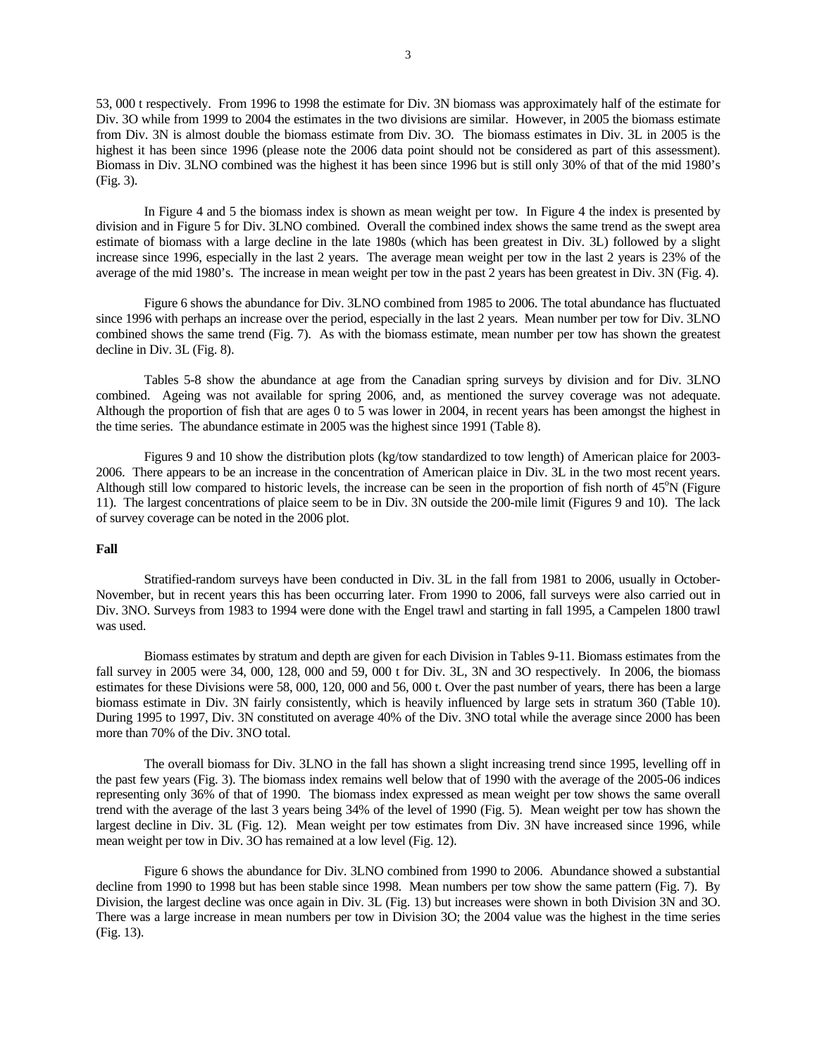53, 000 t respectively. From 1996 to 1998 the estimate for Div. 3N biomass was approximately half of the estimate for Div. 3O while from 1999 to 2004 the estimates in the two divisions are similar. However, in 2005 the biomass estimate from Div. 3N is almost double the biomass estimate from Div. 3O. The biomass estimates in Div. 3L in 2005 is the highest it has been since 1996 (please note the 2006 data point should not be considered as part of this assessment). Biomass in Div. 3LNO combined was the highest it has been since 1996 but is still only 30% of that of the mid 1980's (Fig. 3).

In Figure 4 and 5 the biomass index is shown as mean weight per tow. In Figure 4 the index is presented by division and in Figure 5 for Div. 3LNO combined. Overall the combined index shows the same trend as the swept area estimate of biomass with a large decline in the late 1980s (which has been greatest in Div. 3L) followed by a slight increase since 1996, especially in the last 2 years. The average mean weight per tow in the last 2 years is 23% of the average of the mid 1980's. The increase in mean weight per tow in the past 2 years has been greatest in Div. 3N (Fig. 4).

Figure 6 shows the abundance for Div. 3LNO combined from 1985 to 2006. The total abundance has fluctuated since 1996 with perhaps an increase over the period, especially in the last 2 years. Mean number per tow for Div. 3LNO combined shows the same trend (Fig. 7). As with the biomass estimate, mean number per tow has shown the greatest decline in Div. 3L (Fig. 8).

Tables 5-8 show the abundance at age from the Canadian spring surveys by division and for Div. 3LNO combined. Ageing was not available for spring 2006, and, as mentioned the survey coverage was not adequate. Although the proportion of fish that are ages 0 to 5 was lower in 2004, in recent years has been amongst the highest in the time series. The abundance estimate in 2005 was the highest since 1991 (Table 8).

Figures 9 and 10 show the distribution plots (kg/tow standardized to tow length) of American plaice for 2003-2006. There appears to be an increase in the concentration of American plaice in Div. 3L in the two most recent years. Although still low compared to historic levels, the increase can be seen in the proportion of fish north of 45°N (Figure 11). The largest concentrations of plaice seem to be in Div. 3N outside the 200-mile limit (Figures 9 and 10). The lack of survey coverage can be noted in the 2006 plot.

**Fall**

Stratified-random surveys have been conducted in Div. 3L in the fall from 1981 to 2006, usually in October-November, but in recent years this has been occurring later. From 1990 to 2006, fall surveys were also carried out in Div. 3NO. Surveys from 1983 to 1994 were done with the Engel trawl and starting in fall 1995, a Campelen 1800 trawl was used.

Biomass estimates by stratum and depth are given for each Division in Tables 9-11. Biomass estimates from the fall survey in 2005 were 34, 000, 128, 000 and 59, 000 t for Div. 3L, 3N and 3O respectively. In 2006, the biomass estimates for these Divisions were 58, 000, 120, 000 and 56, 000 t. Over the past number of years, there has been a large biomass estimate in Div. 3N fairly consistently, which is heavily influenced by large sets in stratum 360 (Table 10). During 1995 to 1997, Div. 3N constituted on average 40% of the Div. 3NO total while the average since 2000 has been more than 70% of the Div. 3NO total.

The overall biomass for Div. 3LNO in the fall has shown a slight increasing trend since 1995, levelling off in the past few years (Fig. 3). The biomass index remains well below that of 1990 with the average of the 2005-06 indices representing only 36% of that of 1990. The biomass index expressed as mean weight per tow shows the same overall trend with the average of the last 3 years being 34% of the level of 1990 (Fig. 5). Mean weight per tow has shown the largest decline in Div. 3L (Fig. 12). Mean weight per tow estimates from Div. 3N have increased since 1996, while mean weight per tow in Div. 3O has remained at a low level (Fig. 12).

Figure 6 shows the abundance for Div. 3LNO combined from 1990 to 2006. Abundance showed a substantial decline from 1990 to 1998 but has been stable since 1998. Mean numbers per tow show the same pattern (Fig. 7). By Division, the largest decline was once again in Div. 3L (Fig. 13) but increases were shown in both Division 3N and 3O. There was a large increase in mean numbers per tow in Division 3O; the 2004 value was the highest in the time series (Fig. 13).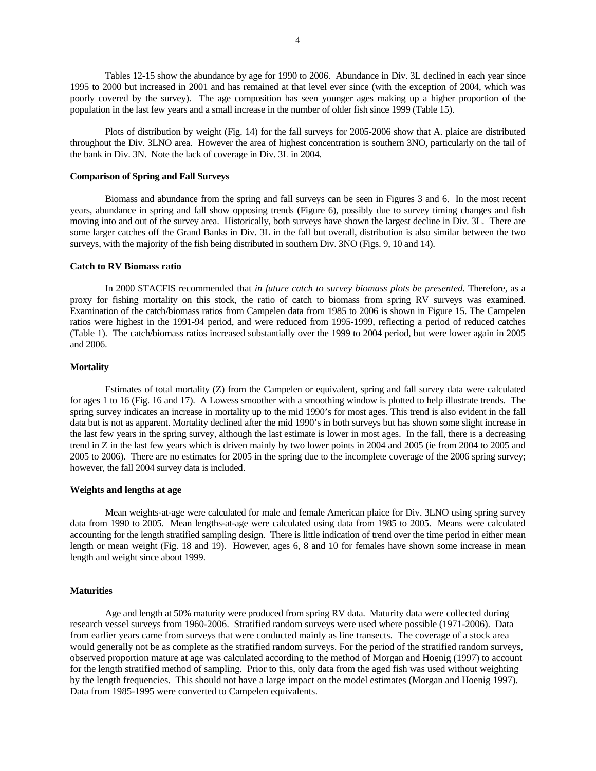Tables 12-15 show the abundance by age for 1990 to 2006. Abundance in Div. 3L declined in each year since 1995 to 2000 but increased in 2001 and has remained at that level ever since (with the exception of 2004, which was poorly covered by the survey). The age composition has seen younger ages making up a higher proportion of the population in the last few years and a small increase in the number of older fish since 1999 (Table 15).

Plots of distribution by weight (Fig. 14) for the fall surveys for 2005-2006 show that A. plaice are distributed throughout the Div. 3LNO area. However the area of highest concentration is southern 3NO, particularly on the tail of the bank in Div. 3N. Note the lack of coverage in Div. 3L in 2004.

**Comparison of Spring and Fall Surveys**

Biomass and abundance from the spring and fall surveys can be seen in Figures 3 and 6. In the most recent years, abundance in spring and fall show opposing trends (Figure 6), possibly due to survey timing changes and fish moving into and out of the survey area. Historically, both surveys have shown the largest decline in Div. 3L. There are some larger catches off the Grand Banks in Div. 3L in the fall but overall, distribution is also similar between the two surveys, with the majority of the fish being distributed in southern Div. 3NO (Figs. 9, 10 and 14).

**Catch to RV Biomass ratio**

In 2000 STACFIS recommended that *in future catch to survey biomass plots be presented.* Therefore, as a proxy for fishing mortality on this stock, the ratio of catch to biomass from spring RV surveys was examined. Examination of the catch/biomass ratios from Campelen data from 1985 to 2006 is shown in Figure 15. The Campelen ratios were highest in the 1991-94 period, and were reduced from 1995-1999, reflecting a period of reduced catches (Table 1). The catch/biomass ratios increased substantially over the 1999 to 2004 period, but were lower again in 2005 and 2006.

**Mortality**

Estimates of total mortality (Z) from the Campelen or equivalent, spring and fall survey data were calculated for ages 1 to 16 (Fig. 16 and 17). A Lowess smoother with a smoothing window is plotted to help illustrate trends. The spring survey indicates an increase in mortality up to the mid 1990's for most ages. This trend is also evident in the fall data but is not as apparent. Mortality declined after the mid 1990's in both surveys but has shown some slight increase in the last few years in the spring survey, although the last estimate is lower in most ages. In the fall, there is a decreasing trend in Z in the last few years which is driven mainly by two lower points in 2004 and 2005 (ie from 2004 to 2005 and 2005 to 2006). There are no estimates for 2005 in the spring due to the incomplete coverage of the 2006 spring survey; however, the fall 2004 survey data is included.

**Weights and lengths at age**

Mean weights-at-age were calculated for male and female American plaice for Div. 3LNO using spring survey data from 1990 to 2005. Mean lengths-at-age were calculated using data from 1985 to 2005. Means were calculated accounting for the length stratified sampling design. There is little indication of trend over the time period in either mean length or mean weight (Fig. 18 and 19). However, ages 6, 8 and 10 for females have shown some increase in mean length and weight since about 1999.

**Maturities**

Age and length at 50% maturity were produced from spring RV data. Maturity data were collected during research vessel surveys from 1960-2006. Stratified random surveys were used where possible (1971-2006). Data from earlier years came from surveys that were conducted mainly as line transects. The coverage of a stock area would generally not be as complete as the stratified random surveys. For the period of the stratified random surveys, observed proportion mature at age was calculated according to the method of Morgan and Hoenig (1997) to account for the length stratified method of sampling. Prior to this, only data from the aged fish was used without weighting by the length frequencies. This should not have a large impact on the model estimates (Morgan and Hoenig 1997). Data from 1985-1995 were converted to Campelen equivalents.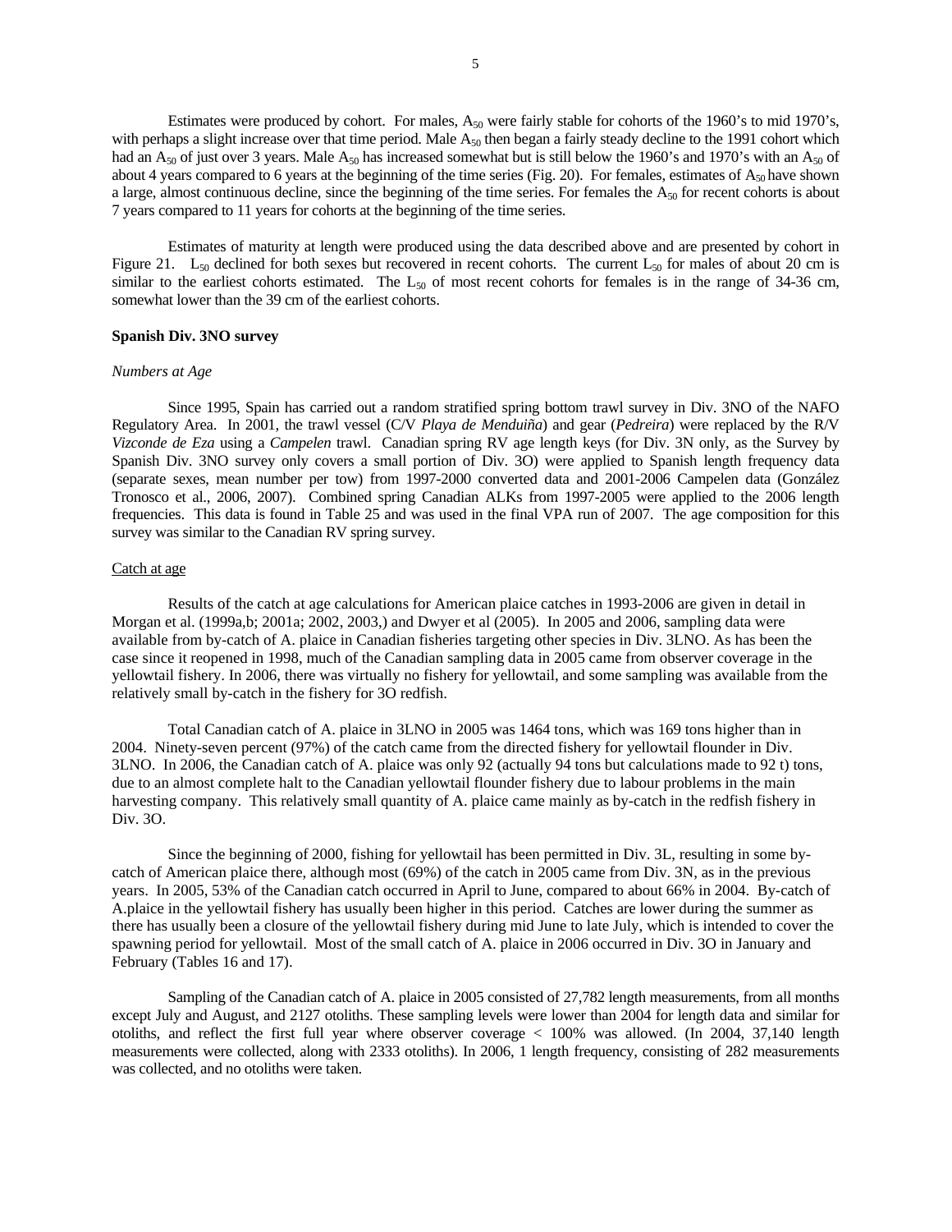Estimates were produced by cohort. For males, $A_{50}$ were fairly stable for cohorts of the 1960's to mid 1970's, with perhaps a slight increase over that time period. Male $A_{50}$ then began a fairly steady decline to the 1991 cohort which had an $A_{50}$ of just over 3 years. Male $A_{50}$ has increased somewhat but is still below the 1960's and 1970's with an $A_{50}$ of about 4 years compared to 6 years at the beginning of the time series (Fig. 20). For females, estimates of $A_{50}$ have shown a large, almost continuous decline, since the beginning of the time series. For females the $A_{50}$ for recent cohorts is about 7 years compared to 11 years for cohorts at the beginning of the time series.

Estimates of maturity at length were produced using the data described above and are presented by cohort in Figure 21. $L_{50}$ declined for both sexes but recovered in recent cohorts. The current $L_{50}$ for males of about 20 cm is similar to the earliest cohorts estimated. The $L_{50}$ of most recent cohorts for females is in the range of 34-36 cm, somewhat lower than the 39 cm of the earliest cohorts.

**Spanish Div. 3NO survey**

*Numbers at Age*

Since 1995, Spain has carried out a random stratified spring bottom trawl survey in Div. 3NO of the NAFO Regulatory Area. In 2001, the trawl vessel (C/V *Playa de Menduiña*) and gear (*Pedreira*) were replaced by the R/V *Vizconde de Eza* using a *Campelen* trawl. Canadian spring RV age length keys (for Div. 3N only, as the Survey by Spanish Div. 3NO survey only covers a small portion of Div. 3O) were applied to Spanish length frequency data (separate sexes, mean number per tow) from 1997-2000 converted data and 2001-2006 Campelen data (González Tronosco et al., 2006, 2007). Combined spring Canadian ALKs from 1997-2005 were applied to the 2006 length frequencies. This data is found in Table 25 and was used in the final VPA run of 2007. The age composition for this survey was similar to the Canadian RV spring survey.

Catch at age

Results of the catch at age calculations for American plaice catches in 1993-2006 are given in detail in Morgan et al. (1999a,b; 2001a; 2002, 2003,) and Dwyer et al (2005). In 2005 and 2006, sampling data were available from by-catch of A. plaice in Canadian fisheries targeting other species in Div. 3LNO. As has been the case since it reopened in 1998, much of the Canadian sampling data in 2005 came from observer coverage in the yellowtail fishery. In 2006, there was virtually no fishery for yellowtail, and some sampling was available from the relatively small by-catch in the fishery for 3O redfish.

Total Canadian catch of A. plaice in 3LNO in 2005 was 1464 tons, which was 169 tons higher than in 2004. Ninety-seven percent (97%) of the catch came from the directed fishery for yellowtail flounder in Div. 3LNO. In 2006, the Canadian catch of A. plaice was only 92 (actually 94 tons but calculations made to 92 t) tons, due to an almost complete halt to the Canadian yellowtail flounder fishery due to labour problems in the main harvesting company. This relatively small quantity of A. plaice came mainly as by-catch in the redfish fishery in Div. 3O.

Since the beginning of 2000, fishing for yellowtail has been permitted in Div. 3L, resulting in some by-catch of American plaice there, although most (69%) of the catch in 2005 came from Div. 3N, as in the previous years. In 2005, 53% of the Canadian catch occurred in April to June, compared to about 66% in 2004. By-catch of A.plaice in the yellowtail fishery has usually been higher in this period. Catches are lower during the summer as there has usually been a closure of the yellowtail fishery during mid June to late July, which is intended to cover the spawning period for yellowtail. Most of the small catch of A. plaice in 2006 occurred in Div. 3O in January and February (Tables 16 and 17).

Sampling of the Canadian catch of A. plaice in 2005 consisted of 27,782 length measurements, from all months except July and August, and 2127 otoliths. These sampling levels were lower than 2004 for length data and similar for otoliths, and reflect the first full year where observer coverage < 100% was allowed. (In 2004, 37,140 length measurements were collected, along with 2333 otoliths). In 2006, 1 length frequency, consisting of 282 measurements was collected, and no otoliths were taken.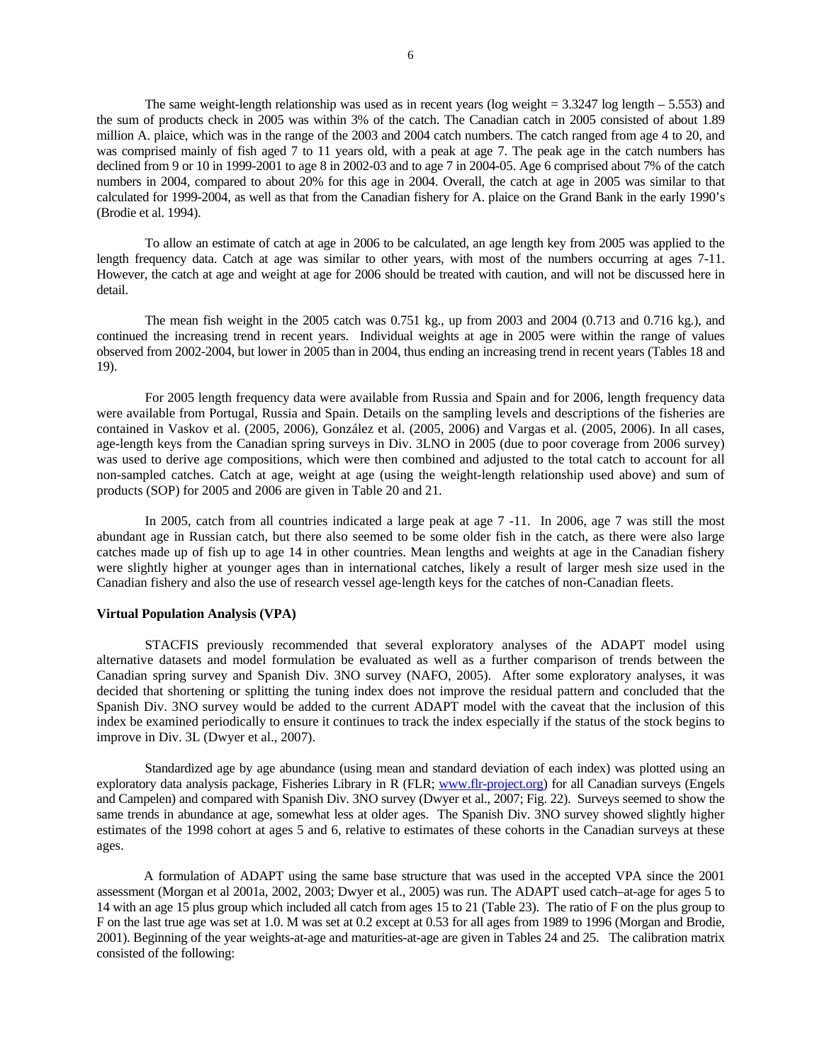The same weight-length relationship was used as in recent years (log weight = 3.3247 log length – 5.553) and the sum of products check in 2005 was within 3% of the catch. The Canadian catch in 2005 consisted of about 1.89 million A. plaice, which was in the range of the 2003 and 2004 catch numbers. The catch ranged from age 4 to 20, and was comprised mainly of fish aged 7 to 11 years old, with a peak at age 7. The peak age in the catch numbers has declined from 9 or 10 in 1999-2001 to age 8 in 2002-03 and to age 7 in 2004-05. Age 6 comprised about 7% of the catch numbers in 2004, compared to about 20% for this age in 2004. Overall, the catch at age in 2005 was similar to that calculated for 1999-2004, as well as that from the Canadian fishery for A. plaice on the Grand Bank in the early 1990's (Brodie et al. 1994).

To allow an estimate of catch at age in 2006 to be calculated, an age length key from 2005 was applied to the length frequency data. Catch at age was similar to other years, with most of the numbers occurring at ages 7-11. However, the catch at age and weight at age for 2006 should be treated with caution, and will not be discussed here in detail.

The mean fish weight in the 2005 catch was 0.751 kg., up from 2003 and 2004 (0.713 and 0.716 kg.), and continued the increasing trend in recent years. Individual weights at age in 2005 were within the range of values observed from 2002-2004, but lower in 2005 than in 2004, thus ending an increasing trend in recent years (Tables 18 and 19).

For 2005 length frequency data were available from Russia and Spain and for 2006, length frequency data were available from Portugal, Russia and Spain. Details on the sampling levels and descriptions of the fisheries are contained in Vaskov et al. (2005, 2006), González et al. (2005, 2006) and Vargas et al. (2005, 2006). In all cases, age-length keys from the Canadian spring surveys in Div. 3LNO in 2005 (due to poor coverage from 2006 survey) was used to derive age compositions, which were then combined and adjusted to the total catch to account for all non-sampled catches. Catch at age, weight at age (using the weight-length relationship used above) and sum of products (SOP) for 2005 and 2006 are given in Table 20 and 21.

In 2005, catch from all countries indicated a large peak at age 7 -11. In 2006, age 7 was still the most abundant age in Russian catch, but there also seemed to be some older fish in the catch, as there were also large catches made up of fish up to age 14 in other countries. Mean lengths and weights at age in the Canadian fishery were slightly higher at younger ages than in international catches, likely a result of larger mesh size used in the Canadian fishery and also the use of research vessel age-length keys for the catches of non-Canadian fleets.

**Virtual Population Analysis (VPA)**

STACFIS previously recommended that several exploratory analyses of the ADAPT model using alternative datasets and model formulation be evaluated as well as a further comparison of trends between the Canadian spring survey and Spanish Div. 3NO survey (NAFO, 2005). After some exploratory analyses, it was decided that shortening or splitting the tuning index does not improve the residual pattern and concluded that the Spanish Div. 3NO survey would be added to the current ADAPT model with the caveat that the inclusion of this index be examined periodically to ensure it continues to track the index especially if the status of the stock begins to improve in Div. 3L (Dwyer et al., 2007).

Standardized age by age abundance (using mean and standard deviation of each index) was plotted using an exploratory data analysis package, Fisheries Library in R (FLR; www.flr-project.org) for all Canadian surveys (Engels and Campelen) and compared with Spanish Div. 3NO survey (Dwyer et al., 2007; Fig. 22). Surveys seemed to show the same trends in abundance at age, somewhat less at older ages. The Spanish Div. 3NO survey showed slightly higher estimates of the 1998 cohort at ages 5 and 6, relative to estimates of these cohorts in the Canadian surveys at these ages.

A formulation of ADAPT using the same base structure that was used in the accepted VPA since the 2001 assessment (Morgan et al 2001a, 2002, 2003; Dwyer et al., 2005) was run. The ADAPT used catch–at-age for ages 5 to 14 with an age 15 plus group which included all catch from ages 15 to 21 (Table 23). The ratio of F on the plus group to F on the last true age was set at 1.0. M was set at 0.2 except at 0.53 for all ages from 1989 to 1996 (Morgan and Brodie, 2001). Beginning of the year weights-at-age and maturities-at-age are given in Tables 24 and 25. The calibration matrix consisted of the following: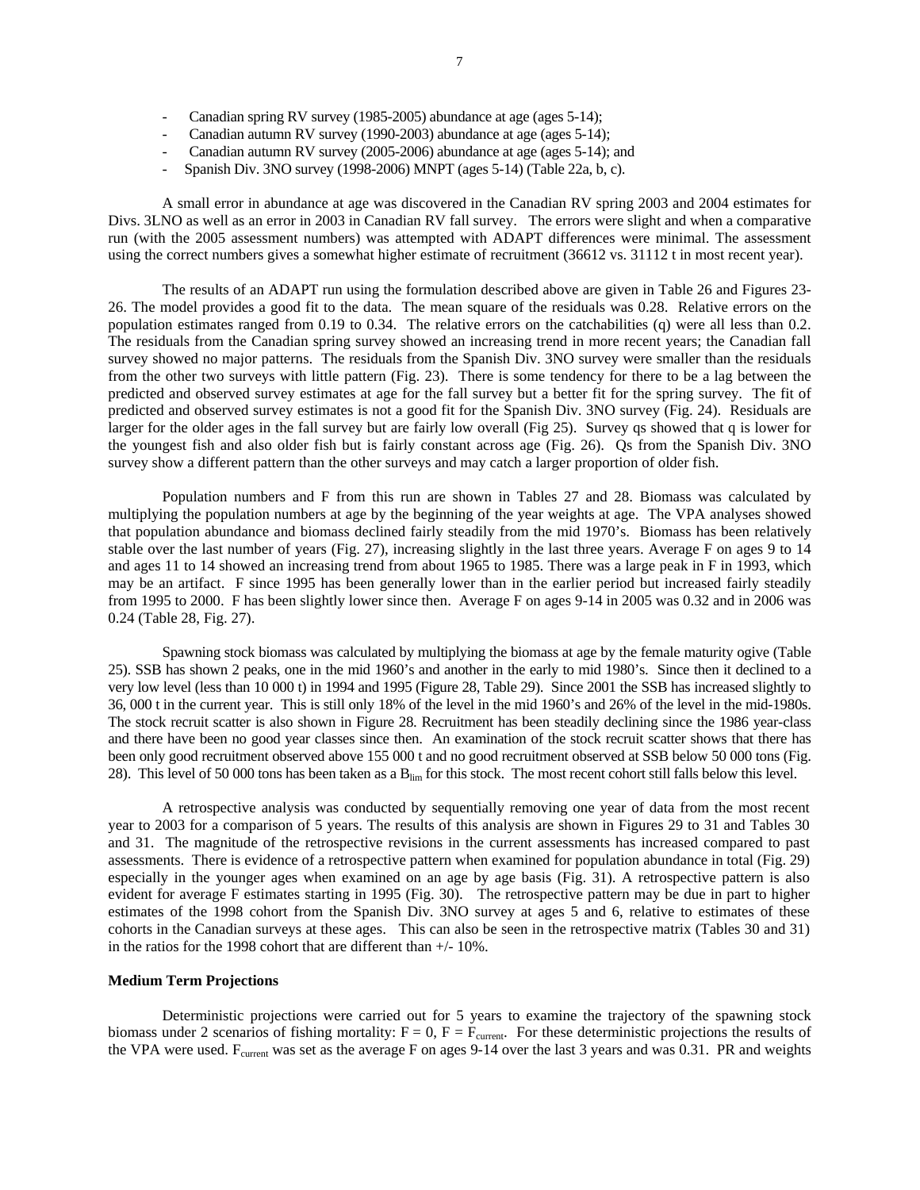- Canadian spring RV survey (1985-2005) abundance at age (ages 5-14);
- Canadian autumn RV survey (1990-2003) abundance at age (ages 5-14);
- Canadian autumn RV survey (2005-2006) abundance at age (ages 5-14); and
- Spanish Div. 3NO survey (1998-2006) MNPT (ages 5-14) (Table 22a, b, c).

A small error in abundance at age was discovered in the Canadian RV spring 2003 and 2004 estimates for Divs. 3LNO as well as an error in 2003 in Canadian RV fall survey. The errors were slight and when a comparative run (with the 2005 assessment numbers) was attempted with ADAPT differences were minimal. The assessment using the correct numbers gives a somewhat higher estimate of recruitment (36612 vs. 31112 t in most recent year).

The results of an ADAPT run using the formulation described above are given in Table 26 and Figures 23-26. The model provides a good fit to the data. The mean square of the residuals was 0.28. Relative errors on the population estimates ranged from 0.19 to 0.34. The relative errors on the catchabilities (q) were all less than 0.2. The residuals from the Canadian spring survey showed an increasing trend in more recent years; the Canadian fall survey showed no major patterns. The residuals from the Spanish Div. 3NO survey were smaller than the residuals from the other two surveys with little pattern (Fig. 23). There is some tendency for there to be a lag between the predicted and observed survey estimates at age for the fall survey but a better fit for the spring survey. The fit of predicted and observed survey estimates is not a good fit for the Spanish Div. 3NO survey (Fig. 24). Residuals are larger for the older ages in the fall survey but are fairly low overall (Fig 25). Survey qs showed that q is lower for the youngest fish and also older fish but is fairly constant across age (Fig. 26). Qs from the Spanish Div. 3NO survey show a different pattern than the other surveys and may catch a larger proportion of older fish.

Population numbers and F from this run are shown in Tables 27 and 28. Biomass was calculated by multiplying the population numbers at age by the beginning of the year weights at age. The VPA analyses showed that population abundance and biomass declined fairly steadily from the mid 1970's. Biomass has been relatively stable over the last number of years (Fig. 27), increasing slightly in the last three years. Average F on ages 9 to 14 and ages 11 to 14 showed an increasing trend from about 1965 to 1985. There was a large peak in F in 1993, which may be an artifact. F since 1995 has been generally lower than in the earlier period but increased fairly steadily from 1995 to 2000. F has been slightly lower since then. Average F on ages 9-14 in 2005 was 0.32 and in 2006 was 0.24 (Table 28, Fig. 27).

Spawning stock biomass was calculated by multiplying the biomass at age by the female maturity ogive (Table 25). SSB has shown 2 peaks, one in the mid 1960's and another in the early to mid 1980's. Since then it declined to a very low level (less than 10 000 t) in 1994 and 1995 (Figure 28, Table 29). Since 2001 the SSB has increased slightly to 36, 000 t in the current year. This is still only 18% of the level in the mid 1960's and 26% of the level in the mid-1980s. The stock recruit scatter is also shown in Figure 28. Recruitment has been steadily declining since the 1986 year-class and there have been no good year classes since then. An examination of the stock recruit scatter shows that there has been only good recruitment observed above 155 000 t and no good recruitment observed at SSB below 50 000 tons (Fig. 28). This level of 50 000 tons has been taken as a $B_{lim}$ for this stock. The most recent cohort still falls below this level.

A retrospective analysis was conducted by sequentially removing one year of data from the most recent year to 2003 for a comparison of 5 years. The results of this analysis are shown in Figures 29 to 31 and Tables 30 and 31. The magnitude of the retrospective revisions in the current assessments has increased compared to past assessments. There is evidence of a retrospective pattern when examined for population abundance in total (Fig. 29) especially in the younger ages when examined on an age by age basis (Fig. 31). A retrospective pattern is also evident for average F estimates starting in 1995 (Fig. 30). The retrospective pattern may be due in part to higher estimates of the 1998 cohort from the Spanish Div. 3NO survey at ages 5 and 6, relative to estimates of these cohorts in the Canadian surveys at these ages. This can also be seen in the retrospective matrix (Tables 30 and 31) in the ratios for the 1998 cohort that are different than +/- 10%.

**Medium Term Projections**

Deterministic projections were carried out for 5 years to examine the trajectory of the spawning stock biomass under 2 scenarios of fishing mortality: $F = 0$, $F = F_{current}$. For these deterministic projections the results of the VPA were used. $F_{current}$ was set as the average F on ages 9-14 over the last 3 years and was 0.31. PR and weights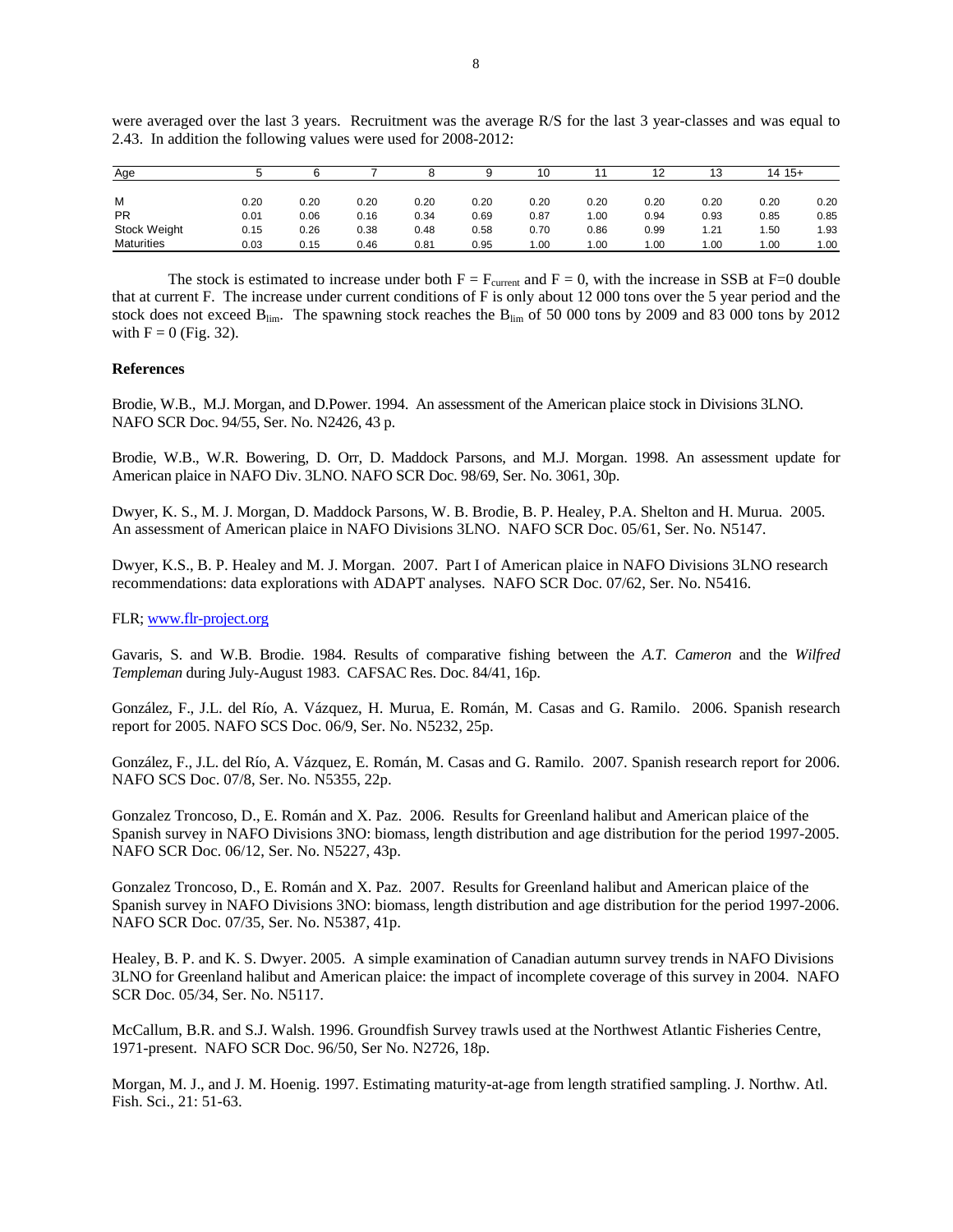were averaged over the last 3 years. Recruitment was the average R/S for the last 3 year-classes and was equal to 2.43. In addition the following values were used for 2008-2012:

| Age | 5 | 6 | 7 | 8 | 9 | 10 | 11 | 12 | 13 | 14 | 15+ |
|---|---|---|---|---|---|---|---|---|---|---|---|
| M | 0.20 | 0.20 | 0.20 | 0.20 | 0.20 | 0.20 | 0.20 | 0.20 | 0.20 | 0.20 | 0.20 |
| PR | 0.01 | 0.06 | 0.16 | 0.34 | 0.69 | 0.87 | 1.00 | 0.94 | 0.93 | 0.85 | 0.85 |
| Stock Weight | 0.15 | 0.26 | 0.38 | 0.48 | 0.58 | 0.70 | 0.86 | 0.99 | 1.21 | 1.50 | 1.93 |
| Maturities | 0.03 | 0.15 | 0.46 | 0.81 | 0.95 | 1.00 | 1.00 | 1.00 | 1.00 | 1.00 | 1.00 |

The stock is estimated to increase under both $F = F_{current}$ and $F = 0$, with the increase in SSB at F=0 double that at current F. The increase under current conditions of F is only about 12 000 tons over the 5 year period and the stock does not exceed $B_{lim}$. The spawning stock reaches the $B_{lim}$ of 50 000 tons by 2009 and 83 000 tons by 2012 with $F = 0$ (Fig. 32).

## References

Brodie, W.B., M.J. Morgan, and D.Power. 1994. An assessment of the American plaice stock in Divisions 3LNO. NAFO SCR Doc. 94/55, Ser. No. N2426, 43 p.

Brodie, W.B., W.R. Bowering, D. Orr, D. Maddock Parsons, and M.J. Morgan. 1998. An assessment update for American plaice in NAFO Div. 3LNO. NAFO SCR Doc. 98/69, Ser. No. 3061, 30p.

Dwyer, K. S., M. J. Morgan, D. Maddock Parsons, W. B. Brodie, B. P. Healey, P.A. Shelton and H. Murua. 2005. An assessment of American plaice in NAFO Divisions 3LNO. NAFO SCR Doc. 05/61, Ser. No. N5147.

Dwyer, K.S., B. P. Healey and M. J. Morgan. 2007. Part I of American plaice in NAFO Divisions 3LNO research recommendations: data explorations with ADAPT analyses. NAFO SCR Doc. 07/62, Ser. No. N5416.

FLR; www.flr-project.org

Gavaris, S. and W.B. Brodie. 1984. Results of comparative fishing between the *A.T. Cameron* and the *Wilfred Templeman* during July-August 1983. CAFSAC Res. Doc. 84/41, 16p.

González, F., J.L. del Río, A. Vázquez, H. Murua, E. Román, M. Casas and G. Ramilo. 2006. Spanish research report for 2005. NAFO SCS Doc. 06/9, Ser. No. N5232, 25p.

González, F., J.L. del Río, A. Vázquez, E. Román, M. Casas and G. Ramilo. 2007. Spanish research report for 2006. NAFO SCS Doc. 07/8, Ser. No. N5355, 22p.

Gonzalez Troncoso, D., E. Román and X. Paz. 2006. Results for Greenland halibut and American plaice of the Spanish survey in NAFO Divisions 3NO: biomass, length distribution and age distribution for the period 1997-2005. NAFO SCR Doc. 06/12, Ser. No. N5227, 43p.

Gonzalez Troncoso, D., E. Román and X. Paz. 2007. Results for Greenland halibut and American plaice of the Spanish survey in NAFO Divisions 3NO: biomass, length distribution and age distribution for the period 1997-2006. NAFO SCR Doc. 07/35, Ser. No. N5387, 41p.

Healey, B. P. and K. S. Dwyer. 2005. A simple examination of Canadian autumn survey trends in NAFO Divisions 3LNO for Greenland halibut and American plaice: the impact of incomplete coverage of this survey in 2004. NAFO SCR Doc. 05/34, Ser. No. N5117.

McCallum, B.R. and S.J. Walsh. 1996. Groundfish Survey trawls used at the Northwest Atlantic Fisheries Centre, 1971-present. NAFO SCR Doc. 96/50, Ser No. N2726, 18p.

Morgan, M. J., and J. M. Hoenig. 1997. Estimating maturity-at-age from length stratified sampling. J. Northw. Atl. Fish. Sci., 21: 51-63.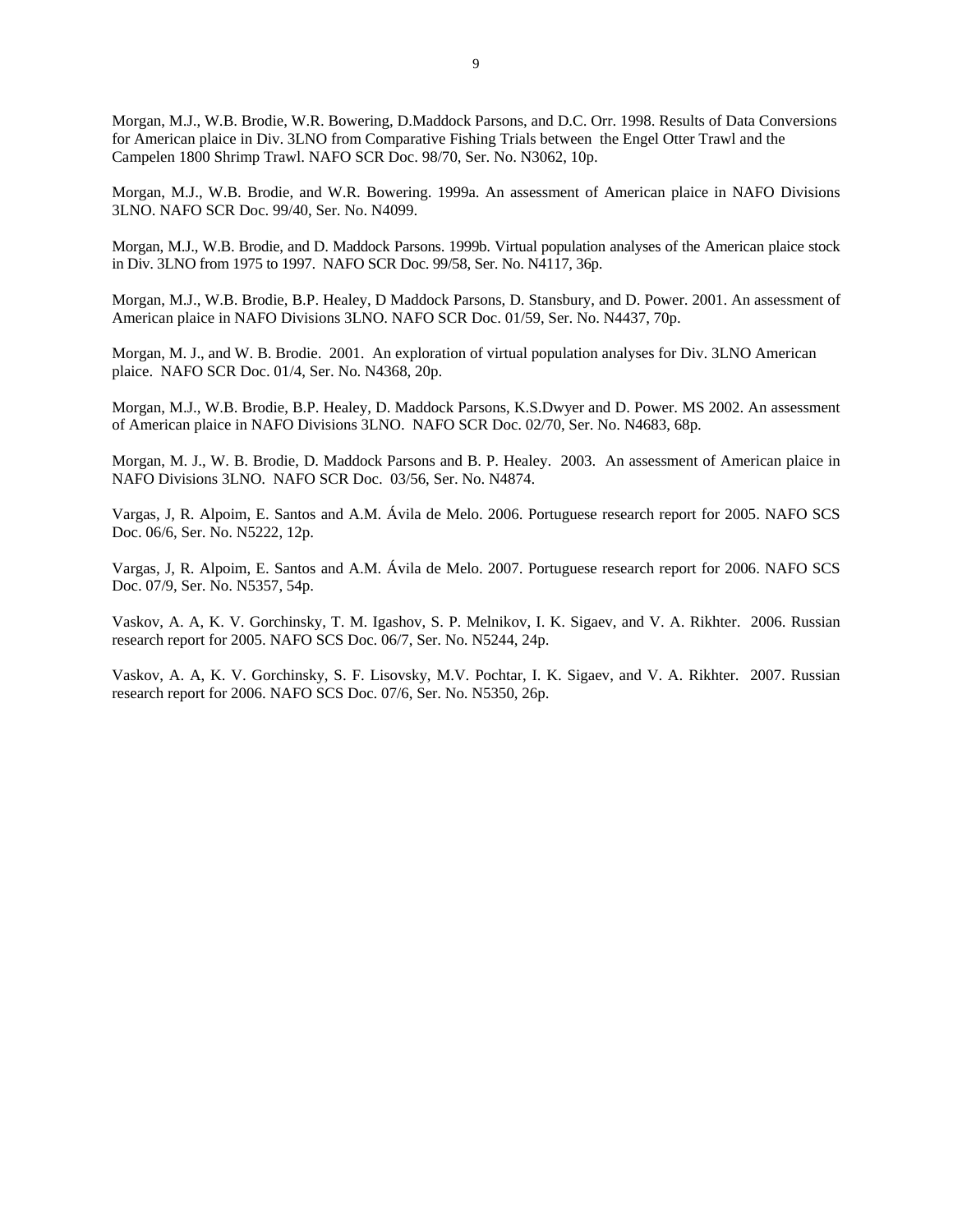Morgan, M.J., W.B. Brodie, W.R. Bowering, D.Maddock Parsons, and D.C. Orr. 1998. Results of Data Conversions for American plaice in Div. 3LNO from Comparative Fishing Trials between the Engel Otter Trawl and the Campelen 1800 Shrimp Trawl. NAFO SCR Doc. 98/70, Ser. No. N3062, 10p.

Morgan, M.J., W.B. Brodie, and W.R. Bowering. 1999a. An assessment of American plaice in NAFO Divisions 3LNO. NAFO SCR Doc. 99/40, Ser. No. N4099.

Morgan, M.J., W.B. Brodie, and D. Maddock Parsons. 1999b. Virtual population analyses of the American plaice stock in Div. 3LNO from 1975 to 1997. NAFO SCR Doc. 99/58, Ser. No. N4117, 36p.

Morgan, M.J., W.B. Brodie, B.P. Healey, D Maddock Parsons, D. Stansbury, and D. Power. 2001. An assessment of American plaice in NAFO Divisions 3LNO. NAFO SCR Doc. 01/59, Ser. No. N4437, 70p.

Morgan, M. J., and W. B. Brodie. 2001. An exploration of virtual population analyses for Div. 3LNO American plaice. NAFO SCR Doc. 01/4, Ser. No. N4368, 20p.

Morgan, M.J., W.B. Brodie, B.P. Healey, D. Maddock Parsons, K.S.Dwyer and D. Power. MS 2002. An assessment of American plaice in NAFO Divisions 3LNO. NAFO SCR Doc. 02/70, Ser. No. N4683, 68p.

Morgan, M. J., W. B. Brodie, D. Maddock Parsons and B. P. Healey. 2003. An assessment of American plaice in NAFO Divisions 3LNO. NAFO SCR Doc. 03/56, Ser. No. N4874.

Vargas, J, R. Alpoim, E. Santos and A.M. Ávila de Melo. 2006. Portuguese research report for 2005. NAFO SCS Doc. 06/6, Ser. No. N5222, 12p.

Vargas, J, R. Alpoim, E. Santos and A.M. Ávila de Melo. 2007. Portuguese research report for 2006. NAFO SCS Doc. 07/9, Ser. No. N5357, 54p.

Vaskov, A. A, K. V. Gorchinsky, T. M. Igashov, S. P. Melnikov, I. K. Sigaev, and V. A. Rikhter. 2006. Russian research report for 2005. NAFO SCS Doc. 06/7, Ser. No. N5244, 24p.

Vaskov, A. A, K. V. Gorchinsky, S. F. Lisovsky, M.V. Pochtar, I. K. Sigaev, and V. A. Rikhter. 2007. Russian research report for 2006. NAFO SCS Doc. 07/6, Ser. No. N5350, 26p.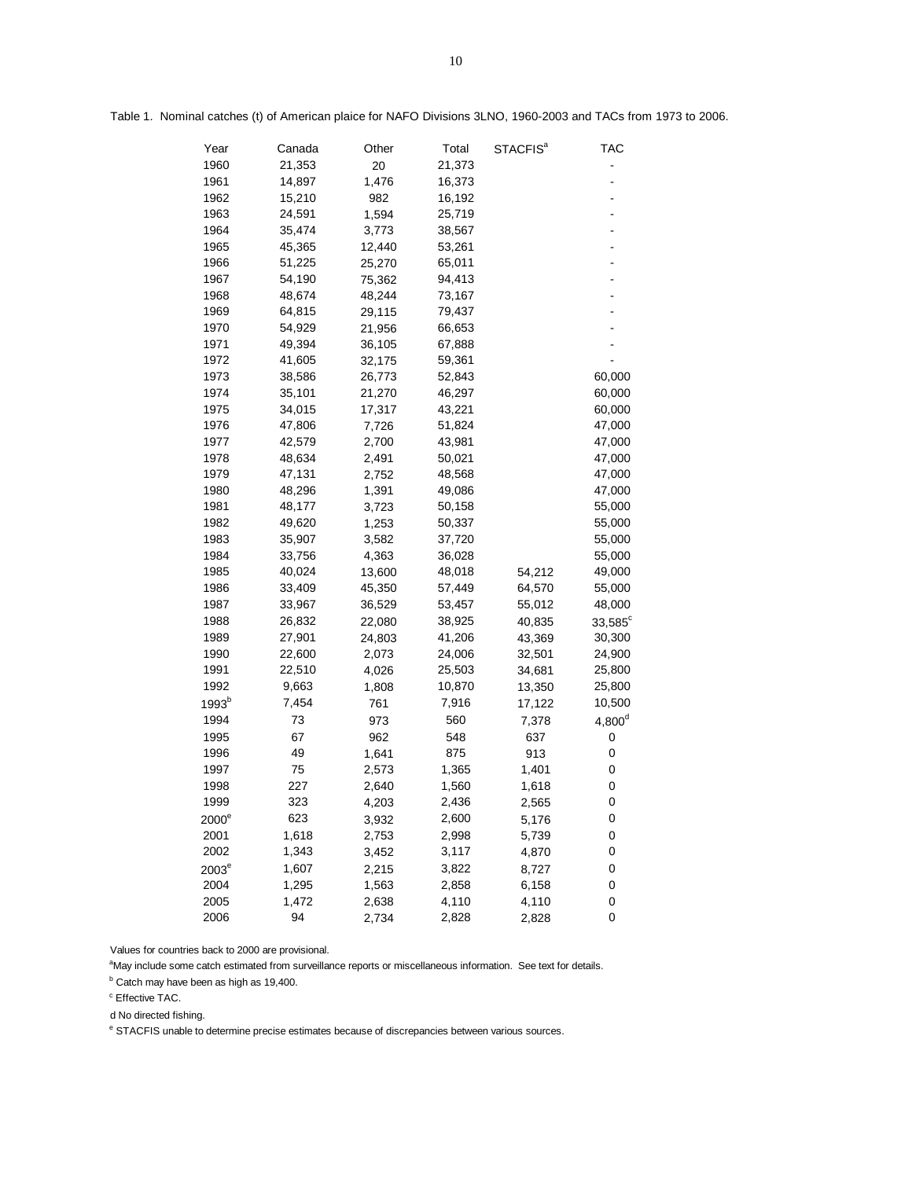Table 1. Nominal catches (t) of American plaice for NAFO Divisions 3LNO, 1960-2003 and TACs from 1973 to 2006.

| Year | Canada | Other | Total | STACFIS[a] | TAC |
|---|---|---|---|---|---|
| 1960 | 21,353 | 20 | 21,373 | | - |
| 1961 | 14,897 | 1,476 | 16,373 | | - |
| 1962 | 15,210 | 982 | 16,192 | | - |
| 1963 | 24,591 | 1,594 | 25,719 | | - |
| 1964 | 35,474 | 3,773 | 38,567 | | - |
| 1965 | 45,365 | 12,440 | 53,261 | | - |
| 1966 | 51,225 | 25,270 | 65,011 | | - |
| 1967 | 54,190 | 75,362 | 94,413 | | - |
| 1968 | 48,674 | 48,244 | 73,167 | | - |
| 1969 | 64,815 | 29,115 | 79,437 | | - |
| 1970 | 54,929 | 21,956 | 66,653 | | - |
| 1971 | 49,394 | 36,105 | 67,888 | | - |
| 1972 | 41,605 | 32,175 | 59,361 | | - |
| 1973 | 38,586 | 26,773 | 52,843 | | 60,000 |
| 1974 | 35,101 | 21,270 | 46,297 | | 60,000 |
| 1975 | 34,015 | 17,317 | 43,221 | | 60,000 |
| 1976 | 47,806 | 7,726 | 51,824 | | 47,000 |
| 1977 | 42,579 | 2,700 | 43,981 | | 47,000 |
| 1978 | 48,634 | 2,491 | 50,021 | | 47,000 |
| 1979 | 47,131 | 2,752 | 48,568 | | 47,000 |
| 1980 | 48,296 | 1,391 | 49,086 | | 47,000 |
| 1981 | 48,177 | 3,723 | 50,158 | | 55,000 |
| 1982 | 49,620 | 1,253 | 50,337 | | 55,000 |
| 1983 | 35,907 | 3,582 | 37,720 | | 55,000 |
| 1984 | 33,756 | 4,363 | 36,028 | | 55,000 |
| 1985 | 40,024 | 13,600 | 48,018 | 54,212 | 49,000 |
| 1986 | 33,409 | 45,350 | 57,449 | 64,570 | 55,000 |
| 1987 | 33,967 | 36,529 | 53,457 | 55,012 | 48,000 |
| 1988 | 26,832 | 22,080 | 38,925 | 40,835 | 33,585[c] |
| 1989 | 27,901 | 24,803 | 41,206 | 43,369 | 30,300 |
| 1990 | 22,600 | 2,073 | 24,006 | 32,501 | 24,900 |
| 1991 | 22,510 | 4,026 | 25,503 | 34,681 | 25,800 |
| 1992 | 9,663 | 1,808 | 10,870 | 13,350 | 25,800 |
| 1993[b] | 7,454 | 761 | 7,916 | 17,122 | 10,500 |
| 1994 | 73 | 973 | 560 | 7,378 | 4,800[d] |
| 1995 | 67 | 962 | 548 | 637 | 0 |
| 1996 | 49 | 1,641 | 875 | 913 | 0 |
| 1997 | 75 | 2,573 | 1,365 | 1,401 | 0 |
| 1998 | 227 | 2,640 | 1,560 | 1,618 | 0 |
| 1999 | 323 | 4,203 | 2,436 | 2,565 | 0 |
| 2000[e] | 623 | 3,932 | 2,600 | 5,176 | 0 |
| 2001 | 1,618 | 2,753 | 2,998 | 5,739 | 0 |
| 2002 | 1,343 | 3,452 | 3,117 | 4,870 | 0 |
| 2003[e] | 1,607 | 2,215 | 3,822 | 8,727 | 0 |
| 2004 | 1,295 | 1,563 | 2,858 | 6,158 | 0 |
| 2005 | 1,472 | 2,638 | 4,110 | 4,110 | 0 |
| 2006 | 94 | 2,734 | 2,828 | 2,828 | 0 |

Values for countries back to 2000 are provisional.

[a]May include some catch estimated from surveillance reports or miscellaneous information. See text for details.

[b] Catch may have been as high as 19,400.

[c] Effective TAC.

d No directed fishing.

[e] STACFIS unable to determine precise estimates because of discrepancies between various sources.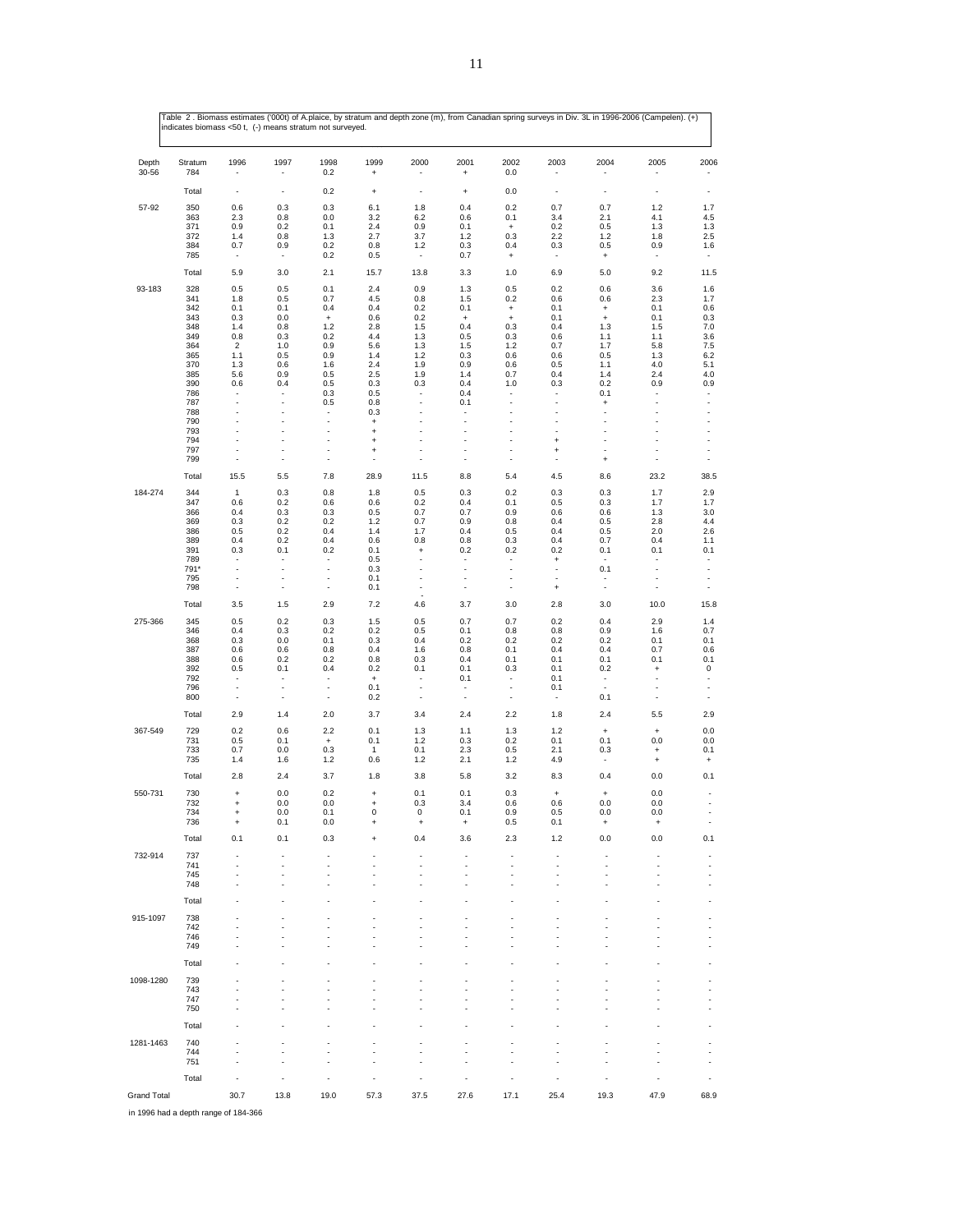Table 2 . Biomass estimates ('000t) of A.plaice, by stratum and depth zone (m), from Canadian spring surveys in Div. 3L in 1996-2006 (Campelen). (+) indicates biomass <50 t, (-) means stratum not surveyed.

| Depth | Stratum | 1996 | 1997 | 1998 | 1999 | 2000 | 2001 | 2002 | 2003 | 2004 | 2005 | 2006 |
|---|---|---|---|---|---|---|---|---|---|---|---|---|
| 30-56 | 784 | - | - | 0.2 | + | - | + | 0.0 | - | - | - | - |
| | Total | - | - | 0.2 | + | - | + | 0.0 | - | - | - | - |
| 57-92 | 350 | 0.6 | 0.3 | 0.3 | 6.1 | 1.8 | 0.4 | 0.2 | 0.7 | 0.7 | 1.2 | 1.7 |
| | 363 | 2.3 | 0.8 | 0.0 | 3.2 | 6.2 | 0.6 | 0.1 | 3.4 | 2.1 | 4.1 | 4.5 |
| | 371 | 0.9 | 0.2 | 0.1 | 2.4 | 0.9 | 0.1 | + | 0.2 | 0.5 | 1.3 | 1.3 |
| | 372 | 1.4 | 0.8 | 1.3 | 2.7 | 3.7 | 1.2 | 0.3 | 2.2 | 1.2 | 1.8 | 2.5 |
| | 384 | 0.7 | 0.9 | 0.2 | 0.8 | 1.2 | 0.3 | 0.4 | 0.3 | 0.5 | 0.9 | 1.6 |
| | 785 | - | - | 0.2 | 0.5 | - | 0.7 | + | - | + | - | - |
| | Total | 5.9 | 3.0 | 2.1 | 15.7 | 13.8 | 3.3 | 1.0 | 6.9 | 5.0 | 9.2 | 11.5 |
| 93-183 | 328 | 0.5 | 0.5 | 0.1 | 2.4 | 0.9 | 1.3 | 0.5 | 0.2 | 0.6 | 3.6 | 1.6 |
| | 341 | 1.8 | 0.5 | 0.7 | 4.5 | 0.8 | 1.5 | 0.2 | 0.6 | 0.6 | 2.3 | 1.7 |
| | 342 | 0.1 | 0.1 | 0.4 | 0.4 | 0.2 | 0.1 | + | 0.1 | + | 0.1 | 0.6 |
| | 343 | 0.3 | 0.0 | + | 0.6 | 0.2 | + | + | 0.1 | + | 0.1 | 0.3 |
| | 348 | 1.4 | 0.8 | 1.2 | 2.8 | 1.5 | 0.4 | 0.3 | 0.4 | 1.3 | 1.5 | 7.0 |
| | 349 | 0.8 | 0.3 | 0.2 | 4.4 | 1.3 | 0.5 | 0.3 | 0.6 | 1.1 | 1.1 | 3.6 |
| | 364 | 2 | 1.0 | 0.9 | 5.6 | 1.3 | 1.5 | 1.2 | 0.7 | 1.7 | 5.8 | 7.5 |
| | 365 | 1.1 | 0.5 | 0.9 | 1.4 | 1.2 | 0.3 | 0.6 | 0.6 | 0.5 | 1.3 | 6.2 |
| | 370 | 1.3 | 0.6 | 1.6 | 2.4 | 1.9 | 0.9 | 0.6 | 0.5 | 1.1 | 4.0 | 5.1 |
| | 385 | 5.6 | 0.9 | 0.5 | 2.5 | 1.9 | 1.4 | 0.7 | 0.4 | 1.4 | 2.4 | 4.0 |
| | 390 | 0.6 | 0.4 | 0.5 | 0.3 | 0.3 | 0.4 | 1.0 | 0.3 | 0.2 | 0.9 | 0.9 |
| | 786 | - | - | 0.3 | 0.5 | - | 0.4 | - | - | 0.1 | - | - |
| | 787 | - | - | 0.5 | 0.8 | - | 0.1 | - | - | + | - | - |
| | 788 | - | - | - | 0.3 | - | - | - | - | - | - | - |
| | 790 | - | - | - | + | - | - | - | - | - | - | - |
| | 793 | - | - | - | + | - | - | - | - | - | - | - |
| | 794 | - | - | - | + | - | - | - | + | - | - | - |
| | 797 | - | - | - | + | - | - | - | + | - | - | - |
| | 799 | - | - | - | - | - | - | - | - | + | - | - |
| | Total | 15.5 | 5.5 | 7.8 | 28.9 | 11.5 | 8.8 | 5.4 | 4.5 | 8.6 | 23.2 | 38.5 |
| 184-274 | 344 | 1 | 0.3 | 0.8 | 1.8 | 0.5 | 0.3 | 0.2 | 0.3 | 0.3 | 1.7 | 2.9 |
| | 347 | 0.6 | 0.2 | 0.6 | 0.6 | 0.2 | 0.4 | 0.1 | 0.5 | 0.3 | 1.7 | 1.7 |
| | 366 | 0.4 | 0.3 | 0.3 | 0.5 | 0.7 | 0.7 | 0.9 | 0.6 | 0.6 | 1.3 | 3.0 |
| | 369 | 0.3 | 0.2 | 0.2 | 1.2 | 0.7 | 0.9 | 0.8 | 0.4 | 0.5 | 2.8 | 4.4 |
| | 386 | 0.5 | 0.2 | 0.4 | 1.4 | 1.7 | 0.4 | 0.5 | 0.4 | 0.5 | 2.0 | 2.6 |
| | 389 | 0.4 | 0.2 | 0.4 | 0.6 | 0.8 | 0.8 | 0.3 | 0.4 | 0.7 | 0.4 | 1.1 |
| | 391 | 0.3 | 0.1 | 0.2 | 0.1 | + | 0.2 | 0.2 | 0.2 | 0.1 | 0.1 | 0.1 |
| | 789 | - | - | - | 0.5 | - | - | - | + | - | - | - |
| | 791* | - | - | - | 0.3 | - | - | - | - | 0.1 | - | - |
| | 795 | - | - | - | 0.1 | - | - | - | - | - | - | - |
| | 798 | - | - | - | 0.1 | - | - | - | + | - | - | - |
| | Total | 3.5 | 1.5 | 2.9 | 7.2 | 4.6 | 3.7 | 3.0 | 2.8 | 3.0 | 10.0 | 15.8 |
| 275-366 | 345 | 0.5 | 0.2 | 0.3 | 1.5 | 0.5 | 0.7 | 0.7 | 0.2 | 0.4 | 2.9 | 1.4 |
| | 346 | 0.4 | 0.3 | 0.2 | 0.2 | 0.5 | 0.1 | 0.8 | 0.8 | 0.9 | 1.6 | 0.7 |
| | 368 | 0.3 | 0.0 | 0.1 | 0.3 | 0.4 | 0.2 | 0.2 | 0.2 | 0.2 | 0.1 | 0.1 |
| | 387 | 0.6 | 0.6 | 0.8 | 0.4 | 1.6 | 0.8 | 0.1 | 0.4 | 0.4 | 0.7 | 0.6 |
| | 388 | 0.6 | 0.2 | 0.2 | 0.8 | 0.3 | 0.4 | 0.1 | 0.1 | 0.1 | 0.1 | 0.1 |
| | 392 | 0.5 | 0.1 | 0.4 | 0.2 | 0.1 | 0.1 | 0.3 | 0.1 | 0.2 | + | 0 |
| | 792 | - | - | - | + | - | 0.1 | - | 0.1 | - | - | - |
| | 796 | - | - | - | 0.1 | - | - | - | 0.1 | - | - | - |
| | 800 | - | - | - | 0.2 | - | - | - | - | 0.1 | - | - |
| | Total | 2.9 | 1.4 | 2.0 | 3.7 | 3.4 | 2.4 | 2.2 | 1.8 | 2.4 | 5.5 | 2.9 |
| 367-549 | 729 | 0.2 | 0.6 | 2.2 | 0.1 | 1.3 | 1.1 | 1.3 | 1.2 | + | + | 0.0 |
| | 731 | 0.5 | 0.1 | + | 0.1 | 1.2 | 0.3 | 0.2 | 0.1 | 0.1 | 0.0 | 0.0 |
| | 733 | 0.7 | 0.0 | 0.3 | 1 | 0.1 | 2.3 | 0.5 | 2.1 | 0.3 | + | 0.1 |
| | 735 | 1.4 | 1.6 | 1.2 | 0.6 | 1.2 | 2.1 | 1.2 | 4.9 | - | + | + |
| | Total | 2.8 | 2.4 | 3.7 | 1.8 | 3.8 | 5.8 | 3.2 | 8.3 | 0.4 | 0.0 | 0.1 |
| 550-731 | 730 | + | 0.0 | 0.2 | + | 0.1 | 0.1 | 0.3 | + | + | 0.0 | - |
| | 732 | + | 0.0 | 0.0 | + | 0.3 | 3.4 | 0.6 | 0.6 | 0.0 | 0.0 | - |
| | 734 | + | 0.0 | 0.1 | 0 | 0 | 0.1 | 0.9 | 0.5 | 0.0 | 0.0 | - |
| | 736 | + | 0.1 | 0.0 | + | + | + | 0.5 | 0.1 | + | + | - |
| | Total | 0.1 | 0.1 | 0.3 | + | 0.4 | 3.6 | 2.3 | 1.2 | 0.0 | 0.0 | 0.1 |
| 732-914 | 737 | - | - | - | - | - | - | - | - | - | - | - |
| | 741 | - | - | - | - | - | - | - | - | - | - | - |
| | 745 | - | - | - | - | - | - | - | - | - | - | - |
| | 748 | - | - | - | - | - | - | - | - | - | - | - |
| | Total | - | - | - | - | - | - | - | - | - | - | - |
| 915-1097 | 738 | - | - | - | - | - | - | - | - | - | - | - |
| | 742 | - | - | - | - | - | - | - | - | - | - | - |
| | 746 | - | - | - | - | - | - | - | - | - | - | - |
| | 749 | - | - | - | - | - | - | - | - | - | - | - |
| | Total | - | - | - | - | - | - | - | - | - | - | - |
| 1098-1280 | 739 | - | - | - | - | - | - | - | - | - | - | - |
| | 743 | - | - | - | - | - | - | - | - | - | - | - |
| | 747 | - | - | - | - | - | - | - | - | - | - | - |
| | 750 | - | - | - | - | - | - | - | - | - | - | - |
| | Total | - | - | - | - | - | - | - | - | - | - | - |
| 1281-1463 | 740 | - | - | - | - | - | - | - | - | - | - | - |
| | 744 | - | - | - | - | - | - | - | - | - | - | - |
| | 751 | - | - | - | - | - | - | - | - | - | - | - |
| | Total | - | - | - | - | - | - | - | - | - | - | - |
| Grand Total | | 30.7 | 13.8 | 19.0 | 57.3 | 37.5 | 27.6 | 17.1 | 25.4 | 19.3 | 47.9 | 68.9 |

in 1996 had a depth range of 184-366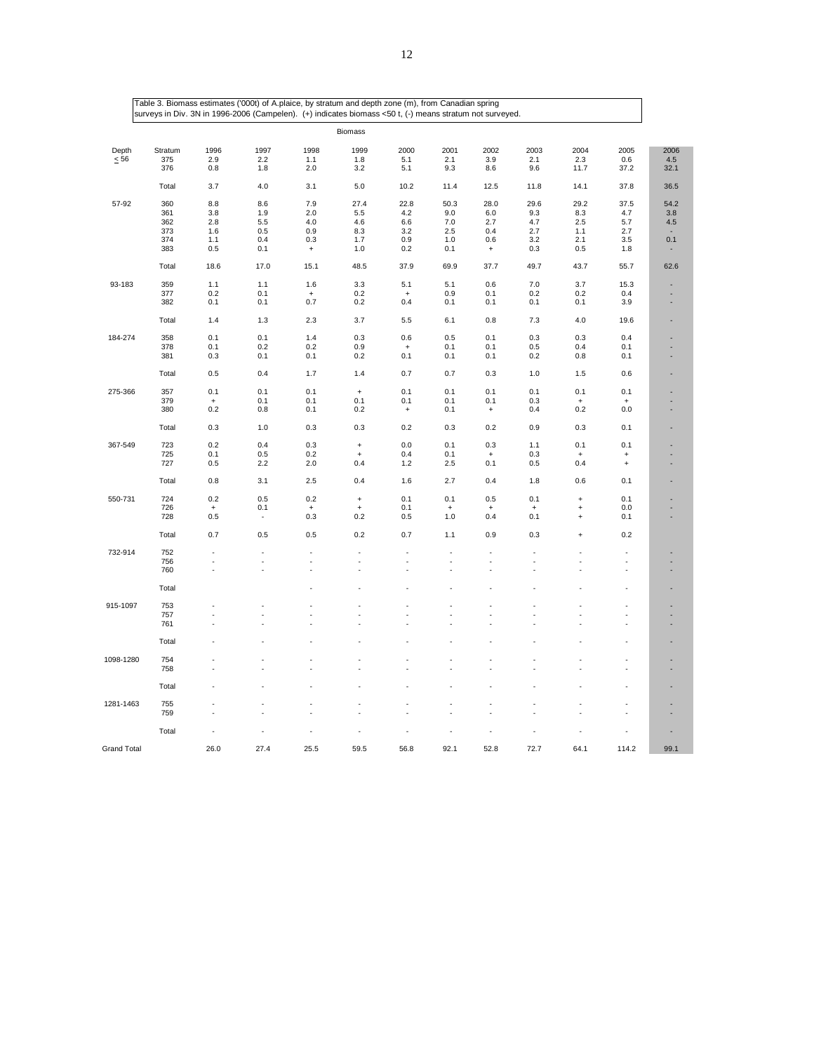Table 3. Biomass estimates ('000t) of A.plaice, by stratum and depth zone (m), from Canadian spring surveys in Div. 3N in 1996-2006 (Campelen). (+) indicates biomass <50 t, (-) means stratum not surveyed.

| | | Biomass | | | | | | | | | | |
|---|---|---|---|---|---|---|---|---|---|---|---|---|
| Depth | Stratum | 1996 | 1997 | 1998 | 1999 | 2000 | 2001 | 2002 | 2003 | 2004 | 2005 | 2006 |
| ≤ 56 | 375 | 2.9 | 2.2 | 1.1 | 1.8 | 5.1 | 2.1 | 3.9 | 2.1 | 2.3 | 0.6 | 4.5 |
| | 376 | 0.8 | 1.8 | 2.0 | 3.2 | 5.1 | 9.3 | 8.6 | 9.6 | 11.7 | 37.2 | 32.1 |
| | Total | 3.7 | 4.0 | 3.1 | 5.0 | 10.2 | 11.4 | 12.5 | 11.8 | 14.1 | 37.8 | 36.5 |
| 57-92 | 360 | 8.8 | 8.6 | 7.9 | 27.4 | 22.8 | 50.3 | 28.0 | 29.6 | 29.2 | 37.5 | 54.2 |
| | 361 | 3.8 | 1.9 | 2.0 | 5.5 | 4.2 | 9.0 | 6.0 | 9.3 | 8.3 | 4.7 | 3.8 |
| | 362 | 2.8 | 5.5 | 4.0 | 4.6 | 6.6 | 7.0 | 2.7 | 4.7 | 2.5 | 5.7 | 4.5 |
| | 373 | 1.6 | 0.5 | 0.9 | 8.3 | 3.2 | 2.5 | 0.4 | 2.7 | 1.1 | 2.7 | - |
| | 374 | 1.1 | 0.4 | 0.3 | 1.7 | 0.9 | 1.0 | 0.6 | 3.2 | 2.1 | 3.5 | 0.1 |
| | 383 | 0.5 | 0.1 | + | 1.0 | 0.2 | 0.1 | + | 0.3 | 0.5 | 1.8 | - |
| | Total | 18.6 | 17.0 | 15.1 | 48.5 | 37.9 | 69.9 | 37.7 | 49.7 | 43.7 | 55.7 | 62.6 |
| 93-183 | 359 | 1.1 | 1.1 | 1.6 | 3.3 | 5.1 | 5.1 | 0.6 | 7.0 | 3.7 | 15.3 | - |
| | 377 | 0.2 | 0.1 | + | 0.2 | + | 0.9 | 0.1 | 0.2 | 0.2 | 0.4 | - |
| | 382 | 0.1 | 0.1 | 0.7 | 0.2 | 0.4 | 0.1 | 0.1 | 0.1 | 0.1 | 3.9 | - |
| | Total | 1.4 | 1.3 | 2.3 | 3.7 | 5.5 | 6.1 | 0.8 | 7.3 | 4.0 | 19.6 | - |
| 184-274 | 358 | 0.1 | 0.1 | 1.4 | 0.3 | 0.6 | 0.5 | 0.1 | 0.3 | 0.3 | 0.4 | - |
| | 378 | 0.1 | 0.2 | 0.2 | 0.9 | + | 0.1 | 0.1 | 0.5 | 0.4 | 0.1 | - |
| | 381 | 0.3 | 0.1 | 0.1 | 0.2 | 0.1 | 0.1 | 0.1 | 0.2 | 0.8 | 0.1 | - |
| | Total | 0.5 | 0.4 | 1.7 | 1.4 | 0.7 | 0.7 | 0.3 | 1.0 | 1.5 | 0.6 | - |
| 275-366 | 357 | 0.1 | 0.1 | 0.1 | + | 0.1 | 0.1 | 0.1 | 0.1 | 0.1 | 0.1 | - |
| | 379 | + | 0.1 | 0.1 | 0.1 | 0.1 | 0.1 | 0.1 | 0.3 | + | + | - |
| | 380 | 0.2 | 0.8 | 0.1 | 0.2 | + | 0.1 | + | 0.4 | 0.2 | 0.0 | - |
| | Total | 0.3 | 1.0 | 0.3 | 0.3 | 0.2 | 0.3 | 0.2 | 0.9 | 0.3 | 0.1 | - |
| 367-549 | 723 | 0.2 | 0.4 | 0.3 | + | 0.0 | 0.1 | 0.3 | 1.1 | 0.1 | 0.1 | - |
| | 725 | 0.1 | 0.5 | 0.2 | + | 0.4 | 0.1 | + | 0.3 | + | + | - |
| | 727 | 0.5 | 2.2 | 2.0 | 0.4 | 1.2 | 2.5 | 0.1 | 0.5 | 0.4 | + | - |
| | Total | 0.8 | 3.1 | 2.5 | 0.4 | 1.6 | 2.7 | 0.4 | 1.8 | 0.6 | 0.1 | - |
| 550-731 | 724 | 0.2 | 0.5 | 0.2 | + | 0.1 | 0.1 | 0.5 | 0.1 | + | 0.1 | - |
| | 726 | + | 0.1 | + | + | 0.1 | + | + | + | + | 0.0 | - |
| | 728 | 0.5 | - | 0.3 | 0.2 | 0.5 | 1.0 | 0.4 | 0.1 | + | 0.1 | - |
| | Total | 0.7 | 0.5 | 0.5 | 0.2 | 0.7 | 1.1 | 0.9 | 0.3 | + | 0.2 | |
| 732-914 | 752 | - | - | - | - | - | - | - | - | - | - | - |
| | 756 | - | - | - | - | - | - | - | - | - | - | - |
| | 760 | - | - | - | - | - | - | - | - | - | - | - |
| | Total | | | - | - | - | - | - | - | - | - | - |
| 915-1097 | 753 | - | - | - | - | - | - | - | - | - | - | - |
| | 757 | - | - | - | - | - | - | - | - | - | - | - |
| | 761 | - | - | - | - | - | - | - | - | - | - | - |
| | Total | - | - | - | - | - | - | - | - | - | - | - |
| 1098-1280 | 754 | - | - | - | - | - | - | - | - | - | - | - |
| | 758 | - | - | - | - | - | - | - | - | - | - | - |
| | Total | - | - | - | - | - | - | - | - | - | - | - |
| 1281-1463 | 755 | - | - | - | - | - | - | - | - | - | - | - |
| | 759 | - | - | - | - | - | - | - | - | - | - | - |
| | Total | - | - | - | - | - | - | - | - | - | - | - |
| Grand Total | | 26.0 | 27.4 | 25.5 | 59.5 | 56.8 | 92.1 | 52.8 | 72.7 | 64.1 | 114.2 | 99.1 |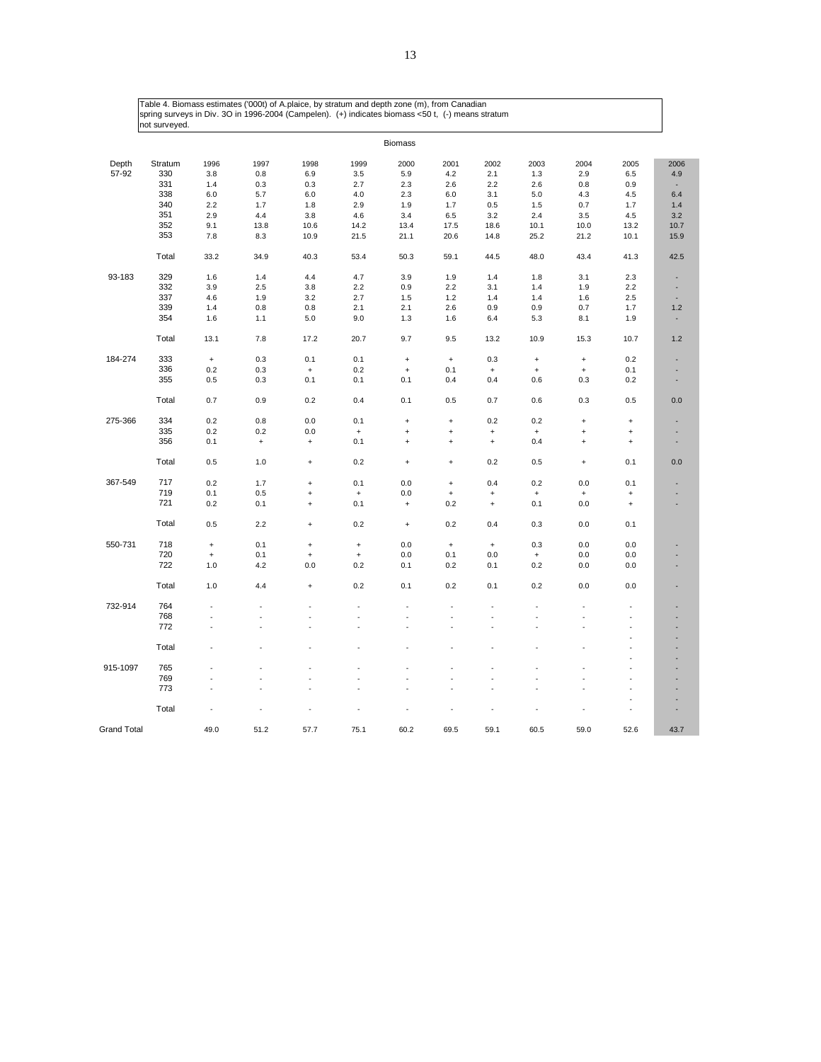Table 4. Biomass estimates ('000t) of A.plaice, by stratum and depth zone (m), from Canadian spring surveys in Div. 3O in 1996-2004 (Campelen). (+) indicates biomass <50 t, (-) means stratum not surveyed.

| | | Biomass | | | | | | | | | | |
|---|---|---|---|---|---|---|---|---|---|---|---|---|
| Depth | Stratum | 1996 | 1997 | 1998 | 1999 | 2000 | 2001 | 2002 | 2003 | 2004 | 2005 | 2006 |
| 57-92 | 330 | 3.8 | 0.8 | 6.9 | 3.5 | 5.9 | 4.2 | 2.1 | 1.3 | 2.9 | 6.5 | 4.9 |
| | 331 | 1.4 | 0.3 | 0.3 | 2.7 | 2.3 | 2.6 | 2.2 | 2.6 | 0.8 | 0.9 | - |
| | 338 | 6.0 | 5.7 | 6.0 | 4.0 | 2.3 | 6.0 | 3.1 | 5.0 | 4.3 | 4.5 | 6.4 |
| | 340 | 2.2 | 1.7 | 1.8 | 2.9 | 1.9 | 1.7 | 0.5 | 1.5 | 0.7 | 1.7 | 1.4 |
| | 351 | 2.9 | 4.4 | 3.8 | 4.6 | 3.4 | 6.5 | 3.2 | 2.4 | 3.5 | 4.5 | 3.2 |
| | 352 | 9.1 | 13.8 | 10.6 | 14.2 | 13.4 | 17.5 | 18.6 | 10.1 | 10.0 | 13.2 | 10.7 |
| | 353 | 7.8 | 8.3 | 10.9 | 21.5 | 21.1 | 20.6 | 14.8 | 25.2 | 21.2 | 10.1 | 15.9 |
| | Total | 33.2 | 34.9 | 40.3 | 53.4 | 50.3 | 59.1 | 44.5 | 48.0 | 43.4 | 41.3 | 42.5 |
| 93-183 | 329 | 1.6 | 1.4 | 4.4 | 4.7 | 3.9 | 1.9 | 1.4 | 1.8 | 3.1 | 2.3 | - |
| | 332 | 3.9 | 2.5 | 3.8 | 2.2 | 0.9 | 2.2 | 3.1 | 1.4 | 1.9 | 2.2 | - |
| | 337 | 4.6 | 1.9 | 3.2 | 2.7 | 1.5 | 1.2 | 1.4 | 1.4 | 1.6 | 2.5 | - |
| | 339 | 1.4 | 0.8 | 0.8 | 2.1 | 2.1 | 2.6 | 0.9 | 0.9 | 0.7 | 1.7 | 1.2 |
| | 354 | 1.6 | 1.1 | 5.0 | 9.0 | 1.3 | 1.6 | 6.4 | 5.3 | 8.1 | 1.9 | - |
| | Total | 13.1 | 7.8 | 17.2 | 20.7 | 9.7 | 9.5 | 13.2 | 10.9 | 15.3 | 10.7 | 1.2 |
| 184-274 | 333 | + | 0.3 | 0.1 | 0.1 | + | + | 0.3 | + | + | 0.2 | - |
| | 336 | 0.2 | 0.3 | + | 0.2 | + | 0.1 | + | + | + | 0.1 | - |
| | 355 | 0.5 | 0.3 | 0.1 | 0.1 | 0.1 | 0.4 | 0.4 | 0.6 | 0.3 | 0.2 | - |
| | Total | 0.7 | 0.9 | 0.2 | 0.4 | 0.1 | 0.5 | 0.7 | 0.6 | 0.3 | 0.5 | 0.0 |
| 275-366 | 334 | 0.2 | 0.8 | 0.0 | 0.1 | + | + | 0.2 | 0.2 | + | + | - |
| | 335 | 0.2 | 0.2 | 0.0 | + | + | + | + | + | + | + | - |
| | 356 | 0.1 | + | + | 0.1 | + | + | + | 0.4 | + | + | - |
| | Total | 0.5 | 1.0 | + | 0.2 | + | + | 0.2 | 0.5 | + | 0.1 | 0.0 |
| 367-549 | 717 | 0.2 | 1.7 | + | 0.1 | 0.0 | + | 0.4 | 0.2 | 0.0 | 0.1 | - |
| | 719 | 0.1 | 0.5 | + | + | 0.0 | + | + | + | + | + | - |
| | 721 | 0.2 | 0.1 | + | 0.1 | + | 0.2 | + | 0.1 | 0.0 | + | - |
| | Total | 0.5 | 2.2 | + | 0.2 | + | 0.2 | 0.4 | 0.3 | 0.0 | 0.1 | |
| 550-731 | 718 | + | 0.1 | + | + | 0.0 | + | + | 0.3 | 0.0 | 0.0 | - |
| | 720 | + | 0.1 | + | + | 0.0 | 0.1 | 0.0 | + | 0.0 | 0.0 | - |
| | 722 | 1.0 | 4.2 | 0.0 | 0.2 | 0.1 | 0.2 | 0.1 | 0.2 | 0.0 | 0.0 | - |
| | Total | 1.0 | 4.4 | + | 0.2 | 0.1 | 0.2 | 0.1 | 0.2 | 0.0 | 0.0 | - |
| 732-914 | 764 | - | - | - | - | - | - | - | - | - | - | - |
| | 768 | - | - | - | - | - | - | - | - | - | - | - |
| | 772 | - | - | - | - | - | - | - | - | - | - | - |
| | Total | - | - | - | - | - | - | - | - | - | - | - |
| 915-1097 | 765 | - | - | - | - | - | - | - | - | - | - | - |
| | 769 | - | - | - | - | - | - | - | - | - | - | - |
| | 773 | - | - | - | - | - | - | - | - | - | - | - |
| | Total | - | - | - | - | - | - | - | - | - | - | - |
| Grand Total | | 49.0 | 51.2 | 57.7 | 75.1 | 60.2 | 69.5 | 59.1 | 60.5 | 59.0 | 52.6 | 43.7 |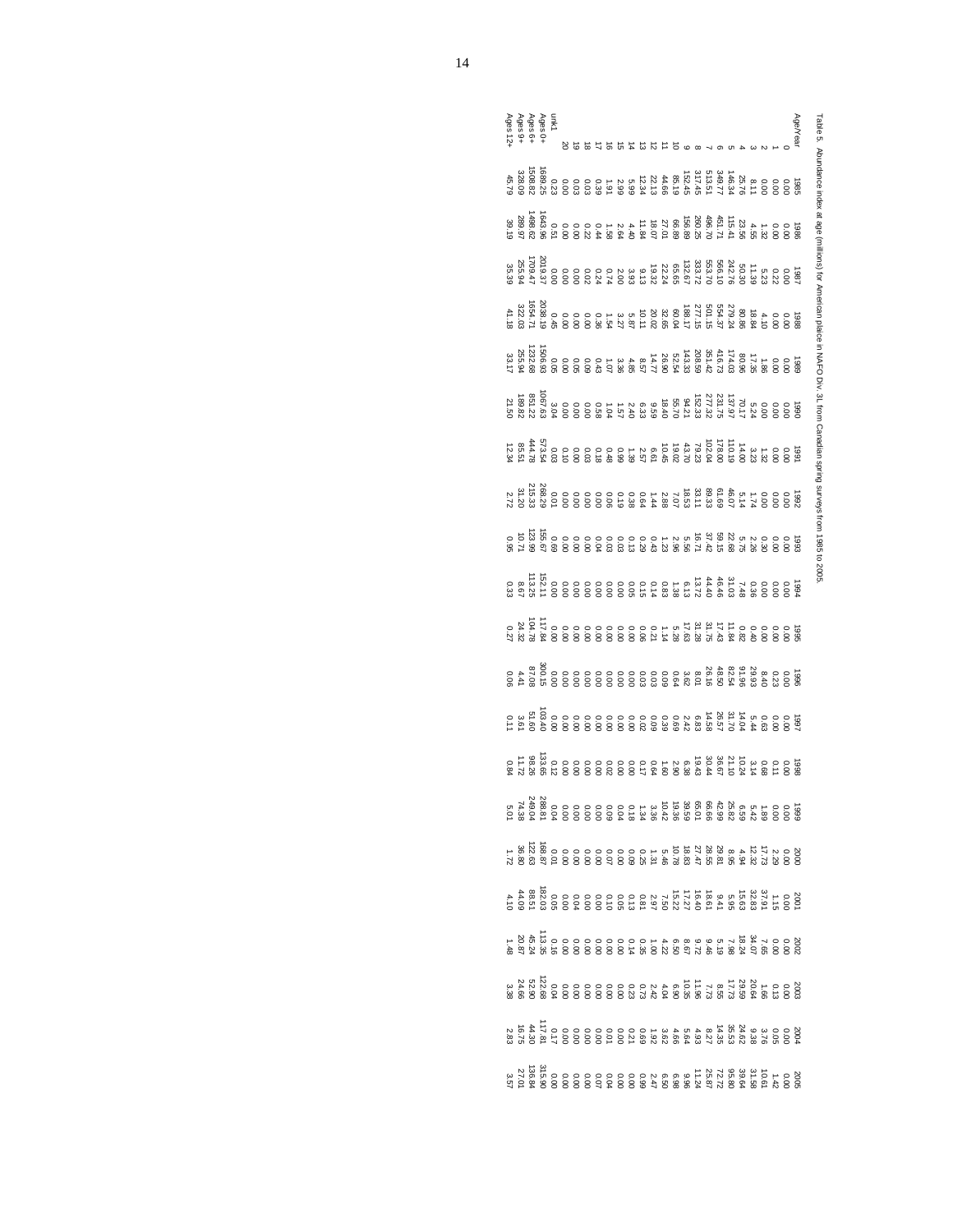Table 5. Abundance index at age (millions) for American plaice in NAFO Div. 3L from Canadian spring surveys from 1985 to 2005.

| Age/Year | 1985 | 1986 | 1987 | 1988 | 1989 | 1990 | 1991 | 1992 | 1993 | 1994 | 1995 | 1996 | 1997 | 1998 | 1999 | 2000 | 2001 | 2002 | 2003 | 2004 | 2005 |
|---|---|---|---|---|---|---|---|---|---|---|---|---|---|---|---|---|---|---|---|---|---|
| 0 | 0.00 | 0.00 | 0.00 | 0.00 | 0.00 | 0.00 | 0.00 | 0.00 | 0.00 | 0.00 | 0.00 | 0.00 | 0.00 | 0.00 | 0.00 | 0.00 | 0.00 | 0.00 | 0.00 | 0.00 | 0.00 |
| 1 | 0.00 | 0.00 | 0.22 | 0.00 | 0.00 | 0.00 | 0.00 | 0.00 | 0.00 | 0.00 | 0.00 | 0.23 | 0.00 | 0.11 | 0.00 | 2.29 | 1.15 | 7.65 | 0.13 | 0.05 | 1.42 |
| 2 | 0.00 | 1.32 | 5.23 | 4.10 | 1.86 | 0.00 | 1.32 | 0.00 | 0.30 | 0.00 | 0.00 | 8.40 | 0.63 | 0.68 | 1.89 | 17.73 | 37.91 | 34.07 | 1.66 | 3.76 | 10.61 |
| 3 | 8.11 | 4.55 | 11.39 | 18.84 | 17.35 | 5.24 | 3.23 | 1.74 | 2.26 | 0.36 | 0.40 | 29.93 | 5.44 | 3.14 | 5.42 | 12.32 | 32.83 | 18.24 | 20.64 | 9.38 | 31.58 |
| 4 | 25.76 | 23.56 | 50.30 | 80.86 | 80.96 | 70.17 | 14.00 | 5.14 | 5.75 | 7.48 | 0.82 | 91.96 | 14.04 | 10.24 | 6.59 | 4.94 | 15.63 | 7.98 | 29.59 | 24.62 | 39.64 |
| 5 | 146.34 | 115.41 | 242.76 | 279.24 | 174.03 | 137.97 | 110.19 | 46.07 | 22.68 | 31.03 | 11.84 | 82.54 | 31.70 | 21.10 | 25.82 | 8.95 | 5.95 | 5.19 | 17.73 | 35.53 | 95.80 |
| 6 | 349.77 | 451.71 | 566.10 | 554.37 | 416.73 | 231.75 | 178.00 | 61.69 | 59.15 | 46.46 | 17.43 | 48.50 | 26.57 | 36.67 | 42.99 | 29.81 | 9.41 | 9.46 | 8.55 | 14.35 | 72.72 |
| 7 | 513.51 | 496.70 | 553.70 | 501.15 | 351.42 | 277.32 | 102.04 | 89.33 | 37.42 | 44.40 | 31.75 | 26.16 | 14.58 | 30.44 | 66.66 | 28.55 | 18.61 | 9.72 | 7.73 | 8.27 | 25.87 |
| 8 | 317.45 | 260.25 | 333.72 | 277.15 | 208.59 | 152.33 | 79.23 | 33.11 | 16.71 | 13.72 | 31.28 | 8.01 | 6.83 | 19.43 | 65.01 | 27.47 | 16.40 | 8.67 | 11.96 | 4.93 | 11.24 |
| 9 | 152.45 | 156.89 | 132.67 | 188.17 | 143.33 | 94.21 | 43.70 | 18.53 | 5.56 | 6.13 | 17.63 | 3.62 | 2.42 | 6.38 | 39.59 | 18.83 | 17.27 | 6.50 | 10.35 | 5.64 | 9.96 |
| 10 | 85.19 | 66.89 | 65.65 | 60.04 | 52.54 | 55.70 | 19.02 | 7.07 | 2.96 | 1.38 | 5.28 | 0.64 | 0.69 | 2.90 | 19.36 | 10.78 | 15.22 | 4.22 | 6.90 | 4.66 | 6.98 |
| 11 | 44.66 | 27.01 | 22.24 | 32.65 | 26.90 | 18.40 | 10.45 | 2.88 | 1.23 | 0.83 | 1.14 | 0.09 | 0.39 | 1.60 | 10.42 | 5.46 | 7.50 | 1.00 | 4.04 | 3.62 | 6.50 |
| 12 | 22.13 | 18.07 | 19.32 | 20.02 | 14.77 | 9.59 | 6.61 | 1.44 | 0.43 | 0.14 | 0.21 | 0.03 | 0.09 | 0.64 | 3.36 | 1.31 | 2.97 | 0.35 | 2.42 | 1.92 | 2.47 |
| 13 | 12.34 | 11.84 | 9.13 | 10.11 | 8.57 | 6.33 | 2.57 | 0.64 | 0.29 | 0.15 | 0.06 | 0.03 | 0.02 | 0.17 | 1.34 | 0.25 | 0.81 | 0.14 | 0.73 | 0.69 | 0.99 |
| 14 | 5.99 | 4.40 | 3.93 | 5.87 | 4.85 | 2.40 | 1.39 | 0.38 | 0.13 | 0.05 | 0.00 | 0.00 | 0.00 | 0.00 | 0.18 | 0.09 | 0.13 | 0.00 | 0.23 | 0.21 | 0.00 |
| 15 | 2.99 | 2.64 | 2.00 | 3.27 | 3.36 | 1.57 | 0.99 | 0.19 | 0.03 | 0.00 | 0.00 | 0.00 | 0.00 | 0.00 | 0.04 | 0.00 | 0.05 | 0.00 | 0.00 | 0.00 | 0.04 |
| 16 | 1.91 | 1.58 | 0.74 | 1.54 | 1.07 | 1.04 | 0.48 | 0.06 | 0.03 | 0.00 | 0.00 | 0.00 | 0.00 | 0.02 | 0.09 | 0.07 | 0.10 | 0.00 | 0.00 | 0.00 | 0.07 |
| 17 | 0.39 | 0.44 | 0.24 | 0.36 | 0.43 | 0.58 | 0.18 | 0.00 | 0.04 | 0.00 | 0.00 | 0.00 | 0.00 | 0.00 | 0.00 | 0.00 | 0.00 | 0.00 | 0.00 | 0.01 | 0.00 |
| 18 | 0.03 | 0.22 | 0.02 | 0.00 | 0.09 | 0.00 | 0.03 | 0.00 | 0.00 | 0.00 | 0.00 | 0.00 | 0.00 | 0.00 | 0.00 | 0.00 | 0.00 | 0.00 | 0.00 | 0.00 | 0.00 |
| 19 | 0.03 | 0.00 | 0.00 | 0.00 | 0.05 | 0.00 | 0.00 | 0.00 | 0.00 | 0.00 | 0.00 | 0.00 | 0.00 | 0.00 | 0.00 | 0.00 | 0.04 | 0.00 | 0.00 | 0.00 | 0.00 |
| 20 | 0.00 | 0.00 | 0.00 | 0.00 | 0.00 | 0.00 | 0.10 | 0.00 | 0.00 | 0.00 | 0.00 | 0.00 | 0.00 | 0.00 | 0.00 | 0.00 | 0.00 | 0.00 | 0.00 | 0.00 | 0.00 |
| unk1 | 0.23 | 0.51 | 0.00 | 0.45 | 0.05 | 3.04 | 0.03 | 0.01 | 0.69 | 0.00 | 0.00 | 0.00 | 0.00 | 0.12 | 0.04 | 0.01 | 0.05 | 0.16 | 0.04 | 0.17 | 0.00 |
| Ages 0+ | 1689.25 | 1643.96 | 2019.37 | 2038.19 | 1506.93 | 1067.63 | 573.54 | 268.29 | 155.67 | 152.11 | 117.84 | 300.15 | 103.40 | 133.65 | 288.81 | 168.87 | 182.03 | 113.35 | 122.68 | 117.81 | 315.90 |
| Ages 6+ | 1508.82 | 1498.62 | 1709.47 | 1654.71 | 1232.68 | 851.22 | 444.78 | 215.33 | 123.99 | 113.25 | 104.78 | 87.08 | 51.60 | 98.26 | 249.04 | 122.63 | 88.51 | 45.24 | 52.90 | 44.30 | 136.84 |
| Ages 9+ | 328.09 | 289.97 | 255.94 | 322.03 | 255.94 | 189.82 | 85.51 | 31.20 | 10.71 | 8.67 | 24.32 | 4.41 | 3.61 | 11.72 | 74.38 | 36.80 | 44.09 | 20.87 | 24.66 | 16.75 | 27.01 |
| Ages 12+ | 45.79 | 39.19 | 35.39 | 41.18 | 33.17 | 21.50 | 12.34 | 2.72 | 0.95 | 0.33 | 0.27 | 0.06 | 0.11 | 0.84 | 5.01 | 1.72 | 4.10 | 1.48 | 3.38 | 2.83 | 3.57 |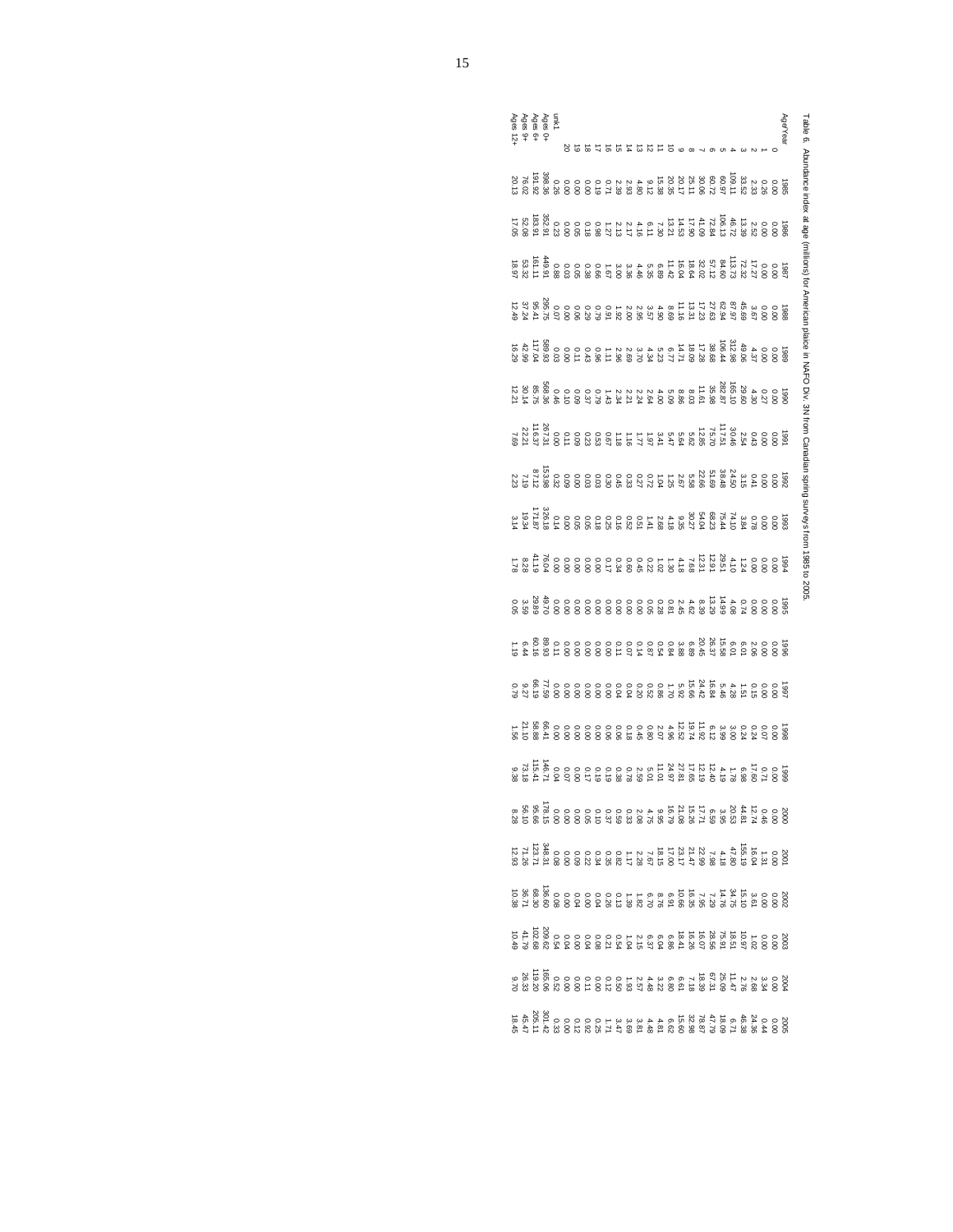Table 6. Abundance index at age (millions) for American plaice in NAFO Div. 3N from Canadian spring surveys from 1985 to 2005.

| Age/Year | 1985 | 1986 | 1987 | 1988 | 1989 | 1990 | 1991 | 1992 | 1993 | 1994 | 1995 | 1996 | 1997 | 1998 | 1999 | 2000 | 2001 | 2002 | 2003 | 2004 | 2005 |
|---|---|---|---|---|---|---|---|---|---|---|---|---|---|---|---|---|---|---|---|---|---|
| 0 | 0.00 | 0.00 | 0.00 | 0.00 | 0.00 | 0.00 | 0.00 | 0.00 | 0.00 | 0.00 | 0.00 | 0.00 | 0.00 | 0.00 | 0.00 | 0.00 | 0.00 | 0.00 | 0.00 | 0.00 | 0.00 |
| 1 | 0.26 | 0.00 | 0.00 | 0.00 | 0.00 | 0.27 | 0.00 | 0.00 | 0.00 | 0.00 | 0.00 | 0.00 | 0.00 | 0.07 | 0.71 | 0.46 | 1.31 | 0.00 | 0.00 | 3.34 | 0.44 |
| 2 | 2.33 | 2.52 | 17.27 | 3.67 | 4.37 | 4.30 | 0.43 | 0.41 | 0.78 | 0.00 | 0.00 | 2.06 | 0.15 | 0.24 | 17.60 | 12.74 | 16.04 | 3.61 | 1.02 | 2.68 | 24.36 |
| 3 | 33.52 | 13.39 | 72.32 | 45.69 | 49.06 | 29.60 | 2.54 | 3.15 | 3.84 | 1.24 | 0.74 | 6.01 | 1.51 | 0.24 | 6.98 | 44.81 | 155.19 | 15.10 | 10.97 | 2.76 | 46.38 |
| 4 | 109.11 | 46.72 | 113.73 | 87.97 | 312.98 | 165.10 | 30.46 | 24.50 | 74.10 | 4.10 | 4.08 | 6.01 | 4.28 | 3.00 | 1.78 | 20.53 | 47.80 | 34.75 | 18.51 | 11.47 | 6.71 |
| 5 | 60.97 | 106.13 | 84.60 | 62.94 | 106.44 | 282.87 | 117.51 | 38.48 | 75.44 | 29.51 | 14.99 | 15.58 | 5.46 | 3.99 | 4.19 | 3.95 | 4.18 | 14.76 | 75.91 | 25.09 | 18.09 |
| 6 | 60.72 | 72.84 | 57.12 | 27.63 | 38.68 | 35.98 | 75.70 | 51.69 | 68.23 | 12.91 | 13.29 | 26.37 | 24.42 | 6.12 | 12.40 | 6.59 | 7.98 | 7.29 | 28.56 | 67.31 | 47.79 |
| 7 | 30.06 | 41.09 | 32.02 | 17.23 | 17.28 | 11.61 | 12.85 | 22.66 | 54.04 | 12.31 | 8.39 | 20.45 | 16.84 | 11.92 | 12.19 | 17.71 | 22.99 | 7.95 | 16.26 | 18.39 | 78.87 |
| 8 | 25.11 | 17.90 | 18.64 | 13.31 | 18.09 | 8.03 | 5.62 | 5.58 | 30.27 | 7.68 | 4.62 | 6.89 | 15.66 | 19.74 | 17.65 | 15.26 | 21.47 | 16.35 | 16.07 | 7.18 | 32.98 |
| 9 | 20.17 | 14.53 | 16.04 | 11.16 | 14.71 | 8.86 | 5.64 | 2.67 | 9.35 | 4.18 | 2.45 | 3.88 | 5.92 | 12.52 | 27.81 | 21.08 | 23.17 | 10.66 | 18.41 | 6.61 | 15.60 |
| 10 | 20.35 | 13.21 | 11.42 | 8.69 | 6.77 | 5.09 | 5.47 | 1.25 | 4.18 | 1.30 | 0.81 | 0.84 | 1.70 | 4.96 | 24.97 | 16.79 | 17.00 | 6.91 | 6.86 | 6.80 | 6.62 |
| 11 | 15.38 | 7.30 | 6.89 | 4.90 | 5.23 | 4.00 | 3.41 | 1.04 | 2.68 | 1.02 | 0.28 | 0.54 | 0.86 | 2.07 | 11.01 | 9.95 | 18.15 | 8.76 | 6.04 | 4.48 | 4.81 |
| 12 | 9.12 | 6.11 | 5.35 | 3.57 | 4.34 | 2.64 | 1.97 | 0.72 | 1.41 | 0.22 | 0.05 | 0.87 | 0.52 | 0.80 | 5.01 | 4.75 | 7.67 | 6.70 | 6.37 | 3.22 | 4.48 |
| 13 | 4.80 | 4.16 | 4.46 | 2.95 | 3.70 | 2.24 | 1.77 | 0.27 | 0.51 | 0.60 | 0.00 | 0.14 | 0.20 | 0.45 | 2.59 | 2.08 | 2.28 | 1.82 | 2.15 | 2.57 | 3.81 |
| 14 | 2.93 | 2.17 | 3.36 | 2.00 | 2.69 | 2.21 | 1.16 | 0.33 | 0.52 | 0.45 | 0.00 | 0.07 | 0.04 | 0.18 | 0.78 | 0.33 | 1.17 | 1.39 | 1.04 | 1.93 | 3.69 |
| 15 | 2.39 | 2.13 | 3.00 | 1.92 | 2.96 | 2.34 | 1.18 | 0.45 | 0.16 | 0.34 | 0.00 | 0.11 | 0.04 | 0.06 | 0.38 | 0.59 | 0.82 | 0.13 | 0.54 | 0.50 | 3.47 |
| 16 | 0.71 | 1.27 | 1.67 | 0.91 | 1.11 | 1.43 | 0.67 | 0.30 | 0.25 | 0.17 | 0.00 | 0.00 | 0.00 | 0.06 | 0.19 | 0.37 | 0.35 | 0.26 | 0.21 | 0.12 | 1.71 |
| 17 | 0.19 | 0.98 | 0.66 | 0.79 | 0.96 | 0.79 | 0.53 | 0.03 | 0.18 | 0.00 | 0.00 | 0.00 | 0.00 | 0.00 | 0.19 | 0.10 | 0.34 | 0.04 | 0.08 | 0.00 | 0.25 |
| 18 | 0.00 | 0.18 | 0.38 | 0.29 | 0.43 | 0.37 | 0.23 | 0.03 | 0.05 | 0.00 | 0.00 | 0.00 | 0.00 | 0.00 | 0.17 | 0.05 | 0.22 | 0.00 | 0.04 | 0.11 | 0.92 |
| 19 | 0.00 | 0.05 | 0.05 | 0.06 | 0.11 | 0.09 | 0.09 | 0.00 | 0.05 | 0.00 | 0.00 | 0.00 | 0.00 | 0.00 | 0.00 | 0.00 | 0.09 | 0.04 | 0.00 | 0.00 | 0.12 |
| 20 | 0.00 | 0.00 | 0.03 | 0.00 | 0.00 | 0.10 | 0.11 | 0.09 | 0.00 | 0.00 | 0.00 | 0.00 | 0.00 | 0.00 | 0.07 | 0.00 | 0.00 | 0.00 | 0.04 | 0.00 | 0.00 |
| unk1 | 0.26 | 0.23 | 0.88 | 0.07 | 0.03 | 0.46 | 0.00 | 0.32 | 0.14 | 0.00 | 0.00 | 0.11 | 0.00 | 0.00 | 0.04 | 0.00 | 0.08 | 0.08 | 0.54 | 0.52 | 0.33 |
| Ages 0+ | 398.36 | 352.91 | 449.91 | 295.75 | 589.93 | 568.36 | 267.31 | 153.98 | 326.18 | 76.04 | 49.70 | 89.93 | 77.59 | 66.41 | 146.71 | 178.15 | 348.31 | 136.60 | 209.62 | 165.06 | 301.42 |
| Ages 6+ | 191.92 | 183.91 | 161.11 | 95.41 | 117.04 | 85.75 | 116.37 | 87.12 | 171.87 | 41.19 | 29.89 | 60.16 | 66.19 | 58.88 | 115.41 | 95.66 | 123.71 | 68.30 | 102.68 | 119.20 | 205.11 |
| Ages 9+ | 76.02 | 52.08 | 53.32 | 37.24 | 42.99 | 30.14 | 22.21 | 7.19 | 19.34 | 8.28 | 3.59 | 6.44 | 9.27 | 21.10 | 73.18 | 56.10 | 71.26 | 36.71 | 41.79 | 26.33 | 45.47 |
| Ages 12+ | 20.13 | 17.05 | 18.97 | 12.49 | 16.29 | 12.21 | 7.69 | 2.23 | 3.14 | 1.78 | 0.05 | 1.19 | 0.79 | 1.56 | 9.38 | 8.28 | 12.93 | 10.38 | 10.49 | 9.70 | 18.45 |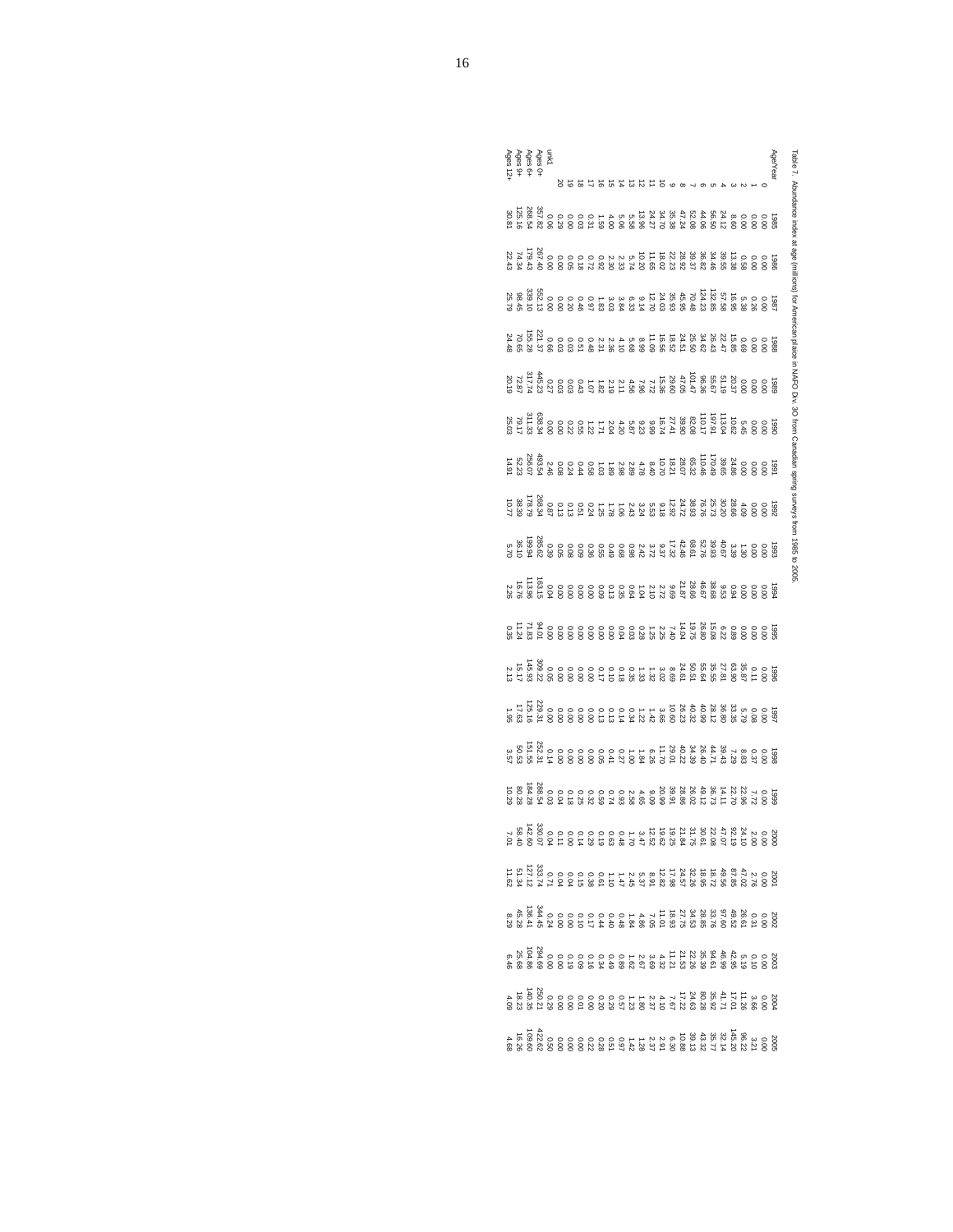Table 7. Abundance index at age (millions) for American plaice in NAFO Div. 3O from Canadian spring surveys from 1985 to 2005.

| Age/Year | 1985 | 1986 | 1987 | 1988 | 1989 | 1990 | 1991 | 1992 | 1993 | 1994 | 1995 | 1996 | 1997 | 1998 | 1999 | 2000 | 2001 | 2002 | 2003 | 2004 | 2005 |
|---|---|---|---|---|---|---|---|---|---|---|---|---|---|---|---|---|---|---|---|---|---|
| 0 | 0.00 | 0.00 | 0.00 | 0.00 | 0.00 | 0.00 | 0.00 | 0.00 | 0.00 | 0.00 | 0.00 | 0.00 | 0.00 | 0.00 | 0.00 | 0.00 | 0.00 | 0.00 | 0.00 | 0.00 | 0.00 |
| 1 | 0.00 | 0.00 | 0.26 | 0.00 | 0.00 | 0.00 | 0.00 | 0.00 | 0.00 | 0.00 | 0.00 | 0.11 | 0.08 | 0.37 | 7.72 | 2.00 | 2.76 | 0.31 | 0.10 | 3.66 | 3.21 |
| 2 | 0.00 | 0.58 | 5.38 | 0.69 | 0.00 | 5.45 | 0.00 | 4.09 | 1.30 | 0.00 | 0.00 | 35.87 | 5.79 | 8.83 | 22.96 | 24.10 | 47.02 | 26.61 | 5.19 | 11.26 | 96.22 |
| 3 | 8.60 | 13.38 | 16.95 | 15.85 | 20.37 | 10.62 | 24.86 | 28.66 | 3.39 | 0.94 | 0.89 | 63.90 | 33.35 | 7.29 | 22.70 | 92.19 | 87.85 | 49.52 | 42.95 | 17.01 | 145.20 |
| 4 | 24.12 | 39.55 | 57.58 | 22.47 | 51.19 | 113.04 | 39.65 | 30.20 | 40.67 | 9.53 | 6.22 | 27.81 | 36.80 | 39.43 | 14.11 | 47.07 | 49.56 | 97.60 | 46.99 | 41.71 | 32.14 |
| 5 | 56.50 | 34.46 | 132.85 | 26.43 | 55.67 | 197.91 | 170.49 | 25.73 | 39.63 | 38.68 | 15.08 | 35.55 | 28.12 | 44.71 | 36.73 | 22.08 | 18.72 | 33.76 | 94.61 | 35.92 | 35.77 |
| 6 | 44.06 | 36.82 | 124.23 | 34.62 | 96.36 | 110.17 | 110.46 | 76.76 | 52.47 | 46.67 | 26.80 | 55.64 | 40.99 | 26.40 | 49.12 | 30.61 | 18.95 | 28.85 | 35.39 | 80.28 | 43.32 |
| 7 | 52.08 | 39.37 | 70.48 | 24.51 | 47.05 | 82.08 | 65.32 | 38.93 | 68.61 | 28.66 | 19.75 | 50.51 | 40.32 | 34.39 | 26.02 | 31.75 | 32.26 | 34.53 | 22.26 | 24.63 | 39.13 |
| 8 | 47.24 | 28.92 | 45.95 | 25.50 | 101.47 | 39.90 | 28.07 | 24.72 | 42.46 | 21.87 | 14.04 | 24.61 | 26.23 | 40.22 | 28.86 | 21.84 | 24.57 | 27.75 | 21.53 | 17.22 | 10.88 |
| 9 | 35.38 | 22.23 | 35.93 | 18.52 | 29.60 | 27.41 | 18.21 | 12.92 | 17.32 | 9.69 | 7.40 | 8.69 | 10.60 | 29.01 | 39.91 | 19.25 | 17.98 | 18.93 | 11.21 | 7.67 | 6.30 |
| 10 | 34.70 | 18.02 | 24.03 | 16.56 | 15.36 | 16.74 | 10.70 | 9.18 | 9.37 | 2.72 | 2.25 | 3.02 | 3.66 | 11.70 | 20.99 | 19.62 | 12.82 | 11.01 | 4.32 | 4.10 | 2.91 |
| 11 | 24.27 | 11.65 | 12.70 | 11.09 | 7.72 | 9.99 | 8.40 | 5.53 | 3.72 | 2.10 | 1.25 | 1.32 | 1.42 | 6.26 | 9.09 | 12.52 | 8.91 | 7.05 | 3.69 | 2.37 | 2.37 |
| 12 | 13.96 | 10.20 | 9.14 | 8.99 | 7.96 | 9.23 | 4.78 | 3.24 | 2.42 | 1.04 | 0.28 | 1.33 | 1.22 | 1.84 | 4.65 | 3.47 | 5.37 | 4.86 | 2.67 | 1.80 | 1.28 |
| 13 | 5.58 | 5.74 | 6.33 | 5.68 | 4.56 | 5.87 | 2.89 | 2.43 | 0.88 | 0.64 | 0.03 | 0.35 | 0.34 | 1.00 | 2.58 | 1.70 | 2.45 | 1.84 | 1.62 | 1.23 | 1.42 |
| 14 | 5.06 | 2.33 | 3.84 | 4.10 | 2.11 | 4.20 | 2.98 | 1.06 | 0.68 | 0.35 | 0.04 | 0.18 | 0.14 | 0.27 | 0.93 | 0.48 | 1.47 | 0.48 | 0.69 | 0.57 | 0.97 |
| 15 | 4.00 | 2.30 | 3.03 | 2.36 | 2.19 | 2.04 | 1.89 | 1.78 | 0.49 | 0.13 | 0.00 | 0.10 | 0.13 | 0.41 | 0.74 | 0.63 | 1.10 | 0.40 | 0.49 | 0.20 | 0.51 |
| 16 | 1.59 | 0.92 | 1.83 | 2.31 | 1.82 | 1.71 | 1.03 | 1.25 | 0.55 | 0.09 | 0.00 | 0.17 | 0.13 | 0.05 | 0.59 | 0.19 | 0.61 | 0.44 | 0.34 | 0.29 | 0.28 |
| 17 | 0.31 | 0.72 | 0.97 | 0.48 | 1.07 | 1.22 | 0.58 | 0.24 | 0.36 | 0.00 | 0.00 | 0.00 | 0.00 | 0.00 | 0.32 | 0.29 | 0.15 | 0.17 | 0.16 | 0.00 | 0.22 |
| 18 | 0.03 | 0.18 | 0.46 | 0.51 | 0.43 | 0.55 | 0.44 | 0.51 | 0.09 | 0.00 | 0.00 | 0.00 | 0.00 | 0.00 | 0.25 | 0.14 | 0.38 | 0.10 | 0.09 | 0.01 | 0.00 |
| 19 | 0.00 | 0.05 | 0.20 | 0.03 | 0.03 | 0.22 | 0.24 | 0.13 | 0.08 | 0.00 | 0.00 | 0.00 | 0.00 | 0.00 | 0.18 | 0.11 | 0.04 | 0.00 | 0.19 | 0.00 | 0.00 |
| 20 | 0.29 | 0.00 | 0.00 | 0.03 | 0.03 | 0.00 | 0.08 | 0.13 | 0.05 | 0.00 | 0.00 | 0.00 | 0.00 | 0.00 | 0.04 | 0.00 | 0.04 | 0.00 | 0.00 | 0.00 | 0.00 |
| unk1 | 0.06 | 0.00 | 0.00 | 0.66 | 0.27 | 0.00 | 2.46 | 0.87 | 0.39 | 0.04 | 0.00 | 0.05 | 0.00 | 0.14 | 0.03 | 0.04 | 0.71 | 0.24 | 0.00 | 0.29 | 0.50 |
| Ages 0+ | 357.82 | 267.40 | 552.13 | 221.37 | 445.23 | 638.34 | 493.54 | 268.34 | 285.02 | 163.15 | 94.01 | 309.22 | 229.31 | 252.31 | 288.54 | 330.07 | 333.74 | 344.45 | 294.69 | 250.21 | 422.62 |
| Ages 6+ | 268.54 | 179.43 | 339.10 | 155.28 | 317.74 | 311.33 | 256.07 | 178.79 | 199.64 | 113.96 | 71.83 | 145.93 | 125.16 | 151.55 | 184.28 | 142.60 | 127.12 | 136.41 | 104.86 | 140.35 | 109.60 |
| Ages 9+ | 125.16 | 74.34 | 98.45 | 70.65 | 72.87 | 79.17 | 52.23 | 38.39 | 36.10 | 16.76 | 11.24 | 15.17 | 17.63 | 50.53 | 80.28 | 58.40 | 51.34 | 45.28 | 25.68 | 18.23 | 16.26 |
| Ages 12+ | 30.81 | 22.43 | 25.79 | 24.48 | 20.19 | 25.03 | 14.91 | 10.77 | 5.70 | 2.26 | 0.35 | 2.13 | 1.96 | 3.57 | 10.29 | 7.01 | 11.62 | 8.29 | 6.46 | 4.09 | 4.68 |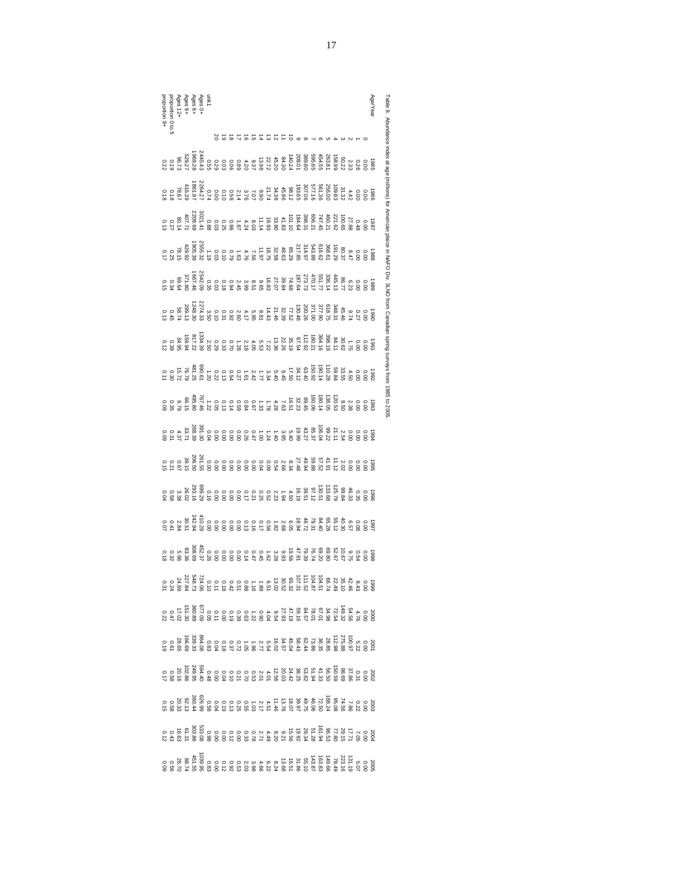Table 8. Abundance index at age (millions) for American plaice in NAFO Div. 3LNO from Canadian spring surveys from 1985 to 2005.

| Age/Year | 1985 | 1986 | 1987 | 1988 | 1989 | 1990 | 1991 | 1992 | 1993 | 1994 | 1995 | 1996 | 1997 | 1998 | 1999 | 2000 | 2001 | 2002 | 2003 | 2004 | 2005 |
|---|---|---|---|---|---|---|---|---|---|---|---|---|---|---|---|---|---|---|---|---|---|
| 0 | 0.00 | 0.00 | 0.00 | 0.00 | 0.00 | 0.00 | 0.00 | 0.00 | 0.00 | 0.00 | 0.00 | 0.00 | 0.00 | 0.00 | 0.00 | 0.00 | 0.00 | 0.00 | 0.00 | 0.00 | 0.00 |
| 1 | 0.26 | 0.00 | 0.48 | 0.00 | 0.00 | 0.27 | 0.00 | 0.00 | 0.00 | 0.00 | 0.00 | 0.35 | 0.08 | 0.54 | 8.43 | 4.76 | 5.22 | 0.31 | 0.22 | 7.05 | 5.07 |
| 2 | 2.33 | 4.42 | 27.88 | 8.47 | 6.23 | 9.74 | 1.75 | 4.50 | 2.38 | 0.00 | 0.00 | 46.33 | 6.57 | 9.75 | 42.46 | 54.56 | 100.97 | 37.86 | 7.86 | 17.71 | 131.19 |
| 3 | 50.22 | 31.32 | 100.65 | 80.37 | 86.77 | 45.46 | 30.62 | 33.55 | 9.50 | 2.54 | 2.02 | 99.84 | 40.30 | 10.67 | 35.10 | 149.32 | 275.88 | 98.69 | 74.56 | 29.15 | 223.16 |
| 4 | 158.99 | 109.83 | 221.62 | 191.29 | 445.13 | 348.31 | 84.11 | 59.84 | 120.53 | 21.11 | 11.12 | 125.79 | 55.12 | 52.67 | 22.49 | 72.54 | 112.98 | 150.59 | 95.08 | 77.80 | 78.49 |
| 5 | 263.81 | 256.00 | 460.21 | 368.61 | 336.14 | 618.75 | 398.19 | 110.28 | 138.05 | 99.22 | 41.91 | 133.68 | 65.28 | 69.80 | 66.74 | 34.98 | 28.85 | 56.50 | 188.24 | 96.53 | 149.66 |
| 6 | 454.55 | 561.36 | 747.45 | 616.62 | 551.77 | 377.90 | 364.16 | 190.14 | 180.14 | 106.04 | 57.52 | 130.51 | 84.40 | 69.20 | 104.51 | 67.01 | 36.35 | 41.33 | 72.50 | 161.94 | 163.83 |
| 7 | 556.65 | 577.16 | 656.21 | 543.88 | 470.17 | 371.00 | 180.21 | 159.92 | 160.06 | 85.37 | 59.88 | 97.12 | 79.31 | 76.74 | 111.52 | 78.01 | 73.86 | 51.94 | 46.66 | 51.28 | 143.67 |
| 8 | 389.80 | 307.06 | 398.31 | 314.97 | 273.73 | 200.26 | 112.92 | 63.40 | 89.45 | 43.27 | 49.94 | 39.51 | 48.72 | 79.39 | 104.87 | 64.57 | 62.44 | 53.82 | 49.75 | 29.34 | 55.10 |
| 9 | 208.01 | 193.65 | 184.64 | 217.85 | 187.64 | 130.48 | 67.54 | 34.12 | 32.23 | 19.99 | 27.48 | 16.19 | 18.94 | 47.91 | 107.31 | 59.16 | 58.43 | 38.25 | 18.07 | 19.92 | 31.86 |
| 10 | 140.24 | 98.12 | 101.10 | 85.29 | 74.68 | 77.52 | 35.19 | 17.50 | 16.51 | 5.40 | 8.34 | 4.50 | 6.05 | 19.56 | 65.32 | 47.19 | 45.04 | 24.42 | 39.97 | 15.56 | 16.51 |
| 11 | 84.30 | 45.96 | 41.83 | 48.63 | 39.84 | 32.39 | 22.26 | 9.45 | 7.63 | 3.95 | 2.66 | 1.94 | 2.68 | 9.93 | 30.52 | 27.93 | 34.57 | 20.03 | 13.76 | 9.21 | 13.68 |
| 12 | 45.20 | 34.38 | 33.80 | 32.58 | 27.07 | 21.46 | 13.36 | 5.40 | 4.26 | 1.40 | 0.54 | 2.23 | 1.82 | 3.28 | 13.02 | 9.54 | 16.02 | 12.56 | 11.46 | 8.20 | 8.24 |
| 13 | 22.72 | 21.74 | 19.93 | 18.75 | 16.83 | 14.43 | 7.22 | 3.34 | 1.78 | 1.24 | 0.09 | 0.52 | 0.56 | 1.62 | 6.51 | 4.04 | 5.54 | 4.01 | 4.51 | 4.49 | 6.22 |
| 14 | 13.98 | 8.90 | 11.14 | 11.97 | 9.65 | 8.81 | 5.53 | 1.77 | 1.33 | 1.00 | 0.04 | 0.25 | 0.17 | 0.45 | 1.89 | 0.90 | 2.77 | 2.01 | 2.17 | 2.71 | 4.66 |
| 15 | 9.37 | 7.07 | 8.03 | 7.56 | 8.51 | 5.95 | 4.05 | 2.42 | 0.67 | 0.47 | 0.00 | 0.21 | 0.16 | 0.47 | 1.16 | 1.22 | 1.96 | 0.53 | 1.03 | 0.78 | 3.98 |
| 16 | 4.20 | 3.76 | 4.24 | 4.76 | 3.99 | 4.17 | 2.18 | 1.61 | 0.84 | 0.26 | 0.00 | 0.17 | 0.13 | 0.14 | 0.88 | 0.63 | 1.05 | 0.70 | 0.55 | 0.33 | 2.03 |
| 17 | 0.69 | 2.14 | 1.87 | 1.63 | 2.45 | 2.60 | 1.28 | 0.27 | 0.13 | 0.00 | 0.00 | 0.00 | 0.00 | 0.00 | 0.51 | 0.39 | 0.72 | 0.21 | 0.25 | 0.12 | 0.53 |
| 18 | 0.06 | 0.58 | 0.86 | 0.79 | 0.94 | 0.92 | 0.70 | 0.54 | 0.05 | 0.00 | 0.00 | 0.00 | 0.00 | 0.00 | 0.42 | 0.19 | 0.37 | 0.10 | 0.13 | 0.00 | 0.92 |
| 19 | 0.03 | 0.10 | 0.25 | 0.10 | 0.18 | 0.31 | 0.33 | 0.13 | 0.04 | 0.00 | 0.00 | 0.00 | 0.00 | 0.00 | 0.18 | 0.00 | 0.18 | 0.04 | 0.19 | 0.00 | 0.12 |
| 20 | 0.29 | 0.00 | 0.03 | 0.03 | 0.03 | 0.10 | 0.29 | 0.22 | | 0.00 | 0.00 | 0.00 | 0.00 | 0.00 | 0.11 | 0.11 | 0.04 | 0.00 | 0.04 | 0.00 | 0.00 |
| unk1 | 0.55 | 0.74 | 0.88 | 1.19 | 0.35 | 3.50 | 2.50 | 1.20 | 1.22 | 0.04 | 0.00 | 0.16 | 0.00 | 0.26 | 0.10 | 0.05 | 0.83 | 0.48 | 0.58 | 0.98 | 0.83 |
| Ages 0+ | 2445.43 | 2264.27 | 3021.41 | 2555.32 | 2542.09 | 2274.33 | 1334.39 | 690.61 | 767.46 | 391.30 | 261.55 | 699.29 | 410.29 | 452.37 | 724.06 | 677.09 | 864.08 | 594.40 | 626.99 | 533.08 | 1039.95 |
| Ages 6+ | 1969.28 | 1861.97 | 2209.69 | 1905.39 | 1667.46 | 1248.30 | 817.22 | 481.25 | 495.80 | 268.39 | 206.50 | 293.16 | 242.94 | 308.69 | 548.73 | 360.89 | 339.33 | 249.95 | 260.44 | 303.86 | 451.55 |
| Ages 9+ | 529.27 | 416.39 | 407.71 | 429.92 | 371.80 | 299.13 | 159.94 | 76.79 | 66.15 | 33.71 | 39.15 | 26.02 | 30.51 | 83.36 | 227.84 | 151.30 | 166.69 | 102.86 | 92.13 | 61.31 | 88.74 |
| Ages 12+ | 96.73 | 78.67 | 80.14 | 78.15 | 69.64 | 58.74 | 34.95 | 15.72 | 9.79 | 4.37 | 0.67 | 3.38 | 2.84 | 5.96 | 24.69 | 17.02 | 28.65 | 20.16 | 20.33 | 16.63 | 26.70 |
| proportion 0 to 5 | 0.19 | 0.18 | 0.27 | 0.25 | 0.34 | 0.45 | 0.39 | 0.30 | 0.35 | 0.31 | 0.21 | 0.58 | 0.41 | 0.32 | 0.24 | 0.47 | 0.61 | 0.58 | 0.58 | 0.43 | 0.56 |
| proportion 9+ | 0.22 | 0.18 | 0.13 | 0.17 | 0.15 | 0.13 | 0.12 | 0.11 | 0.09 | 0.09 | 0.15 | 0.04 | 0.07 | 0.18 | 0.31 | 0.22 | 0.19 | 0.17 | 0.15 | 0.12 | 0.09 |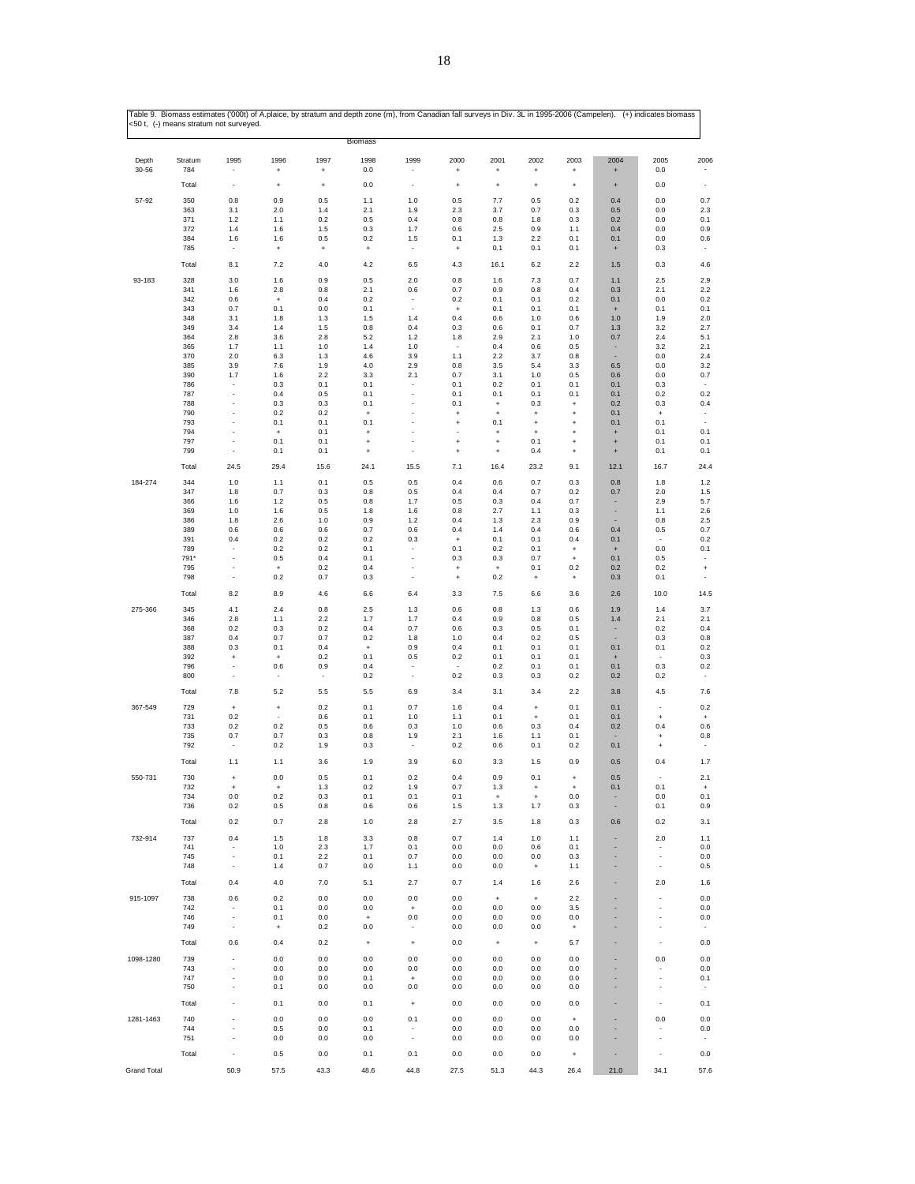Table 9. Biomass estimates ('000t) of A.plaice, by stratum and depth zone (m), from Canadian fall surveys in Div. 3L in 1995-2006 (Campelen). (+) indicates biomass <50 t, (-) means stratum not surveyed.

| | | Biomass | | | | | | | | | | | |
|---|---|---|---|---|---|---|---|---|---|---|---|---|---|
| Depth | Stratum | 1995 | 1996 | 1997 | 1998 | 1999 | 2000 | 2001 | 2002 | 2003 | 2004 | 2005 | 2006 |
| 30-56 | 784 | - | + | + | 0.0 | - | + | + | + | + | + | 0.0 | - |
| | Total | - | + | + | 0.0 | - | + | + | + | + | + | 0.0 | - |
| 57-92 | 350 | 0.8 | 0.9 | 0.5 | 1.1 | 1.0 | 0.5 | 7.7 | 0.5 | 0.2 | 0.4 | 0.0 | 0.7 |
| | 363 | 3.1 | 2.0 | 1.4 | 2.1 | 1.9 | 2.3 | 3.7 | 0.7 | 0.3 | 0.5 | 0.0 | 2.3 |
| | 371 | 1.2 | 1.1 | 0.2 | 0.5 | 0.4 | 0.8 | 0.8 | 1.8 | 0.3 | 0.2 | 0.0 | 0.1 |
| | 372 | 1.4 | 1.6 | 1.5 | 0.3 | 1.7 | 0.6 | 2.5 | 0.9 | 1.1 | 0.4 | 0.0 | 0.9 |
| | 384 | 1.6 | 1.6 | 0.5 | 0.2 | 1.5 | 0.1 | 1.3 | 2.2 | 0.1 | 0.1 | 0.0 | 0.6 |
| | 785 | - | + | + | + | - | + | 0.1 | 0.1 | 0.1 | + | 0.3 | - |
| | Total | 8.1 | 7.2 | 4.0 | 4.2 | 6.5 | 4.3 | 16.1 | 6.2 | 2.2 | 1.5 | 0.3 | 4.6 |
| 93-183 | 328 | 3.0 | 1.6 | 0.9 | 0.5 | 2.0 | 0.8 | 1.6 | 7.3 | 0.7 | 1.1 | 2.5 | 2.9 |
| | 341 | 1.6 | 2.8 | 0.8 | 2.1 | 0.6 | 0.7 | 0.9 | 0.8 | 0.4 | 0.3 | 2.1 | 2.2 |
| | 342 | 0.6 | + | 0.4 | 0.2 | - | 0.2 | 0.1 | 0.1 | 0.2 | 0.1 | 0.0 | 0.2 |
| | 343 | 0.7 | 0.1 | 0.0 | 0.1 | - | + | 0.1 | 0.1 | 0.1 | + | 0.1 | 0.1 |
| | 348 | 3.1 | 1.8 | 1.3 | 1.5 | 1.4 | 0.4 | 0.6 | 1.0 | 0.6 | 1.0 | 1.9 | 2.0 |
| | 349 | 3.4 | 1.4 | 1.5 | 0.8 | 0.4 | 0.3 | 0.6 | 0.1 | 0.7 | 1.3 | 3.2 | 2.7 |
| | 364 | 2.8 | 3.6 | 2.8 | 5.2 | 1.2 | 1.8 | 2.9 | 2.1 | 1.0 | 0.7 | 2.4 | 5.1 |
| | 365 | 1.7 | 1.1 | 1.0 | 1.4 | 1.0 | - | 0.4 | 0.6 | 0.5 | - | 3.2 | 2.1 |
| | 370 | 2.0 | 6.3 | 1.3 | 4.6 | 3.9 | 1.1 | 2.2 | 3.7 | 0.8 | - | 0.0 | 2.4 |
| | 385 | 3.9 | 7.6 | 1.9 | 4.0 | 2.9 | 0.8 | 3.5 | 5.4 | 3.3 | 6.5 | 0.0 | 3.2 |
| | 390 | 1.7 | 1.6 | 2.2 | 3.3 | 2.1 | 0.7 | 3.1 | 1.0 | 0.5 | 0.6 | 0.0 | 0.7 |
| | 786 | - | 0.3 | 0.1 | 0.1 | - | 0.1 | 0.2 | 0.1 | 0.1 | 0.1 | 0.3 | - |
| | 787 | - | 0.4 | 0.5 | 0.1 | - | 0.1 | 0.1 | 0.1 | 0.1 | 0.1 | 0.2 | 0.2 |
| | 788 | - | 0.3 | 0.3 | 0.1 | - | 0.1 | + | 0.3 | + | 0.2 | 0.3 | 0.4 |
| | 790 | - | 0.2 | 0.2 | + | - | + | + | + | + | 0.1 | + | - |
| | 793 | - | 0.1 | 0.1 | 0.1 | - | + | 0.1 | + | + | 0.1 | 0.1 | - |
| | 794 | - | + | 0.1 | + | - | - | + | + | + | + | 0.1 | 0.1 |
| | 797 | - | 0.1 | 0.1 | + | - | + | + | 0.1 | + | + | 0.1 | 0.1 |
| | 799 | - | 0.1 | 0.1 | + | - | + | + | 0.4 | + | + | 0.1 | 0.1 |
| | Total | 24.5 | 29.4 | 15.6 | 24.1 | 15.5 | 7.1 | 16.4 | 23.2 | 9.1 | 12.1 | 16.7 | 24.4 |
| 184-274 | 344 | 1.0 | 1.1 | 0.1 | 0.5 | 0.5 | 0.4 | 0.6 | 0.7 | 0.3 | 0.8 | 1.8 | 1.2 |
| | 347 | 1.8 | 0.7 | 0.3 | 0.8 | 0.5 | 0.4 | 0.4 | 0.7 | 0.2 | 0.7 | 2.0 | 1.5 |
| | 366 | 1.6 | 1.2 | 0.5 | 0.8 | 1.7 | 0.5 | 0.3 | 0.4 | 0.7 | - | 2.9 | 5.7 |
| | 369 | 1.0 | 1.6 | 0.5 | 1.8 | 1.6 | 0.8 | 2.7 | 1.1 | 0.3 | - | 1.1 | 2.6 |
| | 386 | 1.8 | 2.6 | 1.0 | 0.9 | 1.2 | 0.4 | 1.3 | 2.3 | 0.9 | - | 0.8 | 2.5 |
| | 389 | 0.6 | 0.6 | 0.6 | 0.7 | 0.6 | 0.4 | 1.4 | 0.4 | 0.6 | 0.4 | 0.5 | 0.7 |
| | 391 | 0.4 | 0.2 | 0.2 | 0.2 | 0.3 | + | 0.1 | 0.1 | 0.4 | 0.1 | - | 0.2 |
| | 789 | - | 0.2 | 0.2 | 0.1 | - | 0.1 | 0.2 | 0.1 | + | + | 0.0 | 0.1 |
| | 791* | - | 0.5 | 0.4 | 0.1 | - | 0.3 | 0.3 | 0.7 | + | 0.1 | 0.5 | - |
| | 795 | - | + | 0.2 | 0.4 | - | + | + | 0.1 | 0.2 | 0.2 | 0.2 | + |
| | 798 | - | 0.2 | 0.7 | 0.3 | - | + | 0.2 | + | + | 0.3 | 0.1 | - |
| | Total | 8.2 | 8.9 | 4.6 | 6.6 | 6.4 | 3.3 | 7.5 | 6.6 | 3.6 | 2.6 | 10.0 | 14.5 |
| 275-366 | 345 | 4.1 | 2.4 | 0.8 | 2.5 | 1.3 | 0.6 | 0.8 | 1.3 | 0.6 | 1.9 | 1.4 | 3.7 |
| | 346 | 2.8 | 1.1 | 2.2 | 1.7 | 1.7 | 0.4 | 0.9 | 0.8 | 0.5 | 1.4 | 2.1 | 2.1 |
| | 368 | 0.2 | 0.3 | 0.2 | 0.4 | 0.7 | 0.6 | 0.3 | 0.5 | 0.1 | - | 0.2 | 0.4 |
| | 387 | 0.4 | 0.7 | 0.7 | 0.2 | 1.8 | 1.0 | 0.4 | 0.2 | 0.5 | - | 0.3 | 0.8 |
| | 388 | 0.3 | 0.1 | 0.4 | + | 0.9 | 0.4 | 0.1 | 0.1 | 0.1 | 0.1 | 0.1 | 0.2 |
| | 392 | + | + | 0.2 | 0.1 | 0.5 | 0.2 | 0.1 | 0.1 | 0.1 | + | - | 0.3 |
| | 796 | - | 0.6 | 0.9 | 0.4 | - | - | 0.2 | 0.1 | 0.1 | 0.1 | 0.3 | 0.2 |
| | 800 | - | - | - | 0.2 | - | 0.2 | 0.3 | 0.3 | 0.2 | 0.2 | 0.2 | - |
| | Total | 7.8 | 5.2 | 5.5 | 5.5 | 6.9 | 3.4 | 3.1 | 3.4 | 2.2 | 3.8 | 4.5 | 7.6 |
| 367-549 | 729 | + | + | 0.2 | 0.1 | 0.7 | 1.6 | 0.4 | + | 0.1 | 0.1 | - | 0.2 |
| | 731 | 0.2 | - | 0.6 | 0.1 | 1.0 | 1.1 | 0.1 | + | 0.1 | 0.1 | + | + |
| | 733 | 0.2 | 0.2 | 0.5 | 0.6 | 0.3 | 1.0 | 0.6 | 0.3 | 0.4 | 0.2 | 0.4 | 0.6 |
| | 735 | 0.7 | 0.7 | 0.3 | 0.8 | 1.9 | 2.1 | 1.6 | 1.1 | 0.1 | - | + | 0.8 |
| | 792 | - | 0.2 | 1.9 | 0.3 | - | 0.2 | 0.6 | 0.1 | 0.2 | 0.1 | + | - |
| | Total | 1.1 | 1.1 | 3.6 | 1.9 | 3.9 | 6.0 | 3.3 | 1.5 | 0.9 | 0.5 | 0.4 | 1.7 |
| 550-731 | 730 | + | 0.0 | 0.5 | 0.1 | 0.2 | 0.4 | 0.9 | 0.1 | + | 0.5 | - | 2.1 |
| | 732 | + | + | 1.3 | 0.2 | 1.9 | 0.7 | 1.3 | + | + | 0.1 | 0.1 | + |
| | 734 | 0.0 | 0.2 | 0.3 | 0.1 | 0.1 | 0.1 | + | + | 0.0 | - | 0.0 | 0.1 |
| | 736 | 0.2 | 0.5 | 0.8 | 0.6 | 0.6 | 1.5 | 1.3 | 1.7 | 0.3 | - | 0.1 | 0.9 |
| | Total | 0.2 | 0.7 | 2.8 | 1.0 | 2.8 | 2.7 | 3.5 | 1.8 | 0.3 | 0.6 | 0.2 | 3.1 |
| 732-914 | 737 | 0.4 | 1.5 | 1.8 | 3.3 | 0.8 | 0.7 | 1.4 | 1.0 | 1.1 | - | 2.0 | 1.1 |
| | 741 | - | 1.0 | 2.3 | 1.7 | 0.1 | 0.0 | 0.0 | 0.6 | 0.1 | - | - | 0.0 |
| | 745 | - | 0.1 | 2.2 | 0.1 | 0.7 | 0.0 | 0.0 | 0.0 | 0.3 | - | - | 0.0 |
| | 748 | - | 1.4 | 0.7 | 0.0 | 1.1 | 0.0 | 0.0 | + | 1.1 | - | - | 0.5 |
| | Total | 0.4 | 4.0 | 7.0 | 5.1 | 2.7 | 0.7 | 1.4 | 1.6 | 2.6 | - | 2.0 | 1.6 |
| 915-1097 | 738 | 0.6 | 0.2 | 0.0 | 0.0 | 0.0 | 0.0 | + | + | 2.2 | - | - | 0.0 |
| | 742 | - | 0.1 | 0.0 | 0.0 | + | 0.0 | 0.0 | 0.0 | 3.5 | - | - | 0.0 |
| | 746 | - | 0.1 | 0.0 | + | 0.0 | 0.0 | 0.0 | 0.0 | 0.0 | - | - | 0.0 |
| | 749 | - | + | 0.2 | 0.0 | - | 0.0 | 0.0 | 0.0 | + | - | - | - |
| | Total | 0.6 | 0.4 | 0.2 | + | + | 0.0 | + | + | 5.7 | - | - | 0.0 |
| 1098-1280 | 739 | - | 0.0 | 0.0 | 0.0 | 0.0 | 0.0 | 0.0 | 0.0 | 0.0 | - | 0.0 | 0.0 |
| | 743 | - | 0.0 | 0.0 | 0.0 | 0.0 | 0.0 | 0.0 | 0.0 | 0.0 | - | - | 0.0 |
| | 747 | - | 0.0 | 0.0 | 0.1 | + | 0.0 | 0.0 | 0.0 | 0.0 | - | - | 0.1 |
| | 750 | - | 0.1 | 0.0 | 0.0 | 0.0 | 0.0 | 0.0 | 0.0 | 0.0 | - | - | - |
| | Total | - | 0.1 | 0.0 | 0.1 | + | 0.0 | 0.0 | 0.0 | 0.0 | - | - | 0.1 |
| 1281-1463 | 740 | - | 0.0 | 0.0 | 0.0 | 0.1 | 0.0 | 0.0 | 0.0 | + | - | 0.0 | 0.0 |
| | 744 | - | 0.5 | 0.0 | 0.1 | - | 0.0 | 0.0 | 0.0 | 0.0 | - | - | 0.0 |
| | 751 | - | 0.0 | 0.0 | 0.0 | - | 0.0 | 0.0 | 0.0 | 0.0 | - | - | - |
| | Total | - | 0.5 | 0.0 | 0.1 | 0.1 | 0.0 | 0.0 | 0.0 | + | - | - | 0.0 |
| Grand Total | | 50.9 | 57.5 | 43.3 | 48.6 | 44.8 | 27.5 | 51.3 | 44.3 | 26.4 | 21.0 | 34.1 | 57.6 |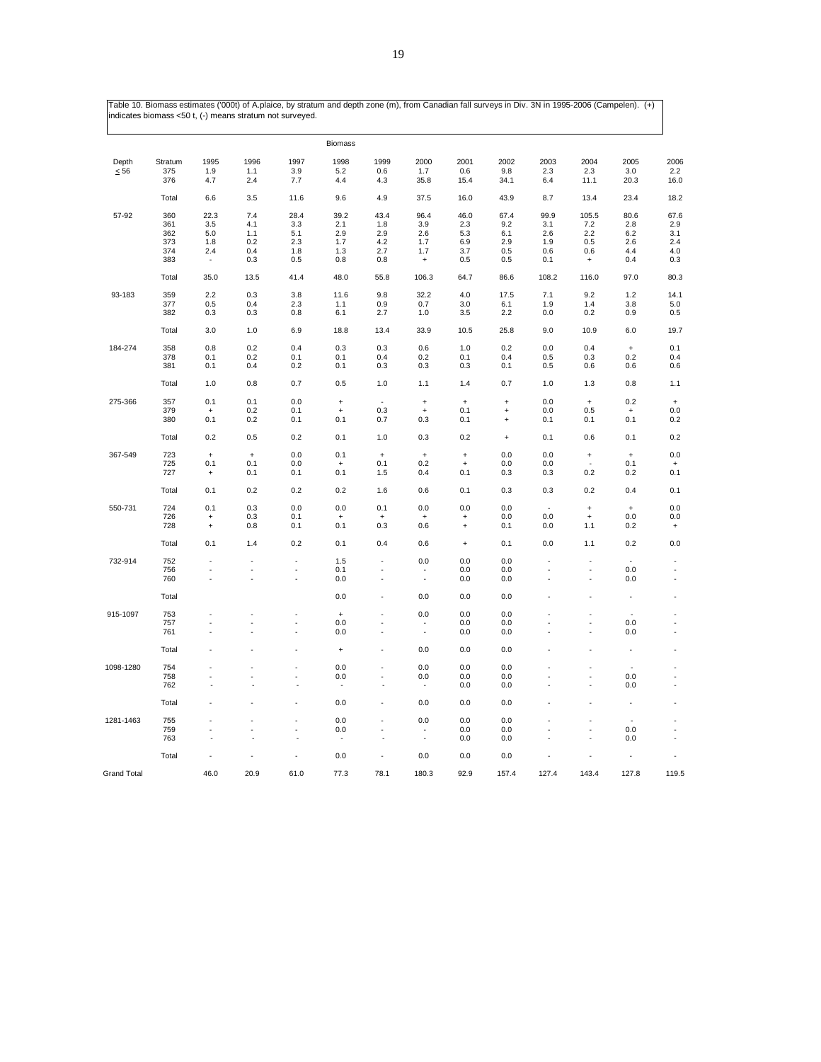Table 10. Biomass estimates ('000t) of A.plaice, by stratum and depth zone (m), from Canadian fall surveys in Div. 3N in 1995-2006 (Campelen). (+) indicates biomass <50 t, (-) means stratum not surveyed.

| | | Biomass | | | | | | | | | | | |
|---|---|---|---|---|---|---|---|---|---|---|---|---|---|
| Depth | Stratum | 1995 | 1996 | 1997 | 1998 | 1999 | 2000 | 2001 | 2002 | 2003 | 2004 | 2005 | 2006 |
| ≤ 56 | 375 | 1.9 | 1.1 | 3.9 | 5.2 | 0.6 | 1.7 | 0.6 | 9.8 | 2.3 | 2.3 | 3.0 | 2.2 |
| | 376 | 4.7 | 2.4 | 7.7 | 4.4 | 4.3 | 35.8 | 15.4 | 34.1 | 6.4 | 11.1 | 20.3 | 16.0 |
| | Total | 6.6 | 3.5 | 11.6 | 9.6 | 4.9 | 37.5 | 16.0 | 43.9 | 8.7 | 13.4 | 23.4 | 18.2 |
| 57-92 | 360 | 22.3 | 7.4 | 28.4 | 39.2 | 43.4 | 96.4 | 46.0 | 67.4 | 99.9 | 105.5 | 80.6 | 67.6 |
| | 361 | 3.5 | 4.1 | 3.3 | 2.1 | 1.8 | 3.9 | 2.3 | 9.2 | 3.1 | 7.2 | 2.8 | 2.9 |
| | 362 | 5.0 | 1.1 | 5.1 | 2.9 | 2.9 | 2.6 | 5.3 | 6.1 | 2.6 | 2.2 | 6.2 | 3.1 |
| | 373 | 1.8 | 0.2 | 2.3 | 1.7 | 4.2 | 1.7 | 6.9 | 2.9 | 1.9 | 0.5 | 2.6 | 2.4 |
| | 374 | 2.4 | 0.4 | 1.8 | 1.3 | 2.7 | 1.7 | 3.7 | 0.5 | 0.6 | 0.6 | 4.4 | 4.0 |
| | 383 | - | 0.3 | 0.5 | 0.8 | 0.8 | + | 0.5 | 0.5 | 0.1 | + | 0.4 | 0.3 |
| | Total | 35.0 | 13.5 | 41.4 | 48.0 | 55.8 | 106.3 | 64.7 | 86.6 | 108.2 | 116.0 | 97.0 | 80.3 |
| 93-183 | 359 | 2.2 | 0.3 | 3.8 | 11.6 | 9.8 | 32.2 | 4.0 | 17.5 | 7.1 | 9.2 | 1.2 | 14.1 |
| | 377 | 0.5 | 0.4 | 2.3 | 1.1 | 0.9 | 0.7 | 3.0 | 6.1 | 1.9 | 1.4 | 3.8 | 5.0 |
| | 382 | 0.3 | 0.3 | 0.8 | 6.1 | 2.7 | 1.0 | 3.5 | 2.2 | 0.0 | 0.2 | 0.9 | 0.5 |
| | Total | 3.0 | 1.0 | 6.9 | 18.8 | 13.4 | 33.9 | 10.5 | 25.8 | 9.0 | 10.9 | 6.0 | 19.7 |
| 184-274 | 358 | 0.8 | 0.2 | 0.4 | 0.3 | 0.3 | 0.6 | 1.0 | 0.2 | 0.0 | 0.4 | + | 0.1 |
| | 378 | 0.1 | 0.2 | 0.1 | 0.1 | 0.4 | 0.2 | 0.1 | 0.4 | 0.5 | 0.3 | 0.2 | 0.4 |
| | 381 | 0.1 | 0.4 | 0.2 | 0.1 | 0.3 | 0.3 | 0.3 | 0.1 | 0.5 | 0.6 | 0.6 | 0.6 |
| | Total | 1.0 | 0.8 | 0.7 | 0.5 | 1.0 | 1.1 | 1.4 | 0.7 | 1.0 | 1.3 | 0.8 | 1.1 |
| 275-366 | 357 | 0.1 | 0.1 | 0.0 | + | - | + | + | + | 0.0 | + | 0.2 | + |
| | 379 | + | 0.2 | 0.1 | + | 0.3 | + | 0.1 | + | 0.0 | 0.5 | + | 0.0 |
| | 380 | 0.1 | 0.2 | 0.1 | 0.1 | 0.7 | 0.3 | 0.1 | + | 0.1 | 0.1 | 0.1 | 0.2 |
| | Total | 0.2 | 0.5 | 0.2 | 0.1 | 1.0 | 0.3 | 0.2 | + | 0.1 | 0.6 | 0.1 | 0.2 |
| 367-549 | 723 | + | + | 0.0 | 0.1 | + | + | + | 0.0 | 0.0 | + | + | 0.0 |
| | 725 | 0.1 | 0.1 | 0.0 | + | 0.1 | 0.2 | + | 0.0 | 0.0 | - | 0.1 | + |
| | 727 | + | 0.1 | 0.1 | 0.1 | 1.5 | 0.4 | 0.1 | 0.3 | 0.3 | 0.2 | 0.2 | 0.1 |
| | Total | 0.1 | 0.2 | 0.2 | 0.2 | 1.6 | 0.6 | 0.1 | 0.3 | 0.3 | 0.2 | 0.4 | 0.1 |
| 550-731 | 724 | 0.1 | 0.3 | 0.0 | 0.0 | 0.1 | 0.0 | 0.0 | 0.0 | - | + | + | 0.0 |
| | 726 | + | 0.3 | 0.1 | + | + | + | + | 0.0 | 0.0 | + | 0.0 | 0.0 |
| | 728 | + | 0.8 | 0.1 | 0.1 | 0.3 | 0.6 | + | 0.1 | 0.0 | 1.1 | 0.2 | + |
| | Total | 0.1 | 1.4 | 0.2 | 0.1 | 0.4 | 0.6 | + | 0.1 | 0.0 | 1.1 | 0.2 | 0.0 |
| 732-914 | 752 | - | - | - | 1.5 | - | 0.0 | 0.0 | 0.0 | - | - | - | - |
| | 756 | - | - | - | 0.1 | - | - | 0.0 | 0.0 | - | - | 0.0 | - |
| | 760 | - | - | - | 0.0 | - | - | 0.0 | 0.0 | - | - | 0.0 | - |
| | Total | | | | 0.0 | - | 0.0 | 0.0 | 0.0 | - | - | - | - |
| 915-1097 | 753 | - | - | - | + | - | 0.0 | 0.0 | 0.0 | - | - | - | - |
| | 757 | - | - | - | 0.0 | - | - | 0.0 | 0.0 | - | - | 0.0 | - |
| | 761 | - | - | - | 0.0 | - | - | 0.0 | 0.0 | - | - | 0.0 | - |
| | Total | - | - | - | + | - | 0.0 | 0.0 | 0.0 | - | - | - | - |
| 1098-1280 | 754 | - | - | - | 0.0 | - | 0.0 | 0.0 | 0.0 | - | - | - | - |
| | 758 | - | - | - | 0.0 | - | 0.0 | 0.0 | 0.0 | - | - | 0.0 | - |
| | 762 | - | - | - | - | - | - | 0.0 | 0.0 | - | - | 0.0 | - |
| | Total | - | - | - | 0.0 | - | 0.0 | 0.0 | 0.0 | - | - | - | - |
| 1281-1463 | 755 | - | - | - | 0.0 | - | 0.0 | 0.0 | 0.0 | - | - | - | - |
| | 759 | - | - | - | 0.0 | - | - | 0.0 | 0.0 | - | - | 0.0 | - |
| | 763 | - | - | - | - | - | - | 0.0 | 0.0 | - | - | 0.0 | - |
| | Total | - | - | - | 0.0 | - | 0.0 | 0.0 | 0.0 | - | - | - | - |
| Grand Total | | 46.0 | 20.9 | 61.0 | 77.3 | 78.1 | 180.3 | 92.9 | 157.4 | 127.4 | 143.4 | 127.8 | 119.5 |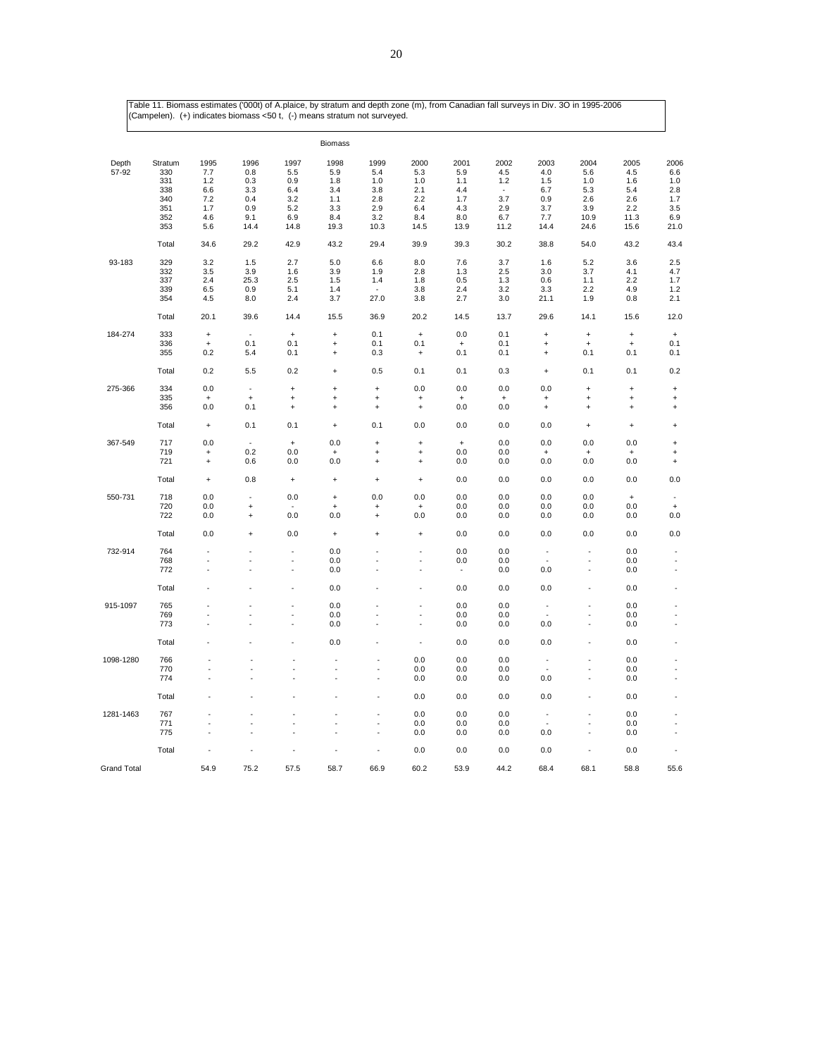Table 11. Biomass estimates ('000t) of A.plaice, by stratum and depth zone (m), from Canadian fall surveys in Div. 3O in 1995-2006 (Campelen). (+) indicates biomass <50 t, (-) means stratum not surveyed.

| | | Biomass | | | | | | | | | | | |
|---|---|---|---|---|---|---|---|---|---|---|---|---|---|
| Depth | Stratum | 1995 | 1996 | 1997 | 1998 | 1999 | 2000 | 2001 | 2002 | 2003 | 2004 | 2005 | 2006 |
| 57-92 | 330 | 7.7 | 0.8 | 5.5 | 5.9 | 5.4 | 5.3 | 5.9 | 4.5 | 4.0 | 5.6 | 4.5 | 6.6 |
| | 331 | 1.2 | 0.3 | 0.9 | 1.8 | 1.0 | 1.0 | 1.1 | 1.2 | 1.5 | 1.0 | 1.6 | 1.0 |
| | 338 | 6.6 | 3.3 | 6.4 | 3.4 | 3.8 | 2.1 | 4.4 | - | 6.7 | 5.3 | 5.4 | 2.8 |
| | 340 | 7.2 | 0.4 | 3.2 | 1.1 | 2.8 | 2.2 | 1.7 | 3.7 | 0.9 | 2.6 | 2.6 | 1.7 |
| | 351 | 1.7 | 0.9 | 5.2 | 3.3 | 2.9 | 6.4 | 4.3 | 2.9 | 3.7 | 3.9 | 2.2 | 3.5 |
| | 352 | 4.6 | 9.1 | 6.9 | 8.4 | 3.2 | 8.4 | 8.0 | 6.7 | 7.7 | 10.9 | 11.3 | 6.9 |
| | 353 | 5.6 | 14.4 | 14.8 | 19.3 | 10.3 | 14.5 | 13.9 | 11.2 | 14.4 | 24.6 | 15.6 | 21.0 |
| | Total | 34.6 | 29.2 | 42.9 | 43.2 | 29.4 | 39.9 | 39.3 | 30.2 | 38.8 | 54.0 | 43.2 | 43.4 |
| 93-183 | 329 | 3.2 | 1.5 | 2.7 | 5.0 | 6.6 | 8.0 | 7.6 | 3.7 | 1.6 | 5.2 | 3.6 | 2.5 |
| | 332 | 3.5 | 3.9 | 1.6 | 3.9 | 1.9 | 2.8 | 1.3 | 2.5 | 3.0 | 3.7 | 4.1 | 4.7 |
| | 337 | 2.4 | 25.3 | 2.5 | 1.5 | 1.4 | 1.8 | 0.5 | 1.3 | 0.6 | 1.1 | 2.2 | 1.7 |
| | 339 | 6.5 | 0.9 | 5.1 | 1.4 | - | 3.8 | 2.4 | 3.2 | 3.3 | 2.2 | 4.9 | 1.2 |
| | 354 | 4.5 | 8.0 | 2.4 | 3.7 | 27.0 | 3.8 | 2.7 | 3.0 | 21.1 | 1.9 | 0.8 | 2.1 |
| | Total | 20.1 | 39.6 | 14.4 | 15.5 | 36.9 | 20.2 | 14.5 | 13.7 | 29.6 | 14.1 | 15.6 | 12.0 |
| 184-274 | 333 | + | - | + | + | 0.1 | + | 0.0 | 0.1 | + | + | + | + |
| | 336 | + | 0.1 | 0.1 | + | 0.1 | 0.1 | + | 0.1 | + | + | + | 0.1 |
| | 355 | 0.2 | 5.4 | 0.1 | + | 0.3 | + | 0.1 | 0.1 | + | 0.1 | 0.1 | 0.1 |
| | Total | 0.2 | 5.5 | 0.2 | + | 0.5 | 0.1 | 0.1 | 0.3 | + | 0.1 | 0.1 | 0.2 |
| 275-366 | 334 | 0.0 | - | + | + | + | 0.0 | 0.0 | 0.0 | 0.0 | + | + | + |
| | 335 | + | + | + | + | + | + | + | + | + | + | + | + |
| | 356 | 0.0 | 0.1 | + | + | + | + | 0.0 | 0.0 | + | + | + | + |
| | Total | + | 0.1 | 0.1 | + | 0.1 | 0.0 | 0.0 | 0.0 | 0.0 | + | + | + |
| 367-549 | 717 | 0.0 | - | + | 0.0 | + | + | + | 0.0 | 0.0 | 0.0 | 0.0 | + |
| | 719 | + | 0.2 | 0.0 | + | + | + | 0.0 | 0.0 | + | + | + | + |
| | 721 | + | 0.6 | 0.0 | 0.0 | + | + | 0.0 | 0.0 | 0.0 | 0.0 | 0.0 | + |
| | Total | + | 0.8 | + | + | + | + | 0.0 | 0.0 | 0.0 | 0.0 | 0.0 | 0.0 |
| 550-731 | 718 | 0.0 | - | 0.0 | + | 0.0 | 0.0 | 0.0 | 0.0 | 0.0 | 0.0 | + | - |
| | 720 | 0.0 | + | - | + | + | + | 0.0 | 0.0 | 0.0 | 0.0 | 0.0 | + |
| | 722 | 0.0 | + | 0.0 | 0.0 | + | 0.0 | 0.0 | 0.0 | 0.0 | 0.0 | 0.0 | 0.0 |
| | Total | 0.0 | + | 0.0 | + | + | + | 0.0 | 0.0 | 0.0 | 0.0 | 0.0 | 0.0 |
| 732-914 | 764 | - | - | - | 0.0 | - | - | 0.0 | 0.0 | - | - | 0.0 | - |
| | 768 | - | - | - | 0.0 | - | - | 0.0 | 0.0 | - | - | 0.0 | - |
| | 772 | - | - | - | 0.0 | - | - | - | 0.0 | 0.0 | - | 0.0 | - |
| | Total | - | - | - | 0.0 | - | - | 0.0 | 0.0 | 0.0 | - | 0.0 | - |
| 915-1097 | 765 | - | - | - | 0.0 | - | - | 0.0 | 0.0 | - | - | 0.0 | - |
| | 769 | - | - | - | 0.0 | - | - | 0.0 | 0.0 | - | - | 0.0 | - |
| | 773 | - | - | - | 0.0 | - | - | 0.0 | 0.0 | 0.0 | - | 0.0 | - |
| | Total | - | - | - | 0.0 | - | - | 0.0 | 0.0 | 0.0 | - | 0.0 | - |
| 1098-1280 | 766 | - | - | - | - | - | 0.0 | 0.0 | 0.0 | - | - | 0.0 | - |
| | 770 | - | - | - | - | - | 0.0 | 0.0 | 0.0 | - | - | 0.0 | - |
| | 774 | - | - | - | - | - | 0.0 | 0.0 | 0.0 | 0.0 | - | 0.0 | - |
| | Total | - | - | - | - | - | 0.0 | 0.0 | 0.0 | 0.0 | - | 0.0 | - |
| 1281-1463 | 767 | - | - | - | - | - | 0.0 | 0.0 | 0.0 | - | - | 0.0 | - |
| | 771 | - | - | - | - | - | 0.0 | 0.0 | 0.0 | - | - | 0.0 | - |
| | 775 | - | - | - | - | - | 0.0 | 0.0 | 0.0 | 0.0 | - | 0.0 | - |
| | Total | - | - | - | - | - | 0.0 | 0.0 | 0.0 | 0.0 | - | 0.0 | - |
| Grand Total | | 54.9 | 75.2 | 57.5 | 58.7 | 66.9 | 60.2 | 53.9 | 44.2 | 68.4 | 68.1 | 58.8 | 55.6 |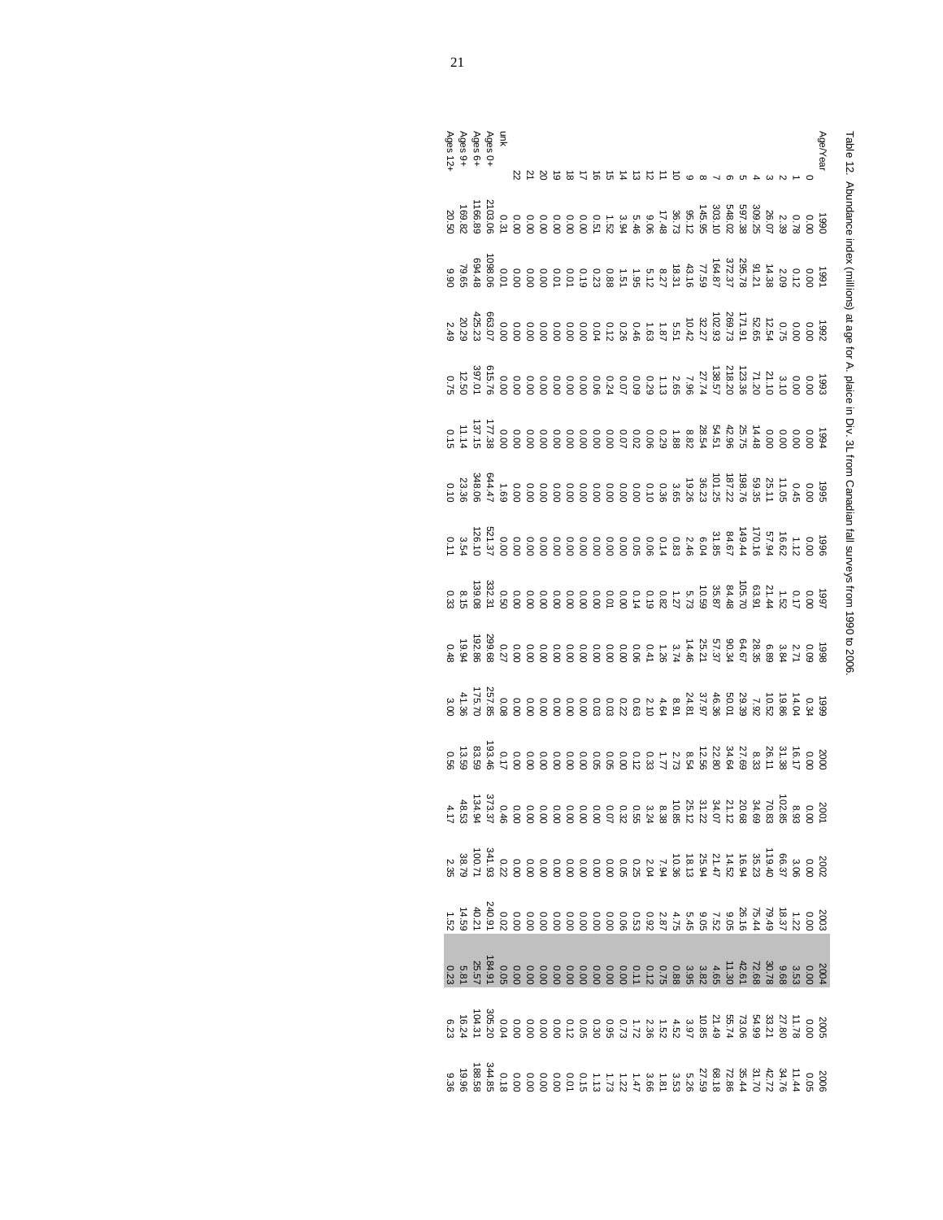Table 12. Abundance index (millions) at age for A. plaice in Div. 3L from Canadian fall surveys from 1990 to 2006.

| Age/Year | 1990 | 1991 | 1992 | 1993 | 1994 | 1995 | 1996 | 1997 | 1998 | 1999 | 2000 | 2001 | 2002 | 2003 | 2004 | 2005 | 2006 |
|---|---|---|---|---|---|---|---|---|---|---|---|---|---|---|---|---|---|
| 0 | 0.00 | 0.00 | 0.00 | 0.00 | 0.00 | 0.00 | 0.00 | 0.00 | 0.09 | 0.34 | 0.00 | 0.00 | 0.00 | 0.00 | 0.00 | 0.00 | 0.05 |
| 1 | 0.78 | 0.12 | 0.00 | 0.00 | 0.00 | 0.45 | 1.12 | 0.17 | 2.71 | 14.04 | 16.17 | 8.93 | 3.06 | 1.22 | 3.53 | 11.78 | 11.44 |
| 2 | 2.39 | 2.09 | 0.75 | 3.10 | 0.00 | 11.05 | 16.62 | 1.52 | 3.84 | 19.86 | 31.38 | 102.85 | 66.37 | 18.37 | 9.68 | 27.80 | 34.76 |
| 3 | 26.07 | 14.38 | 12.54 | 21.10 | 0.00 | 25.11 | 57.94 | 21.44 | 6.89 | 10.52 | 26.11 | 70.83 | 119.40 | 79.49 | 30.78 | 33.21 | 42.72 |
| 4 | 309.25 | 91.21 | 52.65 | 71.20 | 14.48 | 59.35 | 170.16 | 63.91 | 28.35 | 7.92 | 8.33 | 34.69 | 35.23 | 75.44 | 72.68 | 54.99 | 31.70 |
| 5 | 597.38 | 295.78 | 171.91 | 123.36 | 25.75 | 198.76 | 149.44 | 105.70 | 64.67 | 29.39 | 27.69 | 20.68 | 16.94 | 26.16 | 42.61 | 73.06 | 35.44 |
| 6 | 548.02 | 372.37 | 269.73 | 218.20 | 42.96 | 187.22 | 84.67 | 84.48 | 90.34 | 50.01 | 34.64 | 21.12 | 14.52 | 9.05 | 11.30 | 55.74 | 72.86 |
| 7 | 303.10 | 164.87 | 102.93 | 138.57 | 54.51 | 101.25 | 31.85 | 35.87 | 57.37 | 46.36 | 22.80 | 34.07 | 21.47 | 7.52 | 4.65 | 21.49 | 68.18 |
| 8 | 145.95 | 77.59 | 32.27 | 27.74 | 28.54 | 36.23 | 6.04 | 10.59 | 25.21 | 37.97 | 12.56 | 31.22 | 25.94 | 9.05 | 3.82 | 10.85 | 27.59 |
| 9 | 95.12 | 43.16 | 10.42 | 7.96 | 8.82 | 19.26 | 2.46 | 5.73 | 14.46 | 24.81 | 8.54 | 25.12 | 18.13 | 5.45 | 3.95 | 3.97 | 5.26 |
| 10 | 36.73 | 18.31 | 5.51 | 2.65 | 1.88 | 3.65 | 0.83 | 1.27 | 3.74 | 8.91 | 2.73 | 10.85 | 10.36 | 4.75 | 0.88 | 4.52 | 3.53 |
| 11 | 17.48 | 8.27 | 1.87 | 1.13 | 0.29 | 0.36 | 0.14 | 0.82 | 1.26 | 4.64 | 1.77 | 8.38 | 7.94 | 2.87 | 0.75 | 1.52 | 1.81 |
| 12 | 9.06 | 5.12 | 1.63 | 0.29 | 0.06 | 0.10 | 0.06 | 0.19 | 0.41 | 2.10 | 0.33 | 3.24 | 2.04 | 0.92 | 0.12 | 2.36 | 3.66 |
| 13 | 5.46 | 1.95 | 0.46 | 0.09 | 0.02 | 0.00 | 0.05 | 0.14 | 0.06 | 0.63 | 0.12 | 0.55 | 0.25 | 0.53 | 0.11 | 1.72 | 1.47 |
| 14 | 3.94 | 1.51 | 0.26 | 0.07 | 0.07 | 0.00 | 0.00 | 0.00 | 0.06 | 0.22 | 0.00 | 0.32 | 0.05 | 0.06 | 0.00 | 0.73 | 1.22 |
| 15 | 1.52 | 0.88 | 0.12 | 0.24 | 0.00 | 0.00 | 0.00 | 0.01 | 0.00 | 0.03 | 0.05 | 0.07 | 0.00 | 0.00 | 0.00 | 0.95 | 1.73 |
| 16 | 0.51 | 0.23 | 0.04 | 0.06 | 0.00 | 0.00 | 0.00 | 0.00 | 0.00 | 0.03 | 0.05 | 0.00 | 0.00 | 0.00 | 0.00 | 0.30 | 1.13 |
| 17 | 0.00 | 0.19 | 0.00 | 0.00 | 0.00 | 0.00 | 0.00 | 0.00 | 0.00 | 0.00 | 0.00 | 0.00 | 0.00 | 0.00 | 0.00 | 0.05 | 0.15 |
| 18 | 0.00 | 0.01 | 0.00 | 0.00 | 0.00 | 0.00 | 0.00 | 0.00 | 0.00 | 0.00 | 0.00 | 0.00 | 0.00 | 0.00 | 0.00 | 0.12 | 0.01 |
| 19 | 0.00 | 0.01 | 0.00 | 0.00 | 0.00 | 0.00 | 0.00 | 0.00 | 0.00 | 0.00 | 0.00 | 0.00 | 0.00 | 0.00 | 0.00 | 0.00 | 0.00 |
| 20 | 0.00 | 0.00 | 0.00 | 0.00 | 0.00 | 0.00 | 0.00 | 0.00 | 0.00 | 0.00 | 0.00 | 0.00 | 0.00 | 0.00 | 0.00 | 0.00 | 0.00 |
| 21 | 0.00 | 0.00 | 0.00 | 0.00 | 0.00 | 0.00 | 0.00 | 0.00 | 0.00 | 0.00 | 0.00 | 0.00 | 0.00 | 0.00 | 0.00 | 0.00 | 0.00 |
| 22 | 0.00 | 0.00 | 0.00 | 0.00 | 0.00 | 0.00 | 0.00 | 0.00 | 0.00 | 0.00 | 0.00 | 0.00 | 0.00 | 0.00 | 0.00 | 0.00 | 0.00 |
| unk | 0.31 | 0.01 | 0.00 | 0.00 | 0.00 | 1.69 | 0.00 | 0.50 | 0.27 | 0.08 | 0.17 | 0.46 | 0.22 | 0.02 | 0.05 | 0.04 | 0.18 |
| Ages 0+ | 2103.06 | 1098.06 | 663.07 | 615.76 | 177.38 | 644.47 | 521.37 | 332.31 | 299.68 | 257.85 | 193.46 | 373.37 | 341.93 | 240.91 | 184.91 | 305.20 | 344.85 |
| Ages 6+ | 1166.89 | 694.48 | 425.23 | 397.01 | 137.15 | 348.06 | 126.10 | 139.08 | 192.86 | 175.70 | 83.59 | 134.94 | 100.71 | 40.21 | 25.57 | 104.31 | 188.58 |
| Ages 9+ | 169.82 | 79.65 | 20.29 | 12.50 | 11.14 | 23.36 | 3.54 | 8.15 | 19.94 | 41.36 | 13.59 | 48.53 | 38.79 | 14.59 | 5.81 | 16.24 | 19.96 |
| Ages 12+ | 20.50 | 9.90 | 2.49 | 0.75 | 0.15 | 0.10 | 0.11 | 0.33 | 0.48 | 3.00 | 0.56 | 4.17 | 2.35 | 1.52 | 0.23 | 6.23 | 9.36 |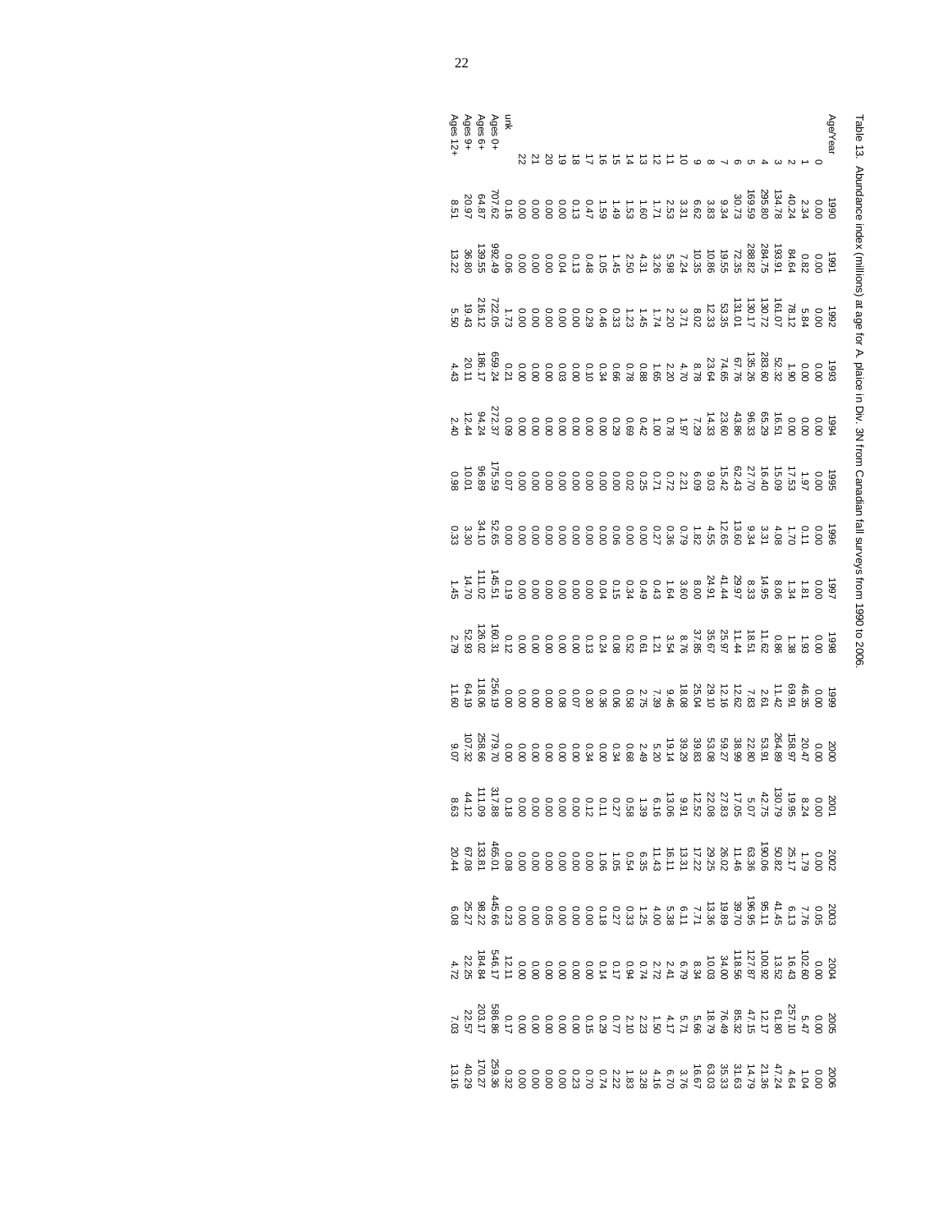Table 13. Abundance index (millions) at age for A. plaice in Div. 3N from Canadian fall surveys from 1990 to 2006.

| Age/Year | 1990 | 1991 | 1992 | 1993 | 1994 | 1995 | 1996 | 1997 | 1998 | 1999 | 2000 | 2001 | 2002 | 2003 | 2004 | 2005 | 2006 |
|---|---|---|---|---|---|---|---|---|---|---|---|---|---|---|---|---|---|
| 0 | 0.00 | 0.00 | 0.00 | 0.00 | 0.00 | 0.00 | 0.00 | 0.00 | 0.00 | 0.00 | 0.00 | 0.00 | 0.00 | 0.05 | 0.00 | 0.00 | 0.00 |
| 1 | 2.34 | 0.82 | 5.84 | 0.00 | 0.00 | 1.97 | 0.11 | 1.81 | 1.93 | 46.35 | 20.47 | 8.24 | 1.79 | 7.76 | 102.60 | 5.47 | 1.04 |
| 2 | 40.24 | 84.64 | 78.12 | 1.90 | 0.00 | 17.53 | 1.70 | 1.34 | 1.38 | 69.91 | 156.97 | 19.95 | 25.17 | 6.13 | 16.43 | 257.10 | 4.64 |
| 3 | 134.78 | 193.91 | 161.07 | 52.32 | 16.51 | 15.09 | 4.08 | 8.06 | 0.86 | 11.42 | 264.89 | 130.79 | 50.82 | 41.45 | 13.52 | 61.80 | 47.24 |
| 4 | 295.80 | 284.75 | 130.72 | 283.60 | 65.29 | 16.40 | 3.31 | 14.95 | 11.62 | 2.61 | 53.91 | 42.75 | 190.06 | 95.11 | 100.92 | 12.17 | 21.36 |
| 5 | 169.59 | 288.82 | 130.17 | 135.26 | 96.33 | 27.70 | 9.34 | 8.33 | 18.51 | 7.83 | 22.80 | 5.07 | 63.36 | 196.95 | 127.87 | 47.15 | 14.79 |
| 6 | 30.73 | 72.35 | 131.01 | 67.76 | 43.86 | 62.43 | 13.60 | 29.97 | 11.44 | 12.62 | 38.99 | 17.05 | 11.46 | 39.70 | 118.56 | 85.32 | 31.63 |
| 7 | 9.34 | 19.55 | 53.35 | 74.65 | 23.60 | 15.42 | 12.65 | 41.44 | 25.97 | 12.16 | 59.27 | 27.83 | 26.02 | 19.89 | 34.00 | 76.49 | 35.33 |
| 8 | 3.83 | 10.86 | 12.33 | 23.64 | 14.33 | 9.03 | 4.55 | 24.91 | 35.67 | 29.10 | 53.08 | 22.08 | 29.25 | 13.36 | 10.03 | 18.79 | 63.03 |
| 9 | 6.62 | 10.35 | 8.02 | 8.78 | 7.29 | 6.09 | 1.82 | 8.00 | 37.85 | 25.04 | 39.83 | 12.52 | 17.22 | 7.71 | 8.34 | 5.66 | 16.67 |
| 10 | 3.31 | 7.24 | 3.71 | 4.70 | 1.97 | 2.21 | 0.79 | 3.60 | 8.76 | 18.08 | 39.29 | 9.91 | 13.31 | 6.11 | 6.79 | 5.71 | 3.76 |
| 11 | 2.53 | 5.98 | 2.20 | 2.20 | 0.78 | 0.72 | 0.36 | 1.64 | 3.54 | 9.46 | 19.14 | 13.06 | 16.11 | 5.38 | 2.41 | 4.17 | 6.70 |
| 12 | 1.71 | 3.26 | 1.74 | 1.65 | 1.00 | 0.71 | 0.27 | 0.43 | 1.21 | 7.39 | 5.20 | 6.16 | 11.43 | 4.00 | 2.72 | 1.50 | 4.16 |
| 13 | 1.60 | 4.31 | 1.45 | 0.88 | 0.42 | 0.25 | 0.00 | 0.49 | 0.61 | 2.75 | 2.49 | 1.39 | 6.35 | 1.25 | 0.74 | 2.23 | 3.28 |
| 14 | 1.53 | 2.50 | 1.23 | 0.78 | 0.69 | 0.02 | 0.00 | 0.34 | 0.52 | 0.58 | 0.68 | 0.58 | 0.54 | 0.33 | 0.94 | 2.10 | 1.83 |
| 15 | 1.49 | 1.45 | 0.33 | 0.66 | 0.29 | 0.00 | 0.06 | 0.15 | 0.08 | 0.06 | 0.34 | 0.27 | 1.05 | 0.27 | 0.17 | 0.77 | 2.22 |
| 16 | 1.59 | 1.05 | 0.46 | 0.34 | 0.00 | 0.00 | 0.00 | 0.04 | 0.24 | 0.36 | 0.00 | 0.11 | 1.06 | 0.18 | 0.14 | 0.29 | 0.74 |
| 17 | 0.47 | 0.48 | 0.29 | 0.10 | 0.00 | 0.00 | 0.00 | 0.00 | 0.13 | 0.30 | 0.34 | 0.12 | 0.00 | 0.00 | 0.00 | 0.15 | 0.70 |
| 18 | 0.13 | 0.13 | 0.00 | 0.00 | 0.00 | 0.00 | 0.00 | 0.00 | 0.00 | 0.07 | 0.00 | 0.00 | 0.00 | 0.00 | 0.00 | 0.00 | 0.23 |
| 19 | 0.00 | 0.04 | 0.00 | 0.03 | 0.00 | 0.00 | 0.00 | 0.00 | 0.00 | 0.08 | 0.00 | 0.00 | 0.00 | 0.00 | 0.00 | 0.00 | 0.00 |
| 20 | 0.00 | 0.00 | 0.00 | 0.00 | 0.00 | 0.00 | 0.00 | 0.00 | 0.00 | 0.00 | 0.00 | 0.00 | 0.00 | 0.05 | 0.00 | 0.00 | 0.00 |
| 21 | 0.00 | 0.00 | 0.00 | 0.00 | 0.00 | 0.00 | 0.00 | 0.00 | 0.00 | 0.00 | 0.00 | 0.00 | 0.00 | 0.00 | 0.00 | 0.00 | 0.00 |
| 22 | 0.00 | 0.00 | 0.00 | 0.00 | 0.00 | 0.00 | 0.00 | 0.00 | 0.00 | 0.00 | 0.00 | 0.00 | 0.00 | 0.00 | 0.00 | 0.00 | 0.00 |
| unk | 0.16 | 0.06 | 1.73 | 0.21 | 0.09 | 0.07 | 0.00 | 0.19 | 0.12 | 0.00 | 0.00 | 0.18 | 0.08 | 0.23 | 12.11 | 0.17 | 0.32 |
| Ages 0+ | 707.62 | 992.49 | 722.05 | 659.24 | 272.37 | 175.59 | 52.65 | 145.51 | 160.31 | 256.19 | 779.70 | 317.88 | 465.01 | 445.66 | 546.17 | 586.86 | 259.36 |
| Ages 6+ | 64.87 | 139.55 | 216.12 | 186.17 | 94.24 | 96.89 | 34.10 | 111.02 | 126.02 | 118.06 | 258.66 | 111.09 | 133.81 | 98.22 | 184.84 | 203.17 | 170.27 |
| Ages 9+ | 20.97 | 36.80 | 19.43 | 20.11 | 12.44 | 10.01 | 3.30 | 14.70 | 52.93 | 64.19 | 107.32 | 44.12 | 67.08 | 25.27 | 22.25 | 22.57 | 40.29 |
| Ages 12+ | 8.51 | 13.22 | 5.50 | 4.43 | 2.40 | 0.98 | 0.33 | 1.45 | 2.79 | 11.60 | 9.07 | 8.63 | 20.44 | 6.08 | 4.72 | 7.03 | 13.16 |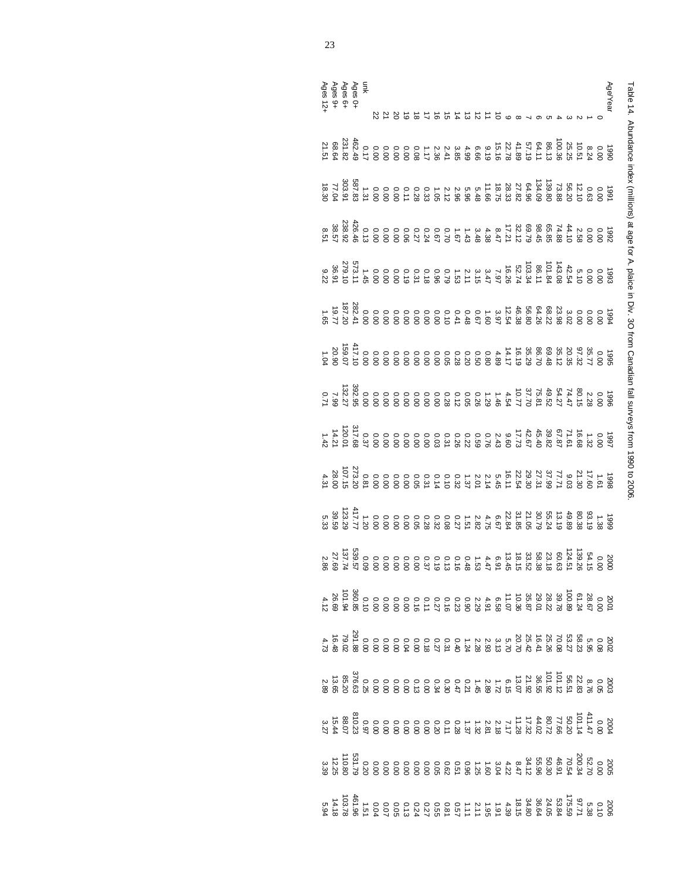Table 14. Abundance index (millions) at age for A. plaice in Div. 3O from Canadian fall surveys from 1990 to 2006.

| Age/Year | 1990 | 1991 | 1992 | 1993 | 1994 | 1995 | 1996 | 1997 | 1998 | 1999 | 2000 | 2001 | 2002 | 2003 | 2004 | 2005 | 2006 |
|---|---|---|---|---|---|---|---|---|---|---|---|---|---|---|---|---|---|
| 0 | 0.00 | 0.00 | 0.00 | 0.00 | 0.00 | 0.00 | 0.00 | 0.00 | 1.61 | 1.38 | 0.00 | 0.00 | 0.08 | 0.05 | 0.00 | 0.00 | 0.10 |
| 1 | 8.24 | 0.63 | 0.00 | 0.00 | 0.00 | 35.77 | 2.28 | 1.32 | 17.60 | 93.19 | 54.15 | 28.67 | 5.95 | 8.76 | 411.47 | 52.70 | 5.38 |
| 2 | 10.51 | 12.10 | 2.58 | 5.10 | 0.00 | 97.32 | 80.15 | 16.68 | 21.30 | 80.38 | 139.26 | 61.24 | 58.23 | 22.83 | 101.14 | 200.34 | 97.71 |
| 3 | 25.25 | 56.20 | 44.10 | 42.54 | 3.02 | 20.35 | 74.47 | 71.61 | 9.03 | 49.89 | 124.51 | 100.89 | 53.27 | 56.51 | 50.20 | 70.54 | 175.59 |
| 4 | 100.36 | 73.88 | 74.88 | 143.08 | 23.98 | 35.12 | 54.27 | 67.87 | 77.71 | 13.19 | 60.63 | 39.78 | 70.08 | 101.12 | 77.66 | 46.91 | 53.84 |
| 5 | 86.13 | 139.80 | 65.85 | 101.84 | 68.22 | 69.48 | 49.52 | 39.82 | 37.99 | 55.24 | 23.18 | 28.22 | 25.26 | 101.92 | 80.72 | 50.30 | 24.05 |
| 6 | 64.11 | 134.09 | 98.45 | 86.11 | 64.26 | 86.70 | 75.81 | 45.40 | 27.31 | 30.79 | 58.38 | 29.01 | 16.41 | 36.55 | 44.02 | 55.96 | 36.64 |
| 7 | 57.19 | 64.96 | 69.79 | 103.34 | 56.80 | 35.29 | 37.70 | 42.67 | 29.30 | 21.05 | 33.52 | 35.87 | 25.42 | 21.92 | 17.32 | 34.12 | 34.80 |
| 8 | 41.89 | 27.82 | 32.12 | 52.74 | 46.38 | 16.19 | 10.77 | 17.73 | 22.54 | 31.85 | 18.15 | 10.36 | 20.70 | 13.07 | 11.28 | 8.47 | 18.15 |
| 9 | 22.78 | 28.33 | 17.21 | 16.26 | 12.54 | 14.17 | 4.54 | 9.60 | 16.11 | 22.84 | 13.45 | 11.07 | 5.70 | 6.15 | 7.17 | 4.22 | 4.39 |
| 10 | 15.16 | 18.75 | 8.47 | 7.97 | 3.97 | 4.89 | 1.46 | 2.43 | 5.45 | 6.67 | 6.91 | 6.58 | 3.13 | 1.72 | 2.18 | 3.04 | 1.91 |
| 11 | 9.19 | 11.66 | 4.38 | 3.47 | 1.60 | 0.80 | 1.29 | 0.76 | 2.14 | 4.75 | 4.47 | 4.91 | 2.93 | 2.89 | 2.81 | 1.60 | 1.95 |
| 12 | 6.66 | 5.48 | 3.48 | 3.15 | 0.67 | 0.50 | 0.26 | 0.59 | 2.01 | 2.82 | 1.53 | 2.29 | 2.28 | 1.45 | 1.32 | 1.25 | 2.11 |
| 13 | 4.99 | 5.96 | 1.43 | 2.11 | 0.48 | 0.20 | 0.05 | 0.22 | 1.37 | 1.51 | 0.48 | 0.90 | 1.24 | 0.21 | 1.37 | 0.96 | 1.11 |
| 14 | 3.85 | 2.96 | 1.67 | 1.53 | 0.41 | 0.28 | 0.12 | 0.26 | 0.32 | 0.27 | 0.16 | 0.23 | 0.40 | 0.47 | 0.28 | 0.51 | 0.57 |
| 15 | 2.41 | 2.12 | 0.70 | 0.79 | 0.10 | 0.05 | 0.28 | 0.31 | 0.10 | 0.08 | 0.13 | 0.16 | 0.31 | 0.30 | 0.11 | 0.62 | 0.81 |
| 16 | 2.36 | 1.05 | 0.67 | 0.96 | 0.00 | 0.00 | 0.00 | 0.03 | 0.14 | 0.32 | 0.19 | 0.27 | 0.27 | 0.34 | 0.20 | 0.05 | 0.55 |
| 17 | 1.17 | 0.33 | 0.24 | 0.18 | 0.00 | 0.00 | 0.00 | 0.00 | 0.31 | 0.28 | 0.37 | 0.11 | 0.18 | 0.00 | 0.00 | 0.00 | 0.27 |
| 18 | 0.08 | 0.28 | 0.27 | 0.31 | 0.00 | 0.00 | 0.00 | 0.00 | 0.05 | 0.05 | 0.00 | 0.16 | 0.00 | 0.13 | 0.00 | 0.00 | 0.24 |
| 19 | 0.00 | 0.11 | 0.06 | 0.19 | 0.00 | 0.00 | 0.00 | 0.00 | 0.00 | 0.00 | 0.00 | 0.00 | 0.04 | 0.00 | 0.00 | 0.00 | 0.13 |
| 20 | 0.00 | 0.00 | 0.00 | 0.00 | 0.00 | 0.00 | 0.00 | 0.00 | 0.00 | 0.00 | 0.00 | 0.00 | 0.00 | 0.00 | 0.00 | 0.00 | 0.05 |
| 21 | 0.00 | 0.00 | 0.00 | 0.00 | 0.00 | 0.00 | 0.00 | 0.00 | 0.00 | 0.00 | 0.00 | 0.00 | 0.00 | 0.00 | 0.00 | 0.00 | 0.07 |
| 22 | 0.00 | 0.00 | 0.00 | 0.00 | 0.00 | 0.00 | 0.00 | 0.00 | 0.00 | 0.00 | 0.00 | 0.00 | 0.00 | 0.00 | 0.00 | 0.00 | 0.04 |
| unk | 0.17 | 1.31 | 0.13 | 1.45 | 0.00 | 0.00 | 0.00 | 0.37 | 0.81 | 1.20 | 0.09 | 0.10 | 0.00 | 0.25 | 0.97 | 0.20 | 1.51 |
| Ages 0+ | 462.49 | 587.83 | 426.46 | 573.11 | 282.41 | 417.10 | 392.95 | 317.68 | 273.20 | 417.77 | 539.57 | 360.85 | 291.88 | 376.63 | 810.23 | 531.79 | 461.96 |
| Ages 6+ | 231.82 | 303.91 | 238.92 | 279.10 | 187.20 | 159.07 | 132.27 | 120.01 | 107.15 | 123.29 | 137.74 | 101.94 | 79.02 | 85.20 | 88.07 | 110.80 | 103.78 |
| Ages 9+ | 68.64 | 77.04 | 38.57 | 36.91 | 19.77 | 20.90 | 7.99 | 14.21 | 28.00 | 39.59 | 27.69 | 26.69 | 16.48 | 13.65 | 15.44 | 12.25 | 14.18 |
| Ages 12+ | 21.51 | 18.30 | 8.51 | 9.22 | 1.65 | 1.04 | 0.71 | 1.42 | 4.31 | 5.33 | 2.86 | 4.12 | 4.73 | 2.89 | 3.27 | 3.39 | 5.94 |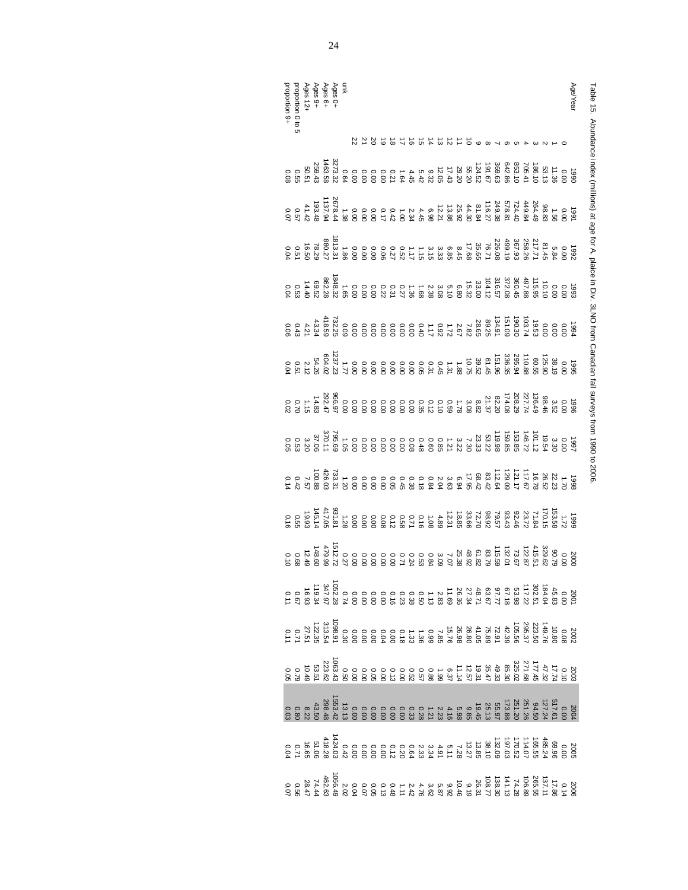Table 15. Abundance index (millions) at age for A. plaice in Div. 3LNO from Canadian fall surveys from 1990 to 2006.

| Age/Year | 1990 | 1991 | 1992 | 1993 | 1994 | 1995 | 1996 | 1997 | 1998 | 1999 | 2000 | 2001 | 2002 | 2003 | 2004 | 2005 | 2006 |
|---|---|---|---|---|---|---|---|---|---|---|---|---|---|---|---|---|---|
| 0 | 0.00 | 0.00 | 0.00 | 0.00 | 0.00 | 0.00 | 0.00 | 0.00 | 1.70 | 1.72 | 0.00 | 0.00 | 0.08 | 0.10 | 0.00 | 0.00 | 0.14 |
| 1 | 11.36 | 1.56 | 5.84 | 0.00 | 0.00 | 38.19 | 3.52 | 3.30 | 22.23 | 153.58 | 90.79 | 45.83 | 10.80 | 17.74 | 517.61 | 69.96 | 17.86 |
| 2 | 53.13 | 98.83 | 81.45 | 10.10 | 0.00 | 125.90 | 98.46 | 19.54 | 26.52 | 170.15 | 329.62 | 184.04 | 149.76 | 47.32 | 127.24 | 485.24 | 137.11 |
| 3 | 186.10 | 264.49 | 217.71 | 115.95 | 19.53 | 60.55 | 136.49 | 101.12 | 16.78 | 71.84 | 415.51 | 302.51 | 223.50 | 177.45 | 94.50 | 165.55 | 265.55 |
| 4 | 705.41 | 449.84 | 258.26 | 497.88 | 103.74 | 110.88 | 227.74 | 146.72 | 117.67 | 23.72 | 122.87 | 117.22 | 295.37 | 271.68 | 251.26 | 114.07 | 106.89 |
| 5 | 853.10 | 724.40 | 367.93 | 360.45 | 190.30 | 295.94 | 208.29 | 153.85 | 121.17 | 92.46 | 73.67 | 53.98 | 105.56 | 325.02 | 251.20 | 170.52 | 74.28 |
| 6 | 642.86 | 578.81 | 499.19 | 372.08 | 151.09 | 336.35 | 174.08 | 159.85 | 129.09 | 93.43 | 132.01 | 67.18 | 42.39 | 85.30 | 173.88 | 197.03 | 141.13 |
| 7 | 369.63 | 249.38 | 226.08 | 316.57 | 134.91 | 151.96 | 82.20 | 119.98 | 112.64 | 79.57 | 115.59 | 97.77 | 72.91 | 49.33 | 55.97 | 132.09 | 138.30 |
| 8 | 191.67 | 116.27 | 76.71 | 104.12 | 89.25 | 61.45 | 21.37 | 53.22 | 83.42 | 98.92 | 83.79 | 63.67 | 75.89 | 35.47 | 25.13 | 38.10 | 108.77 |
| 9 | 124.52 | 81.84 | 35.65 | 33.00 | 28.65 | 39.52 | 8.82 | 23.33 | 68.42 | 72.70 | 61.82 | 48.71 | 41.05 | 19.31 | 19.45 | 13.85 | 26.31 |
| 10 | 55.20 | 44.30 | 17.68 | 15.32 | 7.82 | 10.75 | 3.08 | 7.30 | 17.95 | 33.66 | 48.92 | 27.34 | 26.80 | 12.57 | 9.85 | 13.27 | 9.19 |
| 11 | 29.20 | 25.92 | 8.45 | 6.80 | 2.67 | 1.88 | 1.78 | 3.22 | 6.94 | 18.85 | 25.38 | 26.36 | 26.98 | 11.14 | 5.98 | 7.28 | 10.46 |
| 12 | 17.43 | 13.86 | 6.85 | 5.10 | 1.72 | 1.31 | 0.59 | 1.21 | 3.63 | 12.31 | 7.07 | 11.69 | 15.76 | 6.37 | 4.16 | 5.11 | 9.92 |
| 13 | 12.05 | 12.21 | 3.33 | 3.08 | 0.92 | 0.45 | 0.10 | 0.85 | 2.04 | 4.89 | 3.09 | 2.83 | 7.85 | 1.99 | 2.23 | 4.91 | 5.87 |
| 14 | 9.32 | 6.98 | 3.15 | 2.38 | 1.17 | 0.31 | 0.12 | 0.60 | 0.84 | 1.08 | 0.84 | 1.13 | 0.99 | 0.86 | 1.21 | 3.34 | 3.62 |
| 15 | 5.42 | 4.45 | 1.15 | 1.68 | 0.40 | 0.05 | 0.35 | 0.48 | 0.18 | 0.16 | 0.53 | 0.50 | 1.36 | 0.57 | 0.28 | 2.33 | 4.76 |
| 16 | 4.45 | 2.34 | 1.17 | 1.36 | 0.00 | 0.00 | 0.00 | 0.08 | 0.38 | 0.71 | 0.24 | 0.38 | 1.33 | 0.52 | 0.33 | 0.64 | 2.42 |
| 17 | 1.64 | 1.00 | 0.52 | 0.27 | 0.00 | 0.00 | 0.00 | 0.00 | 0.45 | 0.58 | 0.71 | 0.23 | 0.18 | 0.00 | 0.00 | 0.20 | 1.11 |
| 18 | 0.21 | 0.42 | 0.27 | 0.31 | 0.00 | 0.00 | 0.00 | 0.00 | 0.05 | 0.12 | 0.00 | 0.16 | 0.00 | 0.13 | 0.00 | 0.12 | 0.48 |
| 19 | 0.00 | 0.17 | 0.06 | 0.22 | 0.00 | 0.00 | 0.00 | 0.00 | 0.00 | 0.08 | 0.00 | 0.00 | 0.04 | 0.00 | 0.00 | 0.00 | 0.13 |
| 20 | 0.00 | 0.00 | 0.00 | 0.00 | 0.00 | 0.00 | 0.00 | 0.00 | 0.00 | 0.00 | 0.00 | 0.00 | 0.00 | 0.05 | 0.00 | 0.00 | 0.05 |
| 21 | 0.00 | 0.00 | 0.00 | 0.00 | 0.00 | 0.00 | 0.00 | 0.00 | 0.00 | 0.00 | 0.00 | 0.00 | 0.00 | 0.00 | 0.00 | 0.00 | 0.07 |
| 22 | 0.00 | 0.00 | 0.00 | 0.00 | 0.00 | 0.00 | 0.00 | 0.00 | 0.00 | 0.00 | 0.00 | 0.00 | 0.00 | 0.00 | 0.00 | 0.00 | 0.04 |
| unk | 0.64 | 1.38 | 1.86 | 1.65 | 0.09 | 1.77 | 0.00 | 1.05 | 1.20 | 1.28 | 0.27 | 0.74 | 0.30 | 0.50 | 13.13 | 0.42 | 2.02 |
| Ages 0+ | 3273.32 | 2678.44 | 1813.31 | 1848.32 | 732.25 | 1237.23 | 966.97 | 795.69 | 733.31 | 931.81 | 1512.72 | 1052.28 | 1098.91 | 1063.43 | 1553.42 | 1424.03 | 1066.49 |
| Ages 6+ | 1463.58 | 1137.94 | 880.27 | 862.28 | 418.59 | 604.02 | 292.47 | 370.11 | 426.03 | 417.05 | 479.99 | 347.97 | 313.54 | 223.62 | 298.48 | 418.28 | 462.63 |
| Ages 9+ | 259.43 | 193.48 | 78.29 | 69.52 | 43.34 | 54.26 | 14.83 | 37.06 | 100.88 | 145.14 | 148.60 | 119.34 | 122.35 | 53.51 | 43.50 | 51.06 | 74.44 |
| Ages 12+ | 50.51 | 41.42 | 16.50 | 14.40 | 4.21 | 2.12 | 1.15 | 3.20 | 7.57 | 19.93 | 12.49 | 16.93 | 27.51 | 10.49 | 8.22 | 16.65 | 28.47 |
| proportion 0 to 5 | 0.55 | 0.57 | 0.51 | 0.53 | 0.43 | 0.51 | 0.70 | 0.53 | 0.42 | 0.55 | 0.68 | 0.67 | 0.71 | 0.79 | 0.80 | 0.71 | 0.56 |
| proportion 9+ | 0.08 | 0.07 | 0.04 | 0.04 | 0.06 | 0.04 | 0.02 | 0.05 | 0.14 | 0.16 | 0.10 | 0.11 | 0.11 | 0.05 | 0.03 | 0.04 | 0.07 |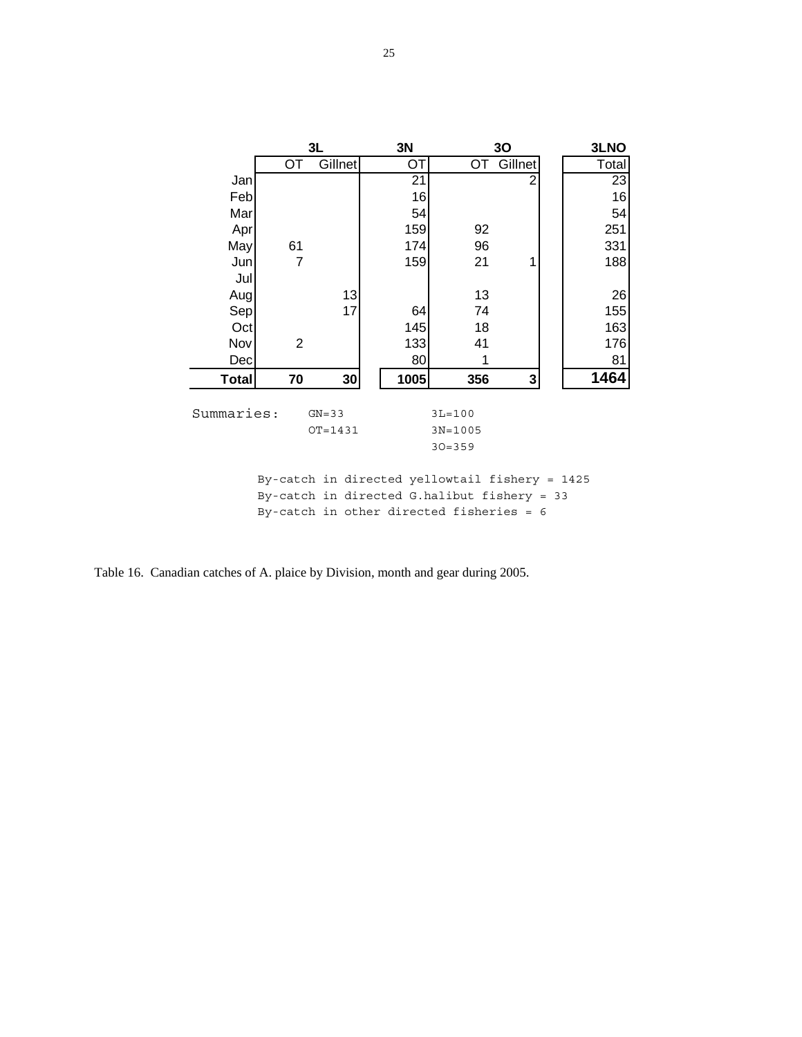| | 3L | | 3N | 3O | | 3LNO |
|---|---|---|---|---|---|---|
| | OT | Gillnet | OT | OT | Gillnet | Total |
| Jan | | | 21 | | 2 | 23 |
| Feb | | | 16 | | | 16 |
| Mar | | | 54 | | | 54 |
| Apr | | | 159 | 92 | | 251 |
| May | 61 | | 174 | 96 | | 331 |
| Jun | 7 | | 159 | 21 | 1 | 188 |
| Jul | | | | | | |
| Aug | | 13 | | 13 | | 26 |
| Sep | | 17 | 64 | 74 | | 155 |
| Oct | | | 145 | 18 | | 163 |
| Nov | 2 | | 133 | 41 | | 176 |
| Dec | | | 80 | 1 | | 81 |
| **Total** | **70** | **30** | **1005** | **356** | **3** | **1464** |

```
Summaries:    GN=33          3L=100
              OT=1431        3N=1005
                             3O=359

        By-catch in directed yellowtail fishery = 1425
        By-catch in directed G.halibut fishery = 33
        By-catch in other directed fisheries = 6
```

Table 16. Canadian catches of A. plaice by Division, month and gear during 2005.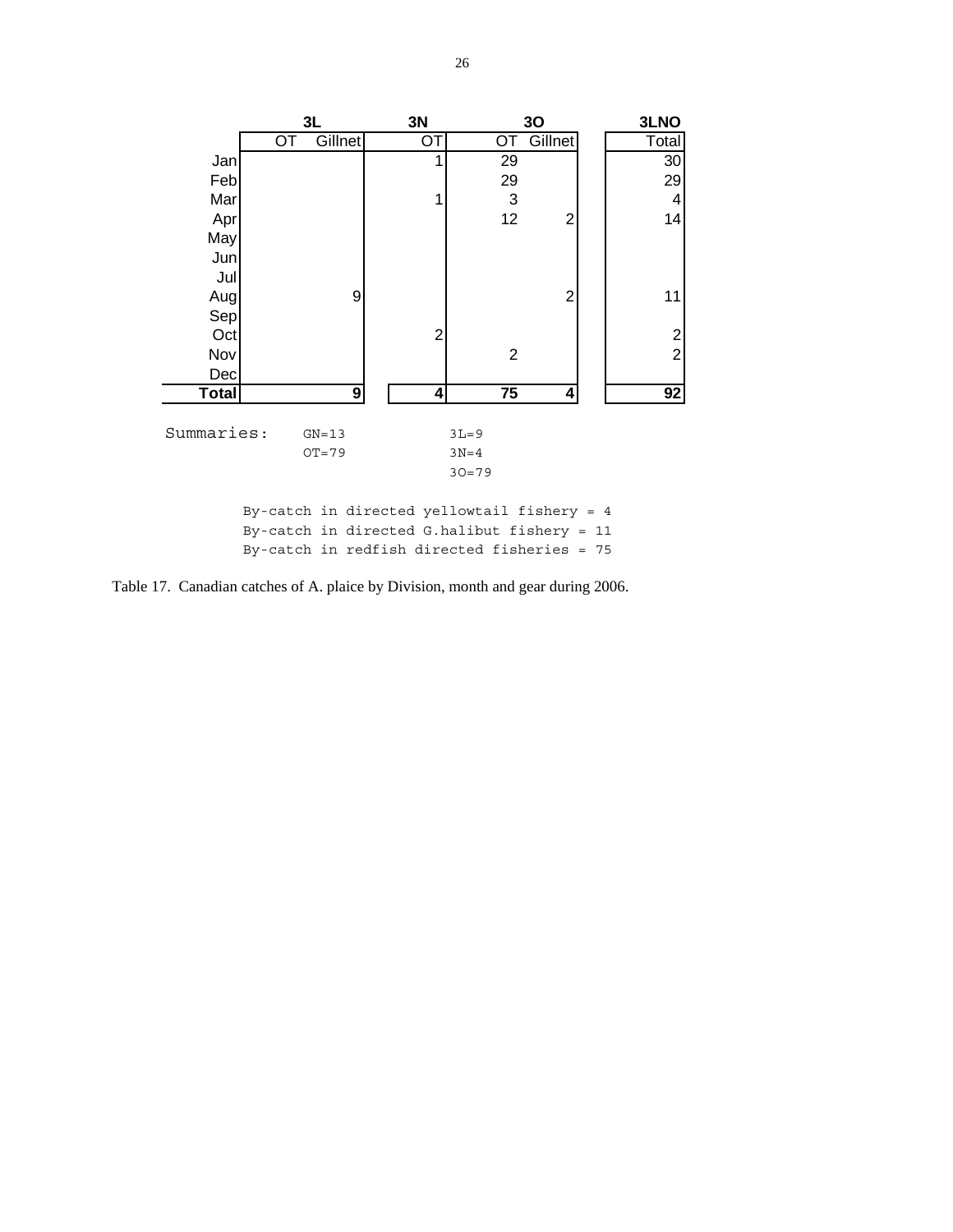| | 3L | | 3N | 3O | | 3LNO |
|---|---|---|---|---|---|---|
| | OT | Gillnet | OT | OT | Gillnet | Total |
| Jan | | | 1 | 29 | | 30 |
| Feb | | | | 29 | | 29 |
| Mar | | | 1 | 3 | | 4 |
| Apr | | | | 12 | 2 | 14 |
| May | | | | | | |
| Jun | | | | | | |
| Jul | | | | | | |
| Aug | | 9 | | | 2 | 11 |
| Sep | | | | | | |
| Oct | | | 2 | | | 2 |
| Nov | | | | 2 | | 2 |
| Dec | | | | | | |
| **Total** | | **9** | **4** | **75** | **4** | **92** |

```
Summaries:    GN=13          3L=9
              OT=79          3N=4
                             3O=79

      By-catch in directed yellowtail fishery = 4
      By-catch in directed G.halibut fishery = 11
      By-catch in redfish directed fisheries = 75
```

Table 17. Canadian catches of A. plaice by Division, month and gear during 2006.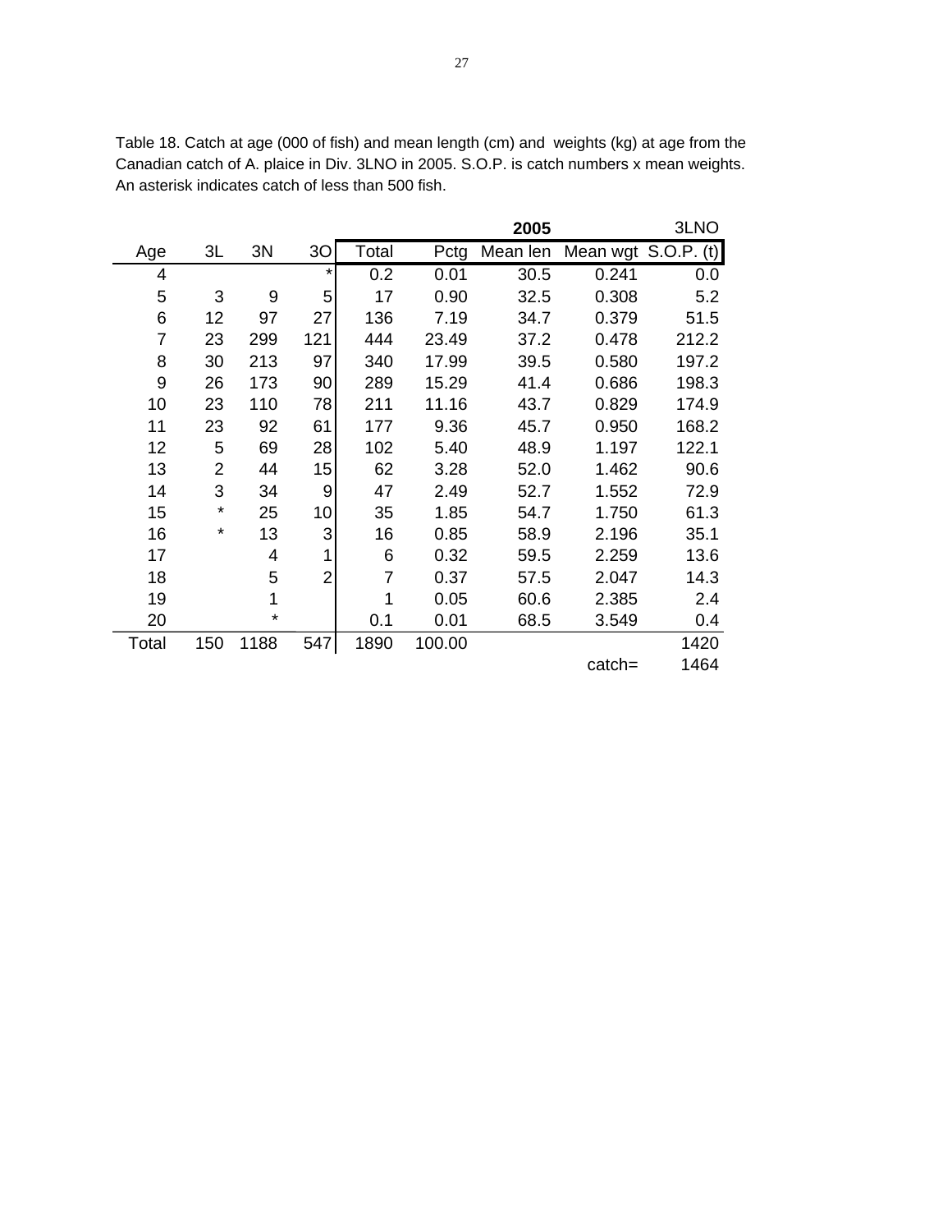Table 18. Catch at age (000 of fish) and mean length (cm) and weights (kg) at age from the Canadian catch of A. plaice in Div. 3LNO in 2005. S.O.P. is catch numbers x mean weights. An asterisk indicates catch of less than 500 fish.

| | | | | | | 2005 | | 3LNO |
|---|---|---|---|---|---|---|---|---|
| Age | 3L | 3N | 3O | Total | Pctg | Mean len | Mean wgt | S.O.P. (t) |
| 4 | | | * | 0.2 | 0.01 | 30.5 | 0.241 | 0.0 |
| 5 | 3 | 9 | 5 | 17 | 0.90 | 32.5 | 0.308 | 5.2 |
| 6 | 12 | 97 | 27 | 136 | 7.19 | 34.7 | 0.379 | 51.5 |
| 7 | 23 | 299 | 121 | 444 | 23.49 | 37.2 | 0.478 | 212.2 |
| 8 | 30 | 213 | 97 | 340 | 17.99 | 39.5 | 0.580 | 197.2 |
| 9 | 26 | 173 | 90 | 289 | 15.29 | 41.4 | 0.686 | 198.3 |
| 10 | 23 | 110 | 78 | 211 | 11.16 | 43.7 | 0.829 | 174.9 |
| 11 | 23 | 92 | 61 | 177 | 9.36 | 45.7 | 0.950 | 168.2 |
| 12 | 5 | 69 | 28 | 102 | 5.40 | 48.9 | 1.197 | 122.1 |
| 13 | 2 | 44 | 15 | 62 | 3.28 | 52.0 | 1.462 | 90.6 |
| 14 | 3 | 34 | 9 | 47 | 2.49 | 52.7 | 1.552 | 72.9 |
| 15 | * | 25 | 10 | 35 | 1.85 | 54.7 | 1.750 | 61.3 |
| 16 | * | 13 | 3 | 16 | 0.85 | 58.9 | 2.196 | 35.1 |
| 17 | | 4 | 1 | 6 | 0.32 | 59.5 | 2.259 | 13.6 |
| 18 | | 5 | 2 | 7 | 0.37 | 57.5 | 2.047 | 14.3 |
| 19 | | 1 | | 1 | 0.05 | 60.6 | 2.385 | 2.4 |
| 20 | | * | | 0.1 | 0.01 | 68.5 | 3.549 | 0.4 |
| Total | 150 | 1188 | 547 | 1890 | 100.00 | | | 1420 |
| | | | | | | | catch= | 1464 |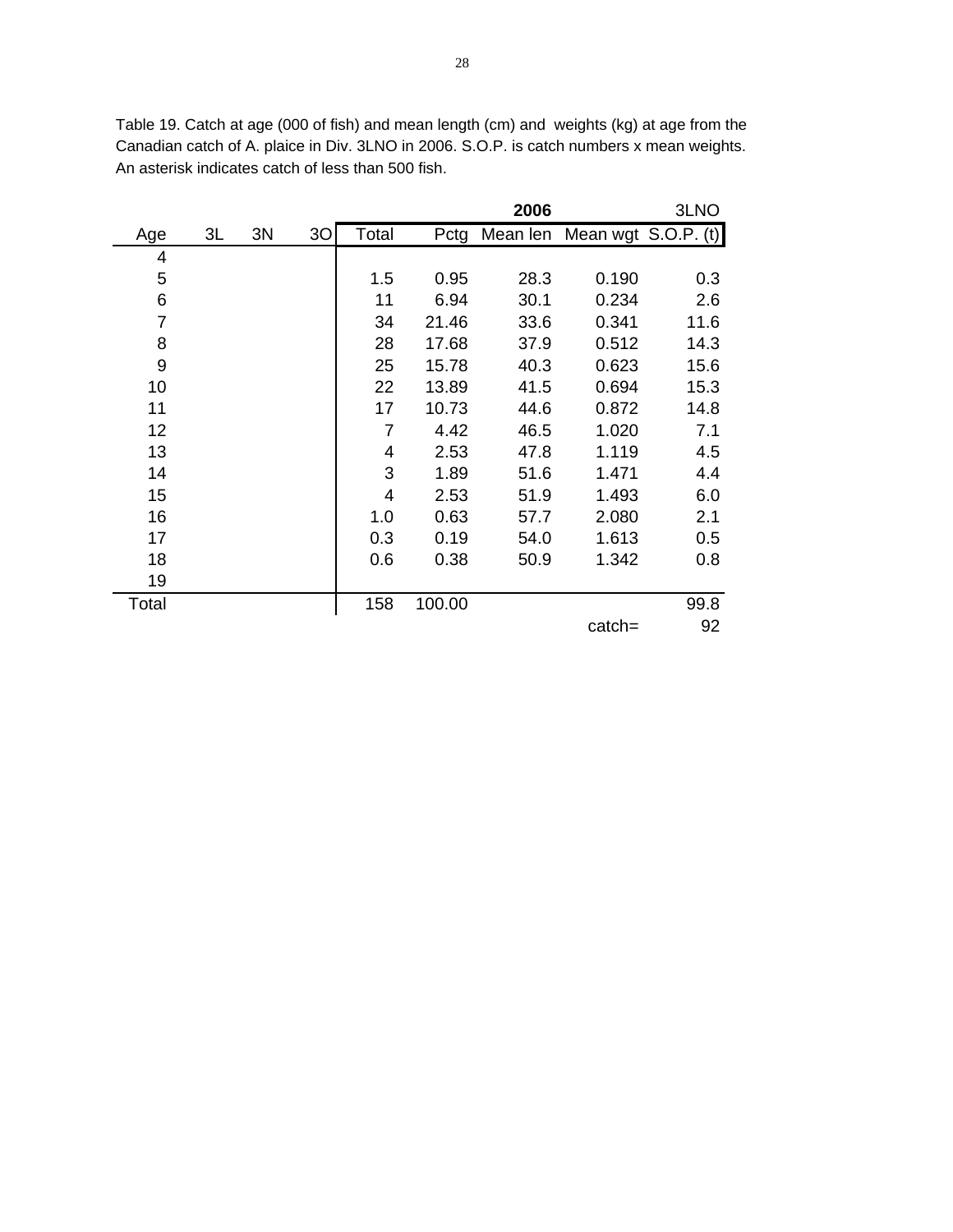Table 19. Catch at age (000 of fish) and mean length (cm) and weights (kg) at age from the Canadian catch of A. plaice in Div. 3LNO in 2006. S.O.P. is catch numbers x mean weights. An asterisk indicates catch of less than 500 fish.

| | | | | | | 2006 | | 3LNO |
|---|---|---|---|---|---|---|---|---|
| Age | 3L | 3N | 3O | Total | Pctg | Mean len | Mean wgt | S.O.P. (t) |
| 4 | | | | | | | | |
| 5 | | | | 1.5 | 0.95 | 28.3 | 0.190 | 0.3 |
| 6 | | | | 11 | 6.94 | 30.1 | 0.234 | 2.6 |
| 7 | | | | 34 | 21.46 | 33.6 | 0.341 | 11.6 |
| 8 | | | | 28 | 17.68 | 37.9 | 0.512 | 14.3 |
| 9 | | | | 25 | 15.78 | 40.3 | 0.623 | 15.6 |
| 10 | | | | 22 | 13.89 | 41.5 | 0.694 | 15.3 |
| 11 | | | | 17 | 10.73 | 44.6 | 0.872 | 14.8 |
| 12 | | | | 7 | 4.42 | 46.5 | 1.020 | 7.1 |
| 13 | | | | 4 | 2.53 | 47.8 | 1.119 | 4.5 |
| 14 | | | | 3 | 1.89 | 51.6 | 1.471 | 4.4 |
| 15 | | | | 4 | 2.53 | 51.9 | 1.493 | 6.0 |
| 16 | | | | 1.0 | 0.63 | 57.7 | 2.080 | 2.1 |
| 17 | | | | 0.3 | 0.19 | 54.0 | 1.613 | 0.5 |
| 18 | | | | 0.6 | 0.38 | 50.9 | 1.342 | 0.8 |
| 19 | | | | | | | | |
| Total | | | | 158 | 100.00 | | | 99.8 |
| | | | | | | | catch= | 92 |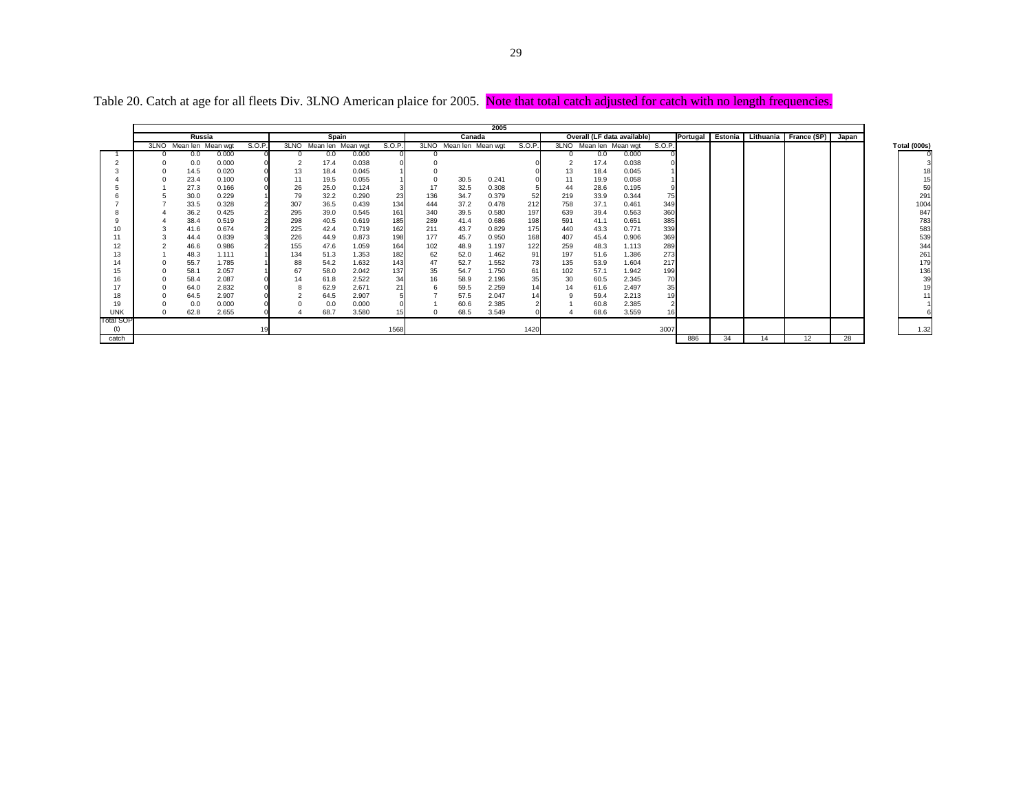Table 20. Catch at age for all fleets Div. 3LNO American plaice for 2005. Note that total catch adjusted for catch with no length frequencies.

| | 2005 | | | | | | | | | | | | | | | | | | | | | | |
|---|---|---|---|---|---|---|---|---|---|---|---|---|---|---|---|---|---|---|---|---|---|---|---|
| | Russia | | | | Spain | | | | Canada | | | | Overall (LF data available) | | | | Portugal | Estonia | Lithuania | France (SP) | Japan | | |
| | 3LNO | Mean len | Mean wgt | S.O.P. | 3LNO | Mean len | Mean wgt | S.O.P. | 3LNO | Mean len | Mean wgt | S.O.P. | 3LNO | Mean len | Mean wgt | S.O.P. | | | | | | | Total (000s) |
| 1 | 0 | 0.0 | 0.000 | 0 | 0 | 0.0 | 0.000 | 0 | 0 | | | | 0 | 0.0 | 0.000 | 0 | | | | | | | 0 |
| 2 | 0 | 0.0 | 0.000 | 0 | 2 | 17.4 | 0.038 | 0 | 0 | | | 0 | 2 | 17.4 | 0.038 | 0 | | | | | | | 3 |
| 3 | 0 | 14.5 | 0.020 | 0 | 13 | 18.4 | 0.045 | 1 | 0 | | | 0 | 13 | 18.4 | 0.045 | 1 | | | | | | | 18 |
| 4 | 0 | 23.4 | 0.100 | 0 | 11 | 19.5 | 0.055 | 1 | 0 | 30.5 | 0.241 | 0 | 11 | 19.9 | 0.058 | 1 | | | | | | | 15 |
| 5 | 1 | 27.3 | 0.166 | 0 | 26 | 25.0 | 0.124 | 3 | 17 | 32.5 | 0.308 | 5 | 44 | 28.6 | 0.195 | 9 | | | | | | | 59 |
| 6 | 5 | 30.0 | 0.229 | 1 | 79 | 32.2 | 0.290 | 23 | 136 | 34.7 | 0.379 | 52 | 219 | 33.9 | 0.344 | 75 | | | | | | | 291 |
| 7 | 7 | 33.5 | 0.328 | 2 | 307 | 36.5 | 0.439 | 134 | 444 | 37.2 | 0.478 | 212 | 758 | 37.1 | 0.461 | 349 | | | | | | | 1004 |
| 8 | 4 | 36.2 | 0.425 | 2 | 295 | 39.0 | 0.545 | 161 | 340 | 39.5 | 0.580 | 197 | 639 | 39.4 | 0.563 | 360 | | | | | | | 847 |
| 9 | 4 | 38.4 | 0.519 | 2 | 298 | 40.5 | 0.619 | 185 | 289 | 41.4 | 0.686 | 198 | 591 | 41.1 | 0.651 | 385 | | | | | | | 783 |
| 10 | 3 | 41.6 | 0.674 | 2 | 225 | 42.4 | 0.719 | 162 | 211 | 43.7 | 0.829 | 175 | 440 | 43.3 | 0.771 | 339 | | | | | | | 583 |
| 11 | 3 | 44.4 | 0.839 | 3 | 226 | 44.9 | 0.873 | 198 | 177 | 45.7 | 0.950 | 168 | 407 | 45.4 | 0.906 | 369 | | | | | | | 539 |
| 12 | 2 | 46.6 | 0.986 | 2 | 155 | 47.6 | 1.059 | 164 | 102 | 48.9 | 1.197 | 122 | 259 | 48.3 | 1.113 | 289 | | | | | | | 344 |
| 13 | 1 | 48.3 | 1.111 | 1 | 134 | 51.3 | 1.353 | 182 | 62 | 52.0 | 1.462 | 91 | 197 | 51.6 | 1.386 | 273 | | | | | | | 261 |
| 14 | 0 | 55.7 | 1.785 | 1 | 88 | 54.2 | 1.632 | 143 | 47 | 52.7 | 1.552 | 73 | 135 | 53.9 | 1.604 | 217 | | | | | | | 179 |
| 15 | 0 | 58.1 | 2.057 | 1 | 67 | 58.0 | 2.042 | 137 | 35 | 54.7 | 1.750 | 61 | 102 | 57.1 | 1.942 | 199 | | | | | | | 136 |
| 16 | 0 | 58.4 | 2.087 | 0 | 14 | 61.8 | 2.522 | 34 | 16 | 58.9 | 2.196 | 35 | 30 | 60.5 | 2.345 | 70 | | | | | | | 39 |
| 17 | 0 | 64.0 | 2.832 | 0 | 8 | 62.9 | 2.671 | 21 | 6 | 59.5 | 2.259 | 14 | 14 | 61.6 | 2.497 | 35 | | | | | | | 19 |
| 18 | 0 | 64.5 | 2.907 | 0 | 2 | 64.5 | 2.907 | 5 | 7 | 57.5 | 2.047 | 14 | 9 | 59.4 | 2.213 | 19 | | | | | | | 11 |
| 19 | 0 | 0.0 | 0.000 | 0 | 0 | 0.0 | 0.000 | 0 | 1 | 60.6 | 2.385 | 2 | 1 | 60.8 | 2.385 | 2 | | | | | | | 1 |
| UNK | 0 | 62.8 | 2.655 | 0 | 4 | 68.7 | 3.580 | 15 | 0 | 68.5 | 3.549 | 0 | 4 | 68.6 | 3.559 | 16 | | | | | | | 6 |
| Total SOP (t) | | | | 19 | | | | 1568 | | | | 1420 | | | | 3007 | | | | | | | 1.32 |
| catch | | | | | | | | | | | | | | | | | 886 | 34 | 14 | 12 | 28 | | |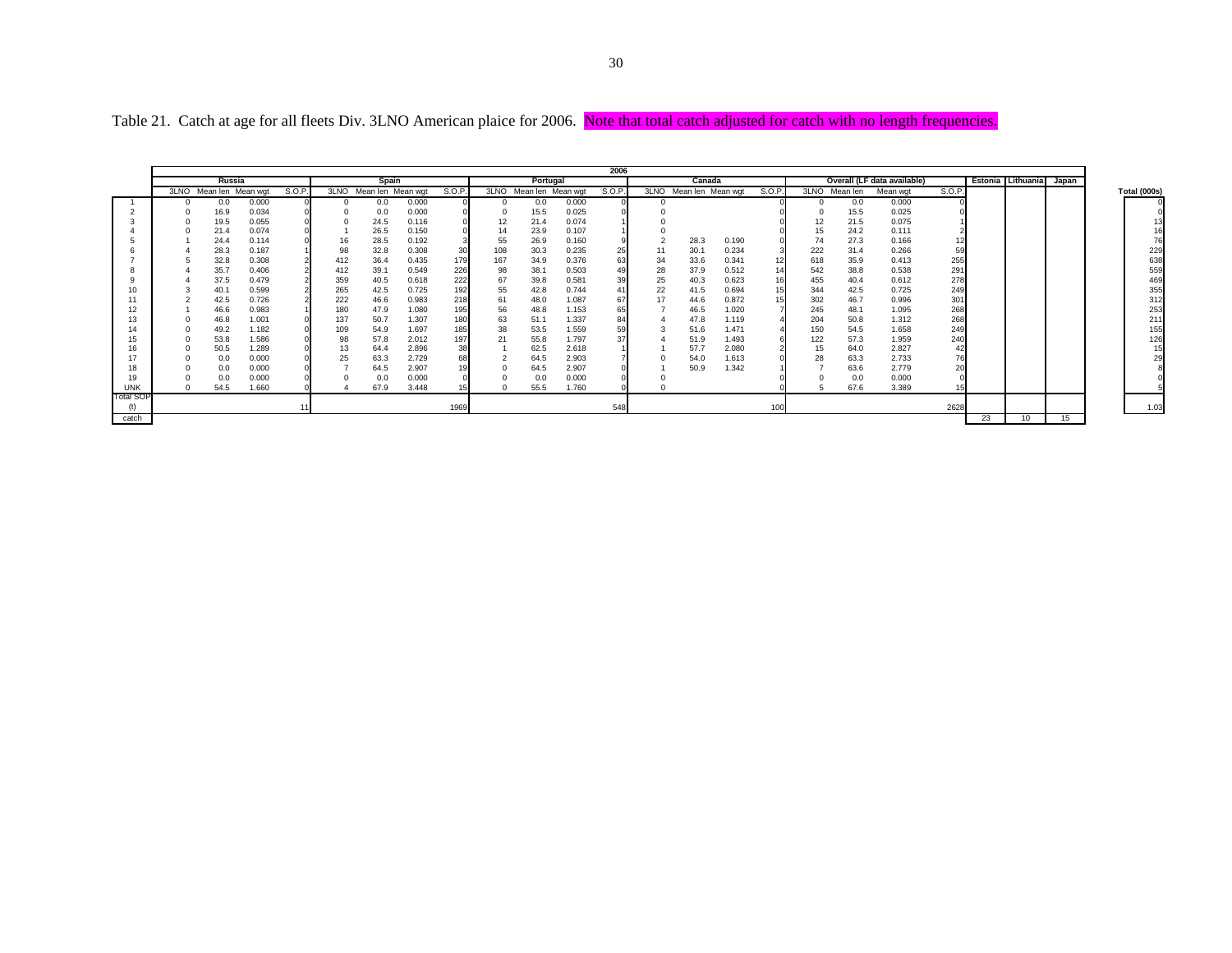Table 21. Catch at age for all fleets Div. 3LNO American plaice for 2006. Note that total catch adjusted for catch with no length frequencies.

| | Russia | | | | Spain | | | | Portugal | | | | Canada | | | | Overall (LF data available) | | | | Estonia | Lithuania | Japan | Total (000s) |
|---|---|---|---|---|---|---|---|---|---|---|---|---|---|---|---|---|---|---|---|---|---|---|---|---|
| | 3LNO | Mean len | Mean wgt | S.O.P. | 3LNO | Mean len | Mean wgt | S.O.P. | 3LNO | Mean len | Mean wgt | S.O.P. | 3LNO | Mean len | Mean wgt | S.O.P. | 3LNO | Mean len | Mean wgt | S.O.P. | | | | |
| 1 | 0 | 0.0 | 0.000 | 0 | 0 | 0.0 | 0.000 | 0 | 0 | 0.0 | 0.000 | 0 | 0 | | | 0 | 0 | 0.0 | 0.000 | 0 | | | | 0 |
| 2 | 0 | 16.9 | 0.034 | 0 | 0 | 0.0 | 0.000 | 0 | 0 | 15.5 | 0.025 | 0 | 0 | | | 0 | 0 | 15.5 | 0.025 | 0 | | | | 0 |
| 3 | 0 | 19.5 | 0.055 | 0 | 0 | 24.5 | 0.116 | 0 | 12 | 21.4 | 0.074 | 1 | 0 | | | 0 | 12 | 21.5 | 0.075 | 1 | | | | 13 |
| 4 | 0 | 21.4 | 0.074 | 0 | 1 | 26.5 | 0.150 | 0 | 14 | 23.9 | 0.107 | 1 | 0 | | | 0 | 15 | 24.2 | 0.111 | 2 | | | | 16 |
| 5 | 1 | 24.4 | 0.114 | 0 | 16 | 28.5 | 0.192 | 3 | 55 | 26.9 | 0.160 | 9 | 2 | 28.3 | 0.190 | 0 | 74 | 27.3 | 0.166 | 12 | | | | 76 |
| 6 | 4 | 28.3 | 0.187 | 1 | 98 | 32.8 | 0.308 | 30 | 108 | 30.3 | 0.235 | 25 | 11 | 30.1 | 0.234 | 3 | 222 | 31.4 | 0.266 | 59 | | | | 229 |
| 7 | 5 | 32.8 | 0.308 | 2 | 412 | 36.4 | 0.435 | 179 | 167 | 34.9 | 0.376 | 63 | 34 | 33.6 | 0.341 | 12 | 618 | 35.9 | 0.413 | 255 | | | | 638 |
| 8 | 4 | 35.7 | 0.406 | 2 | 412 | 39.1 | 0.549 | 226 | 98 | 38.1 | 0.503 | 49 | 28 | 37.9 | 0.512 | 14 | 542 | 38.8 | 0.538 | 291 | | | | 559 |
| 9 | 4 | 37.5 | 0.479 | 2 | 359 | 40.5 | 0.618 | 222 | 67 | 39.8 | 0.581 | 39 | 25 | 40.3 | 0.623 | 16 | 455 | 40.4 | 0.612 | 278 | | | | 469 |
| 10 | 3 | 40.1 | 0.599 | 2 | 265 | 42.5 | 0.725 | 192 | 55 | 42.8 | 0.744 | 41 | 22 | 41.5 | 0.694 | 15 | 344 | 42.5 | 0.725 | 249 | | | | 355 |
| 11 | 2 | 42.5 | 0.726 | 2 | 222 | 46.6 | 0.983 | 218 | 61 | 48.0 | 1.087 | 67 | 17 | 44.6 | 0.872 | 15 | 302 | 46.7 | 0.996 | 301 | | | | 312 |
| 12 | 1 | 46.6 | 0.983 | 1 | 180 | 47.9 | 1.080 | 195 | 56 | 48.8 | 1.153 | 65 | 7 | 46.5 | 1.020 | 7 | 245 | 48.1 | 1.095 | 268 | | | | 253 |
| 13 | 0 | 46.8 | 1.001 | 0 | 137 | 50.7 | 1.307 | 180 | 63 | 51.1 | 1.337 | 84 | 4 | 47.8 | 1.119 | 4 | 204 | 50.8 | 1.312 | 268 | | | | 211 |
| 14 | 0 | 49.2 | 1.182 | 0 | 109 | 54.9 | 1.697 | 185 | 38 | 53.5 | 1.559 | 59 | 3 | 51.6 | 1.471 | 4 | 150 | 54.5 | 1.658 | 249 | | | | 155 |
| 15 | 0 | 53.8 | 1.586 | 0 | 98 | 57.8 | 2.012 | 197 | 21 | 55.8 | 1.797 | 37 | 4 | 51.9 | 1.493 | 6 | 122 | 57.3 | 1.959 | 240 | | | | 126 |
| 16 | 0 | 50.5 | 1.289 | 0 | 13 | 64.4 | 2.896 | 38 | 1 | 62.5 | 2.618 | 1 | 1 | 57.7 | 2.080 | 2 | 15 | 64.0 | 2.827 | 42 | | | | 15 |
| 17 | 0 | 0.0 | 0.000 | 0 | 25 | 63.3 | 2.729 | 68 | 2 | 64.5 | 2.903 | 7 | 0 | 54.0 | 1.613 | 0 | 28 | 63.3 | 2.733 | 76 | | | | 29 |
| 18 | 0 | 0.0 | 0.000 | 0 | 7 | 64.5 | 2.907 | 19 | 0 | 64.5 | 2.907 | 0 | 1 | 50.9 | 1.342 | 1 | 7 | 63.6 | 2.779 | 20 | | | | 8 |
| 19 | 0 | 0.0 | 0.000 | 0 | 0 | 0.0 | 0.000 | 0 | 0 | 0.0 | 0.000 | 0 | 0 | | | 0 | 0 | 0.0 | 0.000 | 0 | | | | 0 |
| UNK | 0 | 54.5 | 1.660 | 0 | 4 | 67.9 | 3.448 | 15 | 0 | 55.5 | 1.760 | 0 | 0 | | | 0 | 5 | 67.6 | 3.389 | 15 | | | | 5 |
| Total SOP (t) | | | | 11 | | | | 1969 | | | | 548 | | | | 100 | | | | 2628 | | | | 1.03 |
| catch | | | | | | | | | | | | | | | | | | | | | 23 | 10 | 15 | |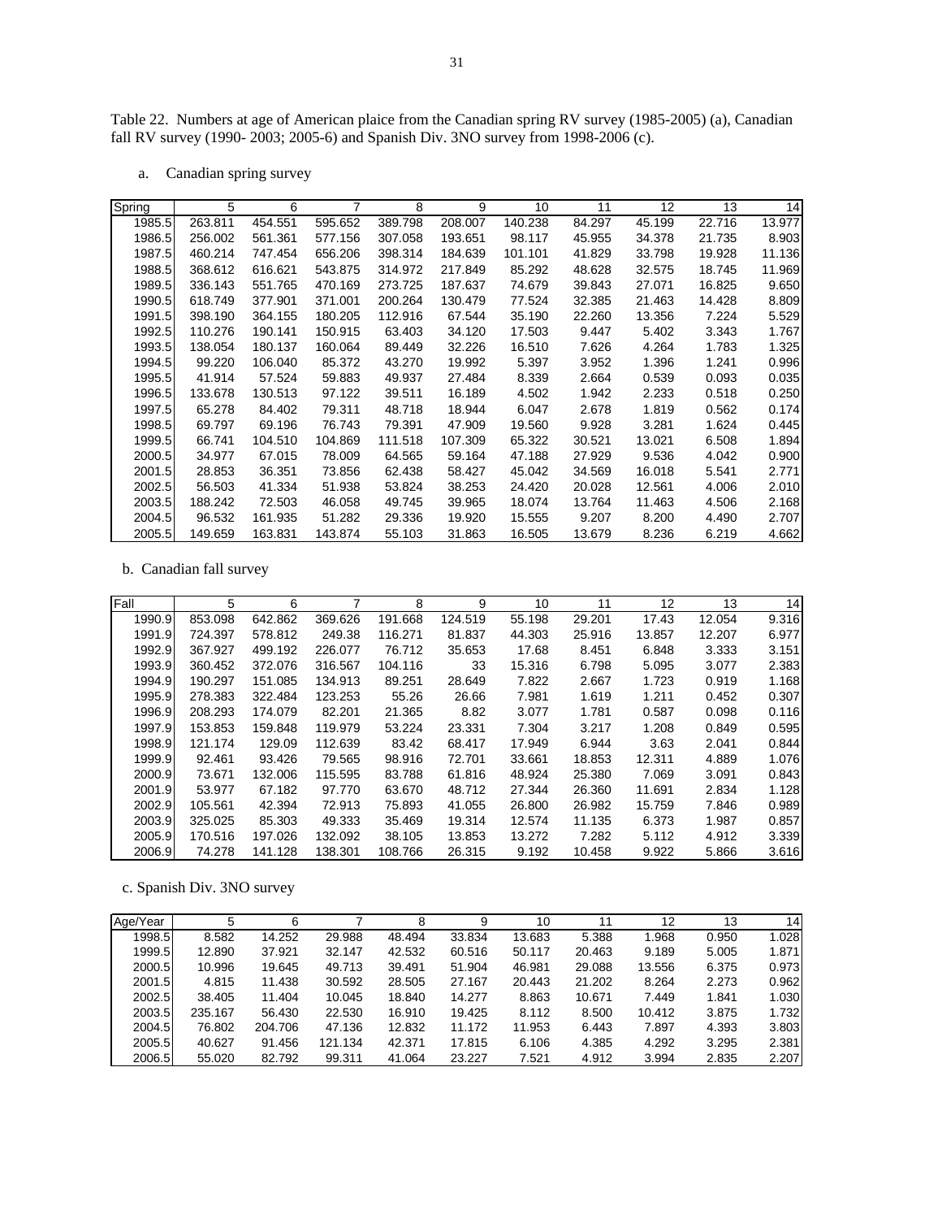Table 22. Numbers at age of American plaice from the Canadian spring RV survey (1985-2005) (a), Canadian fall RV survey (1990- 2003; 2005-6) and Spanish Div. 3NO survey from 1998-2006 (c).

a. Canadian spring survey

| Spring | 5 | 6 | 7 | 8 | 9 | 10 | 11 | 12 | 13 | 14 |
|---|---|---|---|---|---|---|---|---|---|---|
| 1985.5 | 263.811 | 454.551 | 595.652 | 389.798 | 208.007 | 140.238 | 84.297 | 45.199 | 22.716 | 13.977 |
| 1986.5 | 256.002 | 561.361 | 577.156 | 307.058 | 193.651 | 98.117 | 45.955 | 34.378 | 21.735 | 8.903 |
| 1987.5 | 460.214 | 747.454 | 656.206 | 398.314 | 184.639 | 101.101 | 41.829 | 33.798 | 19.928 | 11.136 |
| 1988.5 | 368.612 | 616.621 | 543.875 | 314.972 | 217.849 | 85.292 | 48.628 | 32.575 | 18.745 | 11.969 |
| 1989.5 | 336.143 | 551.765 | 470.169 | 273.725 | 187.637 | 74.679 | 39.843 | 27.071 | 16.825 | 9.650 |
| 1990.5 | 618.749 | 377.901 | 371.001 | 200.264 | 130.479 | 77.524 | 32.385 | 21.463 | 14.428 | 8.809 |
| 1991.5 | 398.190 | 364.155 | 180.205 | 112.916 | 67.544 | 35.190 | 22.260 | 13.356 | 7.224 | 5.529 |
| 1992.5 | 110.276 | 190.141 | 150.915 | 63.403 | 34.120 | 17.503 | 9.447 | 5.402 | 3.343 | 1.767 |
| 1993.5 | 138.054 | 180.137 | 160.064 | 89.449 | 32.226 | 16.510 | 7.626 | 4.264 | 1.783 | 1.325 |
| 1994.5 | 99.220 | 106.040 | 85.372 | 43.270 | 19.992 | 5.397 | 3.952 | 1.396 | 1.241 | 0.996 |
| 1995.5 | 41.914 | 57.524 | 59.883 | 49.937 | 27.484 | 8.339 | 2.664 | 0.539 | 0.093 | 0.035 |
| 1996.5 | 133.678 | 130.513 | 97.122 | 39.511 | 16.189 | 4.502 | 1.942 | 2.233 | 0.518 | 0.250 |
| 1997.5 | 65.278 | 84.402 | 79.311 | 48.718 | 18.944 | 6.047 | 2.678 | 1.819 | 0.562 | 0.174 |
| 1998.5 | 69.797 | 69.196 | 76.743 | 79.391 | 47.909 | 19.560 | 9.928 | 3.281 | 1.624 | 0.445 |
| 1999.5 | 66.741 | 104.510 | 104.869 | 111.518 | 107.309 | 65.322 | 30.521 | 13.021 | 6.508 | 1.894 |
| 2000.5 | 34.977 | 67.015 | 78.009 | 64.565 | 59.164 | 47.188 | 27.929 | 9.536 | 4.042 | 0.900 |
| 2001.5 | 28.853 | 36.351 | 73.856 | 62.438 | 58.427 | 45.042 | 34.569 | 16.018 | 5.541 | 2.771 |
| 2002.5 | 56.503 | 41.334 | 51.938 | 53.824 | 38.253 | 24.420 | 20.028 | 12.561 | 4.006 | 2.010 |
| 2003.5 | 188.242 | 72.503 | 46.058 | 49.745 | 39.965 | 18.074 | 13.764 | 11.463 | 4.506 | 2.168 |
| 2004.5 | 96.532 | 161.935 | 51.282 | 29.336 | 19.920 | 15.555 | 9.207 | 8.200 | 4.490 | 2.707 |
| 2005.5 | 149.659 | 163.831 | 143.874 | 55.103 | 31.863 | 16.505 | 13.679 | 8.236 | 6.219 | 4.662 |

b. Canadian fall survey

| Fall | 5 | 6 | 7 | 8 | 9 | 10 | 11 | 12 | 13 | 14 |
|---|---|---|---|---|---|---|---|---|---|---|
| 1990.9 | 853.098 | 642.862 | 369.626 | 191.668 | 124.519 | 55.198 | 29.201 | 17.43 | 12.054 | 9.316 |
| 1991.9 | 724.397 | 578.812 | 249.38 | 116.271 | 81.837 | 44.303 | 25.916 | 13.857 | 12.207 | 6.977 |
| 1992.9 | 367.927 | 499.192 | 226.077 | 76.712 | 35.653 | 17.68 | 8.451 | 6.848 | 3.333 | 3.151 |
| 1993.9 | 360.452 | 372.076 | 316.567 | 104.116 | 33 | 15.316 | 6.798 | 5.095 | 3.077 | 2.383 |
| 1994.9 | 190.297 | 151.085 | 134.913 | 89.251 | 28.649 | 7.822 | 2.667 | 1.723 | 0.919 | 1.168 |
| 1995.9 | 278.383 | 322.484 | 123.253 | 55.26 | 26.66 | 7.981 | 1.619 | 1.211 | 0.452 | 0.307 |
| 1996.9 | 208.293 | 174.079 | 82.201 | 21.365 | 8.82 | 3.077 | 1.781 | 0.587 | 0.098 | 0.116 |
| 1997.9 | 153.853 | 159.848 | 119.979 | 53.224 | 23.331 | 7.304 | 3.217 | 1.208 | 0.849 | 0.595 |
| 1998.9 | 121.174 | 129.09 | 112.639 | 83.42 | 68.417 | 17.949 | 6.944 | 3.63 | 2.041 | 0.844 |
| 1999.9 | 92.461 | 93.426 | 79.565 | 98.916 | 72.701 | 33.661 | 18.853 | 12.311 | 4.889 | 1.076 |
| 2000.9 | 73.671 | 132.006 | 115.595 | 83.788 | 61.816 | 48.924 | 25.380 | 7.069 | 3.091 | 0.843 |
| 2001.9 | 53.977 | 67.182 | 97.770 | 63.670 | 48.712 | 27.344 | 26.360 | 11.691 | 2.834 | 1.128 |
| 2002.9 | 105.561 | 42.394 | 72.913 | 75.893 | 41.055 | 26.800 | 26.982 | 15.759 | 7.846 | 0.989 |
| 2003.9 | 325.025 | 85.303 | 49.333 | 35.469 | 19.314 | 12.574 | 11.135 | 6.373 | 1.987 | 0.857 |
| 2005.9 | 170.516 | 197.026 | 132.092 | 38.105 | 13.853 | 13.272 | 7.282 | 5.112 | 4.912 | 3.339 |
| 2006.9 | 74.278 | 141.128 | 138.301 | 108.766 | 26.315 | 9.192 | 10.458 | 9.922 | 5.866 | 3.616 |

c. Spanish Div. 3NO survey

| Age/Year | 5 | 6 | 7 | 8 | 9 | 10 | 11 | 12 | 13 | 14 |
|---|---|---|---|---|---|---|---|---|---|---|
| 1998.5 | 8.582 | 14.252 | 29.988 | 48.494 | 33.834 | 13.683 | 5.388 | 1.968 | 0.950 | 1.028 |
| 1999.5 | 12.890 | 37.921 | 32.147 | 42.532 | 60.516 | 50.117 | 20.463 | 9.189 | 5.005 | 1.871 |
| 2000.5 | 10.996 | 19.645 | 49.713 | 39.491 | 51.904 | 46.981 | 29.088 | 13.556 | 6.375 | 0.973 |
| 2001.5 | 4.815 | 11.438 | 30.592 | 28.505 | 27.167 | 20.443 | 21.202 | 8.264 | 2.273 | 0.962 |
| 2002.5 | 38.405 | 11.404 | 10.045 | 18.840 | 14.277 | 8.863 | 10.671 | 7.449 | 1.841 | 1.030 |
| 2003.5 | 235.167 | 56.430 | 22.530 | 16.910 | 19.425 | 8.112 | 8.500 | 10.412 | 3.875 | 1.732 |
| 2004.5 | 76.802 | 204.706 | 47.136 | 12.832 | 11.172 | 11.953 | 6.443 | 7.897 | 4.393 | 3.803 |
| 2005.5 | 40.627 | 91.456 | 121.134 | 42.371 | 17.815 | 6.106 | 4.385 | 4.292 | 3.295 | 2.381 |
| 2006.5 | 55.020 | 82.792 | 99.311 | 41.064 | 23.227 | 7.521 | 4.912 | 3.994 | 2.835 | 2.207 |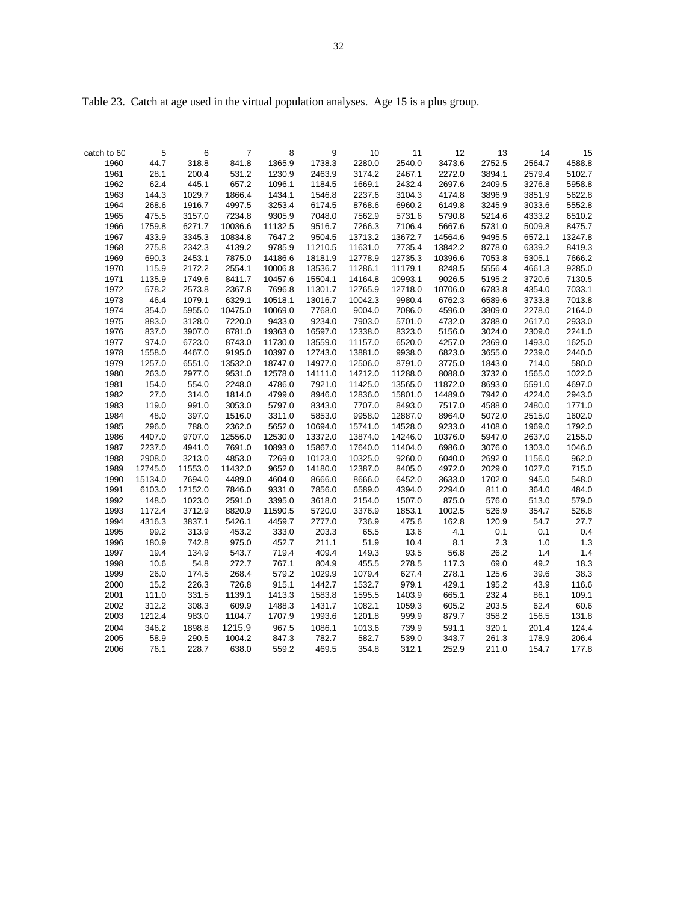Table 23. Catch at age used in the virtual population analyses. Age 15 is a plus group.

| catch to 60 | 5 | 6 | 7 | 8 | 9 | 10 | 11 | 12 | 13 | 14 | 15 |
|---|---|---|---|---|---|---|---|---|---|---|---|
| 1960 | 44.7 | 318.8 | 841.8 | 1365.9 | 1738.3 | 2280.0 | 2540.0 | 3473.6 | 2752.5 | 2564.7 | 4588.8 |
| 1961 | 28.1 | 200.4 | 531.2 | 1230.9 | 2463.9 | 3174.2 | 2467.1 | 2272.0 | 3894.1 | 2579.4 | 5102.7 |
| 1962 | 62.4 | 445.1 | 657.2 | 1096.1 | 1184.5 | 1669.1 | 2432.4 | 2697.6 | 2409.5 | 3276.8 | 5958.8 |
| 1963 | 144.3 | 1029.7 | 1866.4 | 1434.1 | 1546.8 | 2237.6 | 3104.3 | 4174.8 | 3896.9 | 3851.9 | 5622.8 |
| 1964 | 268.6 | 1916.7 | 4997.5 | 3253.4 | 6174.5 | 8768.6 | 6960.2 | 6149.8 | 3245.9 | 3033.6 | 5552.8 |
| 1965 | 475.5 | 3157.0 | 7234.8 | 9305.9 | 7048.0 | 7562.9 | 5731.6 | 5790.8 | 5214.6 | 4333.2 | 6510.2 |
| 1966 | 1759.8 | 6271.7 | 10036.6 | 11132.5 | 9516.7 | 7266.3 | 7106.4 | 5667.6 | 5731.0 | 5009.8 | 8475.7 |
| 1967 | 433.9 | 3345.3 | 10834.8 | 7647.2 | 9504.5 | 13713.2 | 13672.7 | 14564.6 | 9495.5 | 6572.1 | 13247.8 |
| 1968 | 275.8 | 2342.3 | 4139.2 | 9785.9 | 11210.5 | 11631.0 | 7735.4 | 13842.2 | 8778.0 | 6339.2 | 8419.3 |
| 1969 | 690.3 | 2453.1 | 7875.0 | 14186.6 | 18181.9 | 12778.9 | 12735.3 | 10396.6 | 7053.8 | 5305.1 | 7666.2 |
| 1970 | 115.9 | 2172.2 | 2554.1 | 10006.8 | 13536.7 | 11286.1 | 11179.1 | 8248.5 | 5556.4 | 4661.3 | 9285.0 |
| 1971 | 1135.9 | 1749.6 | 8411.7 | 10457.6 | 15504.1 | 14164.8 | 10993.1 | 9026.5 | 5195.2 | 3720.6 | 7130.5 |
| 1972 | 578.2 | 2573.8 | 2367.8 | 7696.8 | 11301.7 | 12765.9 | 12718.0 | 10706.0 | 6783.8 | 4354.0 | 7033.1 |
| 1973 | 46.4 | 1079.1 | 6329.1 | 10518.1 | 13016.7 | 10042.3 | 9980.4 | 6762.3 | 6589.6 | 3733.8 | 7013.8 |
| 1974 | 354.0 | 5955.0 | 10475.0 | 10069.0 | 7768.0 | 9004.0 | 7086.0 | 4596.0 | 3809.0 | 2278.0 | 2164.0 |
| 1975 | 883.0 | 3128.0 | 7220.0 | 9433.0 | 9234.0 | 7903.0 | 5701.0 | 4732.0 | 3788.0 | 2617.0 | 2933.0 |
| 1976 | 837.0 | 3907.0 | 8781.0 | 19363.0 | 16597.0 | 12338.0 | 8323.0 | 5156.0 | 3024.0 | 2309.0 | 2241.0 |
| 1977 | 974.0 | 6723.0 | 8743.0 | 11730.0 | 13559.0 | 11157.0 | 6520.0 | 4257.0 | 2369.0 | 1493.0 | 1625.0 |
| 1978 | 1558.0 | 4467.0 | 9195.0 | 10397.0 | 12743.0 | 13881.0 | 9938.0 | 6823.0 | 3655.0 | 2239.0 | 2440.0 |
| 1979 | 1257.0 | 6551.0 | 13532.0 | 18747.0 | 14977.0 | 12506.0 | 8791.0 | 3775.0 | 1843.0 | 714.0 | 580.0 |
| 1980 | 263.0 | 2977.0 | 9531.0 | 12578.0 | 14111.0 | 14212.0 | 11288.0 | 8088.0 | 3732.0 | 1565.0 | 1022.0 |
| 1981 | 154.0 | 554.0 | 2248.0 | 4786.0 | 7921.0 | 11425.0 | 13565.0 | 11872.0 | 8693.0 | 5591.0 | 4697.0 |
| 1982 | 27.0 | 314.0 | 1814.0 | 4799.0 | 8946.0 | 12836.0 | 15801.0 | 14489.0 | 7942.0 | 4224.0 | 2943.0 |
| 1983 | 119.0 | 991.0 | 3053.0 | 5797.0 | 8343.0 | 7707.0 | 8493.0 | 7517.0 | 4588.0 | 2480.0 | 1771.0 |
| 1984 | 48.0 | 397.0 | 1516.0 | 3311.0 | 5853.0 | 9958.0 | 12887.0 | 8964.0 | 5072.0 | 2515.0 | 1602.0 |
| 1985 | 296.0 | 788.0 | 2362.0 | 5652.0 | 10694.0 | 15741.0 | 14528.0 | 9233.0 | 4108.0 | 1969.0 | 1792.0 |
| 1986 | 4407.0 | 9707.0 | 12556.0 | 12530.0 | 13372.0 | 13874.0 | 14246.0 | 10376.0 | 5947.0 | 2637.0 | 2155.0 |
| 1987 | 2237.0 | 4941.0 | 7691.0 | 10893.0 | 15867.0 | 17640.0 | 11404.0 | 6986.0 | 3076.0 | 1303.0 | 1046.0 |
| 1988 | 2908.0 | 3213.0 | 4853.0 | 7269.0 | 10123.0 | 10325.0 | 9260.0 | 6040.0 | 2692.0 | 1156.0 | 962.0 |
| 1989 | 12745.0 | 11553.0 | 11432.0 | 9652.0 | 14180.0 | 12387.0 | 8405.0 | 4972.0 | 2029.0 | 1027.0 | 715.0 |
| 1990 | 15134.0 | 7694.0 | 4489.0 | 4604.0 | 8666.0 | 8666.0 | 6452.0 | 3633.0 | 1702.0 | 945.0 | 548.0 |
| 1991 | 6103.0 | 12152.0 | 7846.0 | 9331.0 | 7856.0 | 6589.0 | 4394.0 | 2294.0 | 811.0 | 364.0 | 484.0 |
| 1992 | 148.0 | 1023.0 | 2591.0 | 3395.0 | 3618.0 | 2154.0 | 1507.0 | 875.0 | 576.0 | 513.0 | 579.0 |
| 1993 | 1172.4 | 3712.9 | 8820.9 | 11590.5 | 5720.0 | 3376.9 | 1853.1 | 1002.5 | 526.9 | 354.7 | 526.8 |
| 1994 | 4316.3 | 3837.1 | 5426.1 | 4459.7 | 2777.0 | 736.9 | 475.6 | 162.8 | 120.9 | 54.7 | 27.7 |
| 1995 | 99.2 | 313.9 | 453.2 | 333.0 | 203.3 | 65.5 | 13.6 | 4.1 | 0.1 | 0.1 | 0.4 |
| 1996 | 180.9 | 742.8 | 975.0 | 452.7 | 211.1 | 51.9 | 10.4 | 8.1 | 2.3 | 1.0 | 1.3 |
| 1997 | 19.4 | 134.9 | 543.7 | 719.4 | 409.4 | 149.3 | 93.5 | 56.8 | 26.2 | 1.4 | 1.4 |
| 1998 | 10.6 | 54.8 | 272.7 | 767.1 | 804.9 | 455.5 | 278.5 | 117.3 | 69.0 | 49.2 | 18.3 |
| 1999 | 26.0 | 174.5 | 268.4 | 579.2 | 1029.9 | 1079.4 | 627.4 | 278.1 | 125.6 | 39.6 | 38.3 |
| 2000 | 15.2 | 226.3 | 726.8 | 915.1 | 1442.7 | 1532.7 | 979.1 | 429.1 | 195.2 | 43.9 | 116.6 |
| 2001 | 111.0 | 331.5 | 1139.1 | 1413.3 | 1583.8 | 1595.5 | 1403.9 | 665.1 | 232.4 | 86.1 | 109.1 |
| 2002 | 312.2 | 308.3 | 609.9 | 1488.3 | 1431.7 | 1082.1 | 1059.3 | 605.2 | 203.5 | 62.4 | 60.6 |
| 2003 | 1212.4 | 983.0 | 1104.7 | 1707.9 | 1993.6 | 1201.8 | 999.9 | 879.7 | 358.2 | 156.5 | 131.8 |
| 2004 | 346.2 | 1898.8 | 1215.9 | 967.5 | 1086.1 | 1013.6 | 739.9 | 591.1 | 320.1 | 201.4 | 124.4 |
| 2005 | 58.9 | 290.5 | 1004.2 | 847.3 | 782.7 | 582.7 | 539.0 | 343.7 | 261.3 | 178.9 | 206.4 |
| 2006 | 76.1 | 228.7 | 638.0 | 559.2 | 469.5 | 354.8 | 312.1 | 252.9 | 211.0 | 154.7 | 177.8 |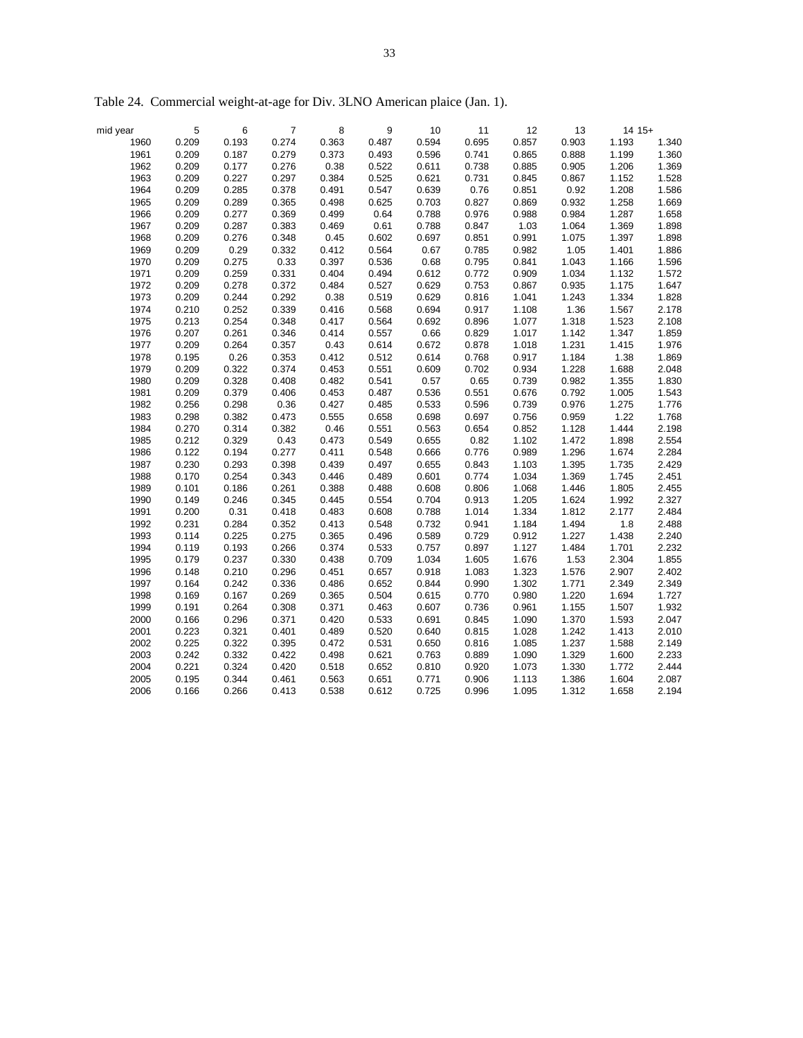Table 24. Commercial weight-at-age for Div. 3LNO American plaice (Jan. 1).

| mid year | 5 | 6 | 7 | 8 | 9 | 10 | 11 | 12 | 13 | 14 | 15+ |
|---|---|---|---|---|---|---|---|---|---|---|---|
| 1960 | 0.209 | 0.193 | 0.274 | 0.363 | 0.487 | 0.594 | 0.695 | 0.857 | 0.903 | 1.193 | 1.340 |
| 1961 | 0.209 | 0.187 | 0.279 | 0.373 | 0.493 | 0.596 | 0.741 | 0.865 | 0.888 | 1.199 | 1.360 |
| 1962 | 0.209 | 0.177 | 0.276 | 0.38 | 0.522 | 0.611 | 0.738 | 0.885 | 0.905 | 1.206 | 1.369 |
| 1963 | 0.209 | 0.227 | 0.297 | 0.384 | 0.525 | 0.621 | 0.731 | 0.845 | 0.867 | 1.152 | 1.528 |
| 1964 | 0.209 | 0.285 | 0.378 | 0.491 | 0.547 | 0.639 | 0.76 | 0.851 | 0.92 | 1.208 | 1.586 |
| 1965 | 0.209 | 0.289 | 0.365 | 0.498 | 0.625 | 0.703 | 0.827 | 0.869 | 0.932 | 1.258 | 1.669 |
| 1966 | 0.209 | 0.277 | 0.369 | 0.499 | 0.64 | 0.788 | 0.976 | 0.988 | 0.984 | 1.287 | 1.658 |
| 1967 | 0.209 | 0.287 | 0.383 | 0.469 | 0.61 | 0.788 | 0.847 | 1.03 | 1.064 | 1.369 | 1.898 |
| 1968 | 0.209 | 0.276 | 0.348 | 0.45 | 0.602 | 0.697 | 0.851 | 0.991 | 1.075 | 1.397 | 1.898 |
| 1969 | 0.209 | 0.29 | 0.332 | 0.412 | 0.564 | 0.67 | 0.785 | 0.982 | 1.05 | 1.401 | 1.886 |
| 1970 | 0.209 | 0.275 | 0.33 | 0.397 | 0.536 | 0.68 | 0.795 | 0.841 | 1.043 | 1.166 | 1.596 |
| 1971 | 0.209 | 0.259 | 0.331 | 0.404 | 0.494 | 0.612 | 0.772 | 0.909 | 1.034 | 1.132 | 1.572 |
| 1972 | 0.209 | 0.278 | 0.372 | 0.484 | 0.527 | 0.629 | 0.753 | 0.867 | 0.935 | 1.175 | 1.647 |
| 1973 | 0.209 | 0.244 | 0.292 | 0.38 | 0.519 | 0.629 | 0.816 | 1.041 | 1.243 | 1.334 | 1.828 |
| 1974 | 0.210 | 0.252 | 0.339 | 0.416 | 0.568 | 0.694 | 0.917 | 1.108 | 1.36 | 1.567 | 2.178 |
| 1975 | 0.213 | 0.254 | 0.348 | 0.417 | 0.564 | 0.692 | 0.896 | 1.077 | 1.318 | 1.523 | 2.108 |
| 1976 | 0.207 | 0.261 | 0.346 | 0.414 | 0.557 | 0.66 | 0.829 | 1.017 | 1.142 | 1.347 | 1.859 |
| 1977 | 0.209 | 0.264 | 0.357 | 0.43 | 0.614 | 0.672 | 0.878 | 1.018 | 1.231 | 1.415 | 1.976 |
| 1978 | 0.195 | 0.26 | 0.353 | 0.412 | 0.512 | 0.614 | 0.768 | 0.917 | 1.184 | 1.38 | 1.869 |
| 1979 | 0.209 | 0.322 | 0.374 | 0.453 | 0.551 | 0.609 | 0.702 | 0.934 | 1.228 | 1.688 | 2.048 |
| 1980 | 0.209 | 0.328 | 0.408 | 0.482 | 0.541 | 0.57 | 0.65 | 0.739 | 0.982 | 1.355 | 1.830 |
| 1981 | 0.209 | 0.379 | 0.406 | 0.453 | 0.487 | 0.536 | 0.551 | 0.676 | 0.792 | 1.005 | 1.543 |
| 1982 | 0.256 | 0.298 | 0.36 | 0.427 | 0.485 | 0.533 | 0.596 | 0.739 | 0.976 | 1.275 | 1.776 |
| 1983 | 0.298 | 0.382 | 0.473 | 0.555 | 0.658 | 0.698 | 0.697 | 0.756 | 0.959 | 1.22 | 1.768 |
| 1984 | 0.270 | 0.314 | 0.382 | 0.46 | 0.551 | 0.563 | 0.654 | 0.852 | 1.128 | 1.444 | 2.198 |
| 1985 | 0.212 | 0.329 | 0.43 | 0.473 | 0.549 | 0.655 | 0.82 | 1.102 | 1.472 | 1.898 | 2.554 |
| 1986 | 0.122 | 0.194 | 0.277 | 0.411 | 0.548 | 0.666 | 0.776 | 0.989 | 1.296 | 1.674 | 2.284 |
| 1987 | 0.230 | 0.293 | 0.398 | 0.439 | 0.497 | 0.655 | 0.843 | 1.103 | 1.395 | 1.735 | 2.429 |
| 1988 | 0.170 | 0.254 | 0.343 | 0.446 | 0.489 | 0.601 | 0.774 | 1.034 | 1.369 | 1.745 | 2.451 |
| 1989 | 0.101 | 0.186 | 0.261 | 0.388 | 0.488 | 0.608 | 0.806 | 1.068 | 1.446 | 1.805 | 2.455 |
| 1990 | 0.149 | 0.246 | 0.345 | 0.445 | 0.554 | 0.704 | 0.913 | 1.205 | 1.624 | 1.992 | 2.327 |
| 1991 | 0.200 | 0.31 | 0.418 | 0.483 | 0.608 | 0.788 | 1.014 | 1.334 | 1.812 | 2.177 | 2.484 |
| 1992 | 0.231 | 0.284 | 0.352 | 0.413 | 0.548 | 0.732 | 0.941 | 1.184 | 1.494 | 1.8 | 2.488 |
| 1993 | 0.114 | 0.225 | 0.275 | 0.365 | 0.496 | 0.589 | 0.729 | 0.912 | 1.227 | 1.438 | 2.240 |
| 1994 | 0.119 | 0.193 | 0.266 | 0.374 | 0.533 | 0.757 | 0.897 | 1.127 | 1.484 | 1.701 | 2.232 |
| 1995 | 0.179 | 0.237 | 0.330 | 0.438 | 0.709 | 1.034 | 1.605 | 1.676 | 1.53 | 2.304 | 1.855 |
| 1996 | 0.148 | 0.210 | 0.296 | 0.451 | 0.657 | 0.918 | 1.083 | 1.323 | 1.576 | 2.907 | 2.402 |
| 1997 | 0.164 | 0.242 | 0.336 | 0.486 | 0.652 | 0.844 | 0.990 | 1.302 | 1.771 | 2.349 | 2.349 |
| 1998 | 0.169 | 0.167 | 0.269 | 0.365 | 0.504 | 0.615 | 0.770 | 0.980 | 1.220 | 1.694 | 1.727 |
| 1999 | 0.191 | 0.264 | 0.308 | 0.371 | 0.463 | 0.607 | 0.736 | 0.961 | 1.155 | 1.507 | 1.932 |
| 2000 | 0.166 | 0.296 | 0.371 | 0.420 | 0.533 | 0.691 | 0.845 | 1.090 | 1.370 | 1.593 | 2.047 |
| 2001 | 0.223 | 0.321 | 0.401 | 0.489 | 0.520 | 0.640 | 0.815 | 1.028 | 1.242 | 1.413 | 2.010 |
| 2002 | 0.225 | 0.322 | 0.395 | 0.472 | 0.531 | 0.650 | 0.816 | 1.085 | 1.237 | 1.588 | 2.149 |
| 2003 | 0.242 | 0.332 | 0.422 | 0.498 | 0.621 | 0.763 | 0.889 | 1.090 | 1.329 | 1.600 | 2.233 |
| 2004 | 0.221 | 0.324 | 0.420 | 0.518 | 0.652 | 0.810 | 0.920 | 1.073 | 1.330 | 1.772 | 2.444 |
| 2005 | 0.195 | 0.344 | 0.461 | 0.563 | 0.651 | 0.771 | 0.906 | 1.113 | 1.386 | 1.604 | 2.087 |
| 2006 | 0.166 | 0.266 | 0.413 | 0.538 | 0.612 | 0.725 | 0.996 | 1.095 | 1.312 | 1.658 | 2.194 |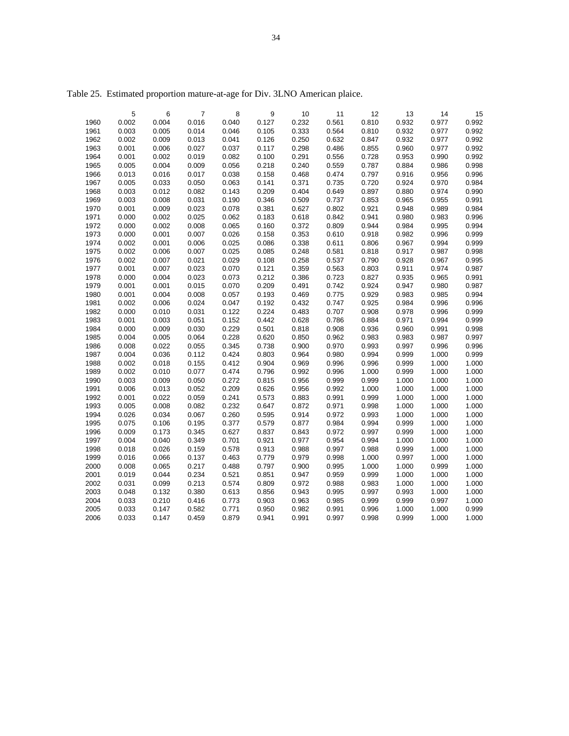Table 25. Estimated proportion mature-at-age for Div. 3LNO American plaice.

| | 5 | 6 | 7 | 8 | 9 | 10 | 11 | 12 | 13 | 14 | 15 |
|---|---|---|---|---|---|---|---|---|---|---|---|
| 1960 | 0.002 | 0.004 | 0.016 | 0.040 | 0.127 | 0.232 | 0.561 | 0.810 | 0.932 | 0.977 | 0.992 |
| 1961 | 0.003 | 0.005 | 0.014 | 0.046 | 0.105 | 0.333 | 0.564 | 0.810 | 0.932 | 0.977 | 0.992 |
| 1962 | 0.002 | 0.009 | 0.013 | 0.041 | 0.126 | 0.250 | 0.632 | 0.847 | 0.932 | 0.977 | 0.992 |
| 1963 | 0.001 | 0.006 | 0.027 | 0.037 | 0.117 | 0.298 | 0.486 | 0.855 | 0.960 | 0.977 | 0.992 |
| 1964 | 0.001 | 0.002 | 0.019 | 0.082 | 0.100 | 0.291 | 0.556 | 0.728 | 0.953 | 0.990 | 0.992 |
| 1965 | 0.005 | 0.004 | 0.009 | 0.056 | 0.218 | 0.240 | 0.559 | 0.787 | 0.884 | 0.986 | 0.998 |
| 1966 | 0.013 | 0.016 | 0.017 | 0.038 | 0.158 | 0.468 | 0.474 | 0.797 | 0.916 | 0.956 | 0.996 |
| 1967 | 0.005 | 0.033 | 0.050 | 0.063 | 0.141 | 0.371 | 0.735 | 0.720 | 0.924 | 0.970 | 0.984 |
| 1968 | 0.003 | 0.012 | 0.082 | 0.143 | 0.209 | 0.404 | 0.649 | 0.897 | 0.880 | 0.974 | 0.990 |
| 1969 | 0.003 | 0.008 | 0.031 | 0.190 | 0.346 | 0.509 | 0.737 | 0.853 | 0.965 | 0.955 | 0.991 |
| 1970 | 0.001 | 0.009 | 0.023 | 0.078 | 0.381 | 0.627 | 0.802 | 0.921 | 0.948 | 0.989 | 0.984 |
| 1971 | 0.000 | 0.002 | 0.025 | 0.062 | 0.183 | 0.618 | 0.842 | 0.941 | 0.980 | 0.983 | 0.996 |
| 1972 | 0.000 | 0.002 | 0.008 | 0.065 | 0.160 | 0.372 | 0.809 | 0.944 | 0.984 | 0.995 | 0.994 |
| 1973 | 0.000 | 0.001 | 0.007 | 0.026 | 0.158 | 0.353 | 0.610 | 0.918 | 0.982 | 0.996 | 0.999 |
| 1974 | 0.002 | 0.001 | 0.006 | 0.025 | 0.086 | 0.338 | 0.611 | 0.806 | 0.967 | 0.994 | 0.999 |
| 1975 | 0.002 | 0.006 | 0.007 | 0.025 | 0.085 | 0.248 | 0.581 | 0.818 | 0.917 | 0.987 | 0.998 |
| 1976 | 0.002 | 0.007 | 0.021 | 0.029 | 0.108 | 0.258 | 0.537 | 0.790 | 0.928 | 0.967 | 0.995 |
| 1977 | 0.001 | 0.007 | 0.023 | 0.070 | 0.121 | 0.359 | 0.563 | 0.803 | 0.911 | 0.974 | 0.987 |
| 1978 | 0.000 | 0.004 | 0.023 | 0.073 | 0.212 | 0.386 | 0.723 | 0.827 | 0.935 | 0.965 | 0.991 |
| 1979 | 0.001 | 0.001 | 0.015 | 0.070 | 0.209 | 0.491 | 0.742 | 0.924 | 0.947 | 0.980 | 0.987 |
| 1980 | 0.001 | 0.004 | 0.008 | 0.057 | 0.193 | 0.469 | 0.775 | 0.929 | 0.983 | 0.985 | 0.994 |
| 1981 | 0.002 | 0.006 | 0.024 | 0.047 | 0.192 | 0.432 | 0.747 | 0.925 | 0.984 | 0.996 | 0.996 |
| 1982 | 0.000 | 0.010 | 0.031 | 0.122 | 0.224 | 0.483 | 0.707 | 0.908 | 0.978 | 0.996 | 0.999 |
| 1983 | 0.001 | 0.003 | 0.051 | 0.152 | 0.442 | 0.628 | 0.786 | 0.884 | 0.971 | 0.994 | 0.999 |
| 1984 | 0.000 | 0.009 | 0.030 | 0.229 | 0.501 | 0.818 | 0.908 | 0.936 | 0.960 | 0.991 | 0.998 |
| 1985 | 0.004 | 0.005 | 0.064 | 0.228 | 0.620 | 0.850 | 0.962 | 0.983 | 0.983 | 0.987 | 0.997 |
| 1986 | 0.008 | 0.022 | 0.055 | 0.345 | 0.738 | 0.900 | 0.970 | 0.993 | 0.997 | 0.996 | 0.996 |
| 1987 | 0.004 | 0.036 | 0.112 | 0.424 | 0.803 | 0.964 | 0.980 | 0.994 | 0.999 | 1.000 | 0.999 |
| 1988 | 0.002 | 0.018 | 0.155 | 0.412 | 0.904 | 0.969 | 0.996 | 0.996 | 0.999 | 1.000 | 1.000 |
| 1989 | 0.002 | 0.010 | 0.077 | 0.474 | 0.796 | 0.992 | 0.996 | 1.000 | 0.999 | 1.000 | 1.000 |
| 1990 | 0.003 | 0.009 | 0.050 | 0.272 | 0.815 | 0.956 | 0.999 | 0.999 | 1.000 | 1.000 | 1.000 |
| 1991 | 0.006 | 0.013 | 0.052 | 0.209 | 0.626 | 0.956 | 0.992 | 1.000 | 1.000 | 1.000 | 1.000 |
| 1992 | 0.001 | 0.022 | 0.059 | 0.241 | 0.573 | 0.883 | 0.991 | 0.999 | 1.000 | 1.000 | 1.000 |
| 1993 | 0.005 | 0.008 | 0.082 | 0.232 | 0.647 | 0.872 | 0.971 | 0.998 | 1.000 | 1.000 | 1.000 |
| 1994 | 0.026 | 0.034 | 0.067 | 0.260 | 0.595 | 0.914 | 0.972 | 0.993 | 1.000 | 1.000 | 1.000 |
| 1995 | 0.075 | 0.106 | 0.195 | 0.377 | 0.579 | 0.877 | 0.984 | 0.994 | 0.999 | 1.000 | 1.000 |
| 1996 | 0.009 | 0.173 | 0.345 | 0.627 | 0.837 | 0.843 | 0.972 | 0.997 | 0.999 | 1.000 | 1.000 |
| 1997 | 0.004 | 0.040 | 0.349 | 0.701 | 0.921 | 0.977 | 0.954 | 0.994 | 1.000 | 1.000 | 1.000 |
| 1998 | 0.018 | 0.026 | 0.159 | 0.578 | 0.913 | 0.988 | 0.997 | 0.988 | 0.999 | 1.000 | 1.000 |
| 1999 | 0.016 | 0.066 | 0.137 | 0.463 | 0.779 | 0.979 | 0.998 | 1.000 | 0.997 | 1.000 | 1.000 |
| 2000 | 0.008 | 0.065 | 0.217 | 0.488 | 0.797 | 0.900 | 0.995 | 1.000 | 1.000 | 0.999 | 1.000 |
| 2001 | 0.019 | 0.044 | 0.234 | 0.521 | 0.851 | 0.947 | 0.959 | 0.999 | 1.000 | 1.000 | 1.000 |
| 2002 | 0.031 | 0.099 | 0.213 | 0.574 | 0.809 | 0.972 | 0.988 | 0.983 | 1.000 | 1.000 | 1.000 |
| 2003 | 0.048 | 0.132 | 0.380 | 0.613 | 0.856 | 0.943 | 0.995 | 0.997 | 0.993 | 1.000 | 1.000 |
| 2004 | 0.033 | 0.210 | 0.416 | 0.773 | 0.903 | 0.963 | 0.985 | 0.999 | 0.999 | 0.997 | 1.000 |
| 2005 | 0.033 | 0.147 | 0.582 | 0.771 | 0.950 | 0.982 | 0.991 | 0.996 | 1.000 | 1.000 | 0.999 |
| 2006 | 0.033 | 0.147 | 0.459 | 0.879 | 0.941 | 0.991 | 0.997 | 0.998 | 0.999 | 1.000 | 1.000 |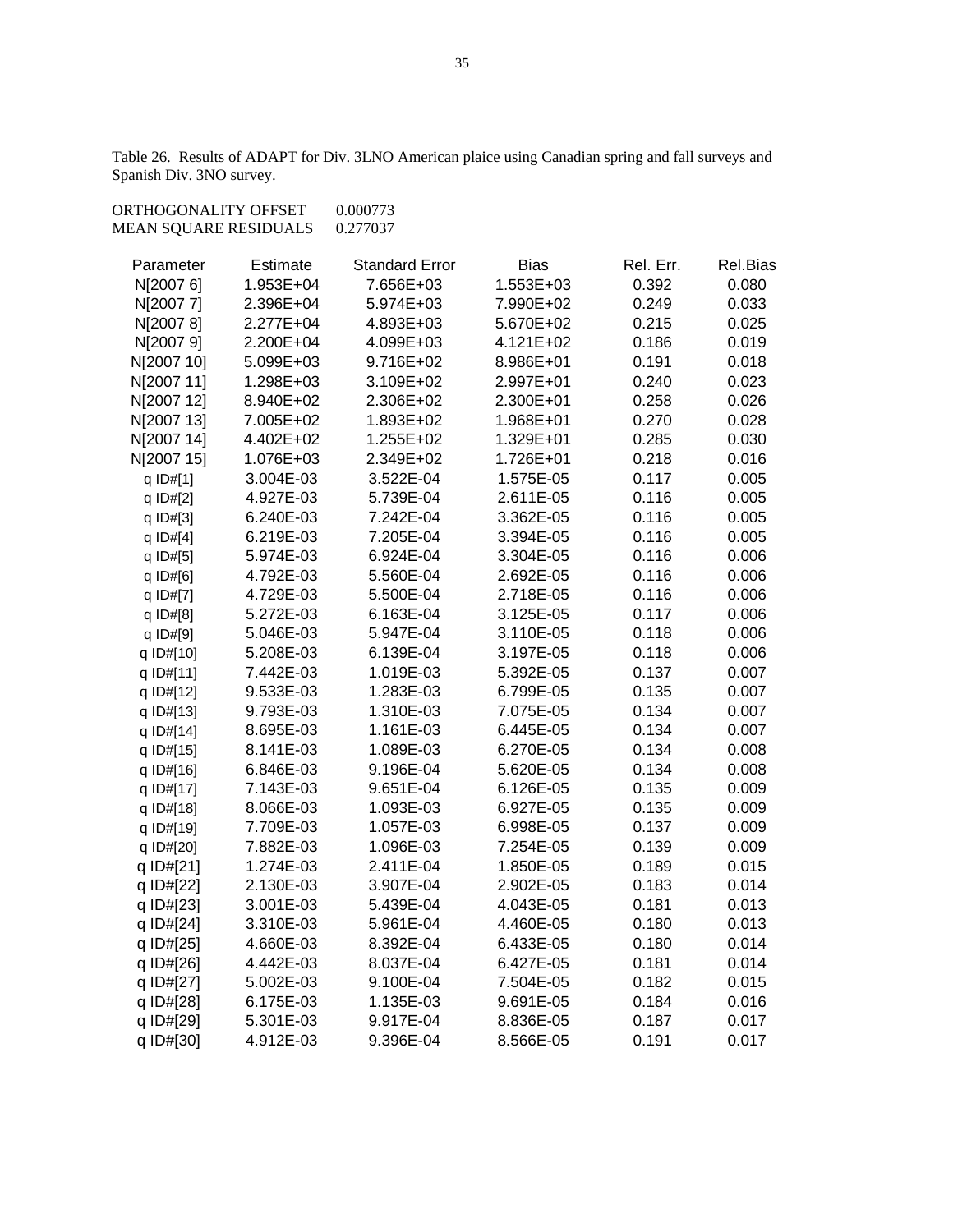Table 26. Results of ADAPT for Div. 3LNO American plaice using Canadian spring and fall surveys and Spanish Div. 3NO survey.

ORTHOGONALITY OFFSET 0.000773
MEAN SQUARE RESIDUALS 0.277037

| Parameter | Estimate | Standard Error | Bias | Rel. Err. | Rel.Bias |
|---|---|---|---|---|---|
| N[2007 6] | 1.953E+04 | 7.656E+03 | 1.553E+03 | 0.392 | 0.080 |
| N[2007 7] | 2.396E+04 | 5.974E+03 | 7.990E+02 | 0.249 | 0.033 |
| N[2007 8] | 2.277E+04 | 4.893E+03 | 5.670E+02 | 0.215 | 0.025 |
| N[2007 9] | 2.200E+04 | 4.099E+03 | 4.121E+02 | 0.186 | 0.019 |
| N[2007 10] | 5.099E+03 | 9.716E+02 | 8.986E+01 | 0.191 | 0.018 |
| N[2007 11] | 1.298E+03 | 3.109E+02 | 2.997E+01 | 0.240 | 0.023 |
| N[2007 12] | 8.940E+02 | 2.306E+02 | 2.300E+01 | 0.258 | 0.026 |
| N[2007 13] | 7.005E+02 | 1.893E+02 | 1.968E+01 | 0.270 | 0.028 |
| N[2007 14] | 4.402E+02 | 1.255E+02 | 1.329E+01 | 0.285 | 0.030 |
| N[2007 15] | 1.076E+03 | 2.349E+02 | 1.726E+01 | 0.218 | 0.016 |
| q ID#[1] | 3.004E-03 | 3.522E-04 | 1.575E-05 | 0.117 | 0.005 |
| q ID#[2] | 4.927E-03 | 5.739E-04 | 2.611E-05 | 0.116 | 0.005 |
| q ID#[3] | 6.240E-03 | 7.242E-04 | 3.362E-05 | 0.116 | 0.005 |
| q ID#[4] | 6.219E-03 | 7.205E-04 | 3.394E-05 | 0.116 | 0.005 |
| q ID#[5] | 5.974E-03 | 6.924E-04 | 3.304E-05 | 0.116 | 0.006 |
| q ID#[6] | 4.792E-03 | 5.560E-04 | 2.692E-05 | 0.116 | 0.006 |
| q ID#[7] | 4.729E-03 | 5.500E-04 | 2.718E-05 | 0.116 | 0.006 |
| q ID#[8] | 5.272E-03 | 6.163E-04 | 3.125E-05 | 0.117 | 0.006 |
| q ID#[9] | 5.046E-03 | 5.947E-04 | 3.110E-05 | 0.118 | 0.006 |
| q ID#[10] | 5.208E-03 | 6.139E-04 | 3.197E-05 | 0.118 | 0.006 |
| q ID#[11] | 7.442E-03 | 1.019E-03 | 5.392E-05 | 0.137 | 0.007 |
| q ID#[12] | 9.533E-03 | 1.283E-03 | 6.799E-05 | 0.135 | 0.007 |
| q ID#[13] | 9.793E-03 | 1.310E-03 | 7.075E-05 | 0.134 | 0.007 |
| q ID#[14] | 8.695E-03 | 1.161E-03 | 6.445E-05 | 0.134 | 0.007 |
| q ID#[15] | 8.141E-03 | 1.089E-03 | 6.270E-05 | 0.134 | 0.008 |
| q ID#[16] | 6.846E-03 | 9.196E-04 | 5.620E-05 | 0.134 | 0.008 |
| q ID#[17] | 7.143E-03 | 9.651E-04 | 6.126E-05 | 0.135 | 0.009 |
| q ID#[18] | 8.066E-03 | 1.093E-03 | 6.927E-05 | 0.135 | 0.009 |
| q ID#[19] | 7.709E-03 | 1.057E-03 | 6.998E-05 | 0.137 | 0.009 |
| q ID#[20] | 7.882E-03 | 1.096E-03 | 7.254E-05 | 0.139 | 0.009 |
| q ID#[21] | 1.274E-03 | 2.411E-04 | 1.850E-05 | 0.189 | 0.015 |
| q ID#[22] | 2.130E-03 | 3.907E-04 | 2.902E-05 | 0.183 | 0.014 |
| q ID#[23] | 3.001E-03 | 5.439E-04 | 4.043E-05 | 0.181 | 0.013 |
| q ID#[24] | 3.310E-03 | 5.961E-04 | 4.460E-05 | 0.180 | 0.013 |
| q ID#[25] | 4.660E-03 | 8.392E-04 | 6.433E-05 | 0.180 | 0.014 |
| q ID#[26] | 4.442E-03 | 8.037E-04 | 6.427E-05 | 0.181 | 0.014 |
| q ID#[27] | 5.002E-03 | 9.100E-04 | 7.504E-05 | 0.182 | 0.015 |
| q ID#[28] | 6.175E-03 | 1.135E-03 | 9.691E-05 | 0.184 | 0.016 |
| q ID#[29] | 5.301E-03 | 9.917E-04 | 8.836E-05 | 0.187 | 0.017 |
| q ID#[30] | 4.912E-03 | 9.396E-04 | 8.566E-05 | 0.191 | 0.017 |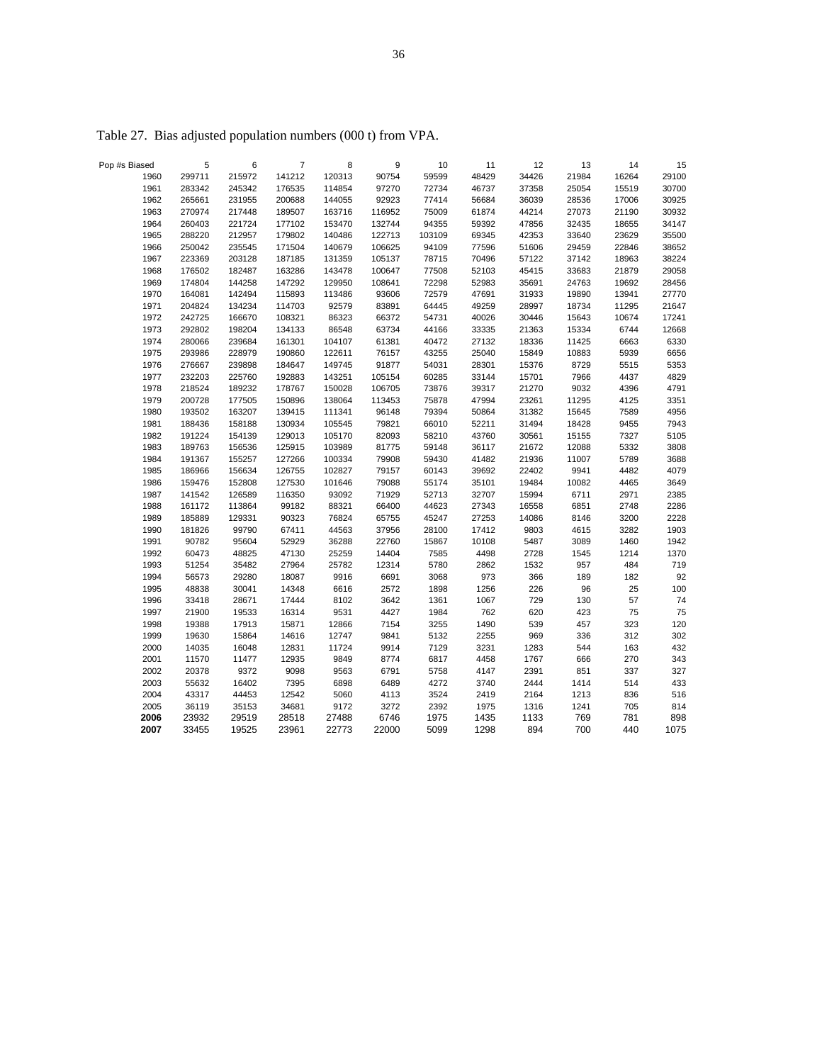Table 27. Bias adjusted population numbers (000 t) from VPA.

| Pop #s Biased | 5 | 6 | 7 | 8 | 9 | 10 | 11 | 12 | 13 | 14 | 15 |
|---|---|---|---|---|---|---|---|---|---|---|---|
| 1960 | 299711 | 215972 | 141212 | 120313 | 90754 | 59599 | 48429 | 34426 | 21984 | 16264 | 29100 |
| 1961 | 283342 | 245342 | 176535 | 114854 | 97270 | 72734 | 46737 | 37358 | 25054 | 15519 | 30700 |
| 1962 | 265661 | 231955 | 200688 | 144055 | 92923 | 77414 | 56684 | 36039 | 28536 | 17006 | 30925 |
| 1963 | 270974 | 217448 | 189507 | 163716 | 116952 | 75009 | 61874 | 44214 | 27073 | 21190 | 30932 |
| 1964 | 260403 | 221724 | 177102 | 153470 | 132744 | 94355 | 59392 | 47856 | 32435 | 18655 | 34147 |
| 1965 | 288220 | 212957 | 179802 | 140486 | 122713 | 103109 | 69345 | 42353 | 33640 | 23629 | 35500 |
| 1966 | 250042 | 235545 | 171504 | 140679 | 106625 | 94109 | 77596 | 51606 | 29459 | 22846 | 38652 |
| 1967 | 223369 | 203128 | 187185 | 131359 | 105137 | 78715 | 70496 | 57122 | 37142 | 18963 | 38224 |
| 1968 | 176502 | 182487 | 163286 | 143478 | 100647 | 77508 | 52103 | 45415 | 33683 | 21879 | 29058 |
| 1969 | 174804 | 144258 | 147292 | 129950 | 108641 | 72298 | 52983 | 35691 | 24763 | 19692 | 28456 |
| 1970 | 164081 | 142494 | 115893 | 113486 | 93606 | 72579 | 47691 | 31933 | 19890 | 13941 | 27770 |
| 1971 | 204824 | 134234 | 114703 | 92579 | 83891 | 64445 | 49259 | 28997 | 18734 | 11295 | 21647 |
| 1972 | 242725 | 166670 | 108321 | 86323 | 66372 | 54731 | 40026 | 30446 | 15643 | 10674 | 17241 |
| 1973 | 292802 | 198204 | 134133 | 86548 | 63734 | 44166 | 33335 | 21363 | 15334 | 6744 | 12668 |
| 1974 | 280066 | 239684 | 161301 | 104107 | 61381 | 40472 | 27132 | 18336 | 11425 | 6663 | 6330 |
| 1975 | 293986 | 228979 | 190860 | 122611 | 76157 | 43255 | 25040 | 15849 | 10883 | 5939 | 6656 |
| 1976 | 276667 | 239898 | 184647 | 149745 | 91877 | 54031 | 28301 | 15376 | 8729 | 5515 | 5353 |
| 1977 | 232203 | 225760 | 192883 | 143251 | 105154 | 60285 | 33144 | 15701 | 7966 | 4437 | 4829 |
| 1978 | 218524 | 189232 | 178767 | 150028 | 106705 | 73876 | 39317 | 21270 | 9032 | 4396 | 4791 |
| 1979 | 200728 | 177505 | 150896 | 138064 | 113453 | 75878 | 47994 | 23261 | 11295 | 4125 | 3351 |
| 1980 | 193502 | 163207 | 139415 | 111341 | 96148 | 79394 | 50864 | 31382 | 15645 | 7589 | 4956 |
| 1981 | 188436 | 158188 | 130934 | 105545 | 79821 | 66010 | 52211 | 31494 | 18428 | 9455 | 7943 |
| 1982 | 191224 | 154139 | 129013 | 105170 | 82093 | 58210 | 43760 | 30561 | 15155 | 7327 | 5105 |
| 1983 | 189763 | 156536 | 125915 | 103989 | 81775 | 59148 | 36117 | 21672 | 12088 | 5332 | 3808 |
| 1984 | 191367 | 155257 | 127266 | 100334 | 79908 | 59430 | 41482 | 21936 | 11007 | 5789 | 3688 |
| 1985 | 186966 | 156634 | 126755 | 102827 | 79157 | 60143 | 39692 | 22402 | 9941 | 4482 | 4079 |
| 1986 | 159476 | 152808 | 127530 | 101646 | 79088 | 55174 | 35101 | 19484 | 10082 | 4465 | 3649 |
| 1987 | 141542 | 126589 | 116350 | 93092 | 71929 | 52713 | 32707 | 15994 | 6711 | 2971 | 2385 |
| 1988 | 161172 | 113864 | 99182 | 88321 | 66400 | 44623 | 27343 | 16558 | 6851 | 2748 | 2286 |
| 1989 | 185889 | 129331 | 90323 | 76824 | 65755 | 45247 | 27253 | 14086 | 8146 | 3200 | 2228 |
| 1990 | 181826 | 99790 | 67411 | 44563 | 37956 | 28100 | 17412 | 9803 | 4615 | 3282 | 1903 |
| 1991 | 90782 | 95604 | 52929 | 36288 | 22760 | 15867 | 10108 | 5487 | 3089 | 1460 | 1942 |
| 1992 | 60473 | 48825 | 47130 | 25259 | 14404 | 7585 | 4498 | 2728 | 1545 | 1214 | 1370 |
| 1993 | 51254 | 35482 | 27964 | 25782 | 12314 | 5780 | 2862 | 1532 | 957 | 484 | 719 |
| 1994 | 56573 | 29280 | 18087 | 9916 | 6691 | 3068 | 973 | 366 | 189 | 182 | 92 |
| 1995 | 48838 | 30041 | 14348 | 6616 | 2572 | 1898 | 1256 | 226 | 96 | 25 | 100 |
| 1996 | 33418 | 28671 | 17444 | 8102 | 3642 | 1361 | 1067 | 729 | 130 | 57 | 74 |
| 1997 | 21900 | 19533 | 16314 | 9531 | 4427 | 1984 | 762 | 620 | 423 | 75 | 75 |
| 1998 | 19388 | 17913 | 15871 | 12866 | 7154 | 3255 | 1490 | 539 | 457 | 323 | 120 |
| 1999 | 19630 | 15864 | 14616 | 12747 | 9841 | 5132 | 2255 | 969 | 336 | 312 | 302 |
| 2000 | 14035 | 16048 | 12831 | 11724 | 9914 | 7129 | 3231 | 1283 | 544 | 163 | 432 |
| 2001 | 11570 | 11477 | 12935 | 9849 | 8774 | 6817 | 4458 | 1767 | 666 | 270 | 343 |
| 2002 | 20378 | 9372 | 9098 | 9563 | 6791 | 5758 | 4147 | 2391 | 851 | 337 | 327 |
| 2003 | 55632 | 16402 | 7395 | 6898 | 6489 | 4272 | 3740 | 2444 | 1414 | 514 | 433 |
| 2004 | 43317 | 44453 | 12542 | 5060 | 4113 | 3524 | 2419 | 2164 | 1213 | 836 | 516 |
| 2005 | 36119 | 35153 | 34681 | 9172 | 3272 | 2392 | 1975 | 1316 | 1241 | 705 | 814 |
| **2006** | 23932 | 29519 | 28518 | 27488 | 6746 | 1975 | 1435 | 1133 | 769 | 781 | 898 |
| **2007** | 33455 | 19525 | 23961 | 22773 | 22000 | 5099 | 1298 | 894 | 700 | 440 | 1075 |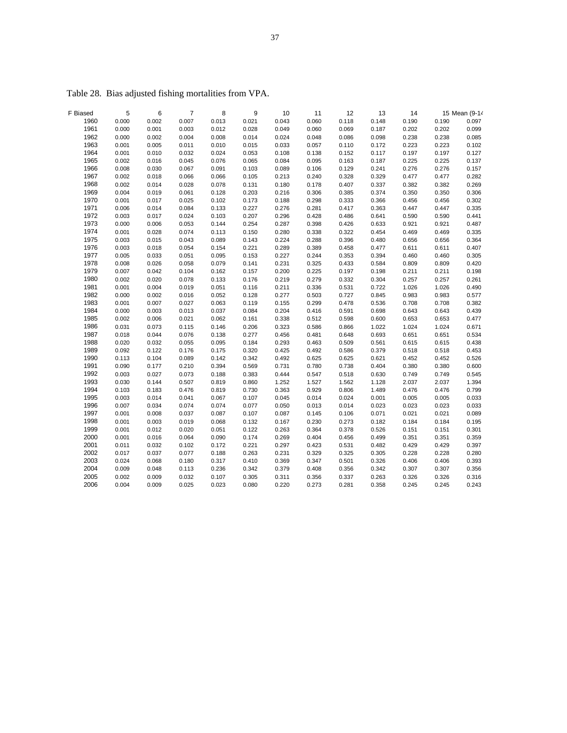Table 28. Bias adjusted fishing mortalities from VPA.

| F Biased | 5 | 6 | 7 | 8 | 9 | 10 | 11 | 12 | 13 | 14 | 15 | Mean (9-14 |
|---|---|---|---|---|---|---|---|---|---|---|---|---|
| 1960 | 0.000 | 0.002 | 0.007 | 0.013 | 0.021 | 0.043 | 0.060 | 0.118 | 0.148 | 0.190 | 0.190 | 0.097 |
| 1961 | 0.000 | 0.001 | 0.003 | 0.012 | 0.028 | 0.049 | 0.060 | 0.069 | 0.187 | 0.202 | 0.202 | 0.099 |
| 1962 | 0.000 | 0.002 | 0.004 | 0.008 | 0.014 | 0.024 | 0.048 | 0.086 | 0.098 | 0.238 | 0.238 | 0.085 |
| 1963 | 0.001 | 0.005 | 0.011 | 0.010 | 0.015 | 0.033 | 0.057 | 0.110 | 0.172 | 0.223 | 0.223 | 0.102 |
| 1964 | 0.001 | 0.010 | 0.032 | 0.024 | 0.053 | 0.108 | 0.138 | 0.152 | 0.117 | 0.197 | 0.197 | 0.127 |
| 1965 | 0.002 | 0.016 | 0.045 | 0.076 | 0.065 | 0.084 | 0.095 | 0.163 | 0.187 | 0.225 | 0.225 | 0.137 |
| 1966 | 0.008 | 0.030 | 0.067 | 0.091 | 0.103 | 0.089 | 0.106 | 0.129 | 0.241 | 0.276 | 0.276 | 0.157 |
| 1967 | 0.002 | 0.018 | 0.066 | 0.066 | 0.105 | 0.213 | 0.240 | 0.328 | 0.329 | 0.477 | 0.477 | 0.282 |
| 1968 | 0.002 | 0.014 | 0.028 | 0.078 | 0.131 | 0.180 | 0.178 | 0.407 | 0.337 | 0.382 | 0.382 | 0.269 |
| 1969 | 0.004 | 0.019 | 0.061 | 0.128 | 0.203 | 0.216 | 0.306 | 0.385 | 0.374 | 0.350 | 0.350 | 0.306 |
| 1970 | 0.001 | 0.017 | 0.025 | 0.102 | 0.173 | 0.188 | 0.298 | 0.333 | 0.366 | 0.456 | 0.456 | 0.302 |
| 1971 | 0.006 | 0.014 | 0.084 | 0.133 | 0.227 | 0.276 | 0.281 | 0.417 | 0.363 | 0.447 | 0.447 | 0.335 |
| 1972 | 0.003 | 0.017 | 0.024 | 0.103 | 0.207 | 0.296 | 0.428 | 0.486 | 0.641 | 0.590 | 0.590 | 0.441 |
| 1973 | 0.000 | 0.006 | 0.053 | 0.144 | 0.254 | 0.287 | 0.398 | 0.426 | 0.633 | 0.921 | 0.921 | 0.487 |
| 1974 | 0.001 | 0.028 | 0.074 | 0.113 | 0.150 | 0.280 | 0.338 | 0.322 | 0.454 | 0.469 | 0.469 | 0.335 |
| 1975 | 0.003 | 0.015 | 0.043 | 0.089 | 0.143 | 0.224 | 0.288 | 0.396 | 0.480 | 0.656 | 0.656 | 0.364 |
| 1976 | 0.003 | 0.018 | 0.054 | 0.154 | 0.221 | 0.289 | 0.389 | 0.458 | 0.477 | 0.611 | 0.611 | 0.407 |
| 1977 | 0.005 | 0.033 | 0.051 | 0.095 | 0.153 | 0.227 | 0.244 | 0.353 | 0.394 | 0.460 | 0.460 | 0.305 |
| 1978 | 0.008 | 0.026 | 0.058 | 0.079 | 0.141 | 0.231 | 0.325 | 0.433 | 0.584 | 0.809 | 0.809 | 0.420 |
| 1979 | 0.007 | 0.042 | 0.104 | 0.162 | 0.157 | 0.200 | 0.225 | 0.197 | 0.198 | 0.211 | 0.211 | 0.198 |
| 1980 | 0.002 | 0.020 | 0.078 | 0.133 | 0.176 | 0.219 | 0.279 | 0.332 | 0.304 | 0.257 | 0.257 | 0.261 |
| 1981 | 0.001 | 0.004 | 0.019 | 0.051 | 0.116 | 0.211 | 0.336 | 0.531 | 0.722 | 1.026 | 1.026 | 0.490 |
| 1982 | 0.000 | 0.002 | 0.016 | 0.052 | 0.128 | 0.277 | 0.503 | 0.727 | 0.845 | 0.983 | 0.983 | 0.577 |
| 1983 | 0.001 | 0.007 | 0.027 | 0.063 | 0.119 | 0.155 | 0.299 | 0.478 | 0.536 | 0.708 | 0.708 | 0.382 |
| 1984 | 0.000 | 0.003 | 0.013 | 0.037 | 0.084 | 0.204 | 0.416 | 0.591 | 0.698 | 0.643 | 0.643 | 0.439 |
| 1985 | 0.002 | 0.006 | 0.021 | 0.062 | 0.161 | 0.338 | 0.512 | 0.598 | 0.600 | 0.653 | 0.653 | 0.477 |
| 1986 | 0.031 | 0.073 | 0.115 | 0.146 | 0.206 | 0.323 | 0.586 | 0.866 | 1.022 | 1.024 | 1.024 | 0.671 |
| 1987 | 0.018 | 0.044 | 0.076 | 0.138 | 0.277 | 0.456 | 0.481 | 0.648 | 0.693 | 0.651 | 0.651 | 0.534 |
| 1988 | 0.020 | 0.032 | 0.055 | 0.095 | 0.184 | 0.293 | 0.463 | 0.509 | 0.561 | 0.615 | 0.615 | 0.438 |
| 1989 | 0.092 | 0.122 | 0.176 | 0.175 | 0.320 | 0.425 | 0.492 | 0.586 | 0.379 | 0.518 | 0.518 | 0.453 |
| 1990 | 0.113 | 0.104 | 0.089 | 0.142 | 0.342 | 0.492 | 0.625 | 0.625 | 0.621 | 0.452 | 0.452 | 0.526 |
| 1991 | 0.090 | 0.177 | 0.210 | 0.394 | 0.569 | 0.731 | 0.780 | 0.738 | 0.404 | 0.380 | 0.380 | 0.600 |
| 1992 | 0.003 | 0.027 | 0.073 | 0.188 | 0.383 | 0.444 | 0.547 | 0.518 | 0.630 | 0.749 | 0.749 | 0.545 |
| 1993 | 0.030 | 0.144 | 0.507 | 0.819 | 0.860 | 1.252 | 1.527 | 1.562 | 1.128 | 2.037 | 2.037 | 1.394 |
| 1994 | 0.103 | 0.183 | 0.476 | 0.819 | 0.730 | 0.363 | 0.929 | 0.806 | 1.489 | 0.476 | 0.476 | 0.799 |
| 1995 | 0.003 | 0.014 | 0.041 | 0.067 | 0.107 | 0.045 | 0.014 | 0.024 | 0.001 | 0.005 | 0.005 | 0.033 |
| 1996 | 0.007 | 0.034 | 0.074 | 0.074 | 0.077 | 0.050 | 0.013 | 0.014 | 0.023 | 0.023 | 0.023 | 0.033 |
| 1997 | 0.001 | 0.008 | 0.037 | 0.087 | 0.107 | 0.087 | 0.145 | 0.106 | 0.071 | 0.021 | 0.021 | 0.089 |
| 1998 | 0.001 | 0.003 | 0.019 | 0.068 | 0.132 | 0.167 | 0.230 | 0.273 | 0.182 | 0.184 | 0.184 | 0.195 |
| 1999 | 0.001 | 0.012 | 0.020 | 0.051 | 0.122 | 0.263 | 0.364 | 0.378 | 0.526 | 0.151 | 0.151 | 0.301 |
| 2000 | 0.001 | 0.016 | 0.064 | 0.090 | 0.174 | 0.269 | 0.404 | 0.456 | 0.499 | 0.351 | 0.351 | 0.359 |
| 2001 | 0.011 | 0.032 | 0.102 | 0.172 | 0.221 | 0.297 | 0.423 | 0.531 | 0.482 | 0.429 | 0.429 | 0.397 |
| 2002 | 0.017 | 0.037 | 0.077 | 0.188 | 0.263 | 0.231 | 0.329 | 0.325 | 0.305 | 0.228 | 0.228 | 0.280 |
| 2003 | 0.024 | 0.068 | 0.180 | 0.317 | 0.410 | 0.369 | 0.347 | 0.501 | 0.326 | 0.406 | 0.406 | 0.393 |
| 2004 | 0.009 | 0.048 | 0.113 | 0.236 | 0.342 | 0.379 | 0.408 | 0.356 | 0.342 | 0.307 | 0.307 | 0.356 |
| 2005 | 0.002 | 0.009 | 0.032 | 0.107 | 0.305 | 0.311 | 0.356 | 0.337 | 0.263 | 0.326 | 0.326 | 0.316 |
| 2006 | 0.004 | 0.009 | 0.025 | 0.023 | 0.080 | 0.220 | 0.273 | 0.281 | 0.358 | 0.245 | 0.245 | 0.243 |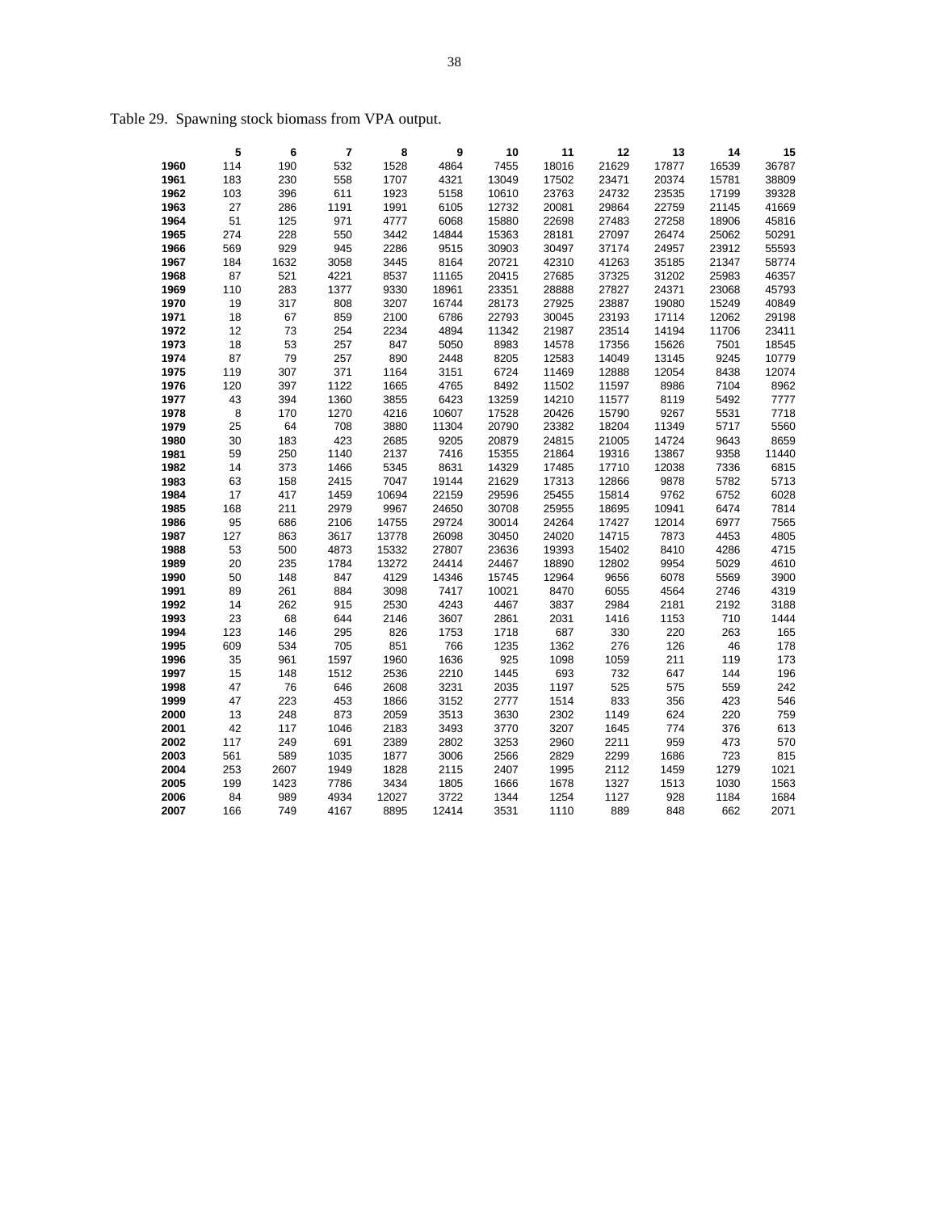Table 29. Spawning stock biomass from VPA output.

| | 5 | 6 | 7 | 8 | 9 | 10 | 11 | 12 | 13 | 14 | 15 |
|---|---|---|---|---|---|---|---|---|---|---|---|
| 1960 | 114 | 190 | 532 | 1528 | 4864 | 7455 | 18016 | 21629 | 17877 | 16539 | 36787 |
| 1961 | 183 | 230 | 558 | 1707 | 4321 | 13049 | 17502 | 23471 | 20374 | 15781 | 38809 |
| 1962 | 103 | 396 | 611 | 1923 | 5158 | 10610 | 23763 | 24732 | 23535 | 17199 | 39328 |
| 1963 | 27 | 286 | 1191 | 1991 | 6105 | 12732 | 20081 | 29864 | 22759 | 21145 | 41669 |
| 1964 | 51 | 125 | 971 | 4777 | 6068 | 15880 | 22698 | 27483 | 27258 | 18906 | 45816 |
| 1965 | 274 | 228 | 550 | 3442 | 14844 | 15363 | 28181 | 27097 | 26474 | 25062 | 50291 |
| 1966 | 569 | 929 | 945 | 2286 | 9515 | 30903 | 30497 | 37174 | 24957 | 23912 | 55593 |
| 1967 | 184 | 1632 | 3058 | 3445 | 8164 | 20721 | 42310 | 41263 | 35185 | 21347 | 58774 |
| 1968 | 87 | 521 | 4221 | 8537 | 11165 | 20415 | 27685 | 37325 | 31202 | 25983 | 46357 |
| 1969 | 110 | 283 | 1377 | 9330 | 18961 | 23351 | 28888 | 27827 | 24371 | 23068 | 45793 |
| 1970 | 19 | 317 | 808 | 3207 | 16744 | 28173 | 27925 | 23887 | 19080 | 15249 | 40849 |
| 1971 | 18 | 67 | 859 | 2100 | 6786 | 22793 | 30045 | 23193 | 17114 | 12062 | 29198 |
| 1972 | 12 | 73 | 254 | 2234 | 4894 | 11342 | 21987 | 23514 | 14194 | 11706 | 23411 |
| 1973 | 18 | 53 | 257 | 847 | 5050 | 8983 | 14578 | 17356 | 15626 | 7501 | 18545 |
| 1974 | 87 | 79 | 257 | 890 | 2448 | 8205 | 12583 | 14049 | 13145 | 9245 | 10779 |
| 1975 | 119 | 307 | 371 | 1164 | 3151 | 6724 | 11469 | 12888 | 12054 | 8438 | 12074 |
| 1976 | 120 | 397 | 1122 | 1665 | 4765 | 8492 | 11502 | 11597 | 8986 | 7104 | 8962 |
| 1977 | 43 | 394 | 1360 | 3855 | 6423 | 13259 | 14210 | 11577 | 8119 | 5492 | 7777 |
| 1978 | 8 | 170 | 1270 | 4216 | 10607 | 17528 | 20426 | 15790 | 9267 | 5531 | 7718 |
| 1979 | 25 | 64 | 708 | 3880 | 11304 | 20790 | 23382 | 18204 | 11349 | 5717 | 5560 |
| 1980 | 30 | 183 | 423 | 2685 | 9205 | 20879 | 24815 | 21005 | 14724 | 9643 | 8659 |
| 1981 | 59 | 250 | 1140 | 2137 | 7416 | 15355 | 21864 | 19316 | 13867 | 9358 | 11440 |
| 1982 | 14 | 373 | 1466 | 5345 | 8631 | 14329 | 17485 | 17710 | 12038 | 7336 | 6815 |
| 1983 | 63 | 158 | 2415 | 7047 | 19144 | 21629 | 17313 | 12866 | 9878 | 5782 | 5713 |
| 1984 | 17 | 417 | 1459 | 10694 | 22159 | 29596 | 25455 | 15814 | 9762 | 6752 | 6028 |
| 1985 | 168 | 211 | 2979 | 9967 | 24650 | 30708 | 25955 | 18695 | 10941 | 6474 | 7814 |
| 1986 | 95 | 686 | 2106 | 14755 | 29724 | 30014 | 24264 | 17427 | 12014 | 6977 | 7565 |
| 1987 | 127 | 863 | 3617 | 13778 | 26098 | 30450 | 24020 | 14715 | 7873 | 4453 | 4805 |
| 1988 | 53 | 500 | 4873 | 15332 | 27807 | 23636 | 19393 | 15402 | 8410 | 4286 | 4715 |
| 1989 | 20 | 235 | 1784 | 13272 | 24414 | 24467 | 18890 | 12802 | 9954 | 5029 | 4610 |
| 1990 | 50 | 148 | 847 | 4129 | 14346 | 15745 | 12964 | 9656 | 6078 | 5569 | 3900 |
| 1991 | 89 | 261 | 884 | 3098 | 7417 | 10021 | 8470 | 6055 | 4564 | 2746 | 4319 |
| 1992 | 14 | 262 | 915 | 2530 | 4243 | 4467 | 3837 | 2984 | 2181 | 2192 | 3188 |
| 1993 | 23 | 68 | 644 | 2146 | 3607 | 2861 | 2031 | 1416 | 1153 | 710 | 1444 |
| 1994 | 123 | 146 | 295 | 826 | 1753 | 1718 | 687 | 330 | 220 | 263 | 165 |
| 1995 | 609 | 534 | 705 | 851 | 766 | 1235 | 1362 | 276 | 126 | 46 | 178 |
| 1996 | 35 | 961 | 1597 | 1960 | 1636 | 925 | 1098 | 1059 | 211 | 119 | 173 |
| 1997 | 15 | 148 | 1512 | 2536 | 2210 | 1445 | 693 | 732 | 647 | 144 | 196 |
| 1998 | 47 | 76 | 646 | 2608 | 3231 | 2035 | 1197 | 525 | 575 | 559 | 242 |
| 1999 | 47 | 223 | 453 | 1866 | 3152 | 2777 | 1514 | 833 | 356 | 423 | 546 |
| 2000 | 13 | 248 | 873 | 2059 | 3513 | 3630 | 2302 | 1149 | 624 | 220 | 759 |
| 2001 | 42 | 117 | 1046 | 2183 | 3493 | 3770 | 3207 | 1645 | 774 | 376 | 613 |
| 2002 | 117 | 249 | 691 | 2389 | 2802 | 3253 | 2960 | 2211 | 959 | 473 | 570 |
| 2003 | 561 | 589 | 1035 | 1877 | 3006 | 2566 | 2829 | 2299 | 1686 | 723 | 815 |
| 2004 | 253 | 2607 | 1949 | 1828 | 2115 | 2407 | 1995 | 2112 | 1459 | 1279 | 1021 |
| 2005 | 199 | 1423 | 7786 | 3434 | 1805 | 1666 | 1678 | 1327 | 1513 | 1030 | 1563 |
| 2006 | 84 | 989 | 4934 | 12027 | 3722 | 1344 | 1254 | 1127 | 928 | 1184 | 1684 |
| 2007 | 166 | 749 | 4167 | 8895 | 12414 | 3531 | 1110 | 889 | 848 | 662 | 2071 |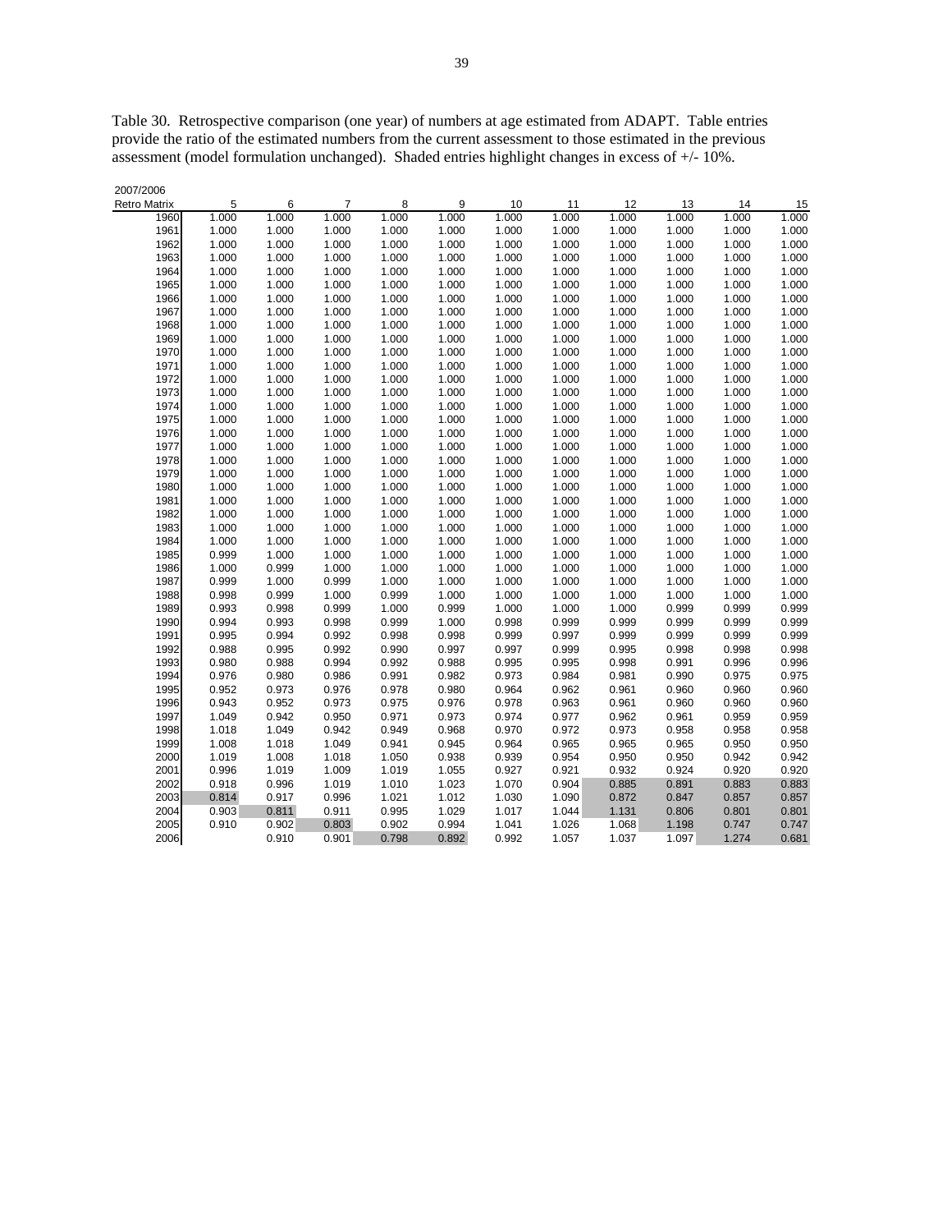Table 30. Retrospective comparison (one year) of numbers at age estimated from ADAPT. Table entries provide the ratio of the estimated numbers from the current assessment to those estimated in the previous assessment (model formulation unchanged). Shaded entries highlight changes in excess of +/- 10%.

2007/2006

| Retro Matrix | 5 | 6 | 7 | 8 | 9 | 10 | 11 | 12 | 13 | 14 | 15 |
|---|---|---|---|---|---|---|---|---|---|---|---|
| 1960 | 1.000 | 1.000 | 1.000 | 1.000 | 1.000 | 1.000 | 1.000 | 1.000 | 1.000 | 1.000 | 1.000 |
| 1961 | 1.000 | 1.000 | 1.000 | 1.000 | 1.000 | 1.000 | 1.000 | 1.000 | 1.000 | 1.000 | 1.000 |
| 1962 | 1.000 | 1.000 | 1.000 | 1.000 | 1.000 | 1.000 | 1.000 | 1.000 | 1.000 | 1.000 | 1.000 |
| 1963 | 1.000 | 1.000 | 1.000 | 1.000 | 1.000 | 1.000 | 1.000 | 1.000 | 1.000 | 1.000 | 1.000 |
| 1964 | 1.000 | 1.000 | 1.000 | 1.000 | 1.000 | 1.000 | 1.000 | 1.000 | 1.000 | 1.000 | 1.000 |
| 1965 | 1.000 | 1.000 | 1.000 | 1.000 | 1.000 | 1.000 | 1.000 | 1.000 | 1.000 | 1.000 | 1.000 |
| 1966 | 1.000 | 1.000 | 1.000 | 1.000 | 1.000 | 1.000 | 1.000 | 1.000 | 1.000 | 1.000 | 1.000 |
| 1967 | 1.000 | 1.000 | 1.000 | 1.000 | 1.000 | 1.000 | 1.000 | 1.000 | 1.000 | 1.000 | 1.000 |
| 1968 | 1.000 | 1.000 | 1.000 | 1.000 | 1.000 | 1.000 | 1.000 | 1.000 | 1.000 | 1.000 | 1.000 |
| 1969 | 1.000 | 1.000 | 1.000 | 1.000 | 1.000 | 1.000 | 1.000 | 1.000 | 1.000 | 1.000 | 1.000 |
| 1970 | 1.000 | 1.000 | 1.000 | 1.000 | 1.000 | 1.000 | 1.000 | 1.000 | 1.000 | 1.000 | 1.000 |
| 1971 | 1.000 | 1.000 | 1.000 | 1.000 | 1.000 | 1.000 | 1.000 | 1.000 | 1.000 | 1.000 | 1.000 |
| 1972 | 1.000 | 1.000 | 1.000 | 1.000 | 1.000 | 1.000 | 1.000 | 1.000 | 1.000 | 1.000 | 1.000 |
| 1973 | 1.000 | 1.000 | 1.000 | 1.000 | 1.000 | 1.000 | 1.000 | 1.000 | 1.000 | 1.000 | 1.000 |
| 1974 | 1.000 | 1.000 | 1.000 | 1.000 | 1.000 | 1.000 | 1.000 | 1.000 | 1.000 | 1.000 | 1.000 |
| 1975 | 1.000 | 1.000 | 1.000 | 1.000 | 1.000 | 1.000 | 1.000 | 1.000 | 1.000 | 1.000 | 1.000 |
| 1976 | 1.000 | 1.000 | 1.000 | 1.000 | 1.000 | 1.000 | 1.000 | 1.000 | 1.000 | 1.000 | 1.000 |
| 1977 | 1.000 | 1.000 | 1.000 | 1.000 | 1.000 | 1.000 | 1.000 | 1.000 | 1.000 | 1.000 | 1.000 |
| 1978 | 1.000 | 1.000 | 1.000 | 1.000 | 1.000 | 1.000 | 1.000 | 1.000 | 1.000 | 1.000 | 1.000 |
| 1979 | 1.000 | 1.000 | 1.000 | 1.000 | 1.000 | 1.000 | 1.000 | 1.000 | 1.000 | 1.000 | 1.000 |
| 1980 | 1.000 | 1.000 | 1.000 | 1.000 | 1.000 | 1.000 | 1.000 | 1.000 | 1.000 | 1.000 | 1.000 |
| 1981 | 1.000 | 1.000 | 1.000 | 1.000 | 1.000 | 1.000 | 1.000 | 1.000 | 1.000 | 1.000 | 1.000 |
| 1982 | 1.000 | 1.000 | 1.000 | 1.000 | 1.000 | 1.000 | 1.000 | 1.000 | 1.000 | 1.000 | 1.000 |
| 1983 | 1.000 | 1.000 | 1.000 | 1.000 | 1.000 | 1.000 | 1.000 | 1.000 | 1.000 | 1.000 | 1.000 |
| 1984 | 1.000 | 1.000 | 1.000 | 1.000 | 1.000 | 1.000 | 1.000 | 1.000 | 1.000 | 1.000 | 1.000 |
| 1985 | 0.999 | 1.000 | 1.000 | 1.000 | 1.000 | 1.000 | 1.000 | 1.000 | 1.000 | 1.000 | 1.000 |
| 1986 | 1.000 | 0.999 | 1.000 | 1.000 | 1.000 | 1.000 | 1.000 | 1.000 | 1.000 | 1.000 | 1.000 |
| 1987 | 0.999 | 1.000 | 0.999 | 1.000 | 1.000 | 1.000 | 1.000 | 1.000 | 1.000 | 1.000 | 1.000 |
| 1988 | 0.998 | 0.999 | 1.000 | 0.999 | 1.000 | 1.000 | 1.000 | 1.000 | 1.000 | 1.000 | 1.000 |
| 1989 | 0.993 | 0.998 | 0.999 | 1.000 | 0.999 | 1.000 | 1.000 | 1.000 | 0.999 | 0.999 | 0.999 |
| 1990 | 0.994 | 0.993 | 0.998 | 0.999 | 1.000 | 0.998 | 0.999 | 0.999 | 0.999 | 0.999 | 0.999 |
| 1991 | 0.995 | 0.994 | 0.992 | 0.998 | 0.998 | 0.999 | 0.997 | 0.999 | 0.999 | 0.999 | 0.999 |
| 1992 | 0.988 | 0.995 | 0.992 | 0.990 | 0.997 | 0.997 | 0.999 | 0.995 | 0.998 | 0.998 | 0.998 |
| 1993 | 0.980 | 0.988 | 0.994 | 0.992 | 0.988 | 0.995 | 0.995 | 0.998 | 0.991 | 0.996 | 0.996 |
| 1994 | 0.976 | 0.980 | 0.986 | 0.991 | 0.982 | 0.973 | 0.984 | 0.981 | 0.990 | 0.975 | 0.975 |
| 1995 | 0.952 | 0.973 | 0.976 | 0.978 | 0.980 | 0.964 | 0.962 | 0.961 | 0.960 | 0.960 | 0.960 |
| 1996 | 0.943 | 0.952 | 0.973 | 0.975 | 0.976 | 0.978 | 0.963 | 0.961 | 0.960 | 0.960 | 0.960 |
| 1997 | 1.049 | 0.942 | 0.950 | 0.971 | 0.973 | 0.974 | 0.977 | 0.962 | 0.961 | 0.959 | 0.959 |
| 1998 | 1.018 | 1.049 | 0.942 | 0.949 | 0.968 | 0.970 | 0.972 | 0.973 | 0.958 | 0.958 | 0.958 |
| 1999 | 1.008 | 1.018 | 1.049 | 0.941 | 0.945 | 0.964 | 0.965 | 0.965 | 0.965 | 0.950 | 0.950 |
| 2000 | 1.019 | 1.008 | 1.018 | 1.050 | 0.938 | 0.939 | 0.954 | 0.950 | 0.950 | 0.942 | 0.942 |
| 2001 | 0.996 | 1.019 | 1.009 | 1.019 | 1.055 | 0.927 | 0.921 | 0.932 | 0.924 | 0.920 | 0.920 |
| 2002 | 0.918 | 0.996 | 1.019 | 1.010 | 1.023 | 1.070 | 0.904 | 0.885 | 0.891 | 0.883 | 0.883 |
| 2003 | 0.814 | 0.917 | 0.996 | 1.021 | 1.012 | 1.030 | 1.090 | 0.872 | 0.847 | 0.857 | 0.857 |
| 2004 | 0.903 | 0.811 | 0.911 | 0.995 | 1.029 | 1.017 | 1.044 | 1.131 | 0.806 | 0.801 | 0.801 |
| 2005 | 0.910 | 0.902 | 0.803 | 0.902 | 0.994 | 1.041 | 1.026 | 1.068 | 1.198 | 0.747 | 0.747 |
| 2006 | | 0.910 | 0.901 | 0.798 | 0.892 | 0.992 | 1.057 | 1.037 | 1.097 | 1.274 | 0.681 |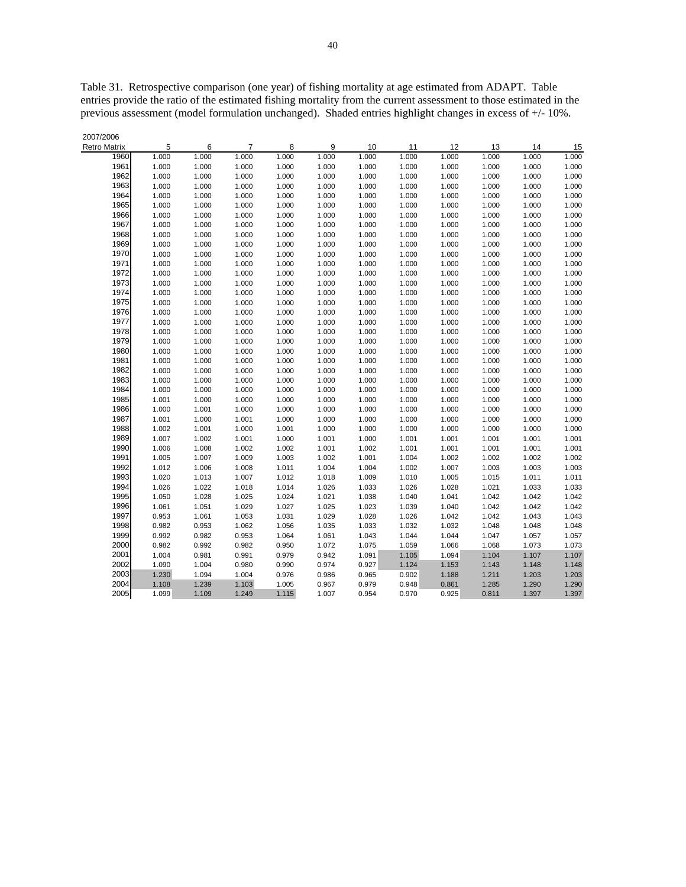Table 31. Retrospective comparison (one year) of fishing mortality at age estimated from ADAPT. Table entries provide the ratio of the estimated fishing mortality from the current assessment to those estimated in the previous assessment (model formulation unchanged). Shaded entries highlight changes in excess of +/- 10%.

| 2007/2006 Retro Matrix | 5 | 6 | 7 | 8 | 9 | 10 | 11 | 12 | 13 | 14 | 15 |
|---|---|---|---|---|---|---|---|---|---|---|---|
| 1960 | 1.000 | 1.000 | 1.000 | 1.000 | 1.000 | 1.000 | 1.000 | 1.000 | 1.000 | 1.000 | 1.000 |
| 1961 | 1.000 | 1.000 | 1.000 | 1.000 | 1.000 | 1.000 | 1.000 | 1.000 | 1.000 | 1.000 | 1.000 |
| 1962 | 1.000 | 1.000 | 1.000 | 1.000 | 1.000 | 1.000 | 1.000 | 1.000 | 1.000 | 1.000 | 1.000 |
| 1963 | 1.000 | 1.000 | 1.000 | 1.000 | 1.000 | 1.000 | 1.000 | 1.000 | 1.000 | 1.000 | 1.000 |
| 1964 | 1.000 | 1.000 | 1.000 | 1.000 | 1.000 | 1.000 | 1.000 | 1.000 | 1.000 | 1.000 | 1.000 |
| 1965 | 1.000 | 1.000 | 1.000 | 1.000 | 1.000 | 1.000 | 1.000 | 1.000 | 1.000 | 1.000 | 1.000 |
| 1966 | 1.000 | 1.000 | 1.000 | 1.000 | 1.000 | 1.000 | 1.000 | 1.000 | 1.000 | 1.000 | 1.000 |
| 1967 | 1.000 | 1.000 | 1.000 | 1.000 | 1.000 | 1.000 | 1.000 | 1.000 | 1.000 | 1.000 | 1.000 |
| 1968 | 1.000 | 1.000 | 1.000 | 1.000 | 1.000 | 1.000 | 1.000 | 1.000 | 1.000 | 1.000 | 1.000 |
| 1969 | 1.000 | 1.000 | 1.000 | 1.000 | 1.000 | 1.000 | 1.000 | 1.000 | 1.000 | 1.000 | 1.000 |
| 1970 | 1.000 | 1.000 | 1.000 | 1.000 | 1.000 | 1.000 | 1.000 | 1.000 | 1.000 | 1.000 | 1.000 |
| 1971 | 1.000 | 1.000 | 1.000 | 1.000 | 1.000 | 1.000 | 1.000 | 1.000 | 1.000 | 1.000 | 1.000 |
| 1972 | 1.000 | 1.000 | 1.000 | 1.000 | 1.000 | 1.000 | 1.000 | 1.000 | 1.000 | 1.000 | 1.000 |
| 1973 | 1.000 | 1.000 | 1.000 | 1.000 | 1.000 | 1.000 | 1.000 | 1.000 | 1.000 | 1.000 | 1.000 |
| 1974 | 1.000 | 1.000 | 1.000 | 1.000 | 1.000 | 1.000 | 1.000 | 1.000 | 1.000 | 1.000 | 1.000 |
| 1975 | 1.000 | 1.000 | 1.000 | 1.000 | 1.000 | 1.000 | 1.000 | 1.000 | 1.000 | 1.000 | 1.000 |
| 1976 | 1.000 | 1.000 | 1.000 | 1.000 | 1.000 | 1.000 | 1.000 | 1.000 | 1.000 | 1.000 | 1.000 |
| 1977 | 1.000 | 1.000 | 1.000 | 1.000 | 1.000 | 1.000 | 1.000 | 1.000 | 1.000 | 1.000 | 1.000 |
| 1978 | 1.000 | 1.000 | 1.000 | 1.000 | 1.000 | 1.000 | 1.000 | 1.000 | 1.000 | 1.000 | 1.000 |
| 1979 | 1.000 | 1.000 | 1.000 | 1.000 | 1.000 | 1.000 | 1.000 | 1.000 | 1.000 | 1.000 | 1.000 |
| 1980 | 1.000 | 1.000 | 1.000 | 1.000 | 1.000 | 1.000 | 1.000 | 1.000 | 1.000 | 1.000 | 1.000 |
| 1981 | 1.000 | 1.000 | 1.000 | 1.000 | 1.000 | 1.000 | 1.000 | 1.000 | 1.000 | 1.000 | 1.000 |
| 1982 | 1.000 | 1.000 | 1.000 | 1.000 | 1.000 | 1.000 | 1.000 | 1.000 | 1.000 | 1.000 | 1.000 |
| 1983 | 1.000 | 1.000 | 1.000 | 1.000 | 1.000 | 1.000 | 1.000 | 1.000 | 1.000 | 1.000 | 1.000 |
| 1984 | 1.000 | 1.000 | 1.000 | 1.000 | 1.000 | 1.000 | 1.000 | 1.000 | 1.000 | 1.000 | 1.000 |
| 1985 | 1.001 | 1.000 | 1.000 | 1.000 | 1.000 | 1.000 | 1.000 | 1.000 | 1.000 | 1.000 | 1.000 |
| 1986 | 1.000 | 1.001 | 1.000 | 1.000 | 1.000 | 1.000 | 1.000 | 1.000 | 1.000 | 1.000 | 1.000 |
| 1987 | 1.001 | 1.000 | 1.001 | 1.000 | 1.000 | 1.000 | 1.000 | 1.000 | 1.000 | 1.000 | 1.000 |
| 1988 | 1.002 | 1.001 | 1.000 | 1.001 | 1.000 | 1.000 | 1.000 | 1.000 | 1.000 | 1.000 | 1.000 |
| 1989 | 1.007 | 1.002 | 1.001 | 1.000 | 1.001 | 1.000 | 1.001 | 1.001 | 1.001 | 1.001 | 1.001 |
| 1990 | 1.006 | 1.008 | 1.002 | 1.002 | 1.001 | 1.002 | 1.001 | 1.001 | 1.001 | 1.001 | 1.001 |
| 1991 | 1.005 | 1.007 | 1.009 | 1.003 | 1.002 | 1.001 | 1.004 | 1.002 | 1.002 | 1.002 | 1.002 |
| 1992 | 1.012 | 1.006 | 1.008 | 1.011 | 1.004 | 1.004 | 1.002 | 1.007 | 1.003 | 1.003 | 1.003 |
| 1993 | 1.020 | 1.013 | 1.007 | 1.012 | 1.018 | 1.009 | 1.010 | 1.005 | 1.015 | 1.011 | 1.011 |
| 1994 | 1.026 | 1.022 | 1.018 | 1.014 | 1.026 | 1.033 | 1.026 | 1.028 | 1.021 | 1.033 | 1.033 |
| 1995 | 1.050 | 1.028 | 1.025 | 1.024 | 1.021 | 1.038 | 1.040 | 1.041 | 1.042 | 1.042 | 1.042 |
| 1996 | 1.061 | 1.051 | 1.029 | 1.027 | 1.025 | 1.023 | 1.039 | 1.040 | 1.042 | 1.042 | 1.042 |
| 1997 | 0.953 | 1.061 | 1.053 | 1.031 | 1.029 | 1.028 | 1.026 | 1.042 | 1.042 | 1.043 | 1.043 |
| 1998 | 0.982 | 0.953 | 1.062 | 1.056 | 1.035 | 1.033 | 1.032 | 1.032 | 1.048 | 1.048 | 1.048 |
| 1999 | 0.992 | 0.982 | 0.953 | 1.064 | 1.061 | 1.043 | 1.044 | 1.044 | 1.047 | 1.057 | 1.057 |
| 2000 | 0.982 | 0.992 | 0.982 | 0.950 | 1.072 | 1.075 | 1.059 | 1.066 | 1.068 | 1.073 | 1.073 |
| 2001 | 1.004 | 0.981 | 0.991 | 0.979 | 0.942 | 1.091 | 1.105 | 1.094 | 1.104 | 1.107 | 1.107 |
| 2002 | 1.090 | 1.004 | 0.980 | 0.990 | 0.974 | 0.927 | 1.124 | 1.153 | 1.143 | 1.148 | 1.148 |
| 2003 | 1.230 | 1.094 | 1.004 | 0.976 | 0.986 | 0.965 | 0.902 | 1.188 | 1.211 | 1.203 | 1.203 |
| 2004 | 1.108 | 1.239 | 1.103 | 1.005 | 0.967 | 0.979 | 0.948 | 0.861 | 1.285 | 1.290 | 1.290 |
| 2005 | 1.099 | 1.109 | 1.249 | 1.115 | 1.007 | 0.954 | 0.970 | 0.925 | 0.811 | 1.397 | 1.397 |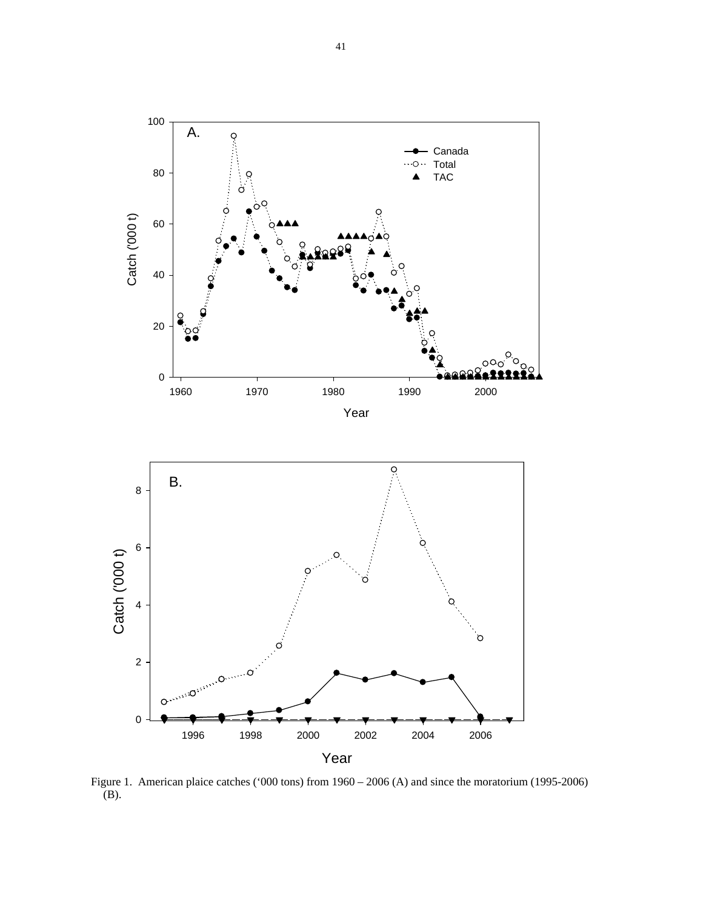Figure 1. American plaice catches ('000 tons) from 1960 – 2006 (A) and since the moratorium (1995-2006) (B).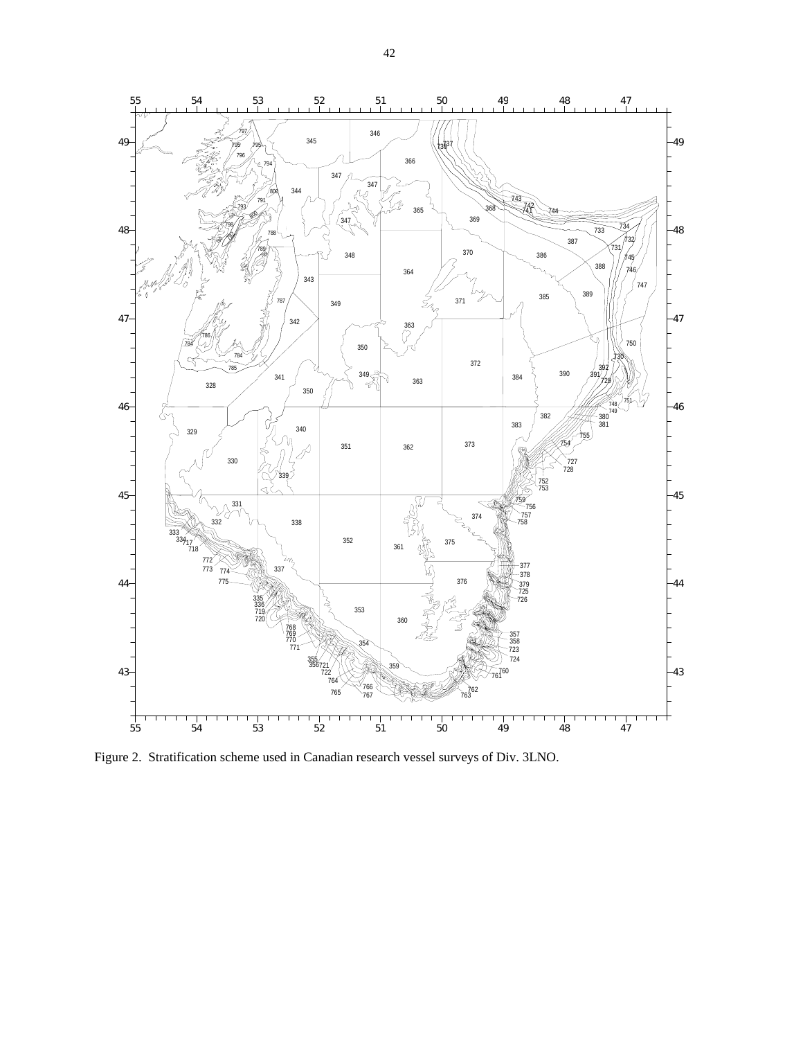Figure 2. Stratification scheme used in Canadian research vessel surveys of Div. 3LNO.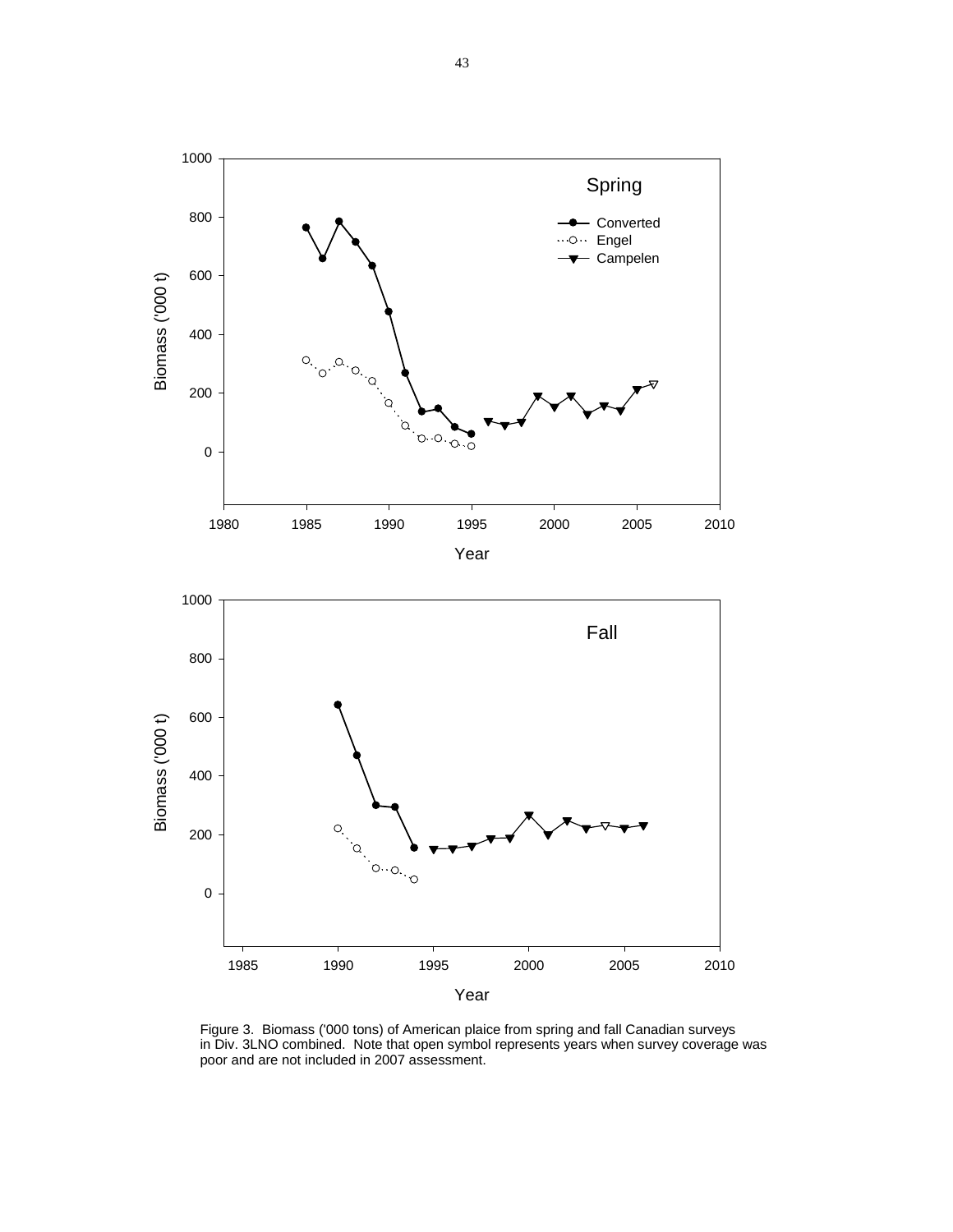Figure 3. Biomass ('000 tons) of American plaice from spring and fall Canadian surveys in Div. 3LNO combined. Note that open symbol represents years when survey coverage was poor and are not included in 2007 assessment.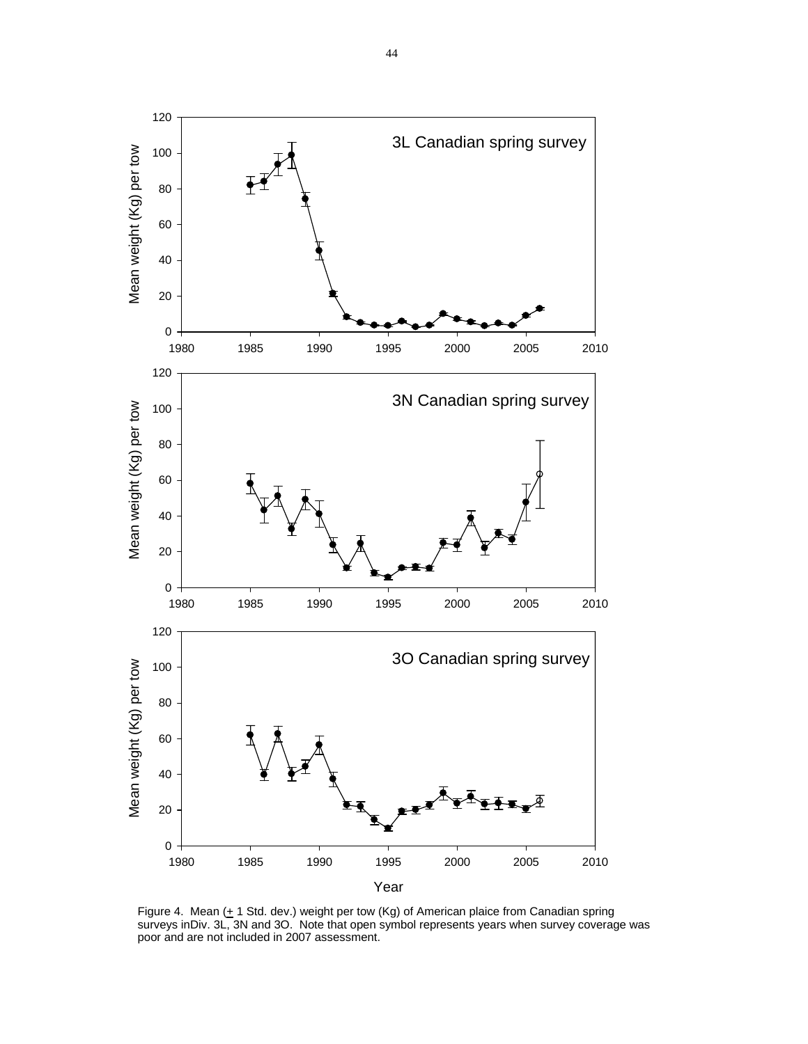Figure 4. Mean (+ 1 Std. dev.) weight per tow (Kg) of American plaice from Canadian spring surveys inDiv. 3L, 3N and 3O. Note that open symbol represents years when survey coverage was poor and are not included in 2007 assessment.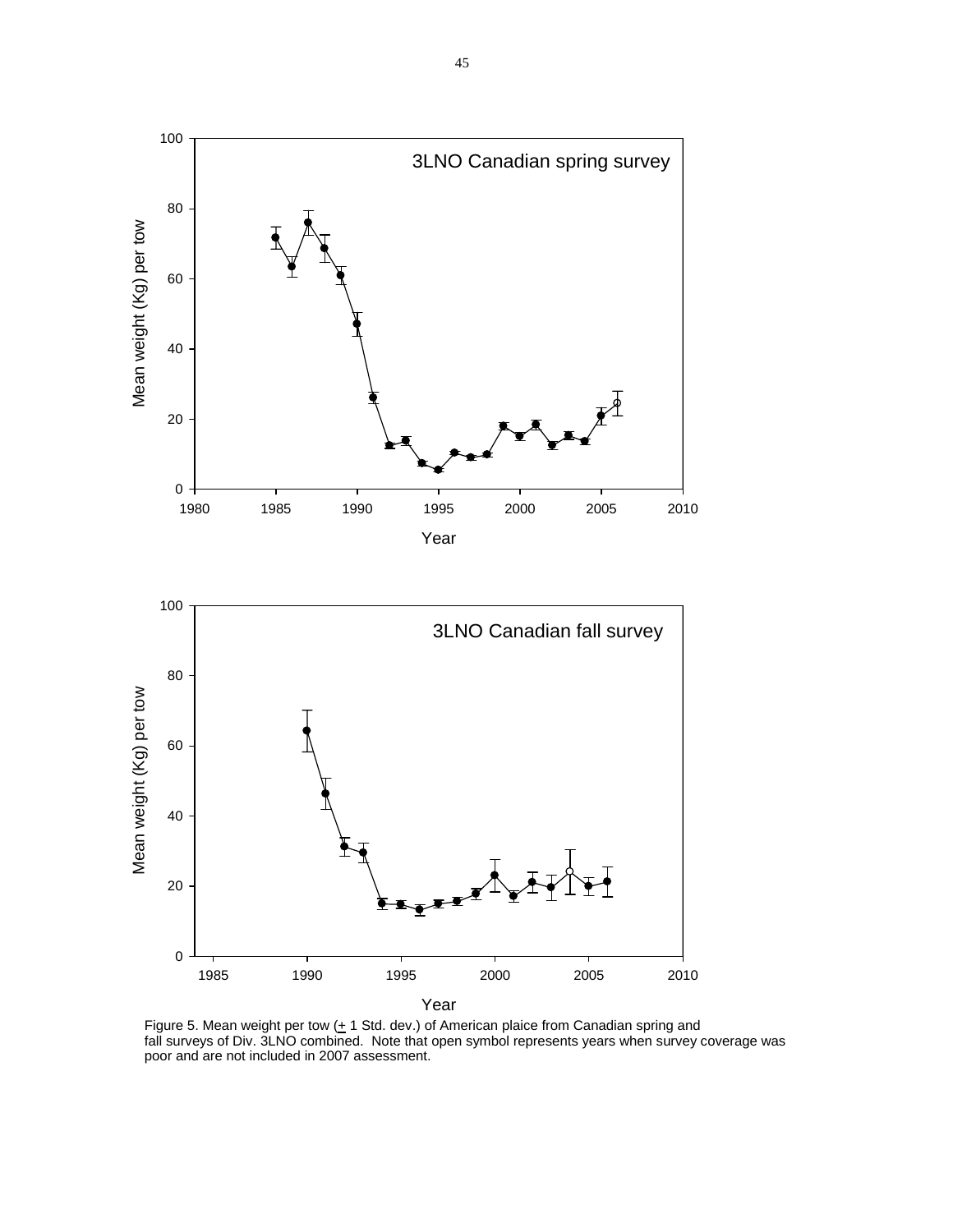Figure 5. Mean weight per tow (± 1 Std. dev.) of American plaice from Canadian spring and fall surveys of Div. 3LNO combined. Note that open symbol represents years when survey coverage was poor and are not included in 2007 assessment.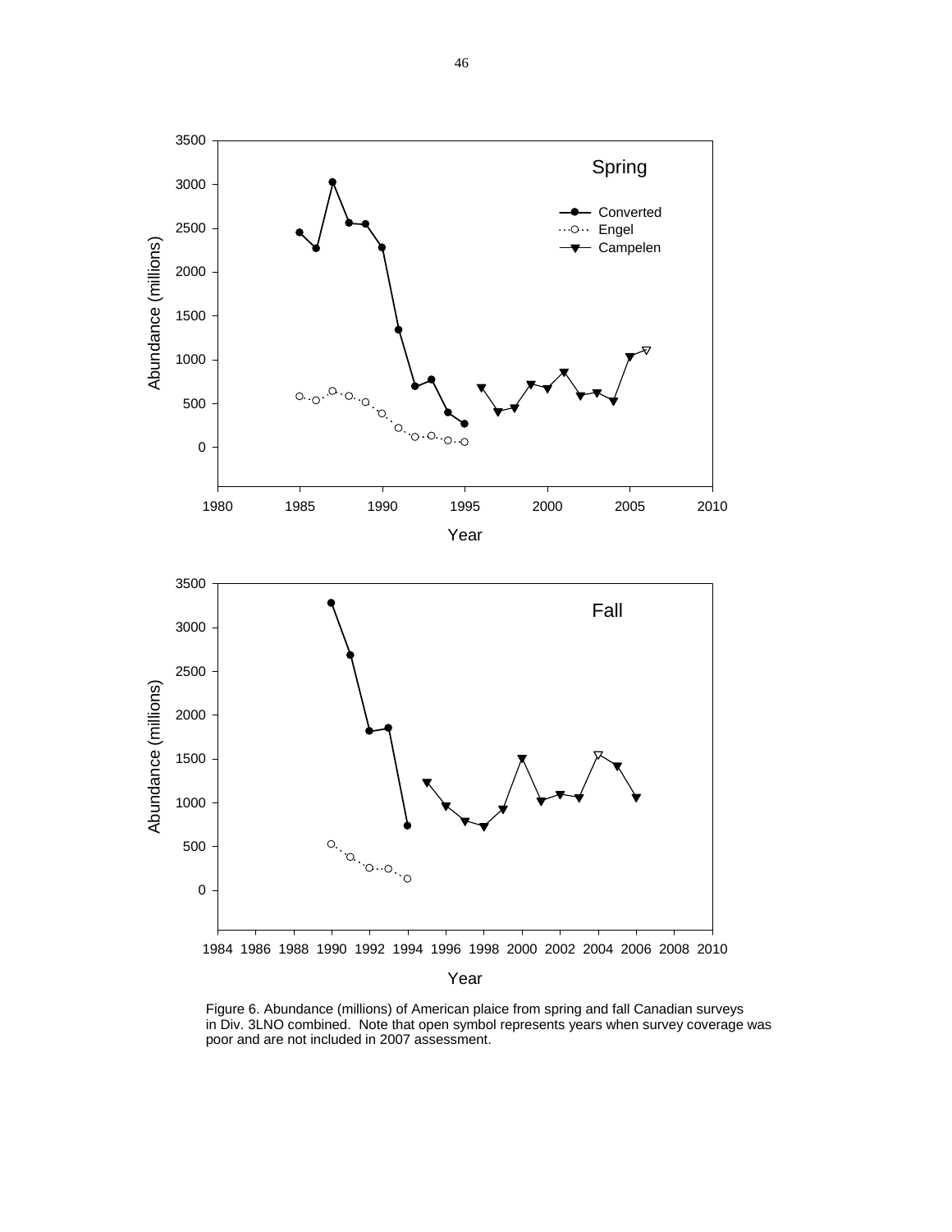Figure 6. Abundance (millions) of American plaice from spring and fall Canadian surveys in Div. 3LNO combined. Note that open symbol represents years when survey coverage was poor and are not included in 2007 assessment.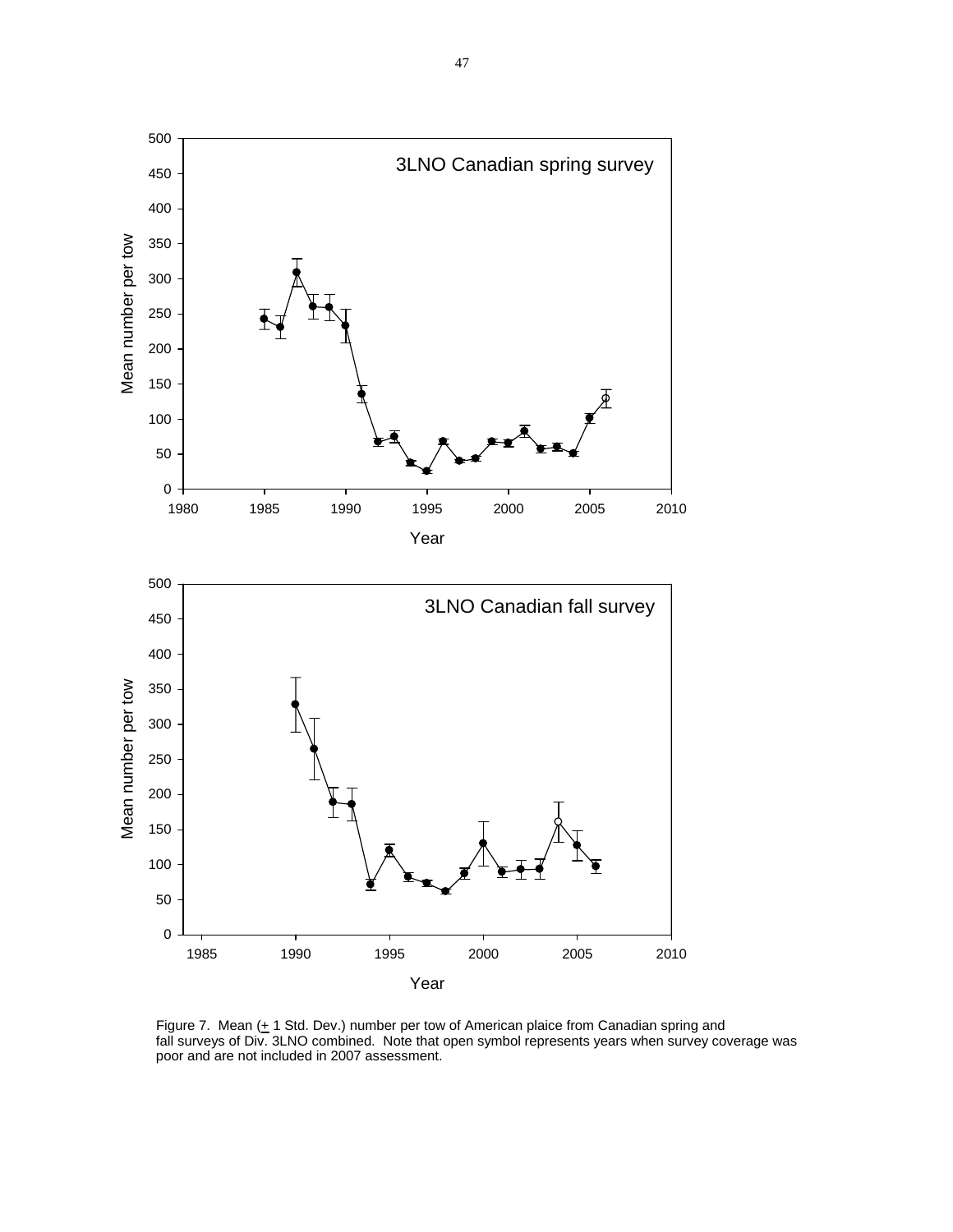Figure 7. Mean (± 1 Std. Dev.) number per tow of American plaice from Canadian spring and fall surveys of Div. 3LNO combined. Note that open symbol represents years when survey coverage was poor and are not included in 2007 assessment.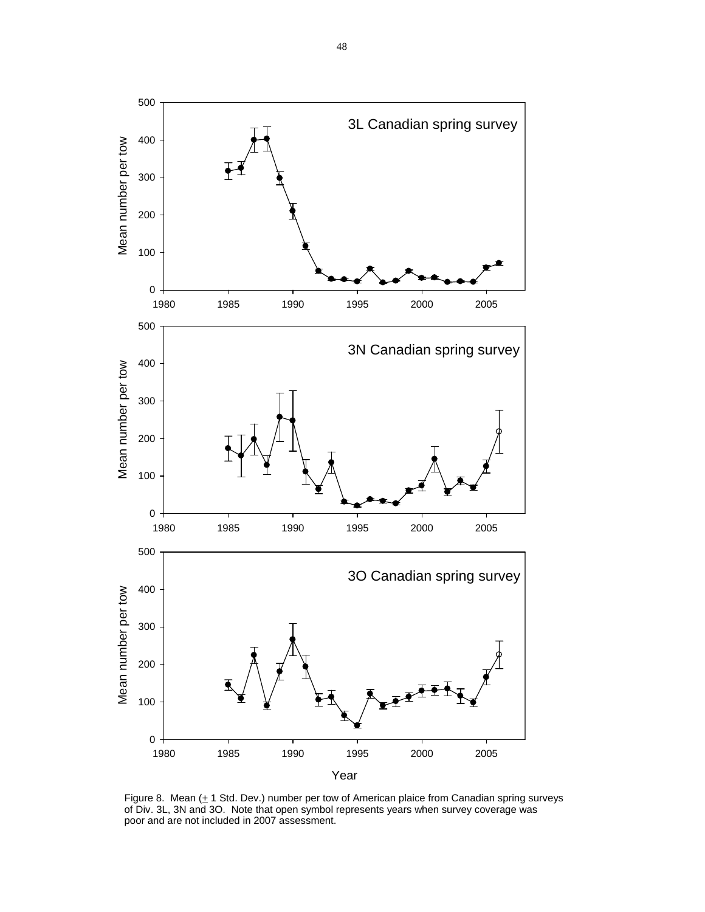Figure 8. Mean (± 1 Std. Dev.) number per tow of American plaice from Canadian spring surveys of Div. 3L, 3N and 3O. Note that open symbol represents years when survey coverage was poor and are not included in 2007 assessment.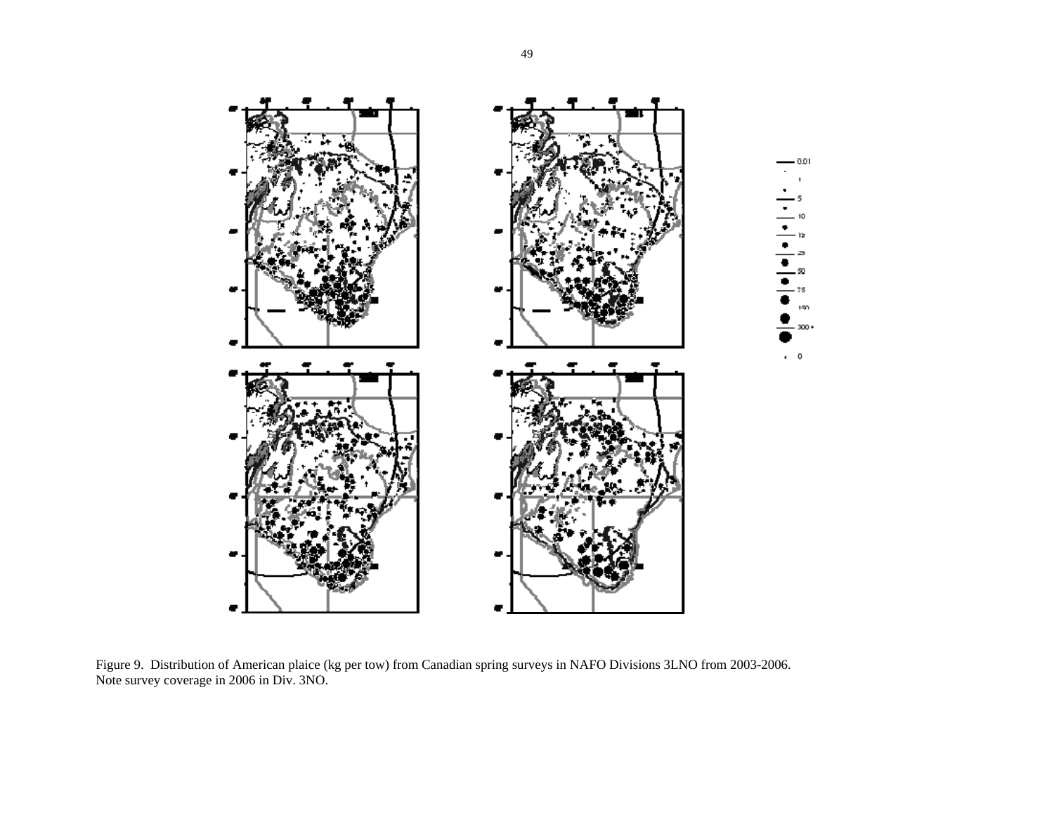Figure 9. Distribution of American plaice (kg per tow) from Canadian spring surveys in NAFO Divisions 3LNO from 2003-2006. Note survey coverage in 2006 in Div. 3NO.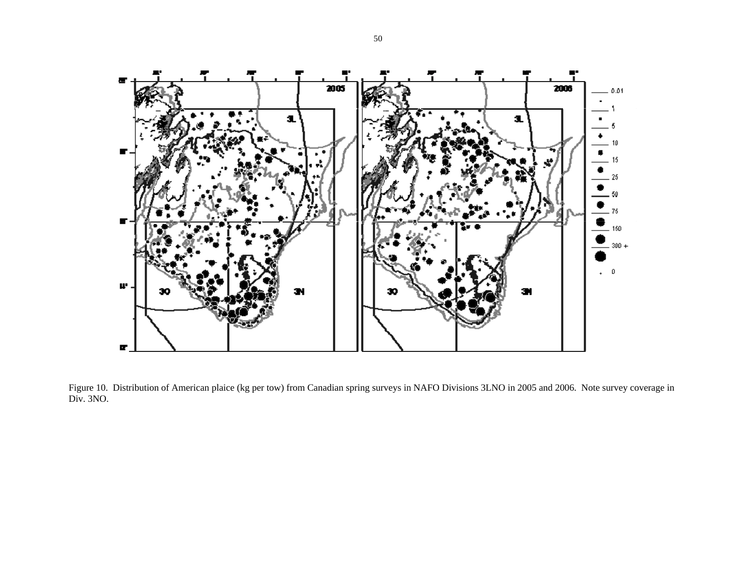Figure 10. Distribution of American plaice (kg per tow) from Canadian spring surveys in NAFO Divisions 3LNO in 2005 and 2006. Note survey coverage in Div. 3NO.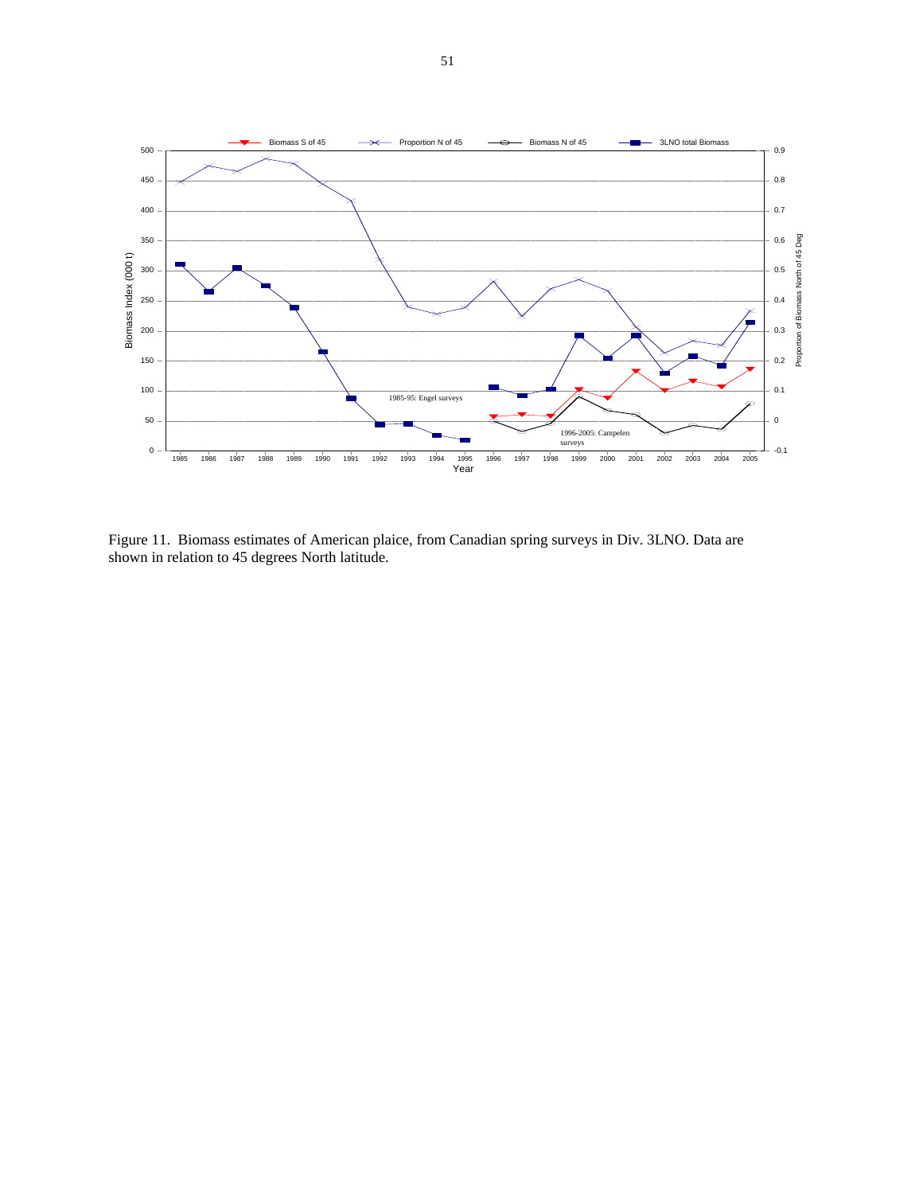Figure 11. Biomass estimates of American plaice, from Canadian spring surveys in Div. 3LNO. Data are shown in relation to 45 degrees North latitude.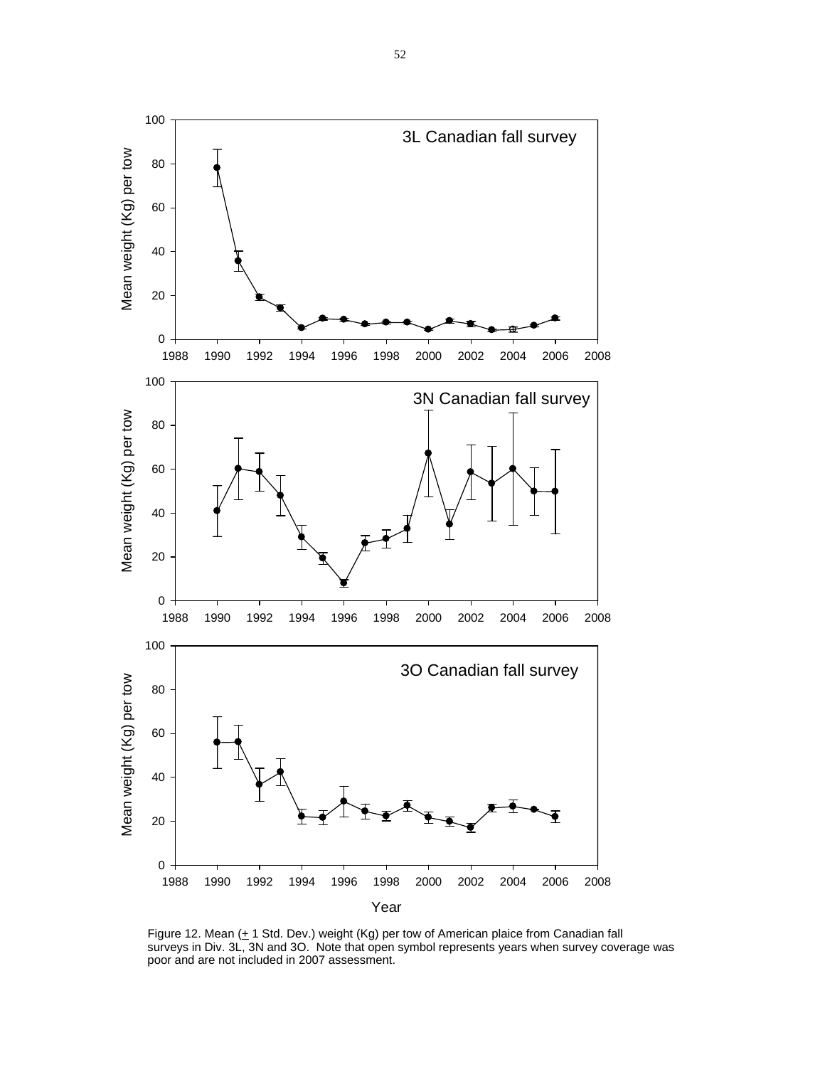Figure 12. Mean (± 1 Std. Dev.) weight (Kg) per tow of American plaice from Canadian fall surveys in Div. 3L, 3N and 3O. Note that open symbol represents years when survey coverage was poor and are not included in 2007 assessment.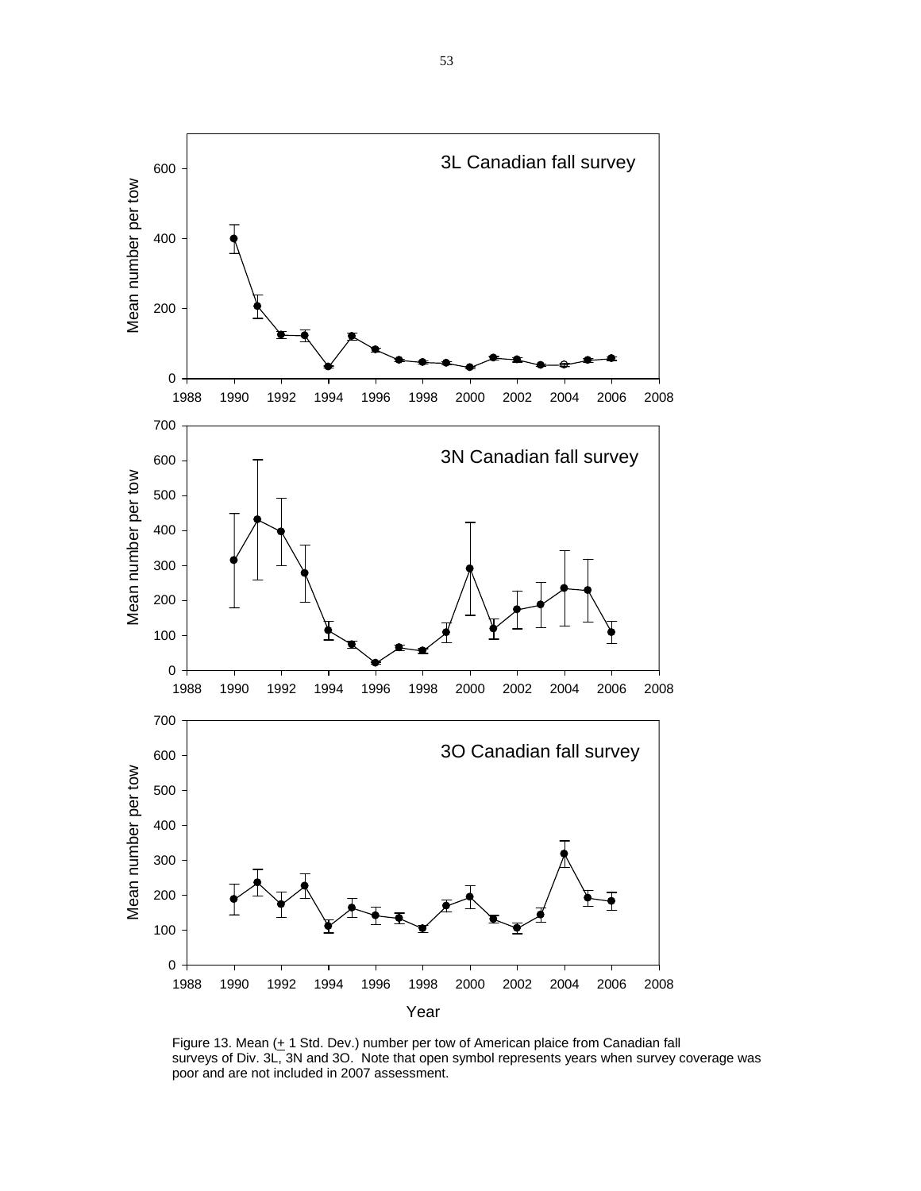Figure 13. Mean ($\pm$ 1 Std. Dev.) number per tow of American plaice from Canadian fall surveys of Div. 3L, 3N and 3O. Note that open symbol represents years when survey coverage was poor and are not included in 2007 assessment.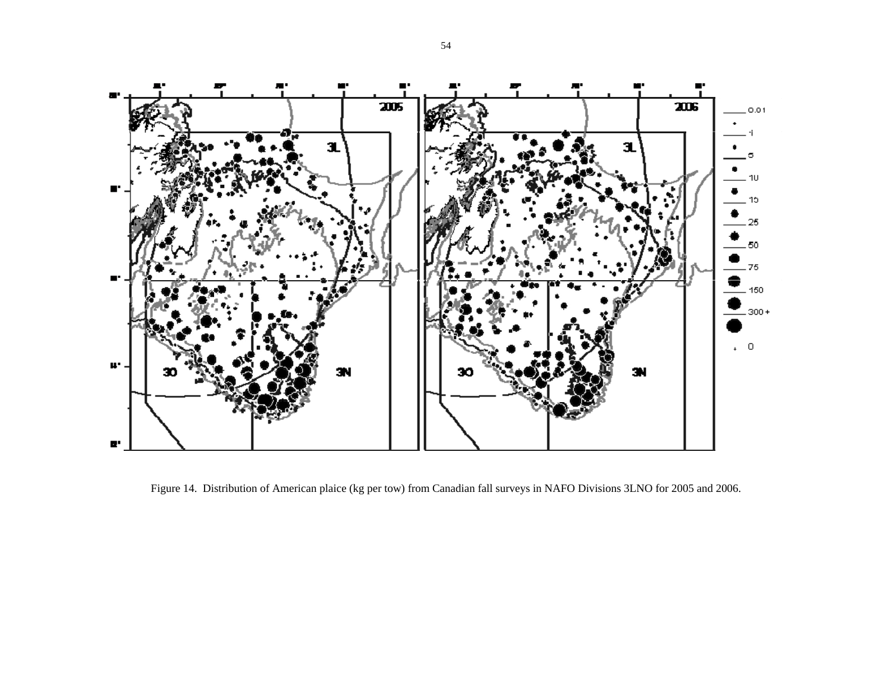Figure 14. Distribution of American plaice (kg per tow) from Canadian fall surveys in NAFO Divisions 3LNO for 2005 and 2006.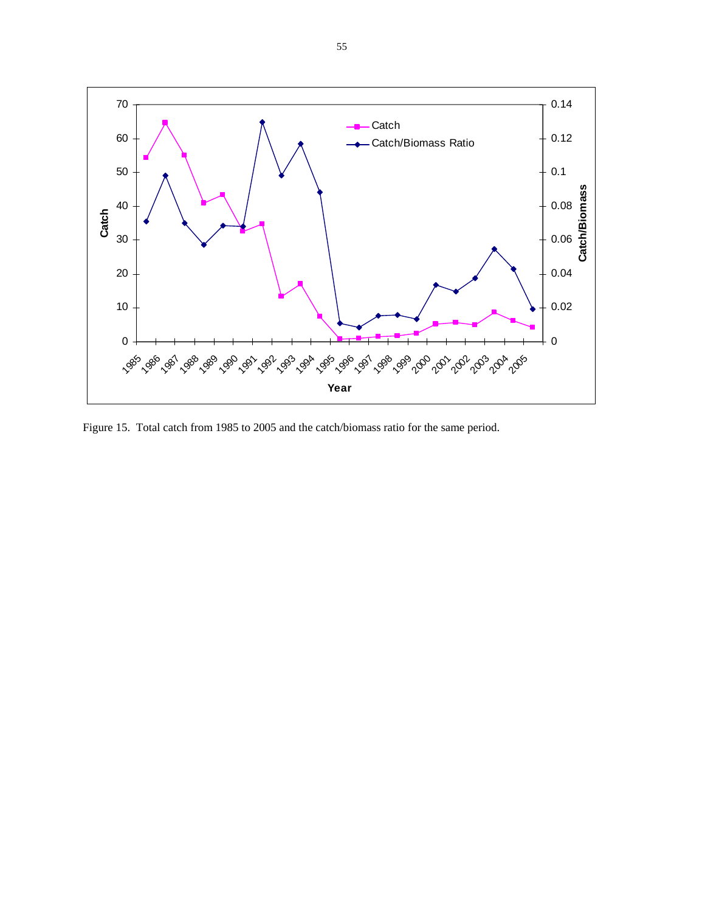Figure 15. Total catch from 1985 to 2005 and the catch/biomass ratio for the same period.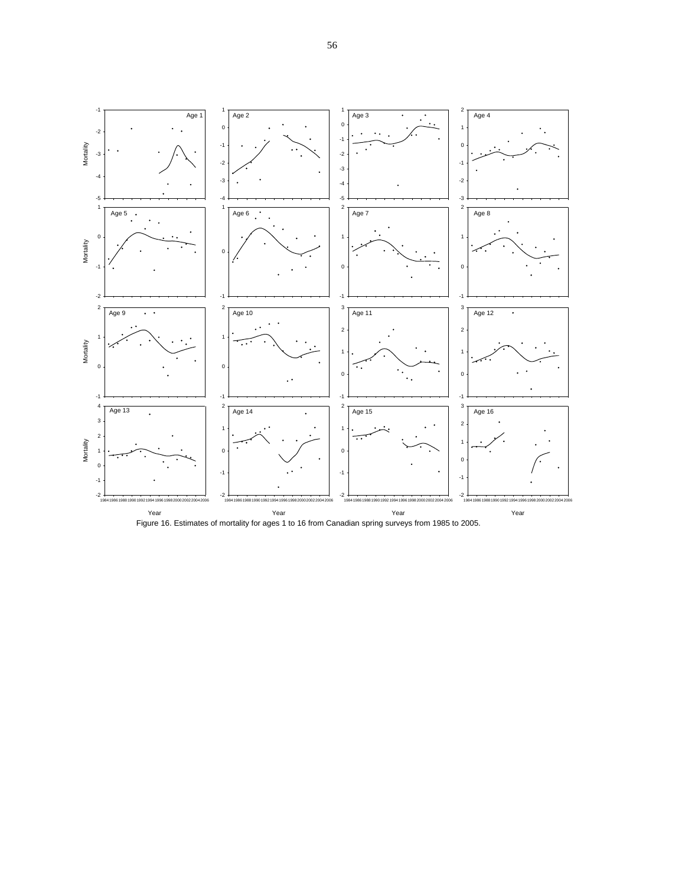Figure 16. Estimates of mortality for ages 1 to 16 from Canadian spring surveys from 1985 to 2005.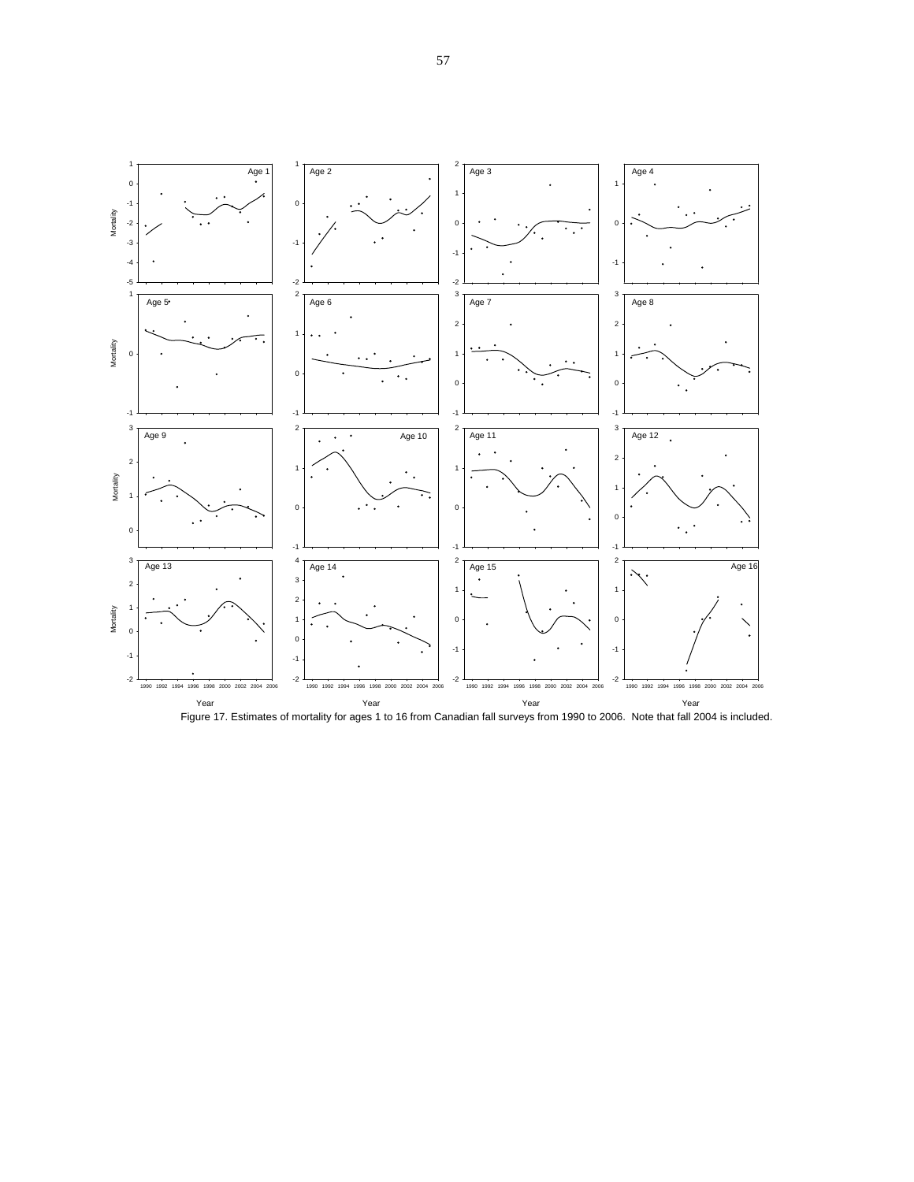Figure 17. Estimates of mortality for ages 1 to 16 from Canadian fall surveys from 1990 to 2006. Note that fall 2004 is included.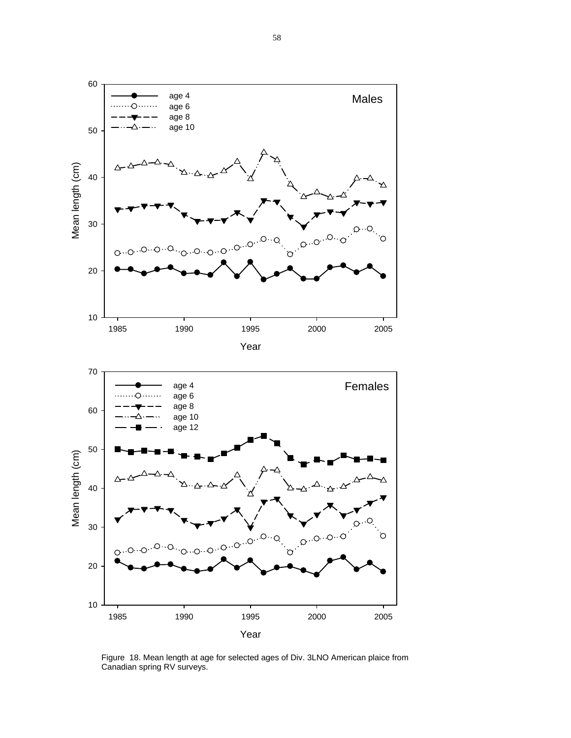Figure 18. Mean length at age for selected ages of Div. 3LNO American plaice from Canadian spring RV surveys.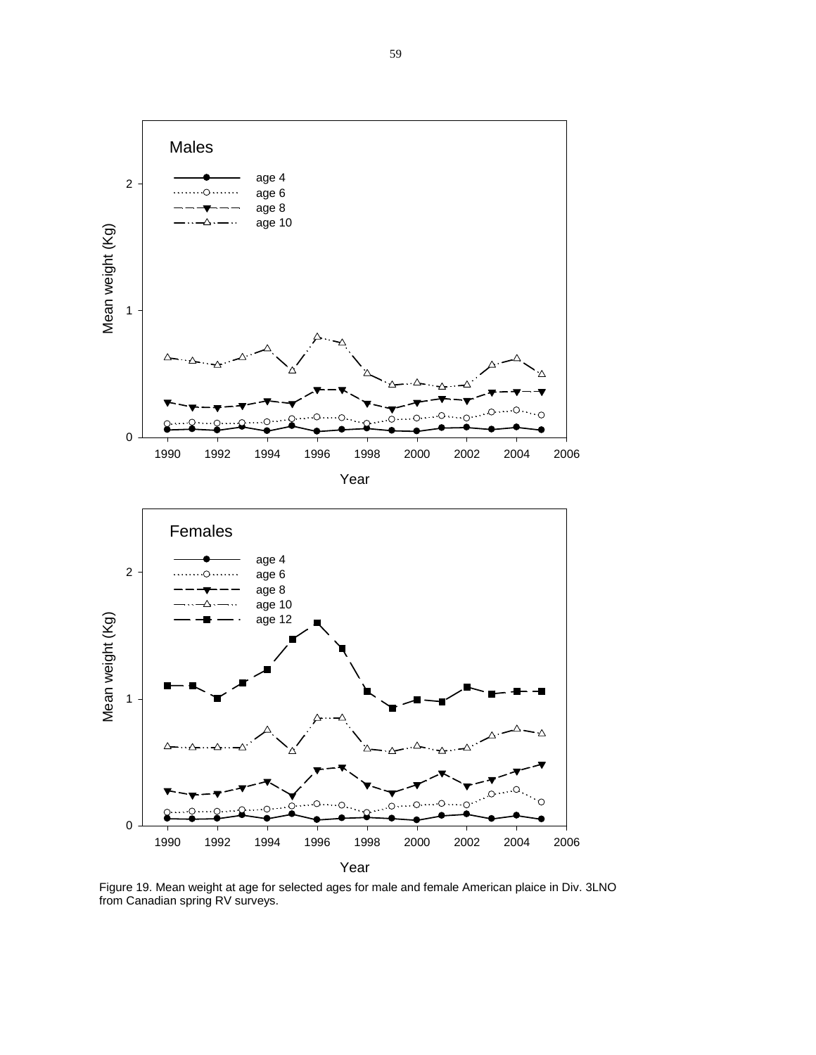Figure 19. Mean weight at age for selected ages for male and female American plaice in Div. 3LNO from Canadian spring RV surveys.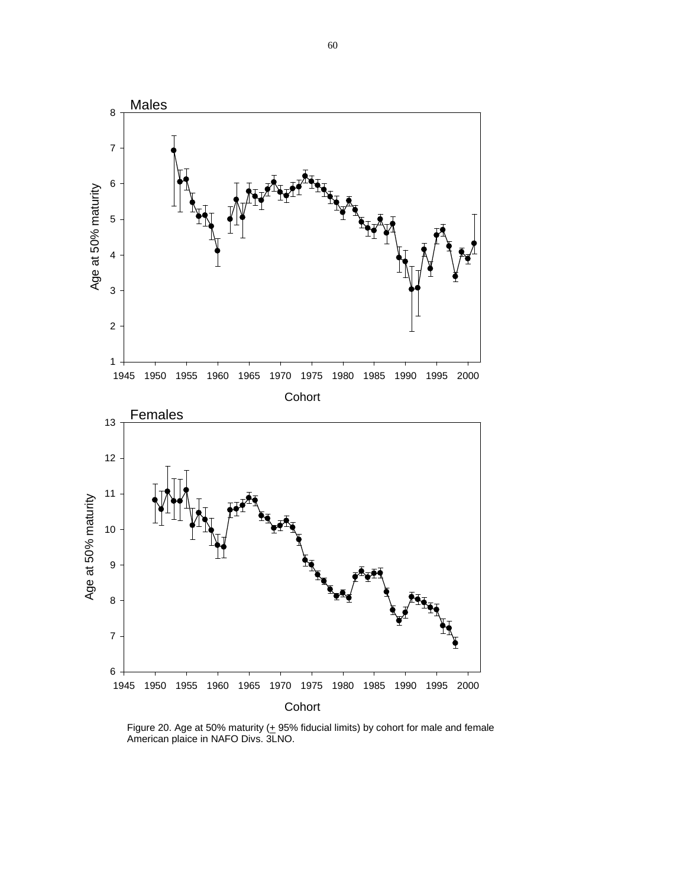Figure 20. Age at 50% maturity (± 95% fiducial limits) by cohort for male and female American plaice in NAFO Divs. 3LNO.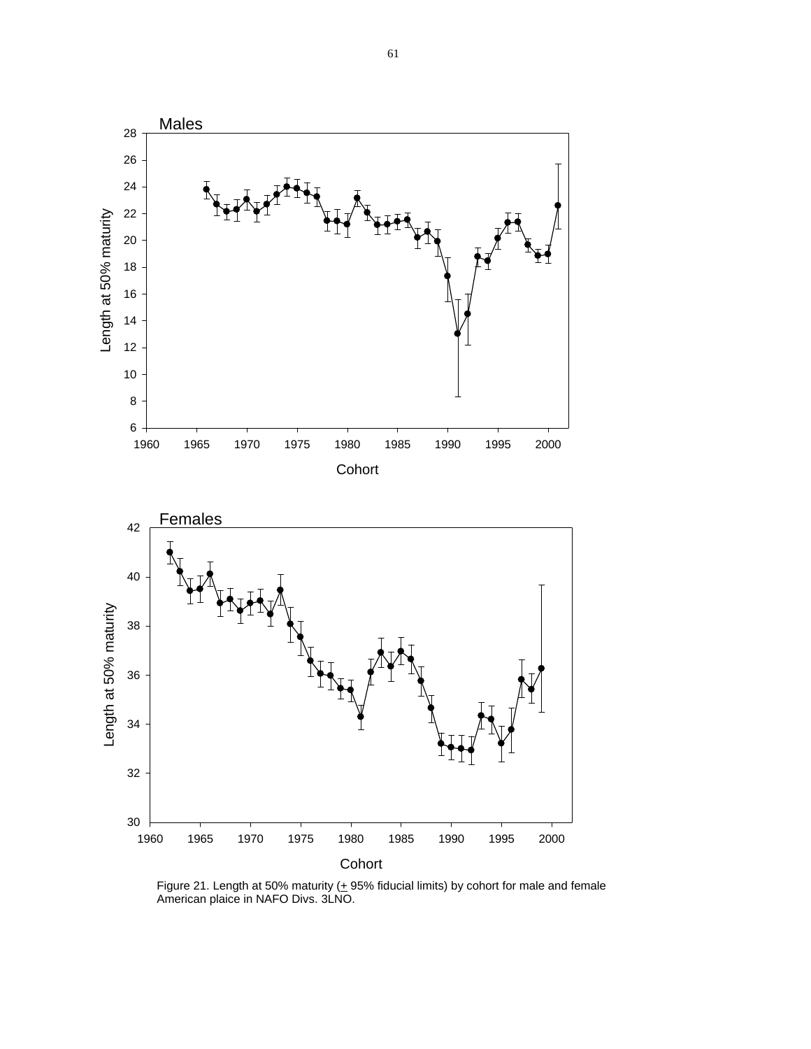Figure 21. Length at 50% maturity (+ 95% fiducial limits) by cohort for male and female American plaice in NAFO Divs. 3LNO.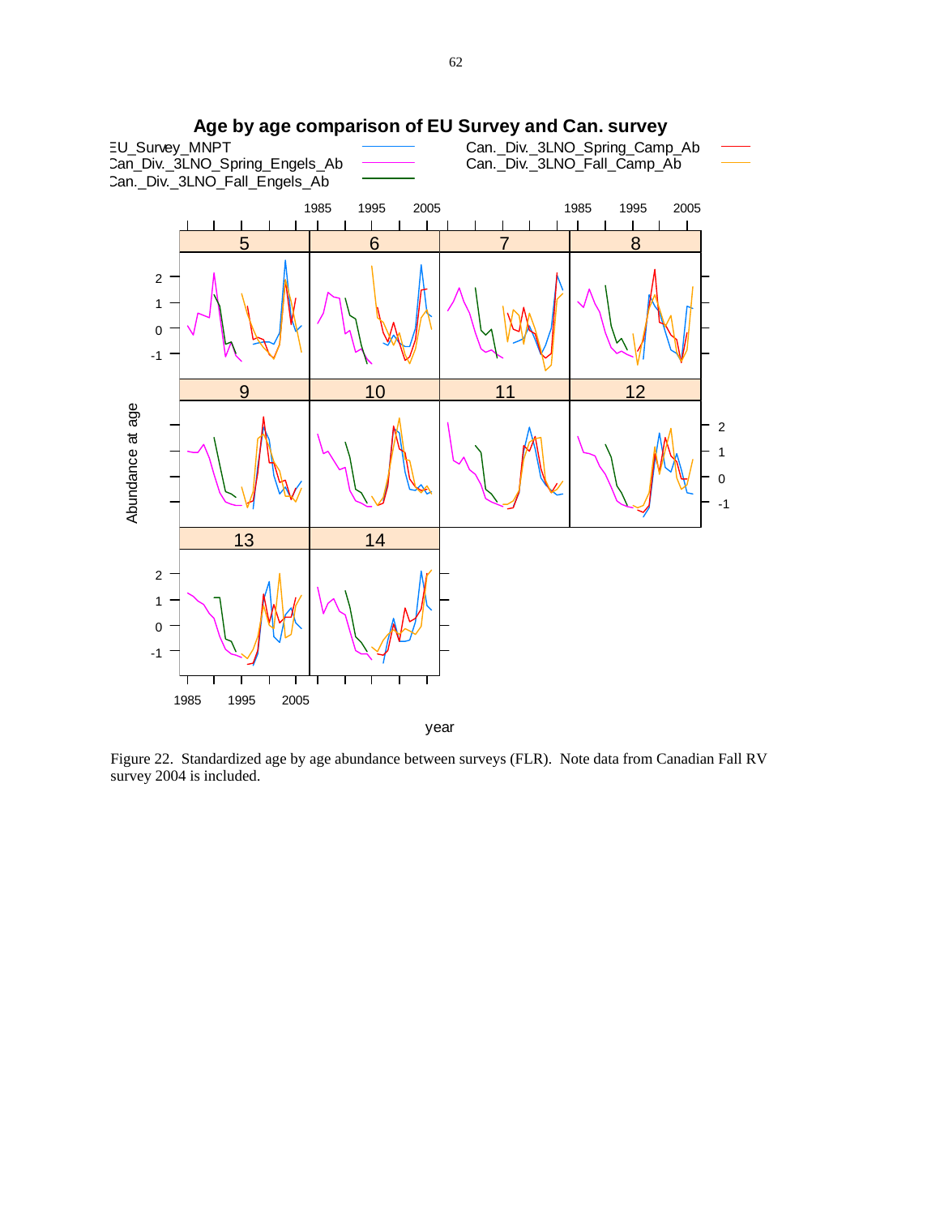## Age by age comparison of EU Survey and Can. survey

EU_Survey_MNPT
Can._Div._3LNO_Spring_Engels_Ab
Can._Div._3LNO_Fall_Engels_Ab
Can._Div._3LNO_Spring_Camp_Ab
Can._Div._3LNO_Fall_Camp_Ab

Abundance at age

year

Figure 22. Standardized age by age abundance between surveys (FLR). Note data from Canadian Fall RV survey 2004 is included.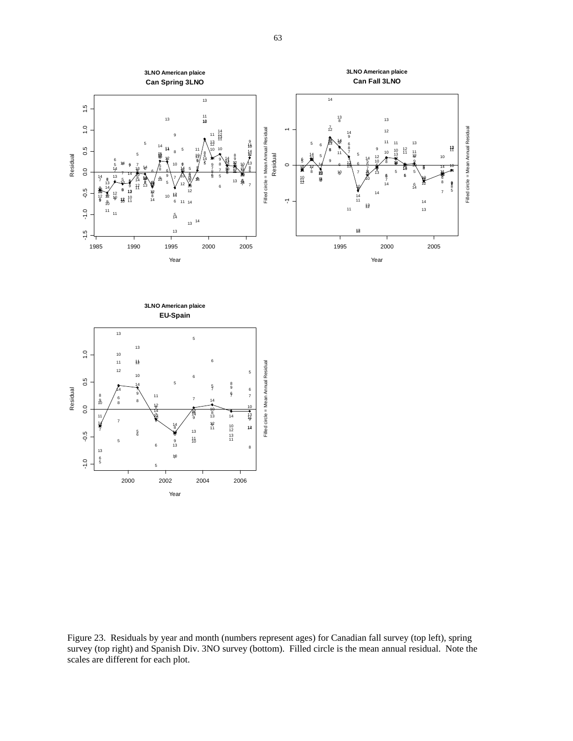Figure 23. Residuals by year and month (numbers represent ages) for Canadian fall survey (top left), spring survey (top right) and Spanish Div. 3NO survey (bottom). Filled circle is the mean annual residual. Note the scales are different for each plot.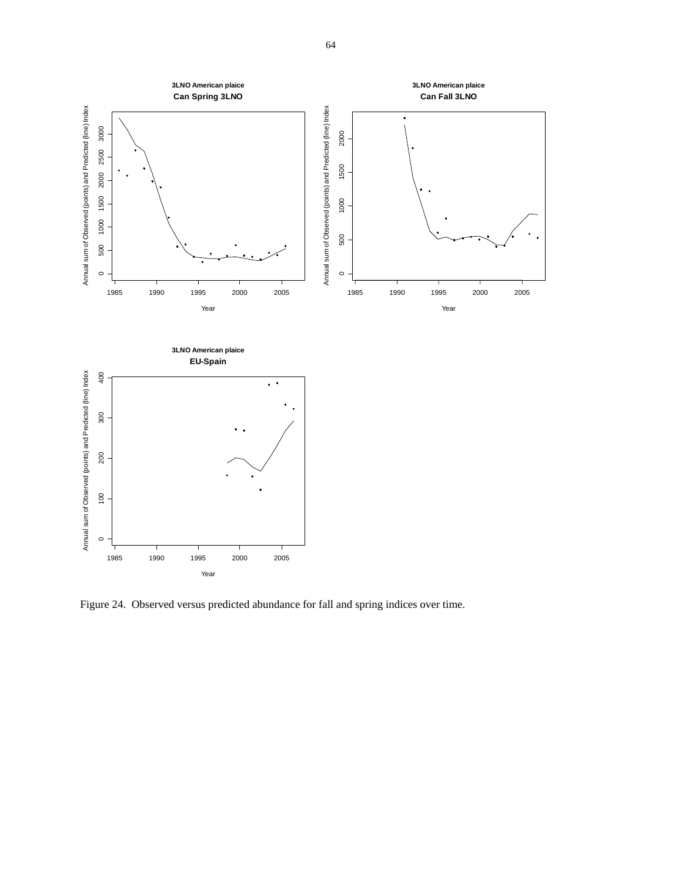Figure 24. Observed versus predicted abundance for fall and spring indices over time.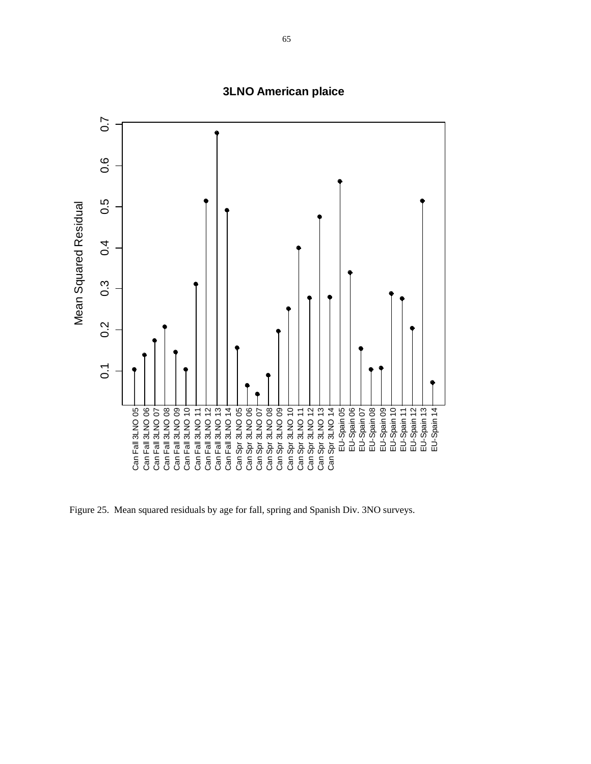Figure 25. Mean squared residuals by age for fall, spring and Spanish Div. 3NO surveys.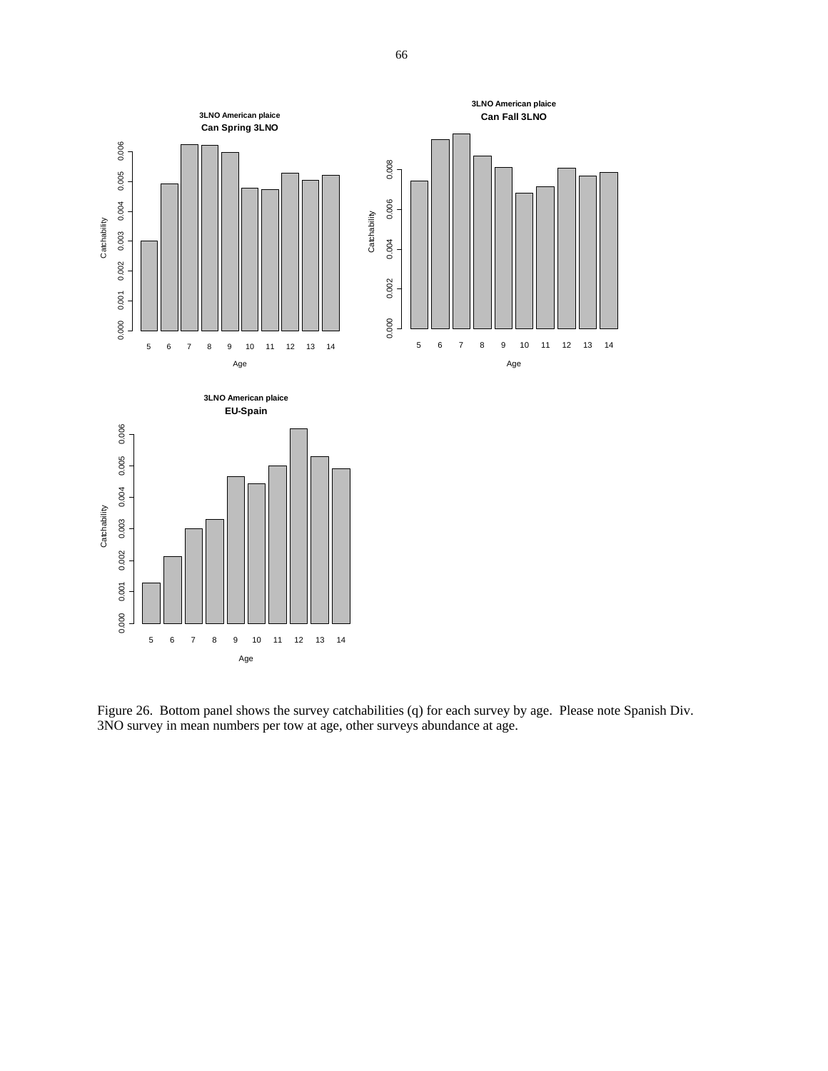Figure 26. Bottom panel shows the survey catchabilities (q) for each survey by age. Please note Spanish Div. 3NO survey in mean numbers per tow at age, other surveys abundance at age.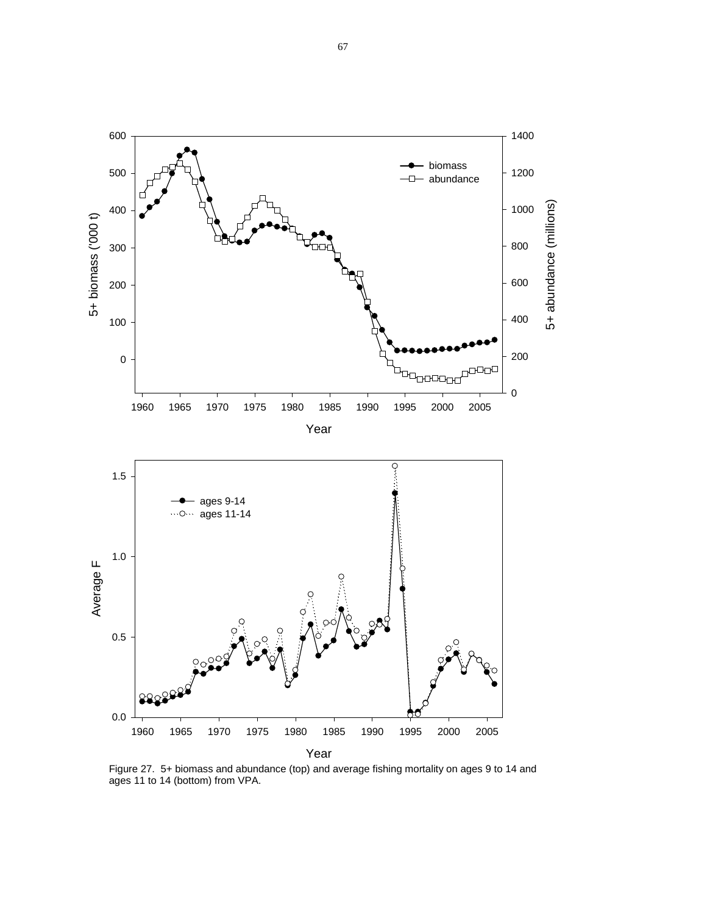Figure 27. 5+ biomass and abundance (top) and average fishing mortality on ages 9 to 14 and ages 11 to 14 (bottom) from VPA.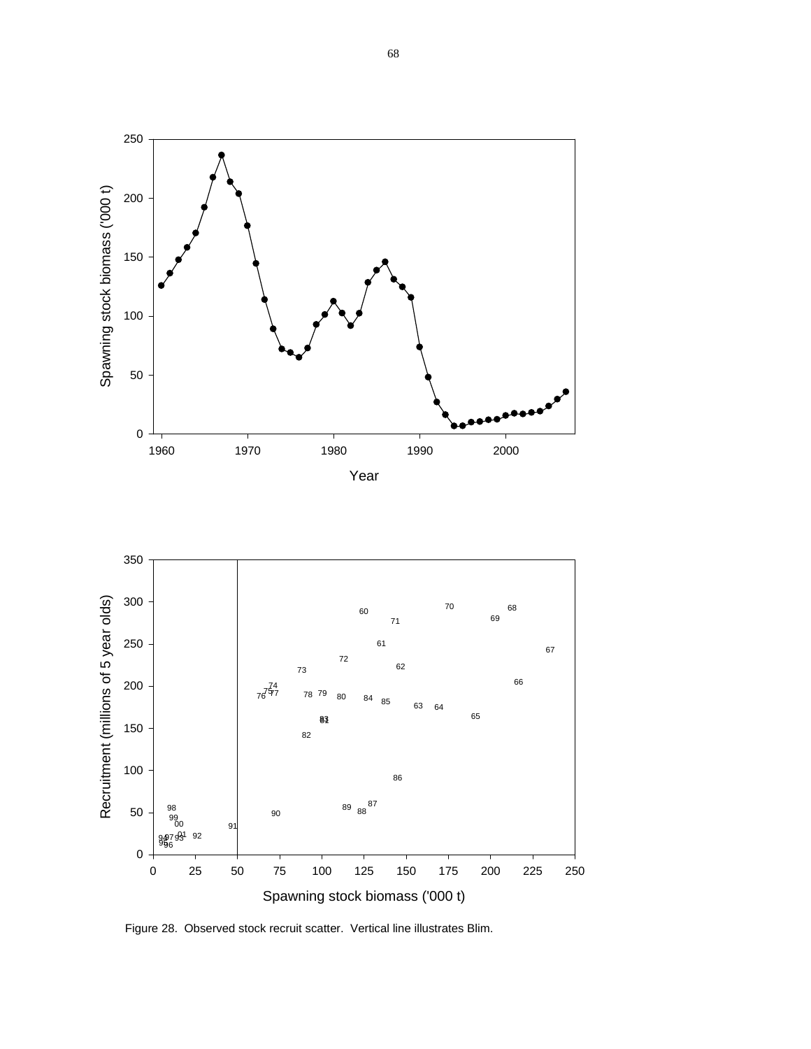Figure 28. Observed stock recruit scatter. Vertical line illustrates Blim.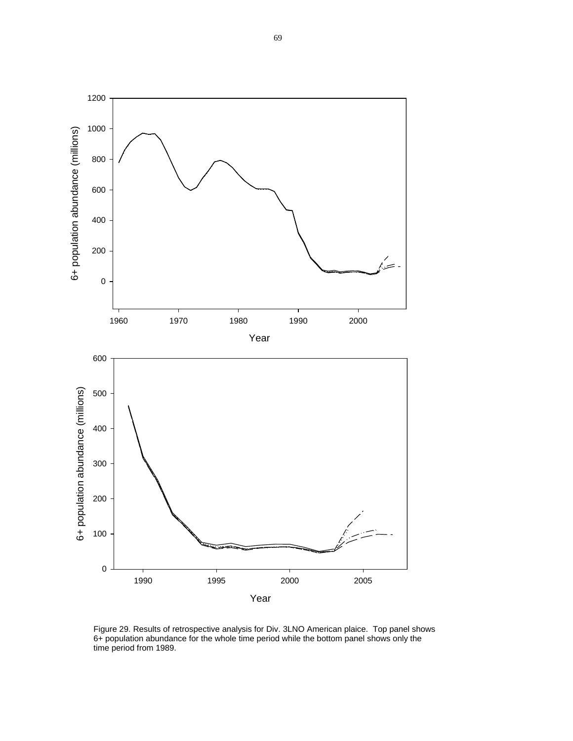Figure 29. Results of retrospective analysis for Div. 3LNO American plaice. Top panel shows 6+ population abundance for the whole time period while the bottom panel shows only the time period from 1989.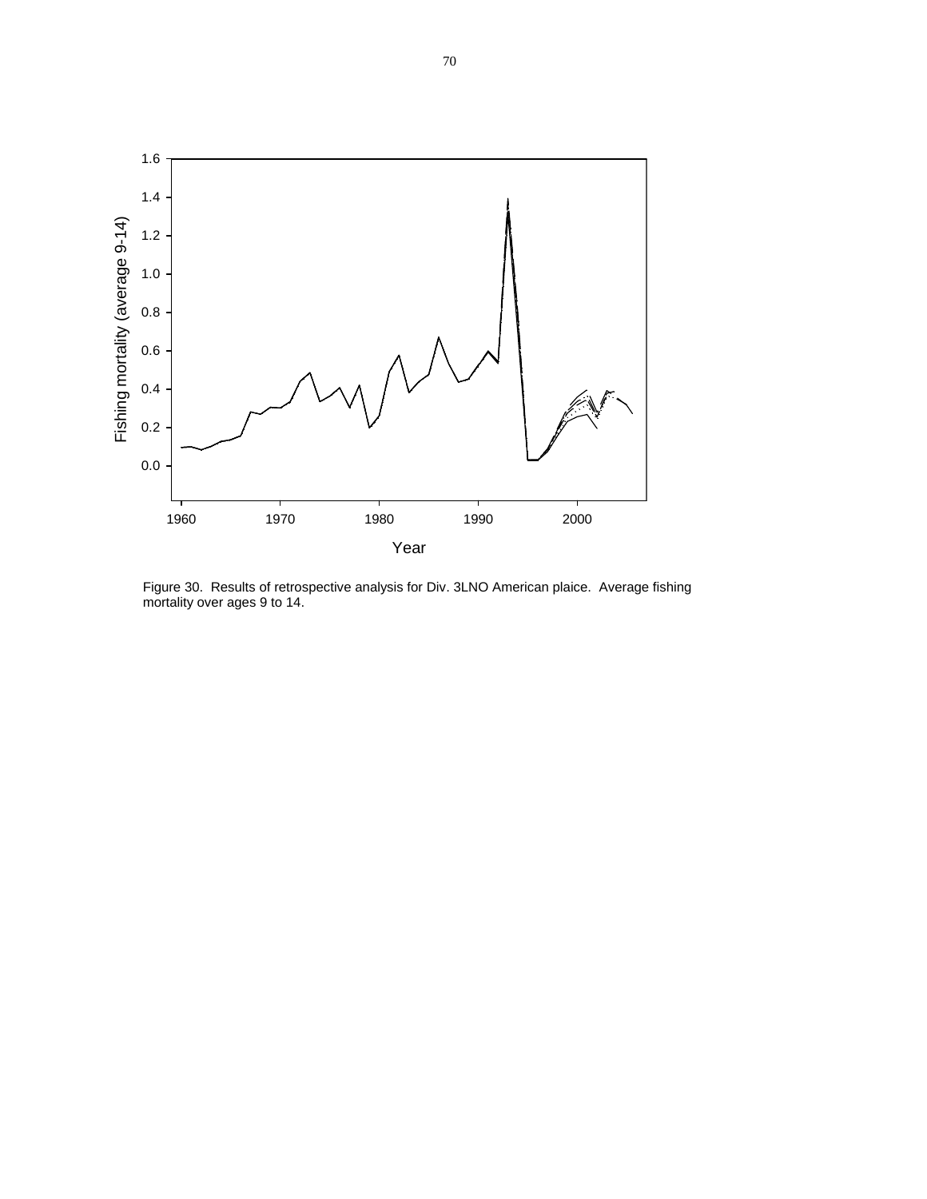Figure 30. Results of retrospective analysis for Div. 3LNO American plaice. Average fishing mortality over ages 9 to 14.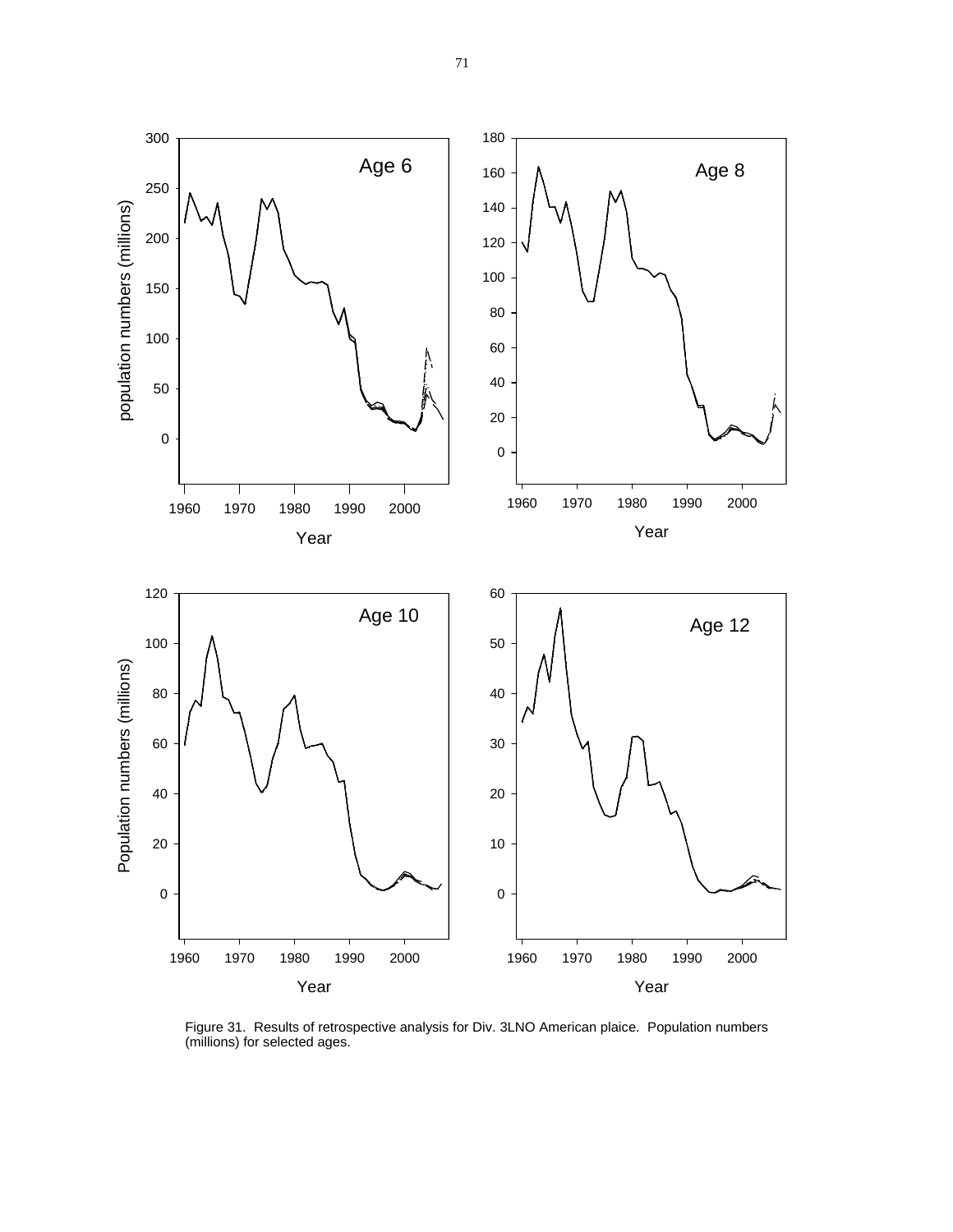Figure 31. Results of retrospective analysis for Div. 3LNO American plaice. Population numbers (millions) for selected ages.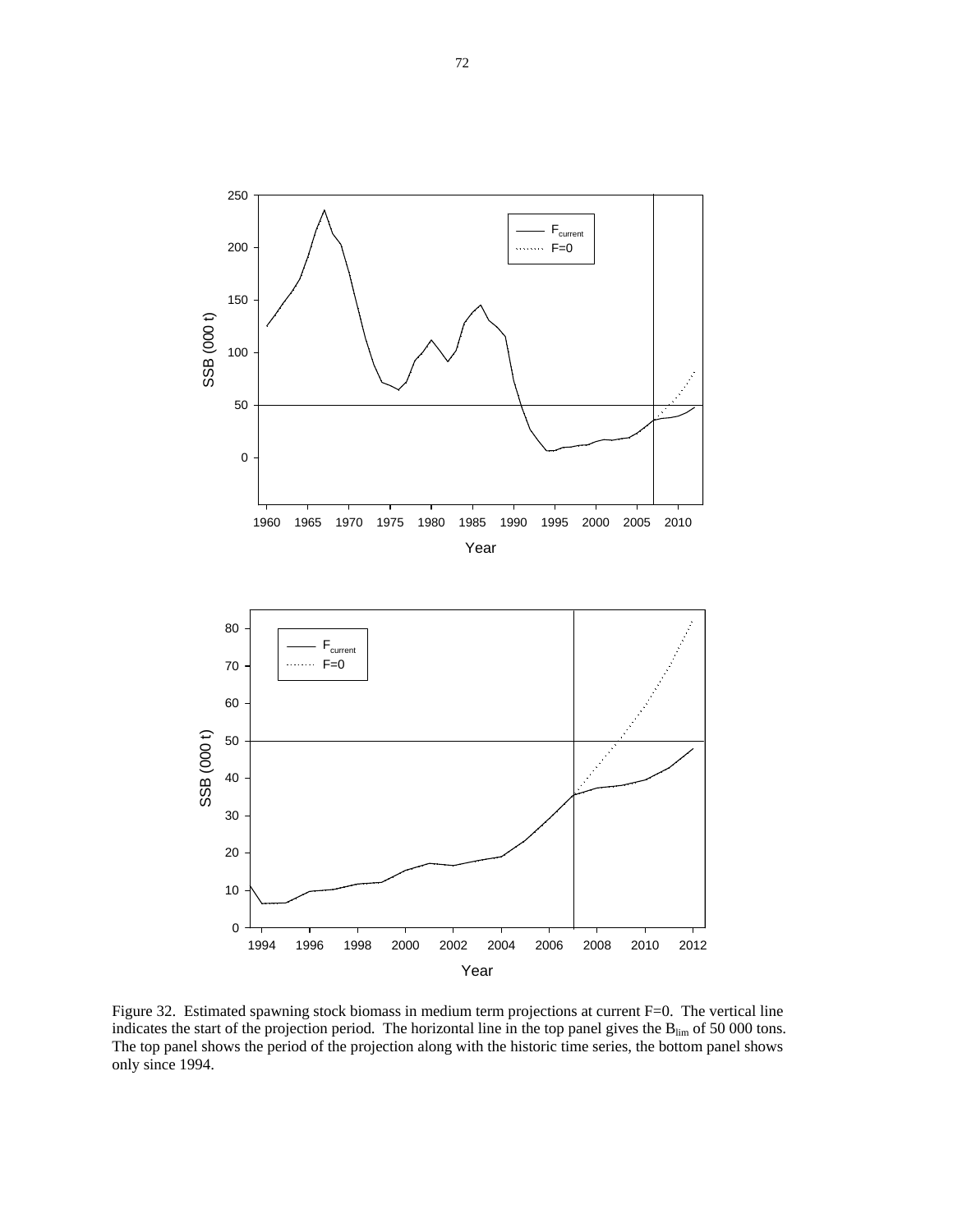250

200

150

100

50

0

SSB (000 t)

1960 1965 1970 1975 1980 1985 1990 1995 2000 2005 2010

Year

$F_{current}$

F=0

80

70

60

50

40

30

20

10

0

SSB (000 t)

1994 1996 1998 2000 2002 2004 2006 2008 2010 2012

Year

$F_{current}$

F=0

Figure 32. Estimated spawning stock biomass in medium term projections at current F=0. The vertical line indicates the start of the projection period. The horizontal line in the top panel gives the $B_{lim}$ of 50 000 tons. The top panel shows the period of the projection along with the historic time series, the bottom panel shows only since 1994.